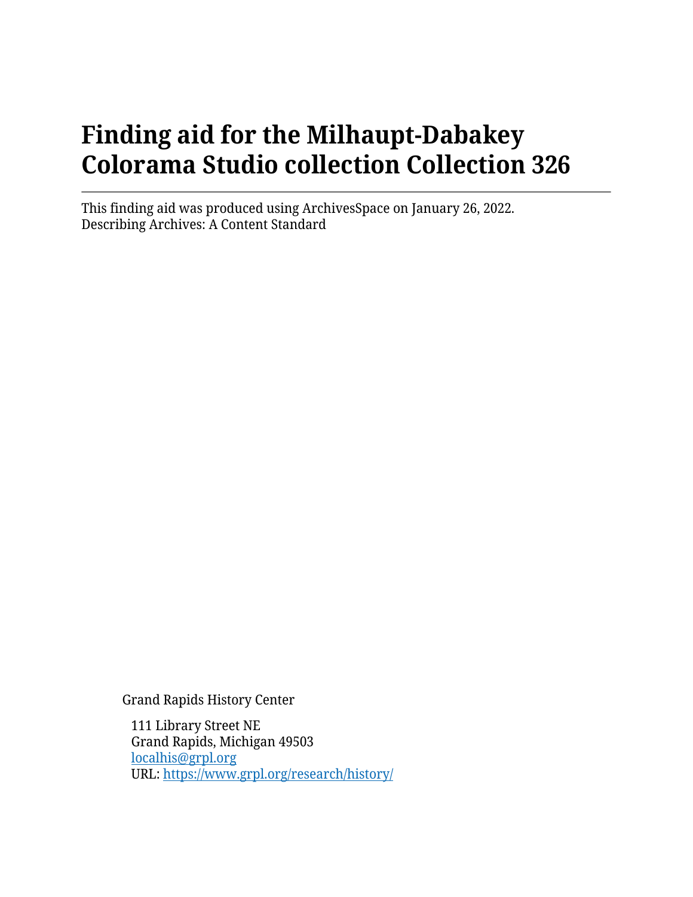# Finding aid for the Milhaupt-Dabakey Colorama Studio collection Collection 326

---

This finding aid was produced using ArchivesSpace on January 26, 2022.
Describing Archives: A Content Standard

Grand Rapids History Center

111 Library Street NE
Grand Rapids, Michigan 49503
[localhis@grpl.org](mailto:localhis@grpl.org)
URL: [https://www.grpl.org/research/history/](https://www.grpl.org/research/history/)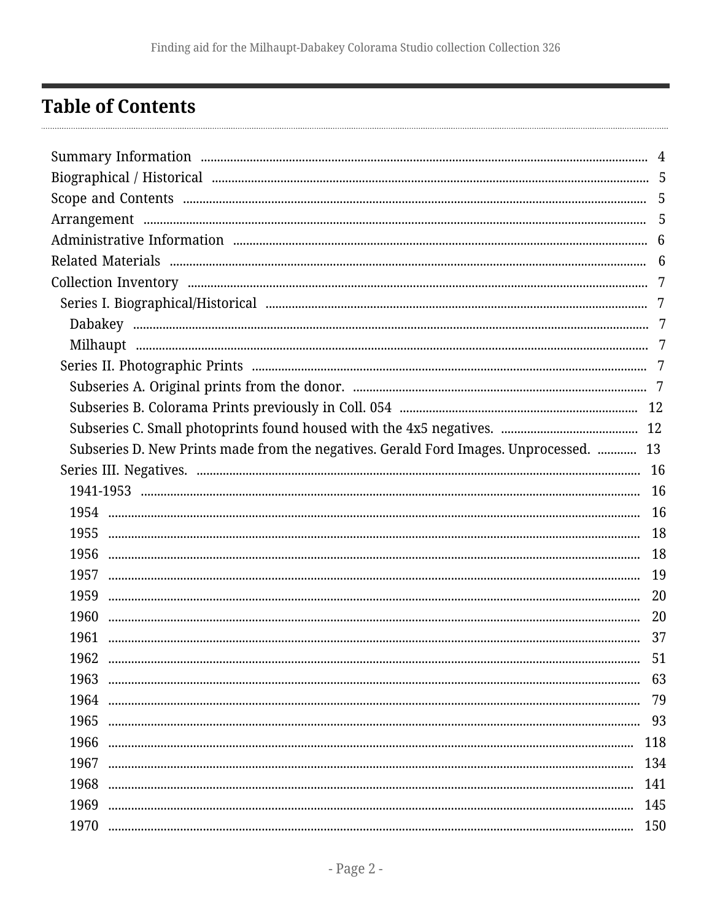# Table of Contents

- Summary Information ... 4
- Biographical / Historical ... 5
- Scope and Contents ... 5
- Arrangement ... 5
- Administrative Information ... 6
- Related Materials ... 6
- Collection Inventory ... 7
  - Series I. Biographical/Historical ... 7
    - Dabakey ... 7
    - Milhaupt ... 7
  - Series II. Photographic Prints ... 7
    - Subseries A. Original prints from the donor. ... 7
    - Subseries B. Colorama Prints previously in Coll. 054 ... 12
    - Subseries C. Small photoprints found housed with the 4x5 negatives. ... 12
    - Subseries D. New Prints made from the negatives. Gerald Ford Images. Unprocessed. ... 13
  - Series III. Negatives. ... 16
    - 1941-1953 ... 16
    - 1954 ... 16
    - 1955 ... 18
    - 1956 ... 18
    - 1957 ... 19
    - 1959 ... 20
    - 1960 ... 20
    - 1961 ... 37
    - 1962 ... 51
    - 1963 ... 63
    - 1964 ... 79
    - 1965 ... 93
    - 1966 ... 118
    - 1967 ... 134
    - 1968 ... 141
    - 1969 ... 145
    - 1970 ... 150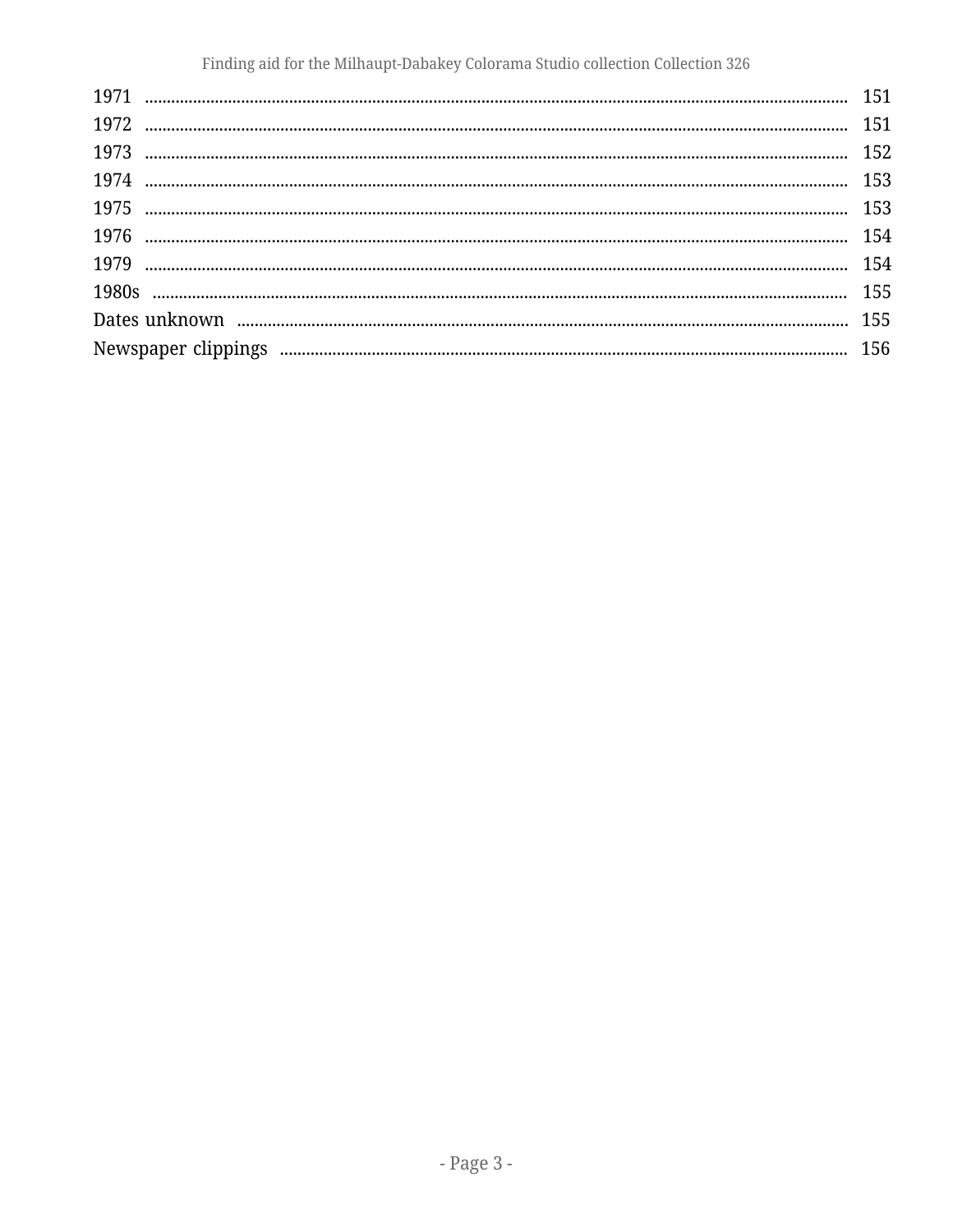1971 ..... 151
1972 ..... 151
1973 ..... 152
1974 ..... 153
1975 ..... 153
1976 ..... 154
1979 ..... 154
1980s ..... 155
Dates unknown ..... 155
Newspaper clippings ..... 156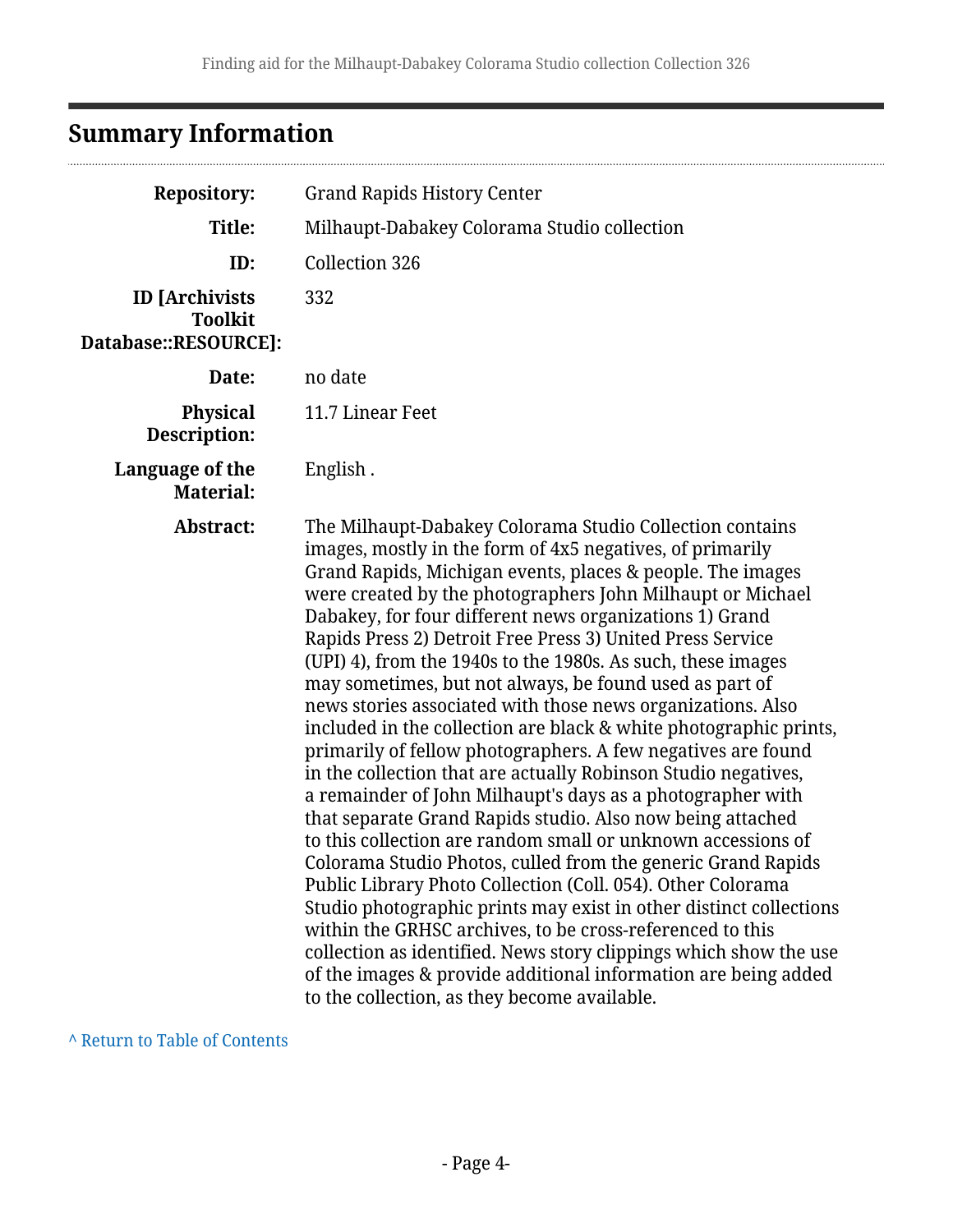## Summary Information

| | |
|---|---|
| **Repository:** | Grand Rapids History Center |
| **Title:** | Milhaupt-Dabakey Colorama Studio collection |
| **ID:** | Collection 326 |
| **ID [Archivists Toolkit Database::RESOURCE]:** | 332 |
| **Date:** | no date |
| **Physical Description:** | 11.7 Linear Feet |
| **Language of the Material:** | English . |
| **Abstract:** | The Milhaupt-Dabakey Colorama Studio Collection contains images, mostly in the form of 4x5 negatives, of primarily Grand Rapids, Michigan events, places & people. The images were created by the photographers John Milhaupt or Michael Dabakey, for four different news organizations 1) Grand Rapids Press 2) Detroit Free Press 3) United Press Service (UPI) 4), from the 1940s to the 1980s. As such, these images may sometimes, but not always, be found used as part of news stories associated with those news organizations. Also included in the collection are black & white photographic prints, primarily of fellow photographers. A few negatives are found in the collection that are actually Robinson Studio negatives, a remainder of John Milhaupt's days as a photographer with that separate Grand Rapids studio. Also now being attached to this collection are random small or unknown accessions of Colorama Studio Photos, culled from the generic Grand Rapids Public Library Photo Collection (Coll. 054). Other Colorama Studio photographic prints may exist in other distinct collections within the GRHSC archives, to be cross-referenced to this collection as identified. News story clippings which show the use of the images & provide additional information are being added to the collection, as they become available. |

^ Return to Table of Contents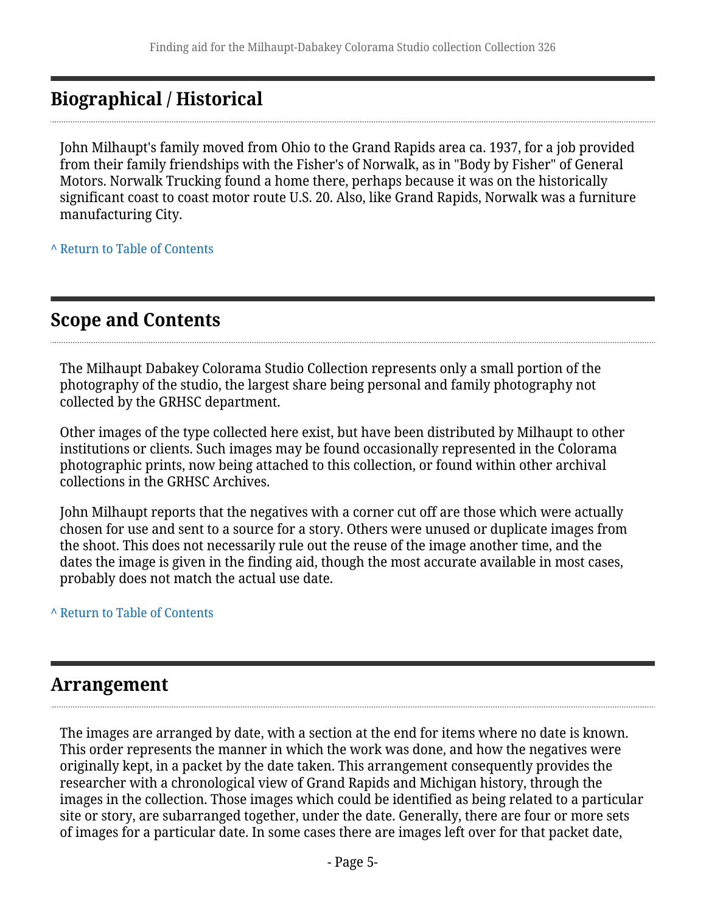## Biographical / Historical

John Milhaupt's family moved from Ohio to the Grand Rapids area ca. 1937, for a job provided from their family friendships with the Fisher's of Norwalk, as in "Body by Fisher" of General Motors. Norwalk Trucking found a home there, perhaps because it was on the historically significant coast to coast motor route U.S. 20. Also, like Grand Rapids, Norwalk was a furniture manufacturing City.

^ Return to Table of Contents

## Scope and Contents

The Milhaupt Dabakey Colorama Studio Collection represents only a small portion of the photography of the studio, the largest share being personal and family photography not collected by the GRHSC department.

Other images of the type collected here exist, but have been distributed by Milhaupt to other institutions or clients. Such images may be found occasionally represented in the Colorama photographic prints, now being attached to this collection, or found within other archival collections in the GRHSC Archives.

John Milhaupt reports that the negatives with a corner cut off are those which were actually chosen for use and sent to a source for a story. Others were unused or duplicate images from the shoot. This does not necessarily rule out the reuse of the image another time, and the dates the image is given in the finding aid, though the most accurate available in most cases, probably does not match the actual use date.

^ Return to Table of Contents

## Arrangement

The images are arranged by date, with a section at the end for items where no date is known. This order represents the manner in which the work was done, and how the negatives were originally kept, in a packet by the date taken. This arrangement consequently provides the researcher with a chronological view of Grand Rapids and Michigan history, through the images in the collection. Those images which could be identified as being related to a particular site or story, are subarranged together, under the date. Generally, there are four or more sets of images for a particular date. In some cases there are images left over for that packet date,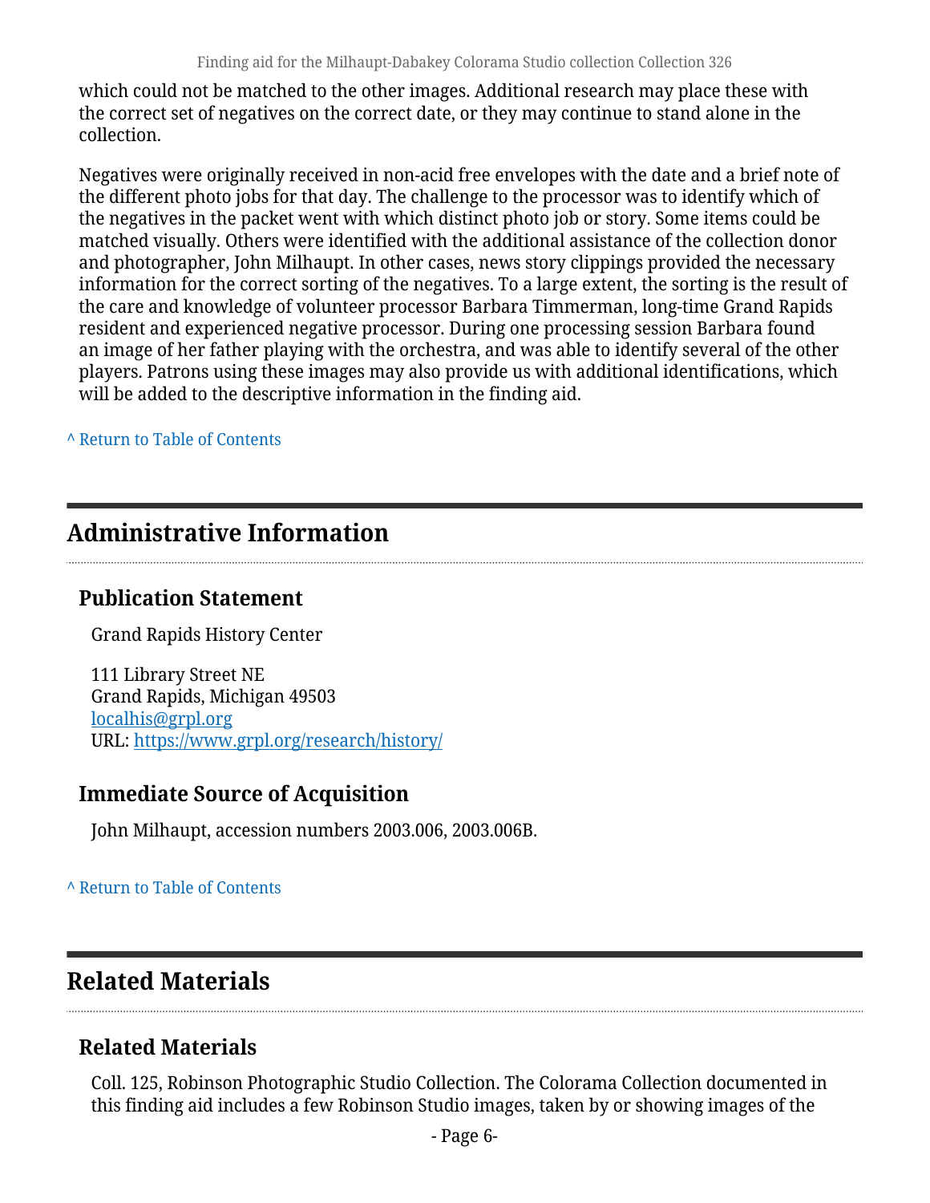which could not be matched to the other images. Additional research may place these with the correct set of negatives on the correct date, or they may continue to stand alone in the collection.

Negatives were originally received in non-acid free envelopes with the date and a brief note of the different photo jobs for that day. The challenge to the processor was to identify which of the negatives in the packet went with which distinct photo job or story. Some items could be matched visually. Others were identified with the additional assistance of the collection donor and photographer, John Milhaupt. In other cases, news story clippings provided the necessary information for the correct sorting of the negatives. To a large extent, the sorting is the result of the care and knowledge of volunteer processor Barbara Timmerman, long-time Grand Rapids resident and experienced negative processor. During one processing session Barbara found an image of her father playing with the orchestra, and was able to identify several of the other players. Patrons using these images may also provide us with additional identifications, which will be added to the descriptive information in the finding aid.

^ Return to Table of Contents

## Administrative Information

### Publication Statement

Grand Rapids History Center

111 Library Street NE
Grand Rapids, Michigan 49503
localhis@grpl.org
URL: https://www.grpl.org/research/history/

### Immediate Source of Acquisition

John Milhaupt, accession numbers 2003.006, 2003.006B.

^ Return to Table of Contents

## Related Materials

### Related Materials

Coll. 125, Robinson Photographic Studio Collection. The Colorama Collection documented in this finding aid includes a few Robinson Studio images, taken by or showing images of the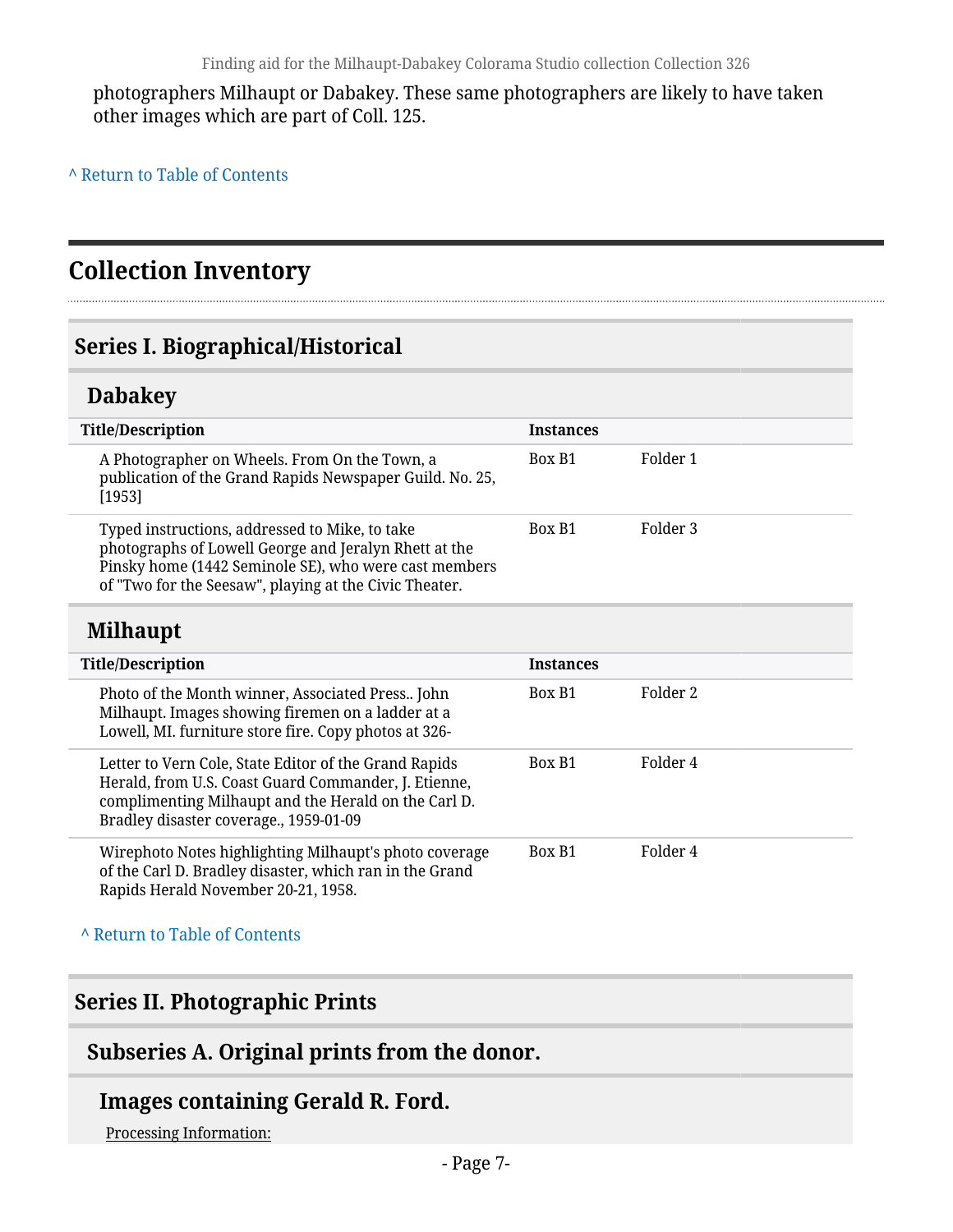photographers Milhaupt or Dabakey. These same photographers are likely to have taken other images which are part of Coll. 125.

^ Return to Table of Contents

# Collection Inventory

## Series I. Biographical/Historical

### Dabakey

| Title/Description | Instances | |
|---|---|---|
| A Photographer on Wheels. From On the Town, a publication of the Grand Rapids Newspaper Guild. No. 25, [1953] | Box B1 | Folder 1 |
| Typed instructions, addressed to Mike, to take photographs of Lowell George and Jeralyn Rhett at the Pinsky home (1442 Seminole SE), who were cast members of "Two for the Seesaw", playing at the Civic Theater. | Box B1 | Folder 3 |

### Milhaupt

| Title/Description | Instances | |
|---|---|---|
| Photo of the Month winner, Associated Press.. John Milhaupt. Images showing firemen on a ladder at a Lowell, MI. furniture store fire. Copy photos at 326- | Box B1 | Folder 2 |
| Letter to Vern Cole, State Editor of the Grand Rapids Herald, from U.S. Coast Guard Commander, J. Etienne, complimenting Milhaupt and the Herald on the Carl D. Bradley disaster coverage., 1959-01-09 | Box B1 | Folder 4 |
| Wirephoto Notes highlighting Milhaupt's photo coverage of the Carl D. Bradley disaster, which ran in the Grand Rapids Herald November 20-21, 1958. | Box B1 | Folder 4 |

^ Return to Table of Contents

## Series II. Photographic Prints

### Subseries A. Original prints from the donor.

#### Images containing Gerald R. Ford.

Processing Information: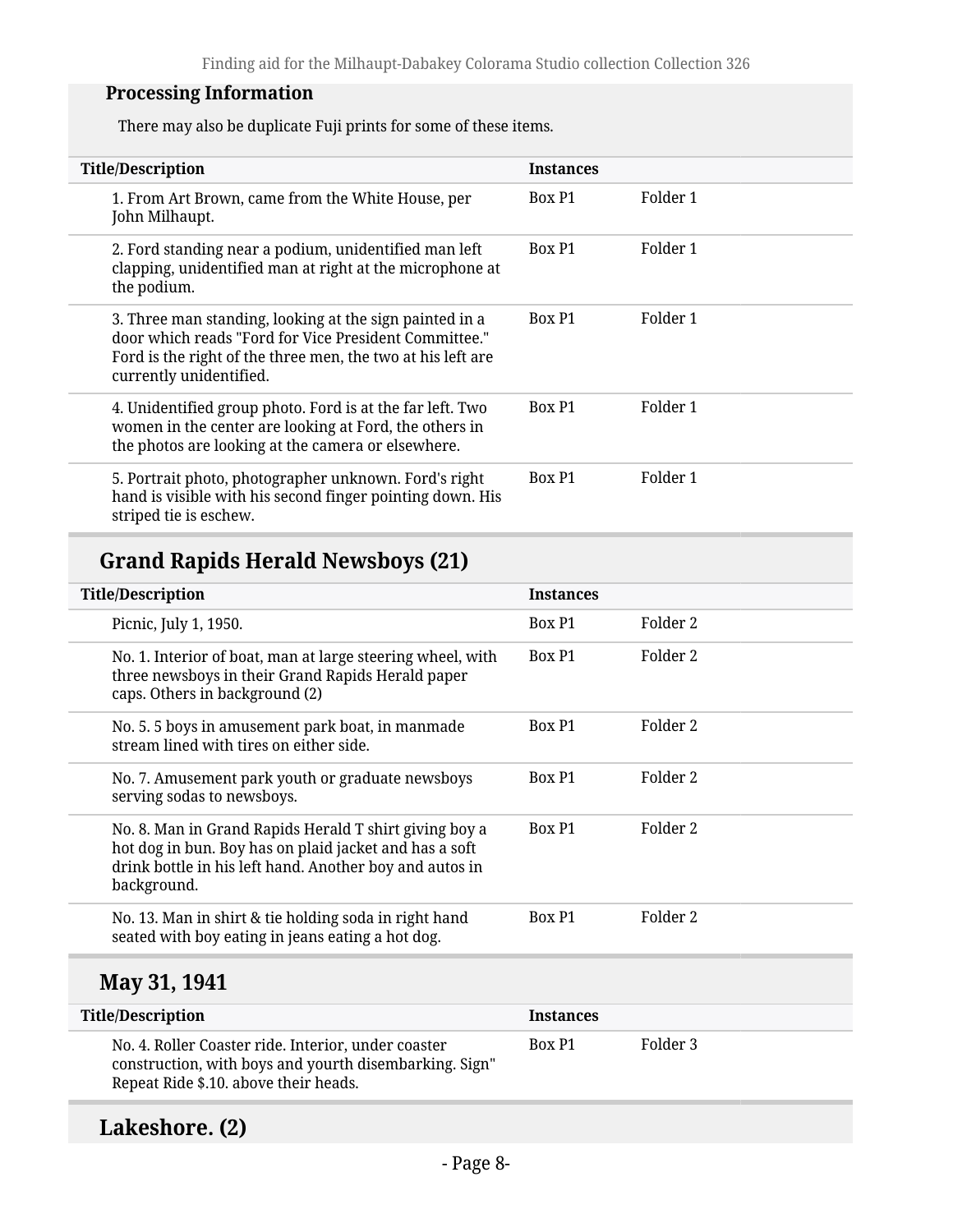### Processing Information

There may also be duplicate Fuji prints for some of these items.

| Title/Description | Instances | |
|---|---|---|
| 1. From Art Brown, came from the White House, per John Milhaupt. | Box P1 | Folder 1 |
| 2. Ford standing near a podium, unidentified man left clapping, unidentified man at right at the microphone at the podium. | Box P1 | Folder 1 |
| 3. Three man standing, looking at the sign painted in a door which reads "Ford for Vice President Committee." Ford is the right of the three men, the two at his left are currently unidentified. | Box P1 | Folder 1 |
| 4. Unidentified group photo. Ford is at the far left. Two women in the center are looking at Ford, the others in the photos are looking at the camera or elsewhere. | Box P1 | Folder 1 |
| 5. Portrait photo, photographer unknown. Ford's right hand is visible with his second finger pointing down. His striped tie is eschew. | Box P1 | Folder 1 |

## Grand Rapids Herald Newsboys (21)

| Title/Description | Instances | |
|---|---|---|
| Picnic, July 1, 1950. | Box P1 | Folder 2 |
| No. 1. Interior of boat, man at large steering wheel, with three newsboys in their Grand Rapids Herald paper caps. Others in background (2) | Box P1 | Folder 2 |
| No. 5. 5 boys in amusement park boat, in manmade stream lined with tires on either side. | Box P1 | Folder 2 |
| No. 7. Amusement park youth or graduate newsboys serving sodas to newsboys. | Box P1 | Folder 2 |
| No. 8. Man in Grand Rapids Herald T shirt giving boy a hot dog in bun. Boy has on plaid jacket and has a soft drink bottle in his left hand. Another boy and autos in background. | Box P1 | Folder 2 |
| No. 13. Man in shirt & tie holding soda in right hand seated with boy eating in jeans eating a hot dog. | Box P1 | Folder 2 |

## May 31, 1941

| Title/Description | Instances | |
|---|---|---|
| No. 4. Roller Coaster ride. Interior, under coaster construction, with boys and yourth disembarking. Sign" Repeat Ride $.10. above their heads. | Box P1 | Folder 3 |

## Lakeshore. (2)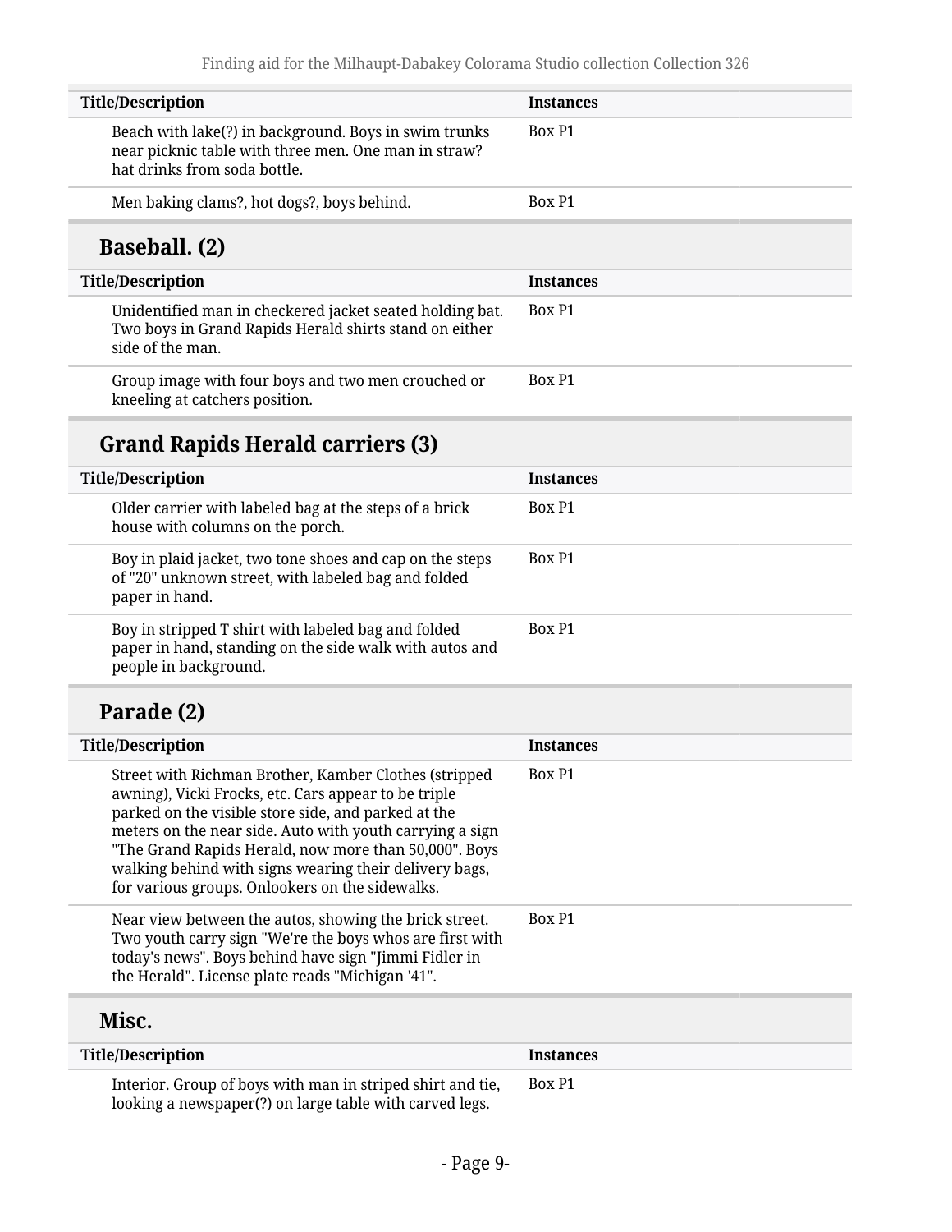| Title/Description | Instances |
| --- | --- |
| Beach with lake(?) in background. Boys in swim trunks near picknic table with three men. One man in straw? hat drinks from soda bottle. | Box P1 |
| Men baking clams?, hot dogs?, boys behind. | Box P1 |

### Baseball. (2)

| Title/Description | Instances |
| --- | --- |
| Unidentified man in checkered jacket seated holding bat. Two boys in Grand Rapids Herald shirts stand on either side of the man. | Box P1 |
| Group image with four boys and two men crouched or kneeling at catchers position. | Box P1 |

### Grand Rapids Herald carriers (3)

| Title/Description | Instances |
| --- | --- |
| Older carrier with labeled bag at the steps of a brick house with columns on the porch. | Box P1 |
| Boy in plaid jacket, two tone shoes and cap on the steps of "20" unknown street, with labeled bag and folded paper in hand. | Box P1 |
| Boy in stripped T shirt with labeled bag and folded paper in hand, standing on the side walk with autos and people in background. | Box P1 |

### Parade (2)

| Title/Description | Instances |
| --- | --- |
| Street with Richman Brother, Kamber Clothes (stripped awning), Vicki Frocks, etc. Cars appear to be triple parked on the visible store side, and parked at the meters on the near side. Auto with youth carrying a sign "The Grand Rapids Herald, now more than 50,000". Boys walking behind with signs wearing their delivery bags, for various groups. Onlookers on the sidewalks. | Box P1 |
| Near view between the autos, showing the brick street. Two youth carry sign "We're the boys whos are first with today's news". Boys behind have sign "Jimmi Fidler in the Herald". License plate reads "Michigan '41". | Box P1 |

### Misc.

| Title/Description | Instances |
| --- | --- |
| Interior. Group of boys with man in striped shirt and tie, looking a newspaper(?) on large table with carved legs. | Box P1 |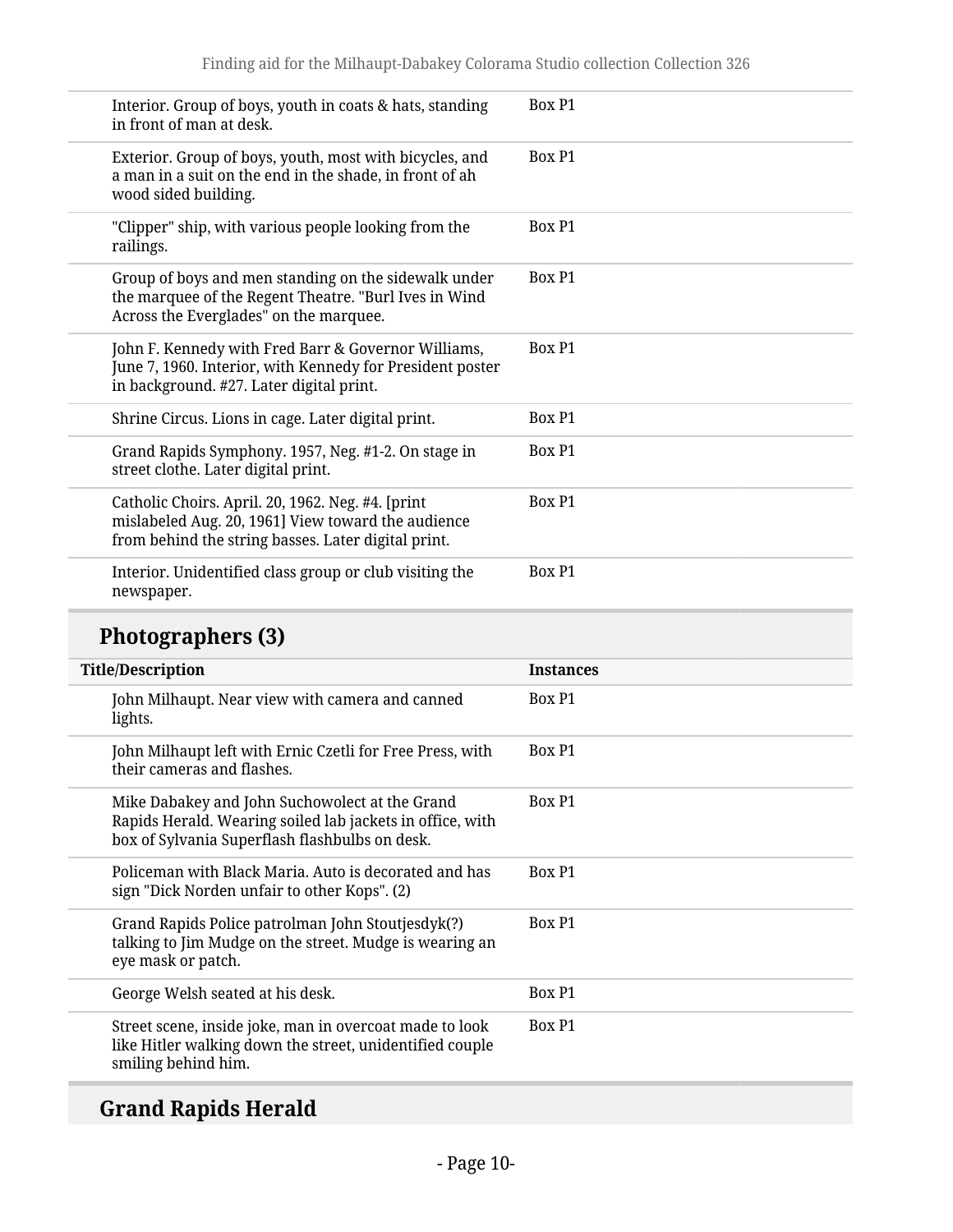| | |
|---|---|
| Interior. Group of boys, youth in coats & hats, standing in front of man at desk. | Box P1 |
| Exterior. Group of boys, youth, most with bicycles, and a man in a suit on the end in the shade, in front of ah wood sided building. | Box P1 |
| "Clipper" ship, with various people looking from the railings. | Box P1 |
| Group of boys and men standing on the sidewalk under the marquee of the Regent Theatre. "Burl Ives in Wind Across the Everglades" on the marquee. | Box P1 |
| John F. Kennedy with Fred Barr & Governor Williams, June 7, 1960. Interior, with Kennedy for President poster in background. #27. Later digital print. | Box P1 |
| Shrine Circus. Lions in cage. Later digital print. | Box P1 |
| Grand Rapids Symphony. 1957, Neg. #1-2. On stage in street clothe. Later digital print. | Box P1 |
| Catholic Choirs. April. 20, 1962. Neg. #4. [print mislabeled Aug. 20, 1961] View toward the audience from behind the string basses. Later digital print. | Box P1 |
| Interior. Unidentified class group or club visiting the newspaper. | Box P1 |

## Photographers (3)

| Title/Description | Instances |
|---|---|
| John Milhaupt. Near view with camera and canned lights. | Box P1 |
| John Milhaupt left with Ernic Czetli for Free Press, with their cameras and flashes. | Box P1 |
| Mike Dabakey and John Suchowolect at the Grand Rapids Herald. Wearing soiled lab jackets in office, with box of Sylvania Superflash flashbulbs on desk. | Box P1 |
| Policeman with Black Maria. Auto is decorated and has sign "Dick Norden unfair to other Kops". (2) | Box P1 |
| Grand Rapids Police patrolman John Stoutjesdyk(?) talking to Jim Mudge on the street. Mudge is wearing an eye mask or patch. | Box P1 |
| George Welsh seated at his desk. | Box P1 |
| Street scene, inside joke, man in overcoat made to look like Hitler walking down the street, unidentified couple smiling behind him. | Box P1 |

## Grand Rapids Herald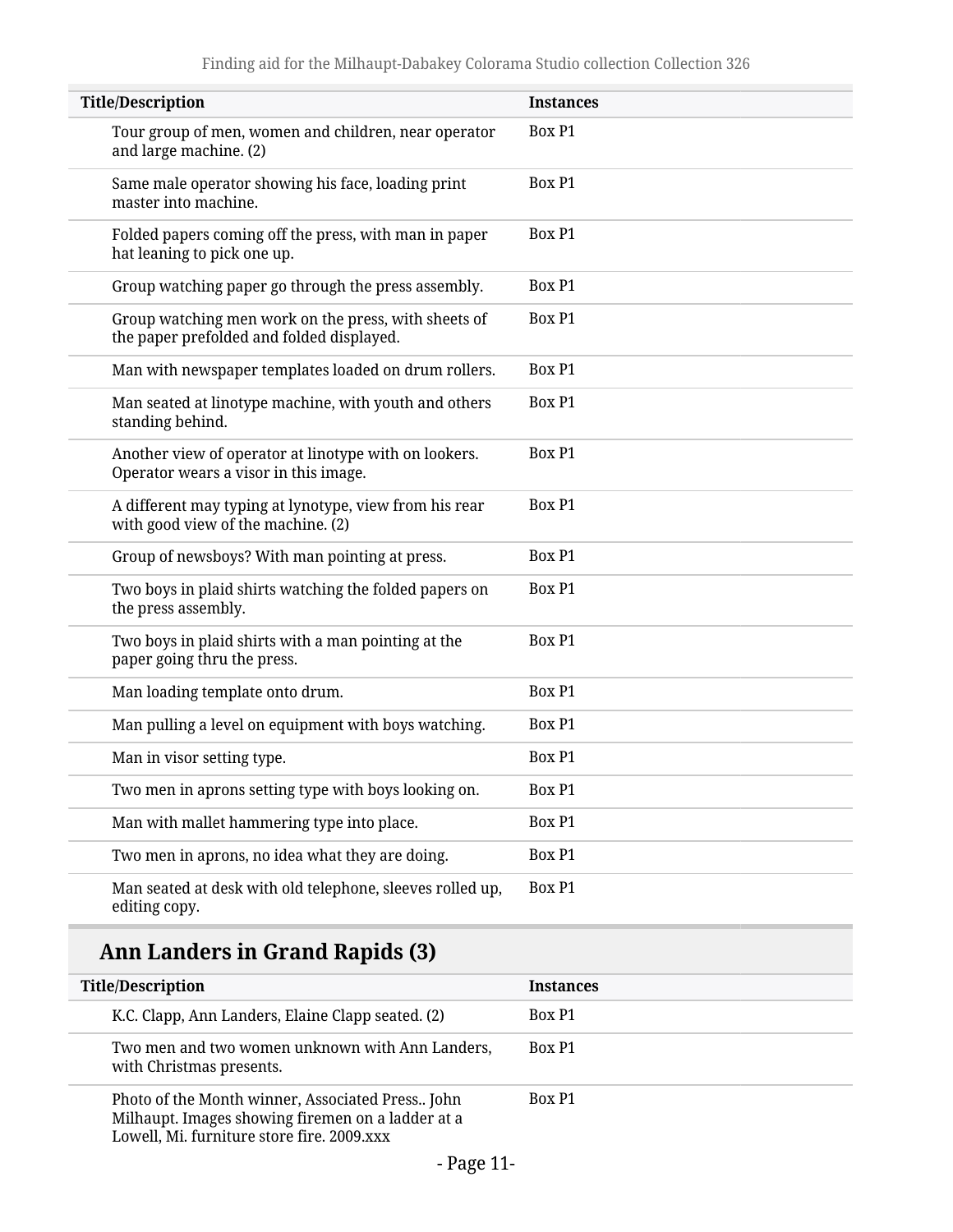| Title/Description | Instances |
| --- | --- |
| Tour group of men, women and children, near operator and large machine. (2) | Box P1 |
| Same male operator showing his face, loading print master into machine. | Box P1 |
| Folded papers coming off the press, with man in paper hat leaning to pick one up. | Box P1 |
| Group watching paper go through the press assembly. | Box P1 |
| Group watching men work on the press, with sheets of the paper prefolded and folded displayed. | Box P1 |
| Man with newspaper templates loaded on drum rollers. | Box P1 |
| Man seated at linotype machine, with youth and others standing behind. | Box P1 |
| Another view of operator at linotype with on lookers. Operator wears a visor in this image. | Box P1 |
| A different may typing at lynotype, view from his rear with good view of the machine. (2) | Box P1 |
| Group of newsboys? With man pointing at press. | Box P1 |
| Two boys in plaid shirts watching the folded papers on the press assembly. | Box P1 |
| Two boys in plaid shirts with a man pointing at the paper going thru the press. | Box P1 |
| Man loading template onto drum. | Box P1 |
| Man pulling a level on equipment with boys watching. | Box P1 |
| Man in visor setting type. | Box P1 |
| Two men in aprons setting type with boys looking on. | Box P1 |
| Man with mallet hammering type into place. | Box P1 |
| Two men in aprons, no idea what they are doing. | Box P1 |
| Man seated at desk with old telephone, sleeves rolled up, editing copy. | Box P1 |

## Ann Landers in Grand Rapids (3)

| Title/Description | Instances |
| --- | --- |
| K.C. Clapp, Ann Landers, Elaine Clapp seated. (2) | Box P1 |
| Two men and two women unknown with Ann Landers, with Christmas presents. | Box P1 |
| Photo of the Month winner, Associated Press.. John Milhaupt. Images showing firemen on a ladder at a Lowell, Mi. furniture store fire. 2009.xxx | Box P1 |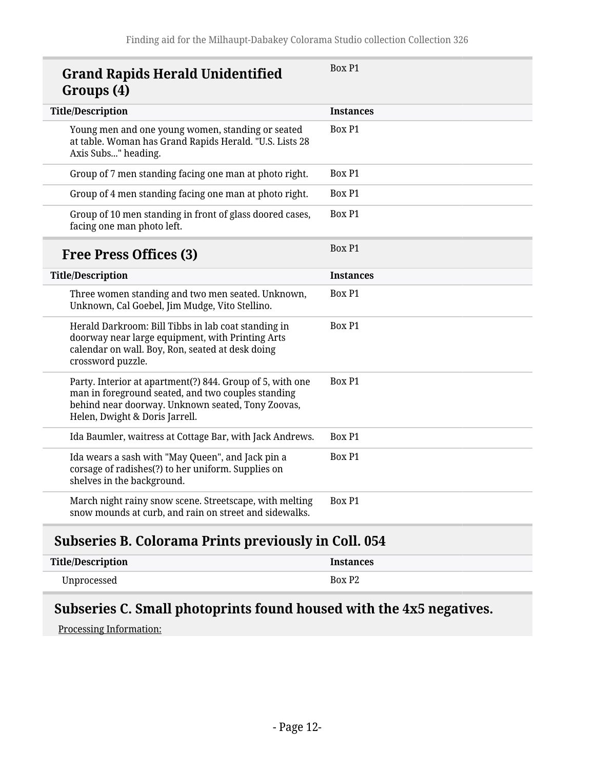### Grand Rapids Herald Unidentified Groups (4)

Box P1

| Title/Description | Instances |
| --- | --- |
| Young men and one young women, standing or seated at table. Woman has Grand Rapids Herald. "U.S. Lists 28 Axis Subs..." heading. | Box P1 |
| Group of 7 men standing facing one man at photo right. | Box P1 |
| Group of 4 men standing facing one man at photo right. | Box P1 |
| Group of 10 men standing in front of glass doored cases, facing one man photo left. | Box P1 |

### Free Press Offices (3)

Box P1

| Title/Description | Instances |
| --- | --- |
| Three women standing and two men seated. Unknown, Unknown, Cal Goebel, Jim Mudge, Vito Stellino. | Box P1 |
| Herald Darkroom: Bill Tibbs in lab coat standing in doorway near large equipment, with Printing Arts calendar on wall. Boy, Ron, seated at desk doing crossword puzzle. | Box P1 |
| Party. Interior at apartment(?) 844. Group of 5, with one man in foreground seated, and two couples standing behind near doorway. Unknown seated, Tony Zoovas, Helen, Dwight & Doris Jarrell. | Box P1 |
| Ida Baumler, waitress at Cottage Bar, with Jack Andrews. | Box P1 |
| Ida wears a sash with "May Queen", and Jack pin a corsage of radishes(?) to her uniform. Supplies on shelves in the background. | Box P1 |
| March night rainy snow scene. Streetscape, with melting snow mounds at curb, and rain on street and sidewalks. | Box P1 |

## Subseries B. Colorama Prints previously in Coll. 054

| Title/Description | Instances |
| --- | --- |
| Unprocessed | Box P2 |

## Subseries C. Small photoprints found housed with the 4x5 negatives.

Processing Information: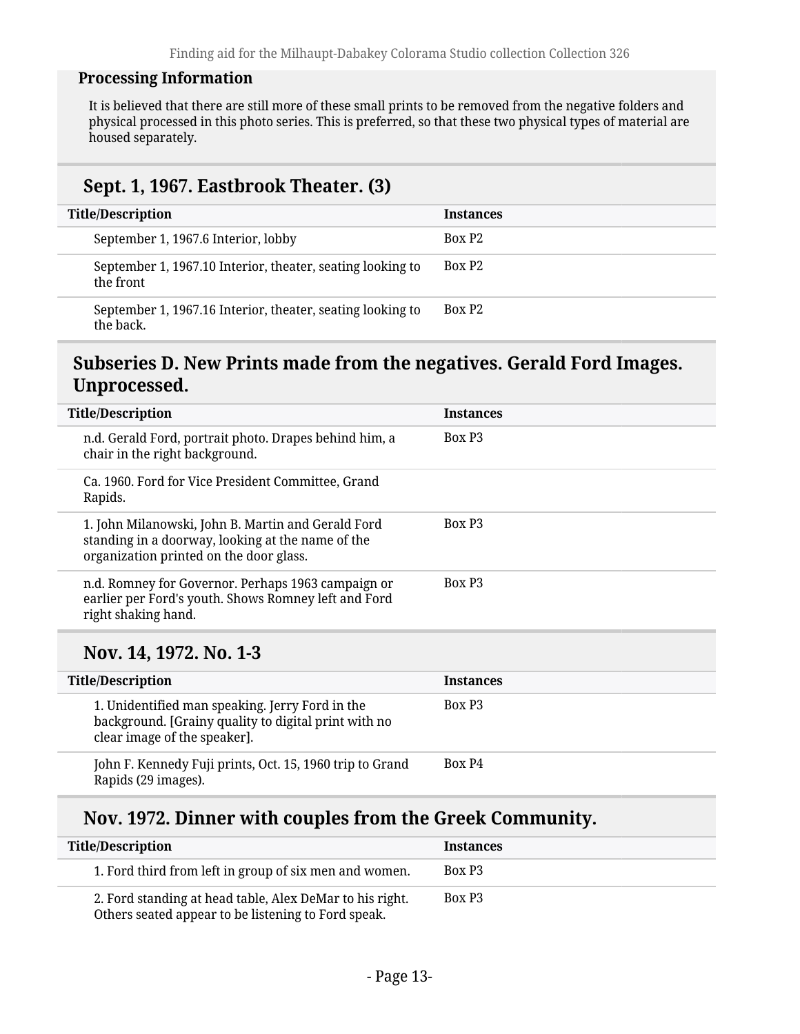**Processing Information**

It is believed that there are still more of these small prints to be removed from the negative folders and physical processed in this photo series. This is preferred, so that these two physical types of material are housed separately.

### Sept. 1, 1967. Eastbrook Theater. (3)

| Title/Description | Instances |
| --- | --- |
| September 1, 1967.6 Interior, lobby | Box P2 |
| September 1, 1967.10 Interior, theater, seating looking to the front | Box P2 |
| September 1, 1967.16 Interior, theater, seating looking to the back. | Box P2 |

## Subseries D. New Prints made from the negatives. Gerald Ford Images. Unprocessed.

| Title/Description | Instances |
| --- | --- |
| n.d. Gerald Ford, portrait photo. Drapes behind him, a chair in the right background. | Box P3 |
| Ca. 1960. Ford for Vice President Committee, Grand Rapids. | |
| 1. John Milanowski, John B. Martin and Gerald Ford standing in a doorway, looking at the name of the organization printed on the door glass. | Box P3 |
| n.d. Romney for Governor. Perhaps 1963 campaign or earlier per Ford's youth. Shows Romney left and Ford right shaking hand. | Box P3 |

### Nov. 14, 1972. No. 1-3

| Title/Description | Instances |
| --- | --- |
| 1. Unidentified man speaking. Jerry Ford in the background. [Grainy quality to digital print with no clear image of the speaker]. | Box P3 |
| John F. Kennedy Fuji prints, Oct. 15, 1960 trip to Grand Rapids (29 images). | Box P4 |

### Nov. 1972. Dinner with couples from the Greek Community.

| Title/Description | Instances |
| --- | --- |
| 1. Ford third from left in group of six men and women. | Box P3 |
| 2. Ford standing at head table, Alex DeMar to his right. Others seated appear to be listening to Ford speak. | Box P3 |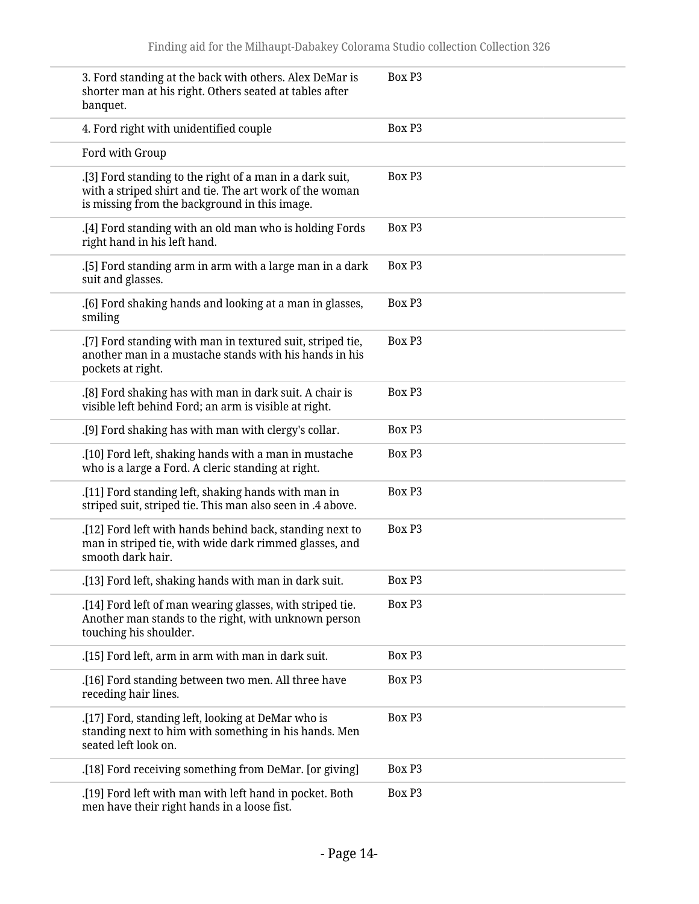| | |
|---|---|
| 3. Ford standing at the back with others. Alex DeMar is shorter man at his right. Others seated at tables after banquet. | Box P3 |
| 4. Ford right with unidentified couple | Box P3 |
| Ford with Group | |
| .[3] Ford standing to the right of a man in a dark suit, with a striped shirt and tie. The art work of the woman is missing from the background in this image. | Box P3 |
| .[4] Ford standing with an old man who is holding Fords right hand in his left hand. | Box P3 |
| .[5] Ford standing arm in arm with a large man in a dark suit and glasses. | Box P3 |
| .[6] Ford shaking hands and looking at a man in glasses, smiling | Box P3 |
| .[7] Ford standing with man in textured suit, striped tie, another man in a mustache stands with his hands in his pockets at right. | Box P3 |
| .[8] Ford shaking has with man in dark suit. A chair is visible left behind Ford; an arm is visible at right. | Box P3 |
| .[9] Ford shaking has with man with clergy's collar. | Box P3 |
| .[10] Ford left, shaking hands with a man in mustache who is a large a Ford. A cleric standing at right. | Box P3 |
| .[11] Ford standing left, shaking hands with man in striped suit, striped tie. This man also seen in .4 above. | Box P3 |
| .[12] Ford left with hands behind back, standing next to man in striped tie, with wide dark rimmed glasses, and smooth dark hair. | Box P3 |
| .[13] Ford left, shaking hands with man in dark suit. | Box P3 |
| .[14] Ford left of man wearing glasses, with striped tie. Another man stands to the right, with unknown person touching his shoulder. | Box P3 |
| .[15] Ford left, arm in arm with man in dark suit. | Box P3 |
| .[16] Ford standing between two men. All three have receding hair lines. | Box P3 |
| .[17] Ford, standing left, looking at DeMar who is standing next to him with something in his hands. Men seated left look on. | Box P3 |
| .[18] Ford receiving something from DeMar. [or giving] | Box P3 |
| .[19] Ford left with man with left hand in pocket. Both men have their right hands in a loose fist. | Box P3 |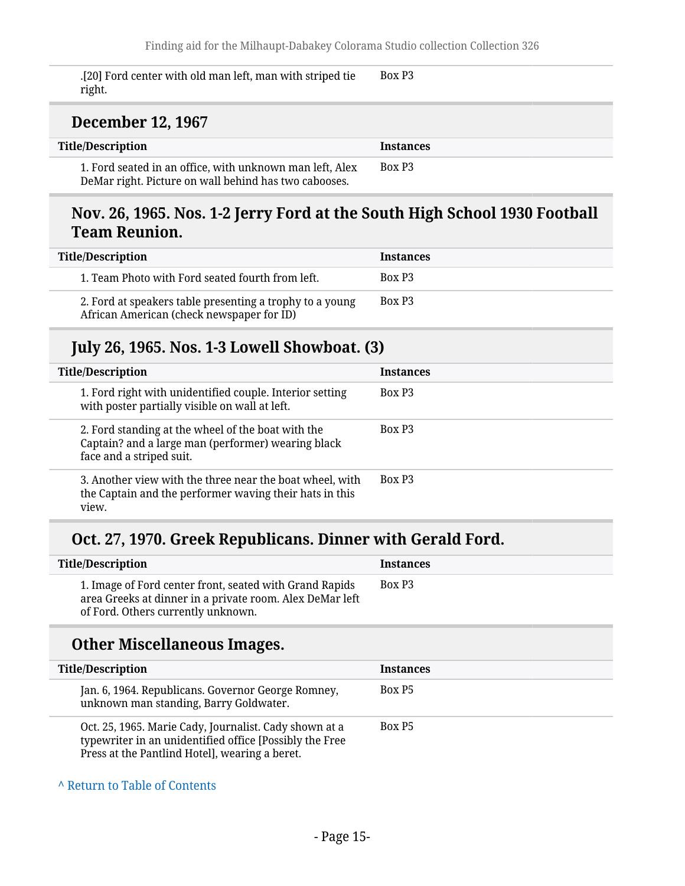| Title/Description | Instances |
| --- | --- |
| .[20] Ford center with old man left, man with striped tie right. | Box P3 |

## December 12, 1967

| Title/Description | Instances |
| --- | --- |
| 1. Ford seated in an office, with unknown man left, Alex DeMar right. Picture on wall behind has two cabooses. | Box P3 |

## Nov. 26, 1965. Nos. 1-2 Jerry Ford at the South High School 1930 Football Team Reunion.

| Title/Description | Instances |
| --- | --- |
| 1. Team Photo with Ford seated fourth from left. | Box P3 |
| 2. Ford at speakers table presenting a trophy to a young African American (check newspaper for ID) | Box P3 |

## July 26, 1965. Nos. 1-3 Lowell Showboat. (3)

| Title/Description | Instances |
| --- | --- |
| 1. Ford right with unidentified couple. Interior setting with poster partially visible on wall at left. | Box P3 |
| 2. Ford standing at the wheel of the boat with the Captain? and a large man (performer) wearing black face and a striped suit. | Box P3 |
| 3. Another view with the three near the boat wheel, with the Captain and the performer waving their hats in this view. | Box P3 |

## Oct. 27, 1970. Greek Republicans. Dinner with Gerald Ford.

| Title/Description | Instances |
| --- | --- |
| 1. Image of Ford center front, seated with Grand Rapids area Greeks at dinner in a private room. Alex DeMar left of Ford. Others currently unknown. | Box P3 |

## Other Miscellaneous Images.

| Title/Description | Instances |
| --- | --- |
| Jan. 6, 1964. Republicans. Governor George Romney, unknown man standing, Barry Goldwater. | Box P5 |
| Oct. 25, 1965. Marie Cady, Journalist. Cady shown at a typewriter in an unidentified office [Possibly the Free Press at the Pantlind Hotel], wearing a beret. | Box P5 |

^ Return to Table of Contents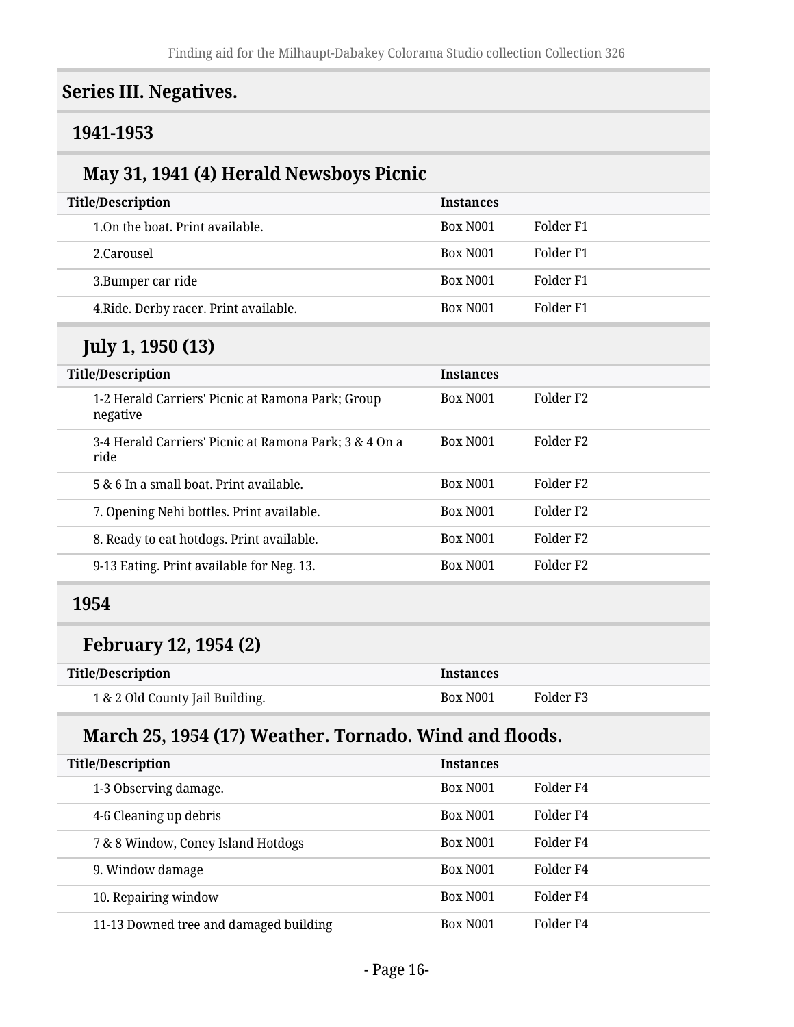## Series III. Negatives.

### 1941-1953

#### May 31, 1941 (4) Herald Newsboys Picnic

| Title/Description | Instances | |
|---|---|---|
| 1.On the boat. Print available. | Box N001 | Folder F1 |
| 2.Carousel | Box N001 | Folder F1 |
| 3.Bumper car ride | Box N001 | Folder F1 |
| 4.Ride. Derby racer. Print available. | Box N001 | Folder F1 |

#### July 1, 1950 (13)

| Title/Description | Instances | |
|---|---|---|
| 1-2 Herald Carriers' Picnic at Ramona Park; Group negative | Box N001 | Folder F2 |
| 3-4 Herald Carriers' Picnic at Ramona Park; 3 & 4 On a ride | Box N001 | Folder F2 |
| 5 & 6 In a small boat. Print available. | Box N001 | Folder F2 |
| 7. Opening Nehi bottles. Print available. | Box N001 | Folder F2 |
| 8. Ready to eat hotdogs. Print available. | Box N001 | Folder F2 |
| 9-13 Eating. Print available for Neg. 13. | Box N001 | Folder F2 |

### 1954

#### February 12, 1954 (2)

| Title/Description | Instances | |
|---|---|---|
| 1 & 2 Old County Jail Building. | Box N001 | Folder F3 |

#### March 25, 1954 (17) Weather. Tornado. Wind and floods.

| Title/Description | Instances | |
|---|---|---|
| 1-3 Observing damage. | Box N001 | Folder F4 |
| 4-6 Cleaning up debris | Box N001 | Folder F4 |
| 7 & 8 Window, Coney Island Hotdogs | Box N001 | Folder F4 |
| 9. Window damage | Box N001 | Folder F4 |
| 10. Repairing window | Box N001 | Folder F4 |
| 11-13 Downed tree and damaged building | Box N001 | Folder F4 |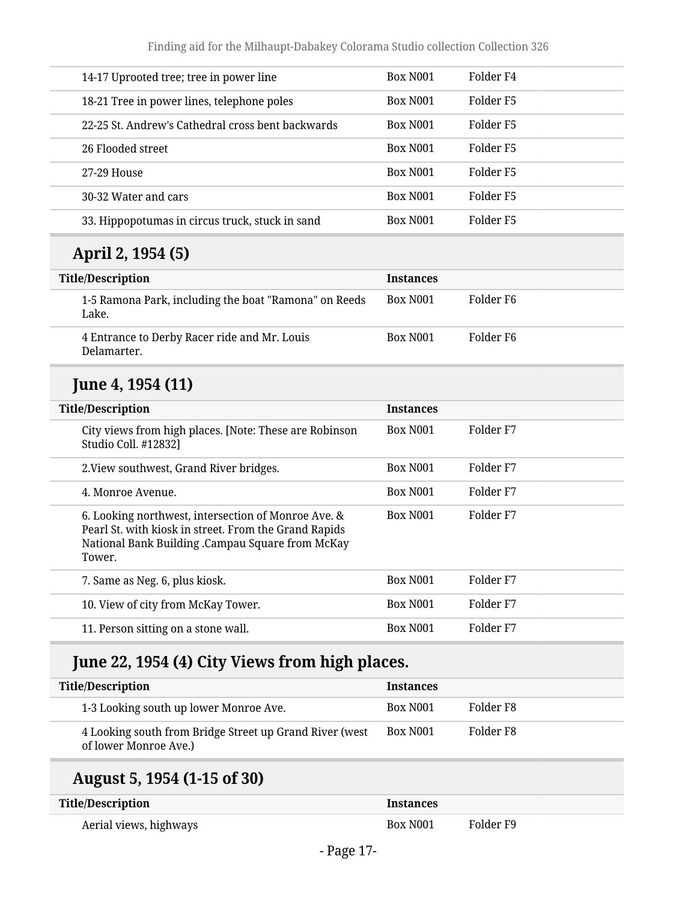| Title/Description | Instances | |
|---|---|---|
| 14-17 Uprooted tree; tree in power line | Box N001 | Folder F4 |
| 18-21 Tree in power lines, telephone poles | Box N001 | Folder F5 |
| 22-25 St. Andrew's Cathedral cross bent backwards | Box N001 | Folder F5 |
| 26 Flooded street | Box N001 | Folder F5 |
| 27-29 House | Box N001 | Folder F5 |
| 30-32 Water and cars | Box N001 | Folder F5 |
| 33. Hippopotumas in circus truck, stuck in sand | Box N001 | Folder F5 |

## April 2, 1954 (5)

| Title/Description | Instances | |
|---|---|---|
| 1-5 Ramona Park, including the boat "Ramona" on Reeds Lake. | Box N001 | Folder F6 |
| 4 Entrance to Derby Racer ride and Mr. Louis Delamarter. | Box N001 | Folder F6 |

## June 4, 1954 (11)

| Title/Description | Instances | |
|---|---|---|
| City views from high places. [Note: These are Robinson Studio Coll. #12832] | Box N001 | Folder F7 |
| 2.View southwest, Grand River bridges. | Box N001 | Folder F7 |
| 4. Monroe Avenue. | Box N001 | Folder F7 |
| 6. Looking northwest, intersection of Monroe Ave. & Pearl St. with kiosk in street. From the Grand Rapids National Bank Building .Campau Square from McKay Tower. | Box N001 | Folder F7 |
| 7. Same as Neg. 6, plus kiosk. | Box N001 | Folder F7 |
| 10. View of city from McKay Tower. | Box N001 | Folder F7 |
| 11. Person sitting on a stone wall. | Box N001 | Folder F7 |

## June 22, 1954 (4) City Views from high places.

| Title/Description | Instances | |
|---|---|---|
| 1-3 Looking south up lower Monroe Ave. | Box N001 | Folder F8 |
| 4 Looking south from Bridge Street up Grand River (west of lower Monroe Ave.) | Box N001 | Folder F8 |

## August 5, 1954 (1-15 of 30)

| Title/Description | Instances | |
|---|---|---|
| Aerial views, highways | Box N001 | Folder F9 |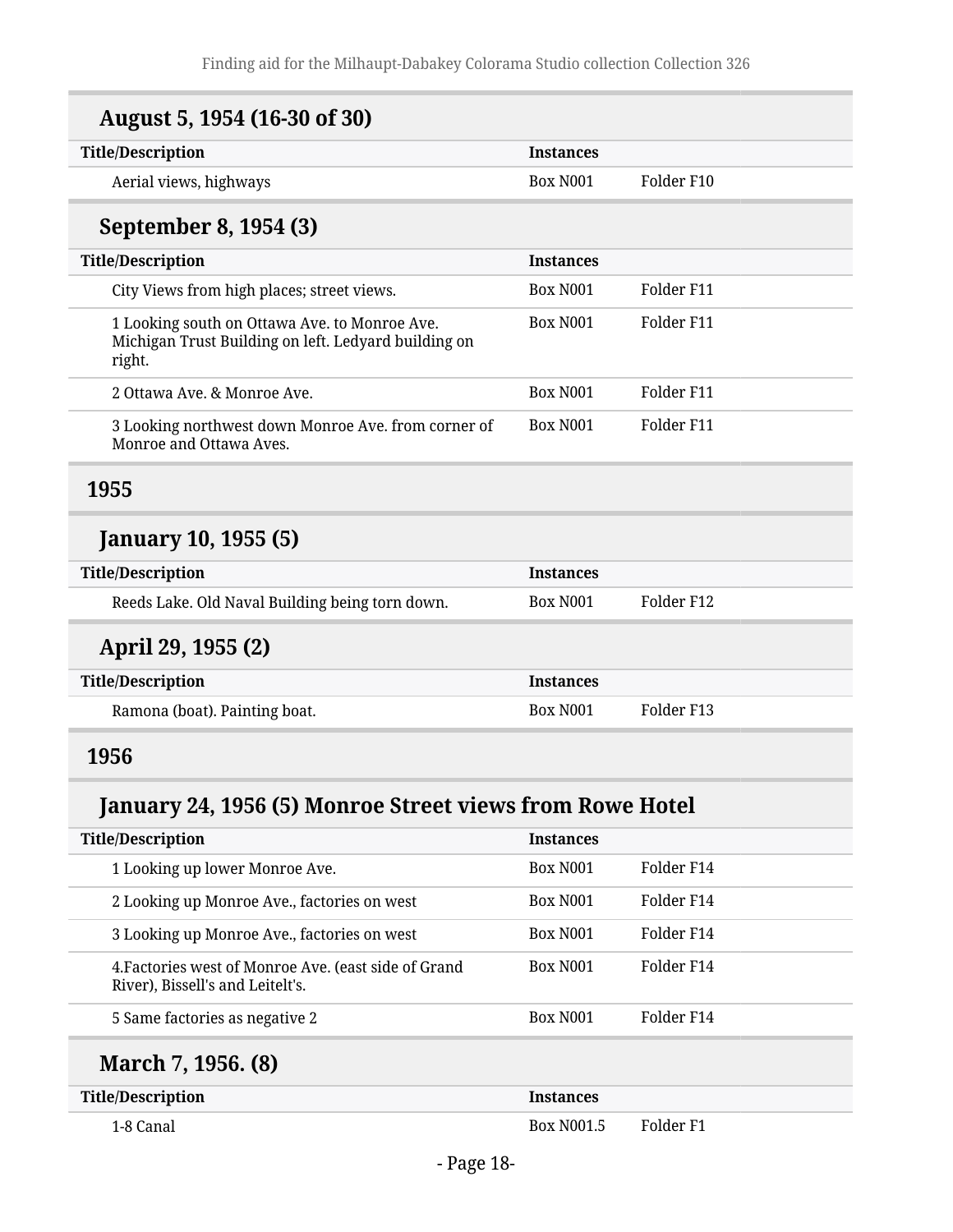### August 5, 1954 (16-30 of 30)

| Title/Description | Instances | |
|---|---|---|
| Aerial views, highways | Box N001 | Folder F10 |

### September 8, 1954 (3)

| Title/Description | Instances | |
|---|---|---|
| City Views from high places; street views. | Box N001 | Folder F11 |
| 1 Looking south on Ottawa Ave. to Monroe Ave. Michigan Trust Building on left. Ledyard building on right. | Box N001 | Folder F11 |
| 2 Ottawa Ave. & Monroe Ave. | Box N001 | Folder F11 |
| 3 Looking northwest down Monroe Ave. from corner of Monroe and Ottawa Aves. | Box N001 | Folder F11 |

## 1955

### January 10, 1955 (5)

| Title/Description | Instances | |
|---|---|---|
| Reeds Lake. Old Naval Building being torn down. | Box N001 | Folder F12 |

### April 29, 1955 (2)

| Title/Description | Instances | |
|---|---|---|
| Ramona (boat). Painting boat. | Box N001 | Folder F13 |

## 1956

### January 24, 1956 (5) Monroe Street views from Rowe Hotel

| Title/Description | Instances | |
|---|---|---|
| 1 Looking up lower Monroe Ave. | Box N001 | Folder F14 |
| 2 Looking up Monroe Ave., factories on west | Box N001 | Folder F14 |
| 3 Looking up Monroe Ave., factories on west | Box N001 | Folder F14 |
| 4.Factories west of Monroe Ave. (east side of Grand River), Bissell's and Leitelt's. | Box N001 | Folder F14 |
| 5 Same factories as negative 2 | Box N001 | Folder F14 |

### March 7, 1956. (8)

| Title/Description | Instances | |
|---|---|---|
| 1-8 Canal | Box N001.5 | Folder F1 |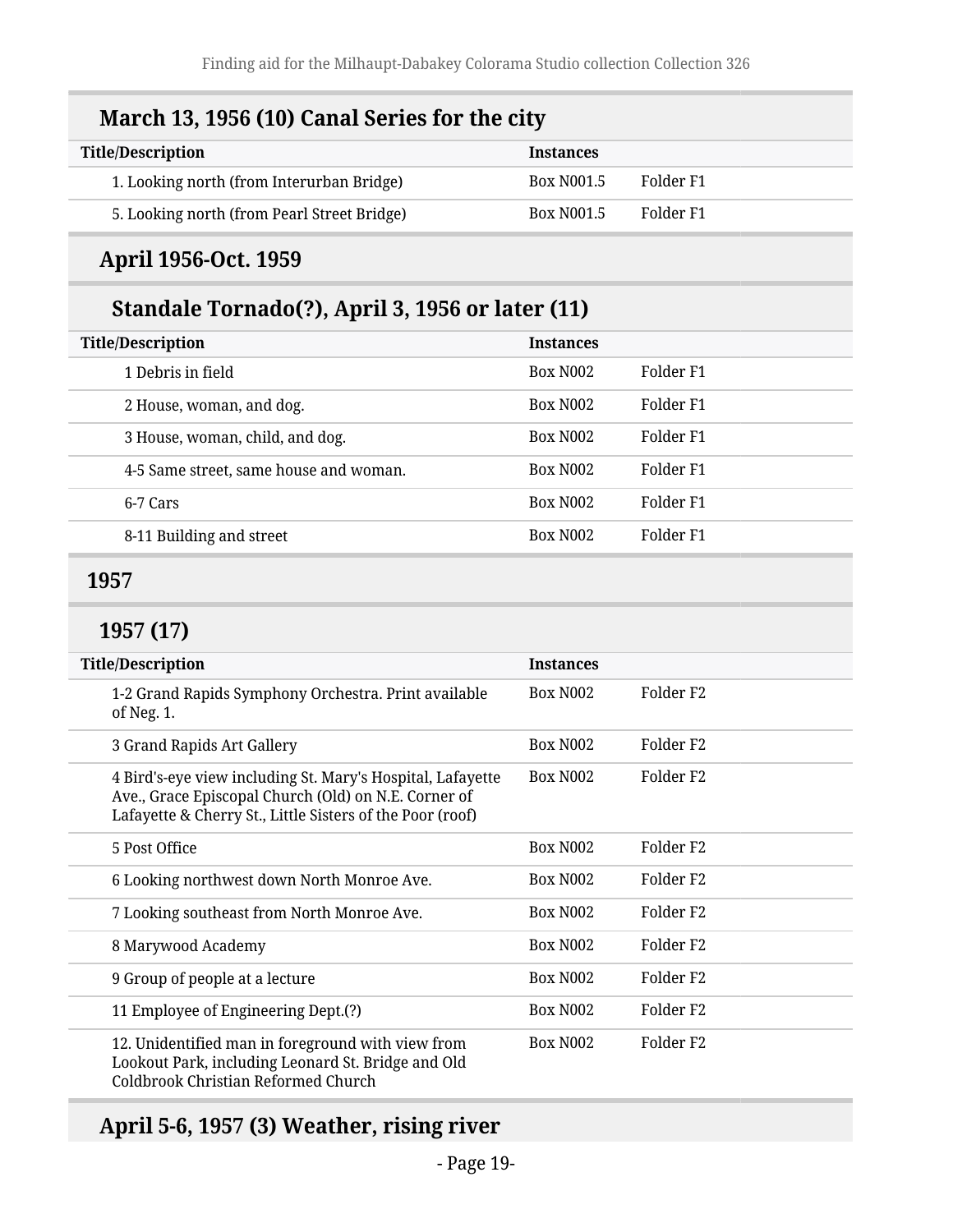## March 13, 1956 (10) Canal Series for the city

| Title/Description | Instances | |
|---|---|---|
| 1. Looking north (from Interurban Bridge) | Box N001.5 | Folder F1 |
| 5. Looking north (from Pearl Street Bridge) | Box N001.5 | Folder F1 |

## April 1956-Oct. 1959

### Standale Tornado(?), April 3, 1956 or later (11)

| Title/Description | Instances | |
|---|---|---|
| 1 Debris in field | Box N002 | Folder F1 |
| 2 House, woman, and dog. | Box N002 | Folder F1 |
| 3 House, woman, child, and dog. | Box N002 | Folder F1 |
| 4-5 Same street, same house and woman. | Box N002 | Folder F1 |
| 6-7 Cars | Box N002 | Folder F1 |
| 8-11 Building and street | Box N002 | Folder F1 |

## 1957

### 1957 (17)

| Title/Description | Instances | |
|---|---|---|
| 1-2 Grand Rapids Symphony Orchestra. Print available of Neg. 1. | Box N002 | Folder F2 |
| 3 Grand Rapids Art Gallery | Box N002 | Folder F2 |
| 4 Bird's-eye view including St. Mary's Hospital, Lafayette Ave., Grace Episcopal Church (Old) on N.E. Corner of Lafayette & Cherry St., Little Sisters of the Poor (roof) | Box N002 | Folder F2 |
| 5 Post Office | Box N002 | Folder F2 |
| 6 Looking northwest down North Monroe Ave. | Box N002 | Folder F2 |
| 7 Looking southeast from North Monroe Ave. | Box N002 | Folder F2 |
| 8 Marywood Academy | Box N002 | Folder F2 |
| 9 Group of people at a lecture | Box N002 | Folder F2 |
| 11 Employee of Engineering Dept.(?) | Box N002 | Folder F2 |
| 12. Unidentified man in foreground with view from Lookout Park, including Leonard St. Bridge and Old Coldbrook Christian Reformed Church | Box N002 | Folder F2 |

### April 5-6, 1957 (3) Weather, rising river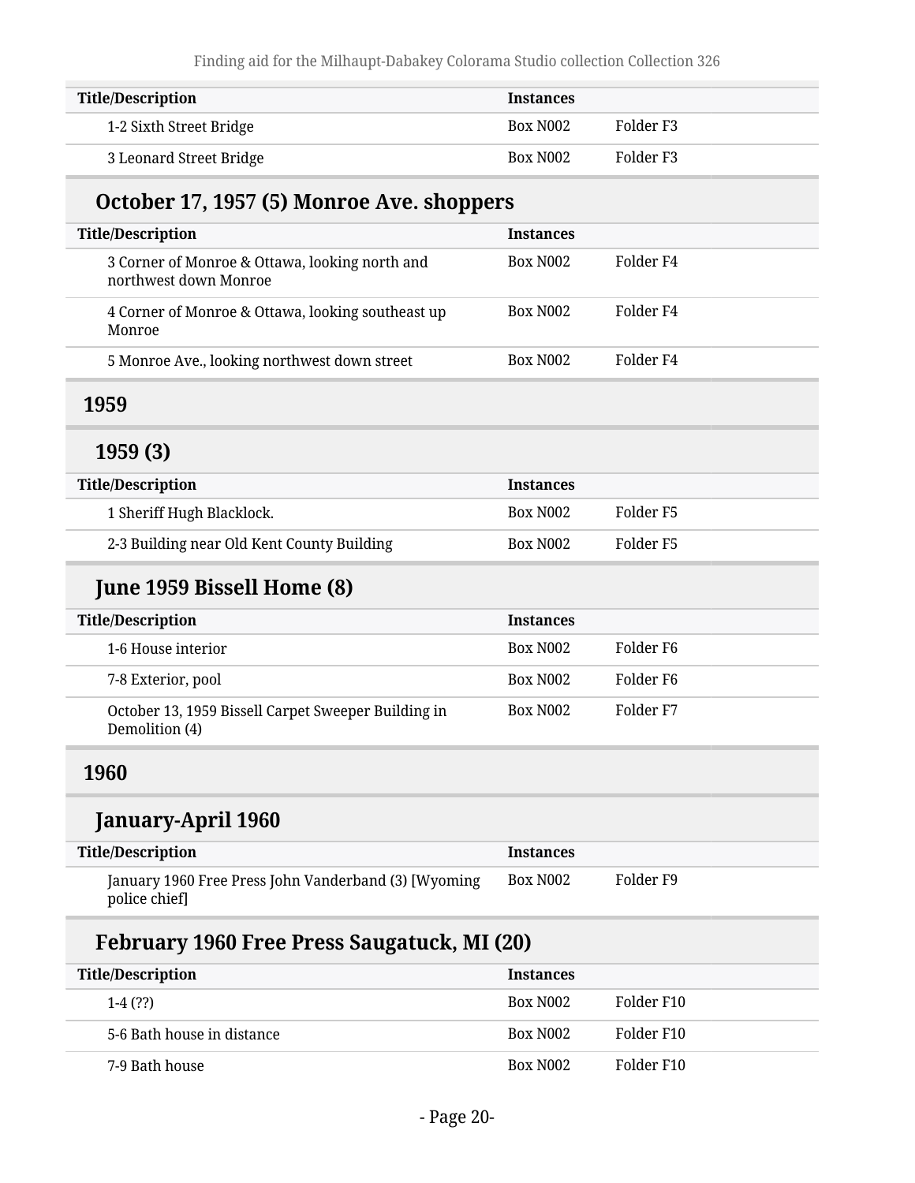| Title/Description | Instances | |
|---|---|---|
| 1-2 Sixth Street Bridge | Box N002 | Folder F3 |
| 3 Leonard Street Bridge | Box N002 | Folder F3 |

### October 17, 1957 (5) Monroe Ave. shoppers

| Title/Description | Instances | |
|---|---|---|
| 3 Corner of Monroe & Ottawa, looking north and northwest down Monroe | Box N002 | Folder F4 |
| 4 Corner of Monroe & Ottawa, looking southeast up Monroe | Box N002 | Folder F4 |
| 5 Monroe Ave., looking northwest down street | Box N002 | Folder F4 |

## 1959

### 1959 (3)

| Title/Description | Instances | |
|---|---|---|
| 1 Sheriff Hugh Blacklock. | Box N002 | Folder F5 |
| 2-3 Building near Old Kent County Building | Box N002 | Folder F5 |

### June 1959 Bissell Home (8)

| Title/Description | Instances | |
|---|---|---|
| 1-6 House interior | Box N002 | Folder F6 |
| 7-8 Exterior, pool | Box N002 | Folder F6 |
| October 13, 1959 Bissell Carpet Sweeper Building in Demolition (4) | Box N002 | Folder F7 |

## 1960

### January-April 1960

| Title/Description | Instances | |
|---|---|---|
| January 1960 Free Press John Vanderband (3) [Wyoming police chief] | Box N002 | Folder F9 |

### February 1960 Free Press Saugatuck, MI (20)

| Title/Description | Instances | |
|---|---|---|
| 1-4 (??) | Box N002 | Folder F10 |
| 5-6 Bath house in distance | Box N002 | Folder F10 |
| 7-9 Bath house | Box N002 | Folder F10 |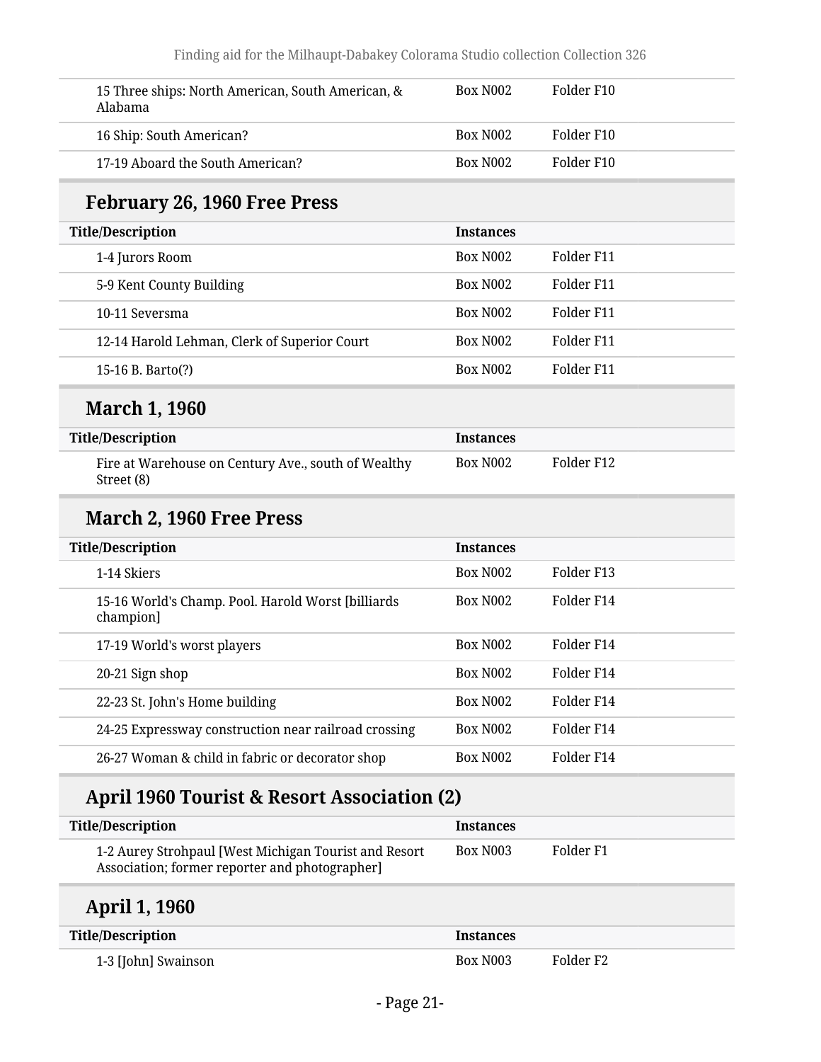| | | |
|---|---|---|
| 15 Three ships: North American, South American, & Alabama | Box N002 | Folder F10 |
| 16 Ship: South American? | Box N002 | Folder F10 |
| 17-19 Aboard the South American? | Box N002 | Folder F10 |

## February 26, 1960 Free Press

| Title/Description | Instances | |
|---|---|---|
| 1-4 Jurors Room | Box N002 | Folder F11 |
| 5-9 Kent County Building | Box N002 | Folder F11 |
| 10-11 Seversma | Box N002 | Folder F11 |
| 12-14 Harold Lehman, Clerk of Superior Court | Box N002 | Folder F11 |
| 15-16 B. Barto(?) | Box N002 | Folder F11 |

## March 1, 1960

| Title/Description | Instances | |
|---|---|---|
| Fire at Warehouse on Century Ave., south of Wealthy Street (8) | Box N002 | Folder F12 |

## March 2, 1960 Free Press

| Title/Description | Instances | |
|---|---|---|
| 1-14 Skiers | Box N002 | Folder F13 |
| 15-16 World's Champ. Pool. Harold Worst [billiards champion] | Box N002 | Folder F14 |
| 17-19 World's worst players | Box N002 | Folder F14 |
| 20-21 Sign shop | Box N002 | Folder F14 |
| 22-23 St. John's Home building | Box N002 | Folder F14 |
| 24-25 Expressway construction near railroad crossing | Box N002 | Folder F14 |
| 26-27 Woman & child in fabric or decorator shop | Box N002 | Folder F14 |

## April 1960 Tourist & Resort Association (2)

| Title/Description | Instances | |
|---|---|---|
| 1-2 Aurey Strohpaul [West Michigan Tourist and Resort Association; former reporter and photographer] | Box N003 | Folder F1 |

## April 1, 1960

| Title/Description | Instances | |
|---|---|---|
| 1-3 [John] Swainson | Box N003 | Folder F2 |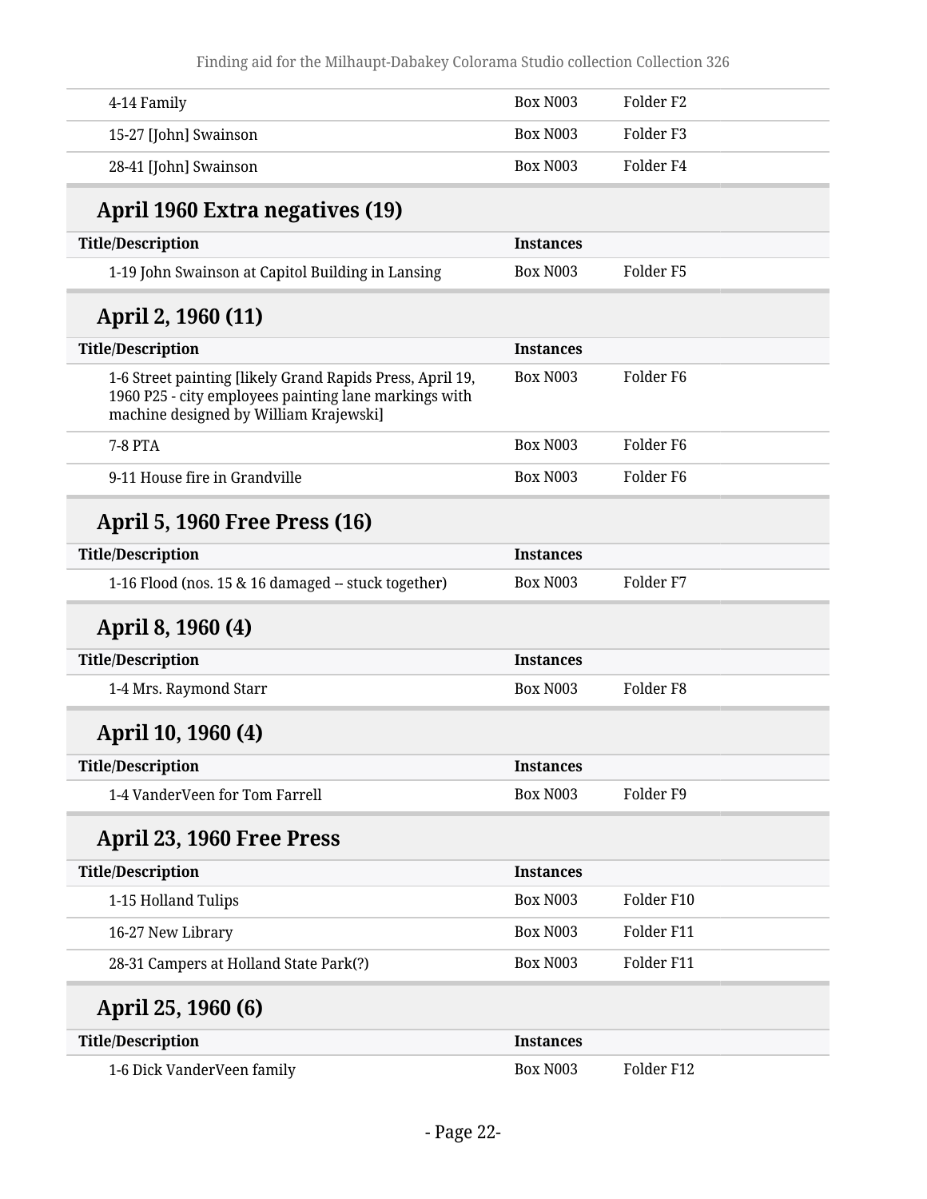| | | |
|---|---|---|
| 4-14 Family | Box N003 | Folder F2 |
| 15-27 [John] Swainson | Box N003 | Folder F3 |
| 28-41 [John] Swainson | Box N003 | Folder F4 |

## April 1960 Extra negatives (19)

| Title/Description | Instances | |
|---|---|---|
| 1-19 John Swainson at Capitol Building in Lansing | Box N003 | Folder F5 |

## April 2, 1960 (11)

| Title/Description | Instances | |
|---|---|---|
| 1-6 Street painting [likely Grand Rapids Press, April 19, 1960 P25 - city employees painting lane markings with machine designed by William Krajewski] | Box N003 | Folder F6 |
| 7-8 PTA | Box N003 | Folder F6 |
| 9-11 House fire in Grandville | Box N003 | Folder F6 |

## April 5, 1960 Free Press (16)

| Title/Description | Instances | |
|---|---|---|
| 1-16 Flood (nos. 15 & 16 damaged -- stuck together) | Box N003 | Folder F7 |

## April 8, 1960 (4)

| Title/Description | Instances | |
|---|---|---|
| 1-4 Mrs. Raymond Starr | Box N003 | Folder F8 |

## April 10, 1960 (4)

| Title/Description | Instances | |
|---|---|---|
| 1-4 VanderVeen for Tom Farrell | Box N003 | Folder F9 |

## April 23, 1960 Free Press

| Title/Description | Instances | |
|---|---|---|
| 1-15 Holland Tulips | Box N003 | Folder F10 |
| 16-27 New Library | Box N003 | Folder F11 |
| 28-31 Campers at Holland State Park(?) | Box N003 | Folder F11 |

## April 25, 1960 (6)

| Title/Description | Instances | |
|---|---|---|
| 1-6 Dick VanderVeen family | Box N003 | Folder F12 |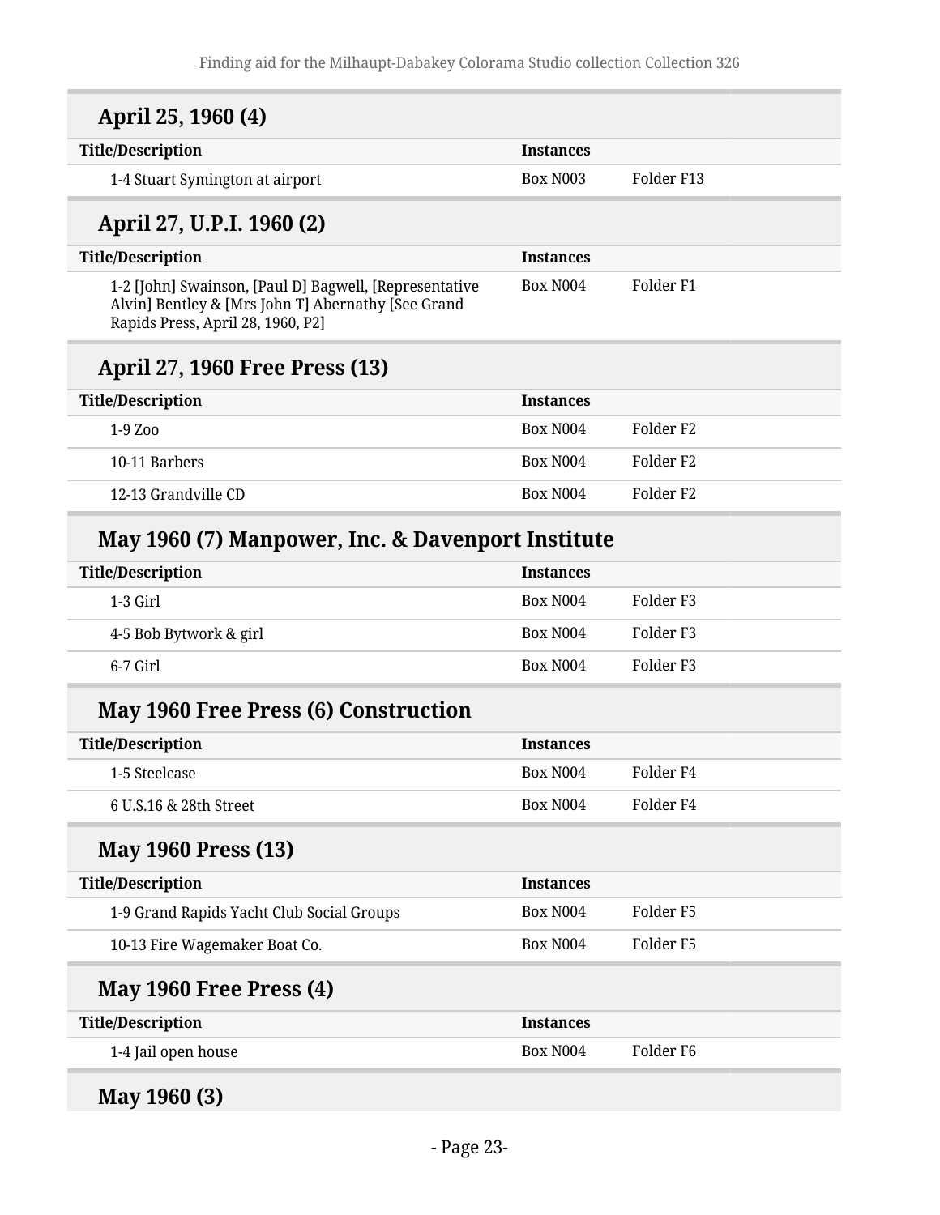## April 25, 1960 (4)

| Title/Description | Instances | |
|---|---|---|
| 1-4 Stuart Symington at airport | Box N003 | Folder F13 |

## April 27, U.P.I. 1960 (2)

| Title/Description | Instances | |
|---|---|---|
| 1-2 [John] Swainson, [Paul D] Bagwell, [Representative Alvin] Bentley & [Mrs John T] Abernathy [See Grand Rapids Press, April 28, 1960, P2] | Box N004 | Folder F1 |

## April 27, 1960 Free Press (13)

| Title/Description | Instances | |
|---|---|---|
| 1-9 Zoo | Box N004 | Folder F2 |
| 10-11 Barbers | Box N004 | Folder F2 |
| 12-13 Grandville CD | Box N004 | Folder F2 |

## May 1960 (7) Manpower, Inc. & Davenport Institute

| Title/Description | Instances | |
|---|---|---|
| 1-3 Girl | Box N004 | Folder F3 |
| 4-5 Bob Bytwork & girl | Box N004 | Folder F3 |
| 6-7 Girl | Box N004 | Folder F3 |

## May 1960 Free Press (6) Construction

| Title/Description | Instances | |
|---|---|---|
| 1-5 Steelcase | Box N004 | Folder F4 |
| 6 U.S.16 & 28th Street | Box N004 | Folder F4 |

## May 1960 Press (13)

| Title/Description | Instances | |
|---|---|---|
| 1-9 Grand Rapids Yacht Club Social Groups | Box N004 | Folder F5 |
| 10-13 Fire Wagemaker Boat Co. | Box N004 | Folder F5 |

## May 1960 Free Press (4)

| Title/Description | Instances | |
|---|---|---|
| 1-4 Jail open house | Box N004 | Folder F6 |

## May 1960 (3)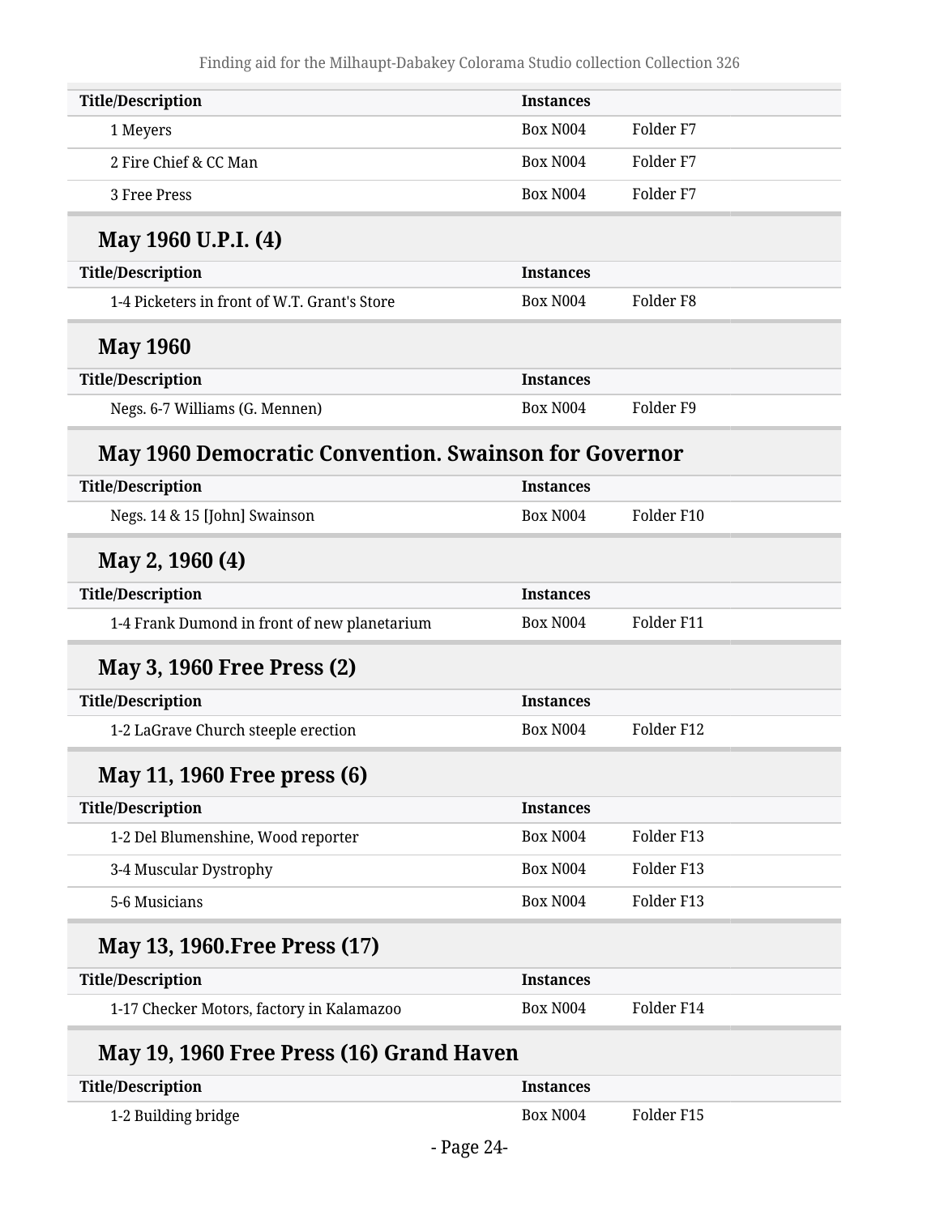| Title/Description | Instances | |
|---|---|---|
| 1 Meyers | Box N004 | Folder F7 |
| 2 Fire Chief & CC Man | Box N004 | Folder F7 |
| 3 Free Press | Box N004 | Folder F7 |

### May 1960 U.P.I. (4)

| Title/Description | Instances | |
|---|---|---|
| 1-4 Picketers in front of W.T. Grant's Store | Box N004 | Folder F8 |

### May 1960

| Title/Description | Instances | |
|---|---|---|
| Negs. 6-7 Williams (G. Mennen) | Box N004 | Folder F9 |

### May 1960 Democratic Convention. Swainson for Governor

| Title/Description | Instances | |
|---|---|---|
| Negs. 14 & 15 [John] Swainson | Box N004 | Folder F10 |

### May 2, 1960 (4)

| Title/Description | Instances | |
|---|---|---|
| 1-4 Frank Dumond in front of new planetarium | Box N004 | Folder F11 |

### May 3, 1960 Free Press (2)

| Title/Description | Instances | |
|---|---|---|
| 1-2 LaGrave Church steeple erection | Box N004 | Folder F12 |

### May 11, 1960 Free press (6)

| Title/Description | Instances | |
|---|---|---|
| 1-2 Del Blumenshine, Wood reporter | Box N004 | Folder F13 |
| 3-4 Muscular Dystrophy | Box N004 | Folder F13 |
| 5-6 Musicians | Box N004 | Folder F13 |

### May 13, 1960.Free Press (17)

| Title/Description | Instances | |
|---|---|---|
| 1-17 Checker Motors, factory in Kalamazoo | Box N004 | Folder F14 |

### May 19, 1960 Free Press (16) Grand Haven

| Title/Description | Instances | |
|---|---|---|
| 1-2 Building bridge | Box N004 | Folder F15 |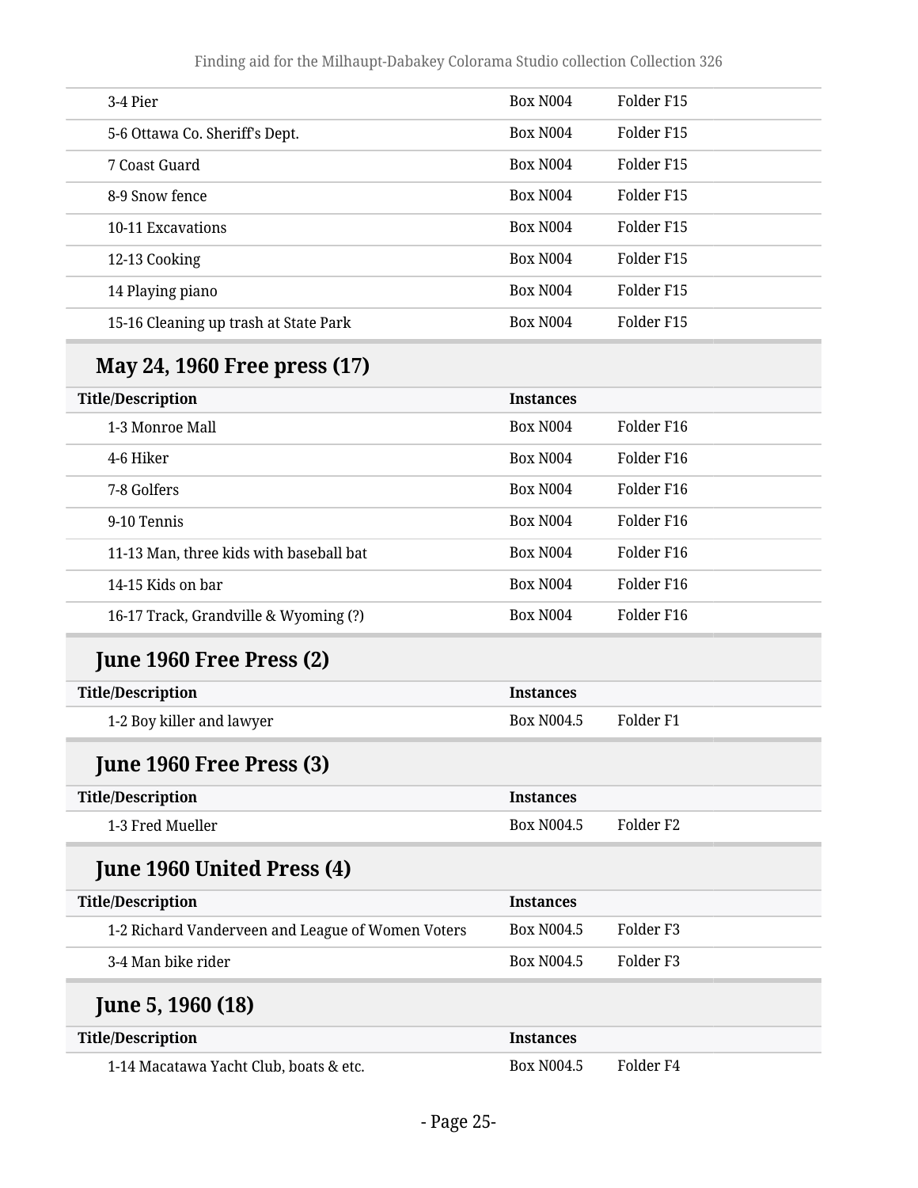| Title/Description | Instances | |
|---|---|---|
| 3-4 Pier | Box N004 | Folder F15 |
| 5-6 Ottawa Co. Sheriff's Dept. | Box N004 | Folder F15 |
| 7 Coast Guard | Box N004 | Folder F15 |
| 8-9 Snow fence | Box N004 | Folder F15 |
| 10-11 Excavations | Box N004 | Folder F15 |
| 12-13 Cooking | Box N004 | Folder F15 |
| 14 Playing piano | Box N004 | Folder F15 |
| 15-16 Cleaning up trash at State Park | Box N004 | Folder F15 |

## May 24, 1960 Free press (17)

| Title/Description | Instances | |
|---|---|---|
| 1-3 Monroe Mall | Box N004 | Folder F16 |
| 4-6 Hiker | Box N004 | Folder F16 |
| 7-8 Golfers | Box N004 | Folder F16 |
| 9-10 Tennis | Box N004 | Folder F16 |
| 11-13 Man, three kids with baseball bat | Box N004 | Folder F16 |
| 14-15 Kids on bar | Box N004 | Folder F16 |
| 16-17 Track, Grandville & Wyoming (?) | Box N004 | Folder F16 |

## June 1960 Free Press (2)

| Title/Description | Instances | |
|---|---|---|
| 1-2 Boy killer and lawyer | Box N004.5 | Folder F1 |

## June 1960 Free Press (3)

| Title/Description | Instances | |
|---|---|---|
| 1-3 Fred Mueller | Box N004.5 | Folder F2 |

## June 1960 United Press (4)

| Title/Description | Instances | |
|---|---|---|
| 1-2 Richard Vanderveen and League of Women Voters | Box N004.5 | Folder F3 |
| 3-4 Man bike rider | Box N004.5 | Folder F3 |

## June 5, 1960 (18)

| Title/Description | Instances | |
|---|---|---|
| 1-14 Macatawa Yacht Club, boats & etc. | Box N004.5 | Folder F4 |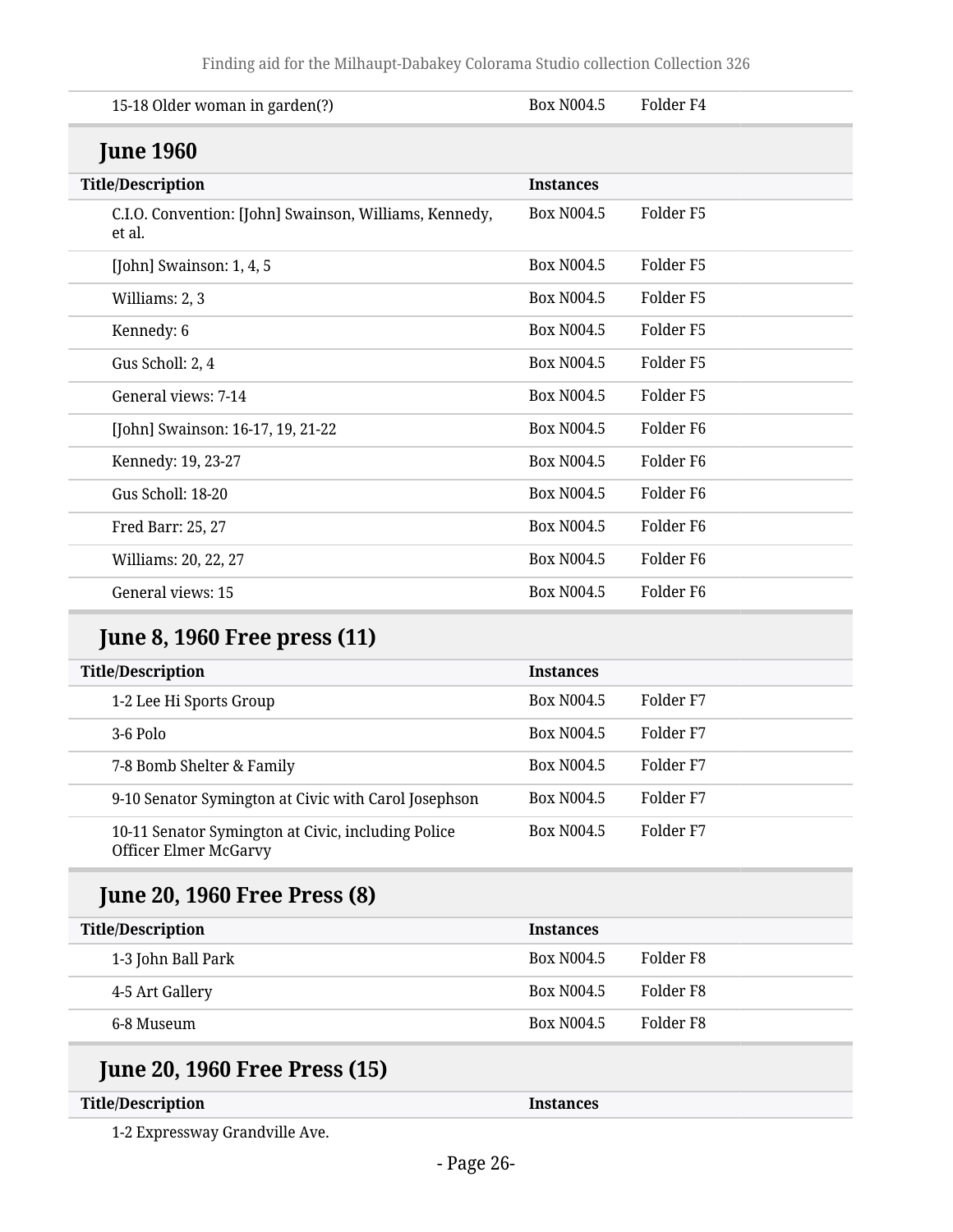| | | |
|---|---|---|
| 15-18 Older woman in garden(?) | Box N004.5 | Folder F4 |

## June 1960

| Title/Description | Instances | |
|---|---|---|
| C.I.O. Convention: [John] Swainson, Williams, Kennedy, et al. | Box N004.5 | Folder F5 |
| [John] Swainson: 1, 4, 5 | Box N004.5 | Folder F5 |
| Williams: 2, 3 | Box N004.5 | Folder F5 |
| Kennedy: 6 | Box N004.5 | Folder F5 |
| Gus Scholl: 2, 4 | Box N004.5 | Folder F5 |
| General views: 7-14 | Box N004.5 | Folder F5 |
| [John] Swainson: 16-17, 19, 21-22 | Box N004.5 | Folder F6 |
| Kennedy: 19, 23-27 | Box N004.5 | Folder F6 |
| Gus Scholl: 18-20 | Box N004.5 | Folder F6 |
| Fred Barr: 25, 27 | Box N004.5 | Folder F6 |
| Williams: 20, 22, 27 | Box N004.5 | Folder F6 |
| General views: 15 | Box N004.5 | Folder F6 |

## June 8, 1960 Free press (11)

| Title/Description | Instances | |
|---|---|---|
| 1-2 Lee Hi Sports Group | Box N004.5 | Folder F7 |
| 3-6 Polo | Box N004.5 | Folder F7 |
| 7-8 Bomb Shelter & Family | Box N004.5 | Folder F7 |
| 9-10 Senator Symington at Civic with Carol Josephson | Box N004.5 | Folder F7 |
| 10-11 Senator Symington at Civic, including Police Officer Elmer McGarvy | Box N004.5 | Folder F7 |

## June 20, 1960 Free Press (8)

| Title/Description | Instances | |
|---|---|---|
| 1-3 John Ball Park | Box N004.5 | Folder F8 |
| 4-5 Art Gallery | Box N004.5 | Folder F8 |
| 6-8 Museum | Box N004.5 | Folder F8 |

## June 20, 1960 Free Press (15)

| Title/Description | Instances | |
|---|---|---|
| 1-2 Expressway Grandville Ave. | | |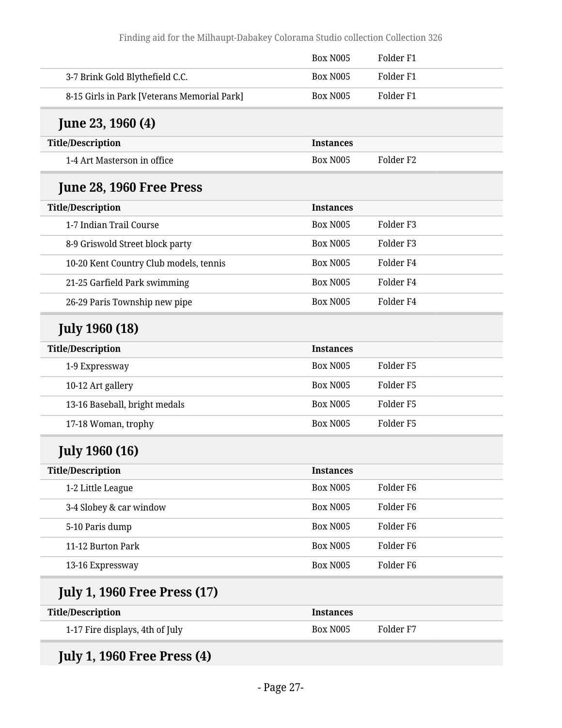| | | |
|---|---|---|
| | Box N005 | Folder F1 |
| 3-7 Brink Gold Blythefield C.C. | Box N005 | Folder F1 |
| 8-15 Girls in Park [Veterans Memorial Park] | Box N005 | Folder F1 |

## June 23, 1960 (4)

| Title/Description | Instances | |
|---|---|---|
| 1-4 Art Masterson in office | Box N005 | Folder F2 |

## June 28, 1960 Free Press

| Title/Description | Instances | |
|---|---|---|
| 1-7 Indian Trail Course | Box N005 | Folder F3 |
| 8-9 Griswold Street block party | Box N005 | Folder F3 |
| 10-20 Kent Country Club models, tennis | Box N005 | Folder F4 |
| 21-25 Garfield Park swimming | Box N005 | Folder F4 |
| 26-29 Paris Township new pipe | Box N005 | Folder F4 |

## July 1960 (18)

| Title/Description | Instances | |
|---|---|---|
| 1-9 Expressway | Box N005 | Folder F5 |
| 10-12 Art gallery | Box N005 | Folder F5 |
| 13-16 Baseball, bright medals | Box N005 | Folder F5 |
| 17-18 Woman, trophy | Box N005 | Folder F5 |

## July 1960 (16)

| Title/Description | Instances | |
|---|---|---|
| 1-2 Little League | Box N005 | Folder F6 |
| 3-4 Slobey & car window | Box N005 | Folder F6 |
| 5-10 Paris dump | Box N005 | Folder F6 |
| 11-12 Burton Park | Box N005 | Folder F6 |
| 13-16 Expressway | Box N005 | Folder F6 |

## July 1, 1960 Free Press (17)

| Title/Description | Instances | |
|---|---|---|
| 1-17 Fire displays, 4th of July | Box N005 | Folder F7 |

## July 1, 1960 Free Press (4)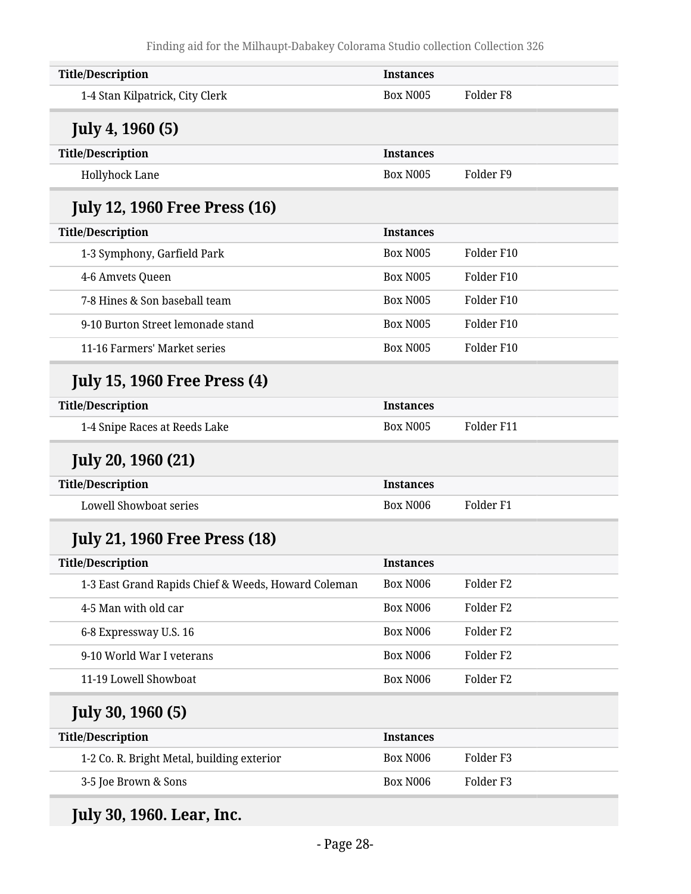| Title/Description | Instances | |
|---|---|---|
| 1-4 Stan Kilpatrick, City Clerk | Box N005 | Folder F8 |

### July 4, 1960 (5)

| Title/Description | Instances | |
|---|---|---|
| Hollyhock Lane | Box N005 | Folder F9 |

### July 12, 1960 Free Press (16)

| Title/Description | Instances | |
|---|---|---|
| 1-3 Symphony, Garfield Park | Box N005 | Folder F10 |
| 4-6 Amvets Queen | Box N005 | Folder F10 |
| 7-8 Hines & Son baseball team | Box N005 | Folder F10 |
| 9-10 Burton Street lemonade stand | Box N005 | Folder F10 |
| 11-16 Farmers' Market series | Box N005 | Folder F10 |

### July 15, 1960 Free Press (4)

| Title/Description | Instances | |
|---|---|---|
| 1-4 Snipe Races at Reeds Lake | Box N005 | Folder F11 |

### July 20, 1960 (21)

| Title/Description | Instances | |
|---|---|---|
| Lowell Showboat series | Box N006 | Folder F1 |

### July 21, 1960 Free Press (18)

| Title/Description | Instances | |
|---|---|---|
| 1-3 East Grand Rapids Chief & Weeds, Howard Coleman | Box N006 | Folder F2 |
| 4-5 Man with old car | Box N006 | Folder F2 |
| 6-8 Expressway U.S. 16 | Box N006 | Folder F2 |
| 9-10 World War I veterans | Box N006 | Folder F2 |
| 11-19 Lowell Showboat | Box N006 | Folder F2 |

### July 30, 1960 (5)

| Title/Description | Instances | |
|---|---|---|
| 1-2 Co. R. Bright Metal, building exterior | Box N006 | Folder F3 |
| 3-5 Joe Brown & Sons | Box N006 | Folder F3 |

### July 30, 1960. Lear, Inc.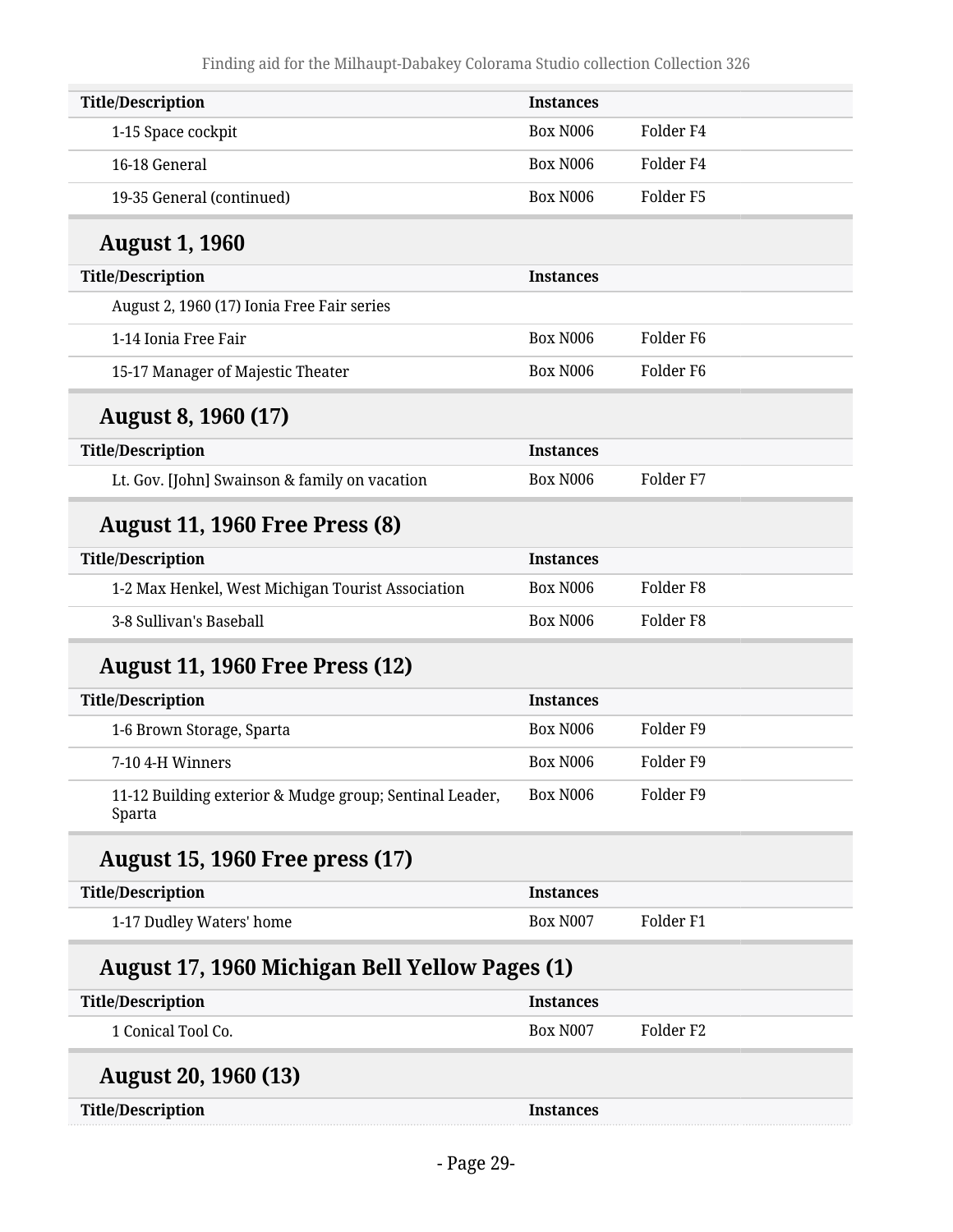| Title/Description | Instances | |
|---|---|---|
| 1-15 Space cockpit | Box N006 | Folder F4 |
| 16-18 General | Box N006 | Folder F4 |
| 19-35 General (continued) | Box N006 | Folder F5 |

### August 1, 1960

| Title/Description | Instances | |
|---|---|---|
| August 2, 1960 (17) Ionia Free Fair series | | |
| 1-14 Ionia Free Fair | Box N006 | Folder F6 |
| 15-17 Manager of Majestic Theater | Box N006 | Folder F6 |

### August 8, 1960 (17)

| Title/Description | Instances | |
|---|---|---|
| Lt. Gov. [John] Swainson & family on vacation | Box N006 | Folder F7 |

### August 11, 1960 Free Press (8)

| Title/Description | Instances | |
|---|---|---|
| 1-2 Max Henkel, West Michigan Tourist Association | Box N006 | Folder F8 |
| 3-8 Sullivan's Baseball | Box N006 | Folder F8 |

### August 11, 1960 Free Press (12)

| Title/Description | Instances | |
|---|---|---|
| 1-6 Brown Storage, Sparta | Box N006 | Folder F9 |
| 7-10 4-H Winners | Box N006 | Folder F9 |
| 11-12 Building exterior & Mudge group; Sentinal Leader, Sparta | Box N006 | Folder F9 |

### August 15, 1960 Free press (17)

| Title/Description | Instances | |
|---|---|---|
| 1-17 Dudley Waters' home | Box N007 | Folder F1 |

### August 17, 1960 Michigan Bell Yellow Pages (1)

| Title/Description | Instances | |
|---|---|---|
| 1 Conical Tool Co. | Box N007 | Folder F2 |

### August 20, 1960 (13)

| Title/Description | Instances |
|---|---|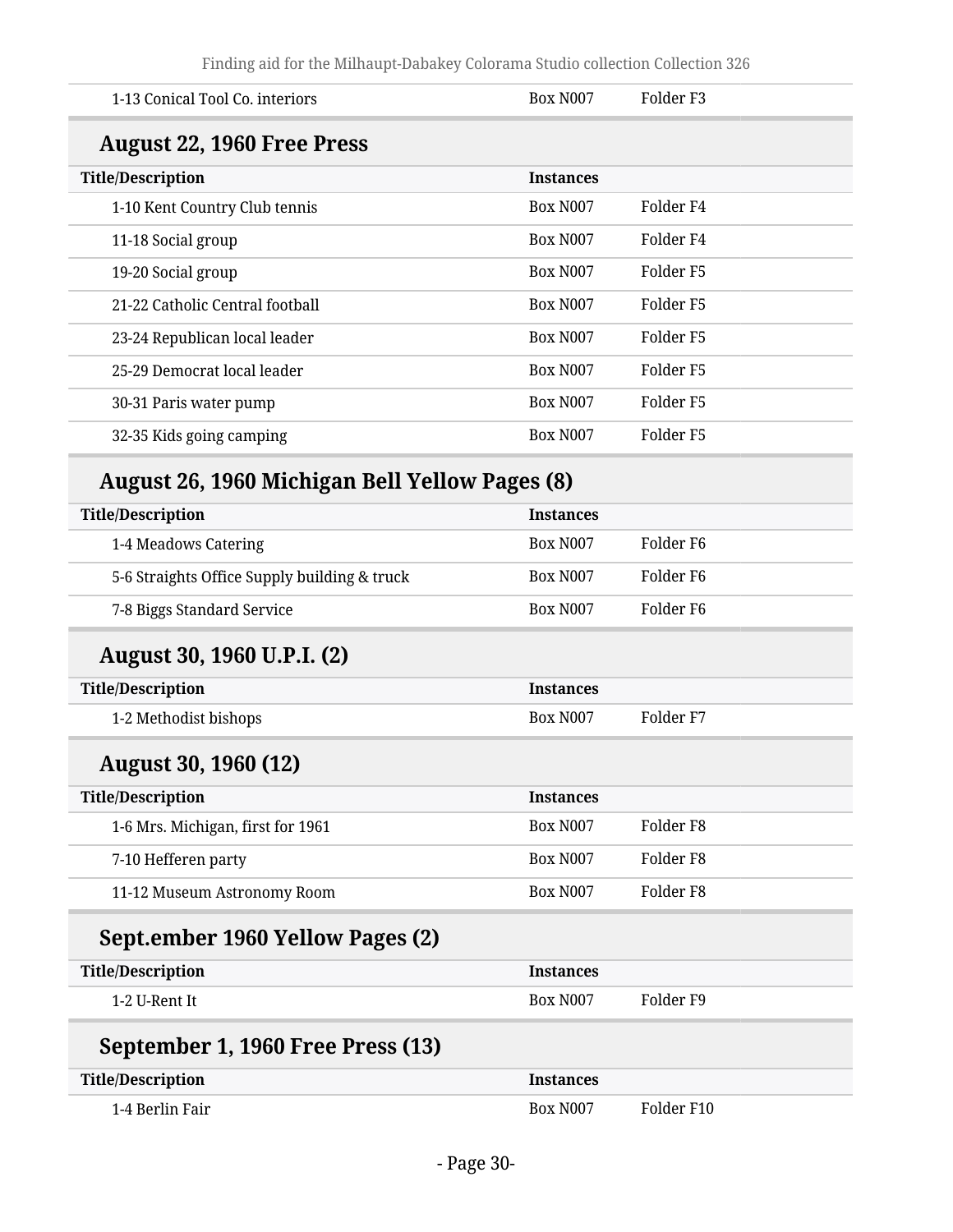| | | |
|---|---|---|
| 1-13 Conical Tool Co. interiors | Box N007 | Folder F3 |

## August 22, 1960 Free Press

| Title/Description | Instances | |
|---|---|---|
| 1-10 Kent Country Club tennis | Box N007 | Folder F4 |
| 11-18 Social group | Box N007 | Folder F4 |
| 19-20 Social group | Box N007 | Folder F5 |
| 21-22 Catholic Central football | Box N007 | Folder F5 |
| 23-24 Republican local leader | Box N007 | Folder F5 |
| 25-29 Democrat local leader | Box N007 | Folder F5 |
| 30-31 Paris water pump | Box N007 | Folder F5 |
| 32-35 Kids going camping | Box N007 | Folder F5 |

## August 26, 1960 Michigan Bell Yellow Pages (8)

| Title/Description | Instances | |
|---|---|---|
| 1-4 Meadows Catering | Box N007 | Folder F6 |
| 5-6 Straights Office Supply building & truck | Box N007 | Folder F6 |
| 7-8 Biggs Standard Service | Box N007 | Folder F6 |

## August 30, 1960 U.P.I. (2)

| Title/Description | Instances | |
|---|---|---|
| 1-2 Methodist bishops | Box N007 | Folder F7 |

## August 30, 1960 (12)

| Title/Description | Instances | |
|---|---|---|
| 1-6 Mrs. Michigan, first for 1961 | Box N007 | Folder F8 |
| 7-10 Hefferen party | Box N007 | Folder F8 |
| 11-12 Museum Astronomy Room | Box N007 | Folder F8 |

## Sept.ember 1960 Yellow Pages (2)

| Title/Description | Instances | |
|---|---|---|
| 1-2 U-Rent It | Box N007 | Folder F9 |

## September 1, 1960 Free Press (13)

| Title/Description | Instances | |
|---|---|---|
| 1-4 Berlin Fair | Box N007 | Folder F10 |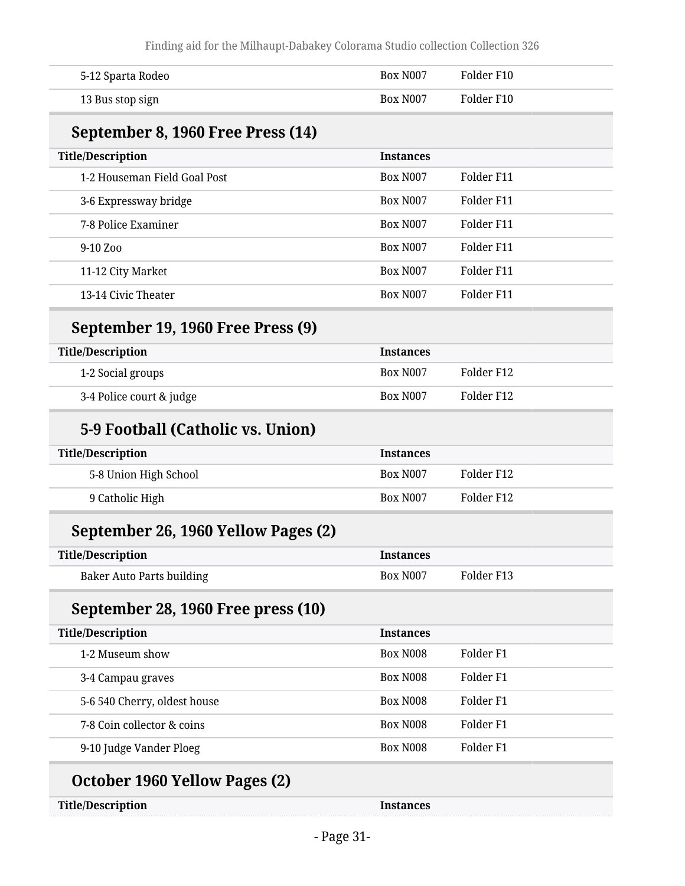| Title/Description | Instances | |
|---|---|---|
| 5-12 Sparta Rodeo | Box N007 | Folder F10 |
| 13 Bus stop sign | Box N007 | Folder F10 |

### September 8, 1960 Free Press (14)

| Title/Description | Instances | |
|---|---|---|
| 1-2 Houseman Field Goal Post | Box N007 | Folder F11 |
| 3-6 Expressway bridge | Box N007 | Folder F11 |
| 7-8 Police Examiner | Box N007 | Folder F11 |
| 9-10 Zoo | Box N007 | Folder F11 |
| 11-12 City Market | Box N007 | Folder F11 |
| 13-14 Civic Theater | Box N007 | Folder F11 |

### September 19, 1960 Free Press (9)

| Title/Description | Instances | |
|---|---|---|
| 1-2 Social groups | Box N007 | Folder F12 |
| 3-4 Police court & judge | Box N007 | Folder F12 |

#### 5-9 Football (Catholic vs. Union)

| Title/Description | Instances | |
|---|---|---|
| 5-8 Union High School | Box N007 | Folder F12 |
| 9 Catholic High | Box N007 | Folder F12 |

### September 26, 1960 Yellow Pages (2)

| Title/Description | Instances | |
|---|---|---|
| Baker Auto Parts building | Box N007 | Folder F13 |

### September 28, 1960 Free press (10)

| Title/Description | Instances | |
|---|---|---|
| 1-2 Museum show | Box N008 | Folder F1 |
| 3-4 Campau graves | Box N008 | Folder F1 |
| 5-6 540 Cherry, oldest house | Box N008 | Folder F1 |
| 7-8 Coin collector & coins | Box N008 | Folder F1 |
| 9-10 Judge Vander Ploeg | Box N008 | Folder F1 |

### October 1960 Yellow Pages (2)

| Title/Description | Instances |
|---|---|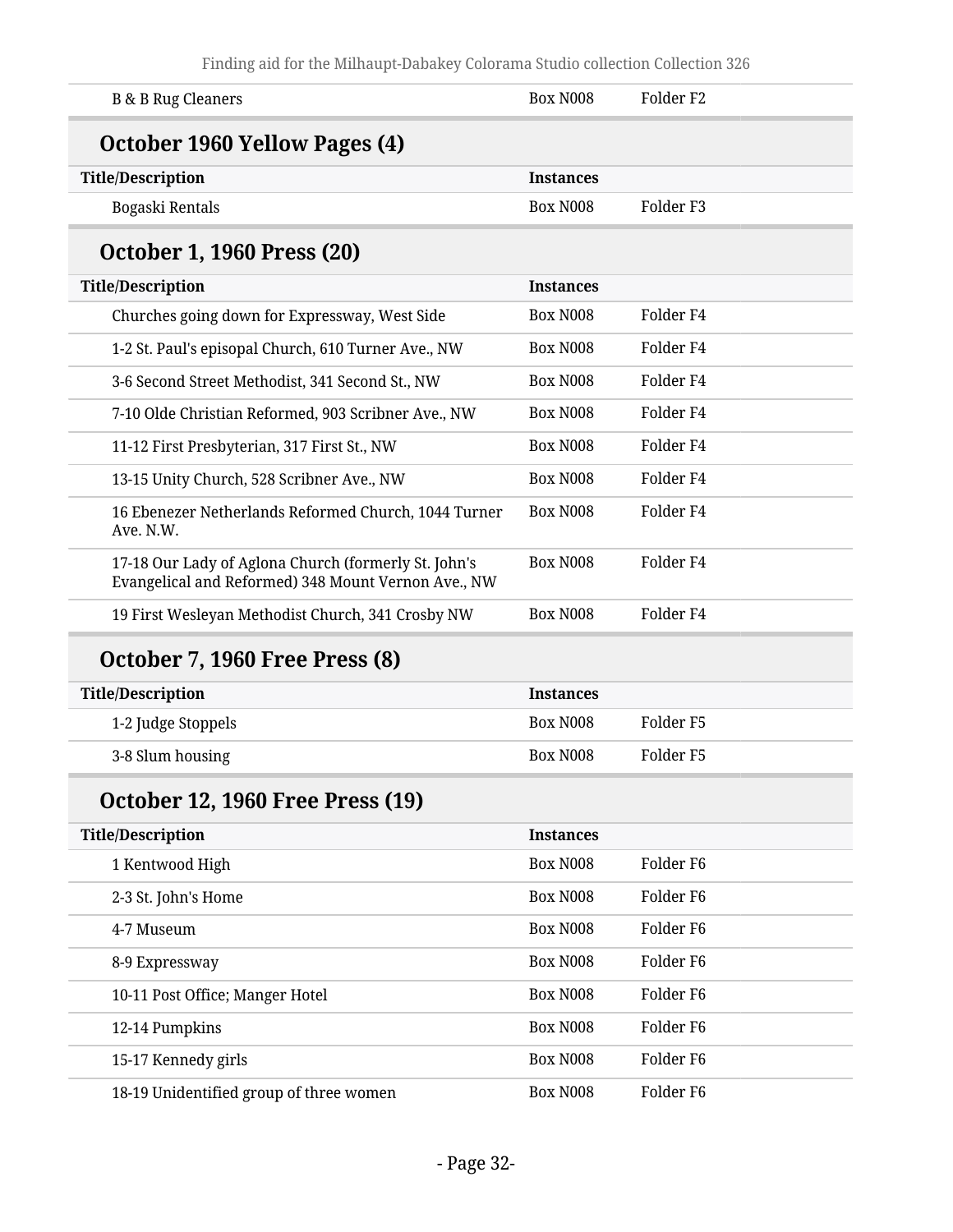| Title/Description | Instances | |
|---|---|---|
| B & B Rug Cleaners | Box N008 | Folder F2 |

## October 1960 Yellow Pages (4)

| Title/Description | Instances | |
|---|---|---|
| Bogaski Rentals | Box N008 | Folder F3 |

## October 1, 1960 Press (20)

| Title/Description | Instances | |
|---|---|---|
| Churches going down for Expressway, West Side | Box N008 | Folder F4 |
| 1-2 St. Paul's episopal Church, 610 Turner Ave., NW | Box N008 | Folder F4 |
| 3-6 Second Street Methodist, 341 Second St., NW | Box N008 | Folder F4 |
| 7-10 Olde Christian Reformed, 903 Scribner Ave., NW | Box N008 | Folder F4 |
| 11-12 First Presbyterian, 317 First St., NW | Box N008 | Folder F4 |
| 13-15 Unity Church, 528 Scribner Ave., NW | Box N008 | Folder F4 |
| 16 Ebenezer Netherlands Reformed Church, 1044 Turner Ave. N.W. | Box N008 | Folder F4 |
| 17-18 Our Lady of Aglona Church (formerly St. John's Evangelical and Reformed) 348 Mount Vernon Ave., NW | Box N008 | Folder F4 |
| 19 First Wesleyan Methodist Church, 341 Crosby NW | Box N008 | Folder F4 |

## October 7, 1960 Free Press (8)

| Title/Description | Instances | |
|---|---|---|
| 1-2 Judge Stoppels | Box N008 | Folder F5 |
| 3-8 Slum housing | Box N008 | Folder F5 |

## October 12, 1960 Free Press (19)

| Title/Description | Instances | |
|---|---|---|
| 1 Kentwood High | Box N008 | Folder F6 |
| 2-3 St. John's Home | Box N008 | Folder F6 |
| 4-7 Museum | Box N008 | Folder F6 |
| 8-9 Expressway | Box N008 | Folder F6 |
| 10-11 Post Office; Manger Hotel | Box N008 | Folder F6 |
| 12-14 Pumpkins | Box N008 | Folder F6 |
| 15-17 Kennedy girls | Box N008 | Folder F6 |
| 18-19 Unidentified group of three women | Box N008 | Folder F6 |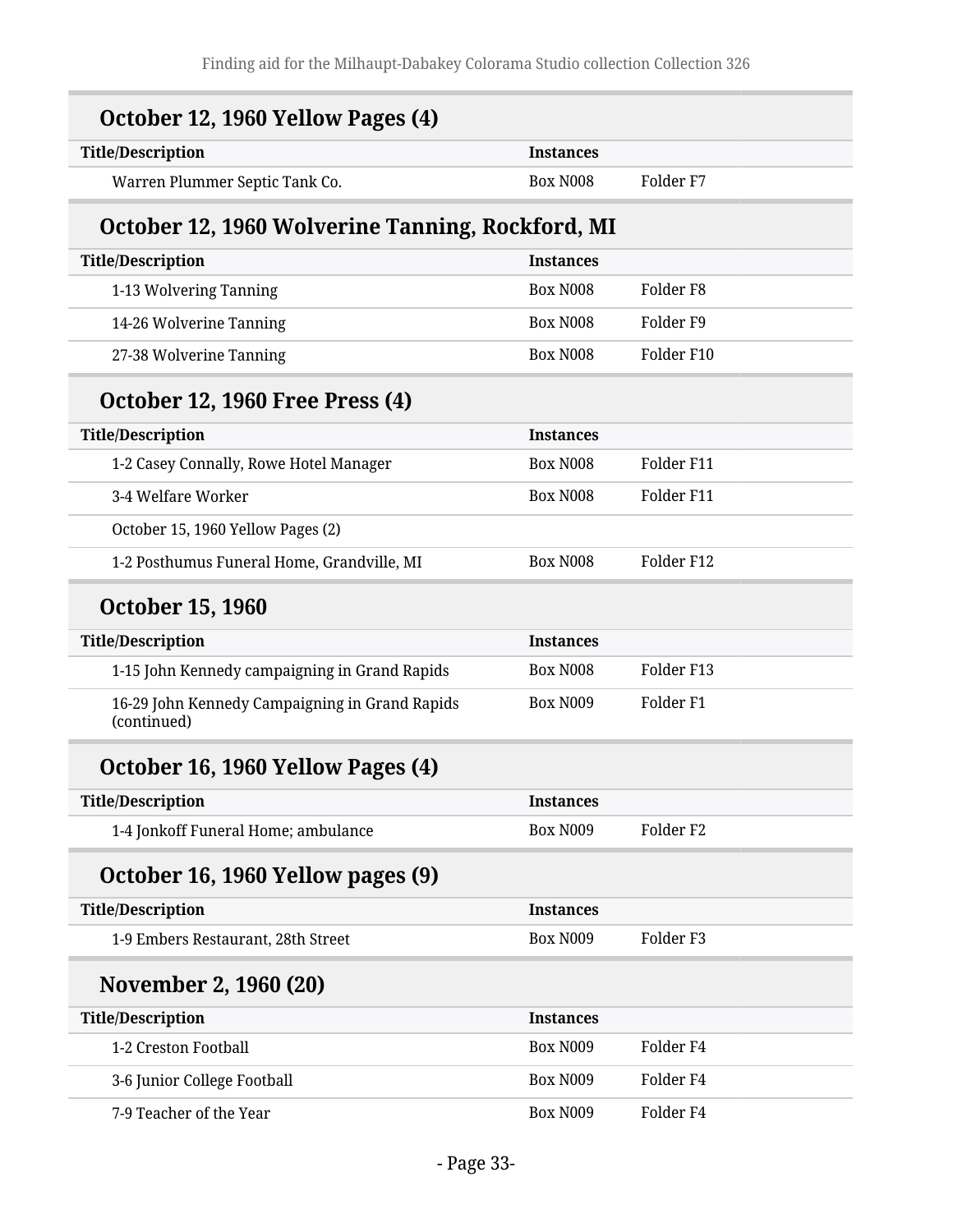### October 12, 1960 Yellow Pages (4)

| Title/Description | Instances | |
| --- | --- | --- |
| Warren Plummer Septic Tank Co. | Box N008 | Folder F7 |

### October 12, 1960 Wolverine Tanning, Rockford, MI

| Title/Description | Instances | |
| --- | --- | --- |
| 1-13 Wolvering Tanning | Box N008 | Folder F8 |
| 14-26 Wolverine Tanning | Box N008 | Folder F9 |
| 27-38 Wolverine Tanning | Box N008 | Folder F10 |

### October 12, 1960 Free Press (4)

| Title/Description | Instances | |
| --- | --- | --- |
| 1-2 Casey Connally, Rowe Hotel Manager | Box N008 | Folder F11 |
| 3-4 Welfare Worker | Box N008 | Folder F11 |
| October 15, 1960 Yellow Pages (2) | | |
| 1-2 Posthumus Funeral Home, Grandville, MI | Box N008 | Folder F12 |

### October 15, 1960

| Title/Description | Instances | |
| --- | --- | --- |
| 1-15 John Kennedy campaigning in Grand Rapids | Box N008 | Folder F13 |
| 16-29 John Kennedy Campaigning in Grand Rapids (continued) | Box N009 | Folder F1 |

### October 16, 1960 Yellow Pages (4)

| Title/Description | Instances | |
| --- | --- | --- |
| 1-4 Jonkoff Funeral Home; ambulance | Box N009 | Folder F2 |

### October 16, 1960 Yellow pages (9)

| Title/Description | Instances | |
| --- | --- | --- |
| 1-9 Embers Restaurant, 28th Street | Box N009 | Folder F3 |

### November 2, 1960 (20)

| Title/Description | Instances | |
| --- | --- | --- |
| 1-2 Creston Football | Box N009 | Folder F4 |
| 3-6 Junior College Football | Box N009 | Folder F4 |
| 7-9 Teacher of the Year | Box N009 | Folder F4 |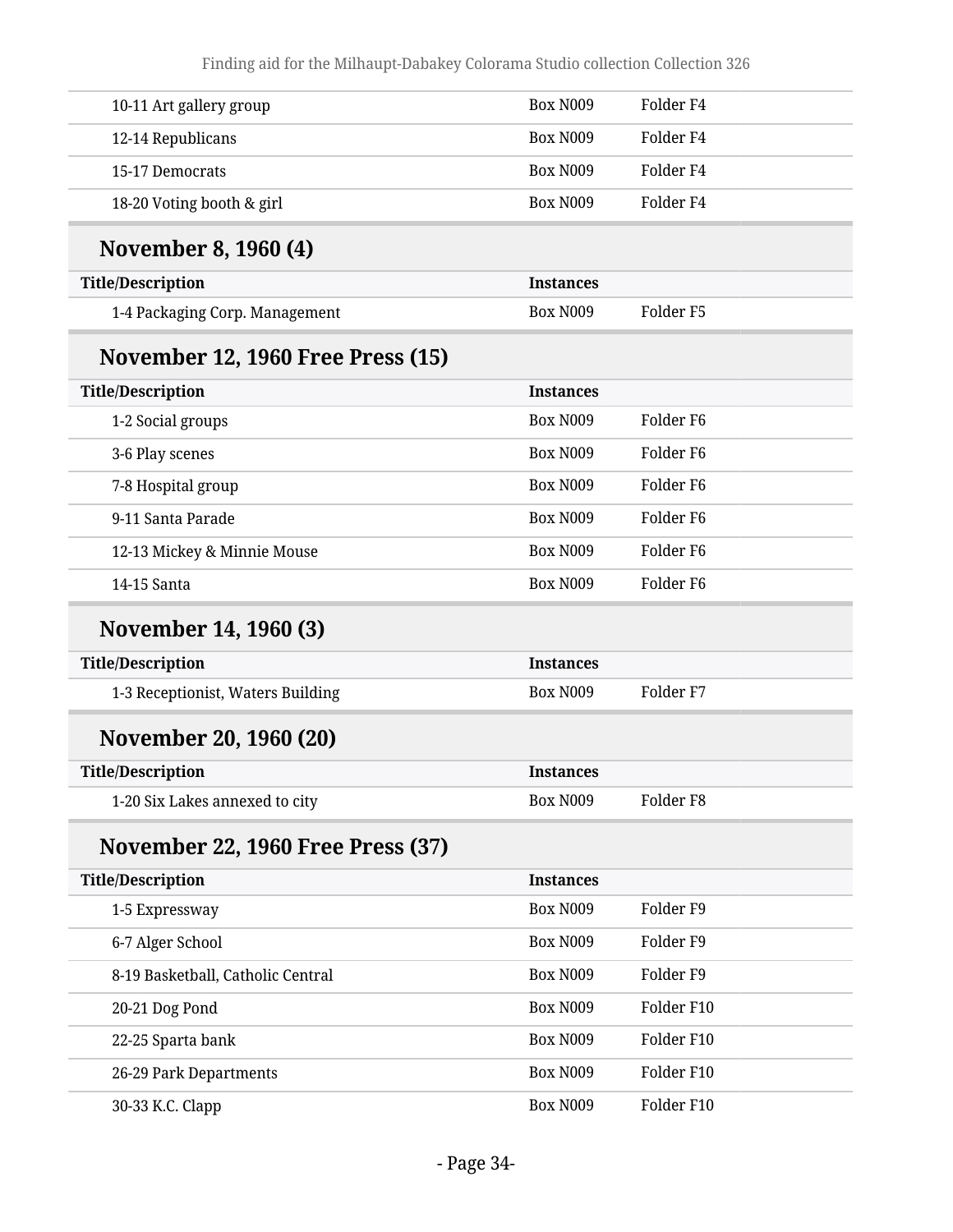| Title/Description | Instances | |
|---|---|---|
| 10-11 Art gallery group | Box N009 | Folder F4 |
| 12-14 Republicans | Box N009 | Folder F4 |
| 15-17 Democrats | Box N009 | Folder F4 |
| 18-20 Voting booth & girl | Box N009 | Folder F4 |

## November 8, 1960 (4)

| Title/Description | Instances | |
|---|---|---|
| 1-4 Packaging Corp. Management | Box N009 | Folder F5 |

## November 12, 1960 Free Press (15)

| Title/Description | Instances | |
|---|---|---|
| 1-2 Social groups | Box N009 | Folder F6 |
| 3-6 Play scenes | Box N009 | Folder F6 |
| 7-8 Hospital group | Box N009 | Folder F6 |
| 9-11 Santa Parade | Box N009 | Folder F6 |
| 12-13 Mickey & Minnie Mouse | Box N009 | Folder F6 |
| 14-15 Santa | Box N009 | Folder F6 |

## November 14, 1960 (3)

| Title/Description | Instances | |
|---|---|---|
| 1-3 Receptionist, Waters Building | Box N009 | Folder F7 |

## November 20, 1960 (20)

| Title/Description | Instances | |
|---|---|---|
| 1-20 Six Lakes annexed to city | Box N009 | Folder F8 |

## November 22, 1960 Free Press (37)

| Title/Description | Instances | |
|---|---|---|
| 1-5 Expressway | Box N009 | Folder F9 |
| 6-7 Alger School | Box N009 | Folder F9 |
| 8-19 Basketball, Catholic Central | Box N009 | Folder F9 |
| 20-21 Dog Pond | Box N009 | Folder F10 |
| 22-25 Sparta bank | Box N009 | Folder F10 |
| 26-29 Park Departments | Box N009 | Folder F10 |
| 30-33 K.C. Clapp | Box N009 | Folder F10 |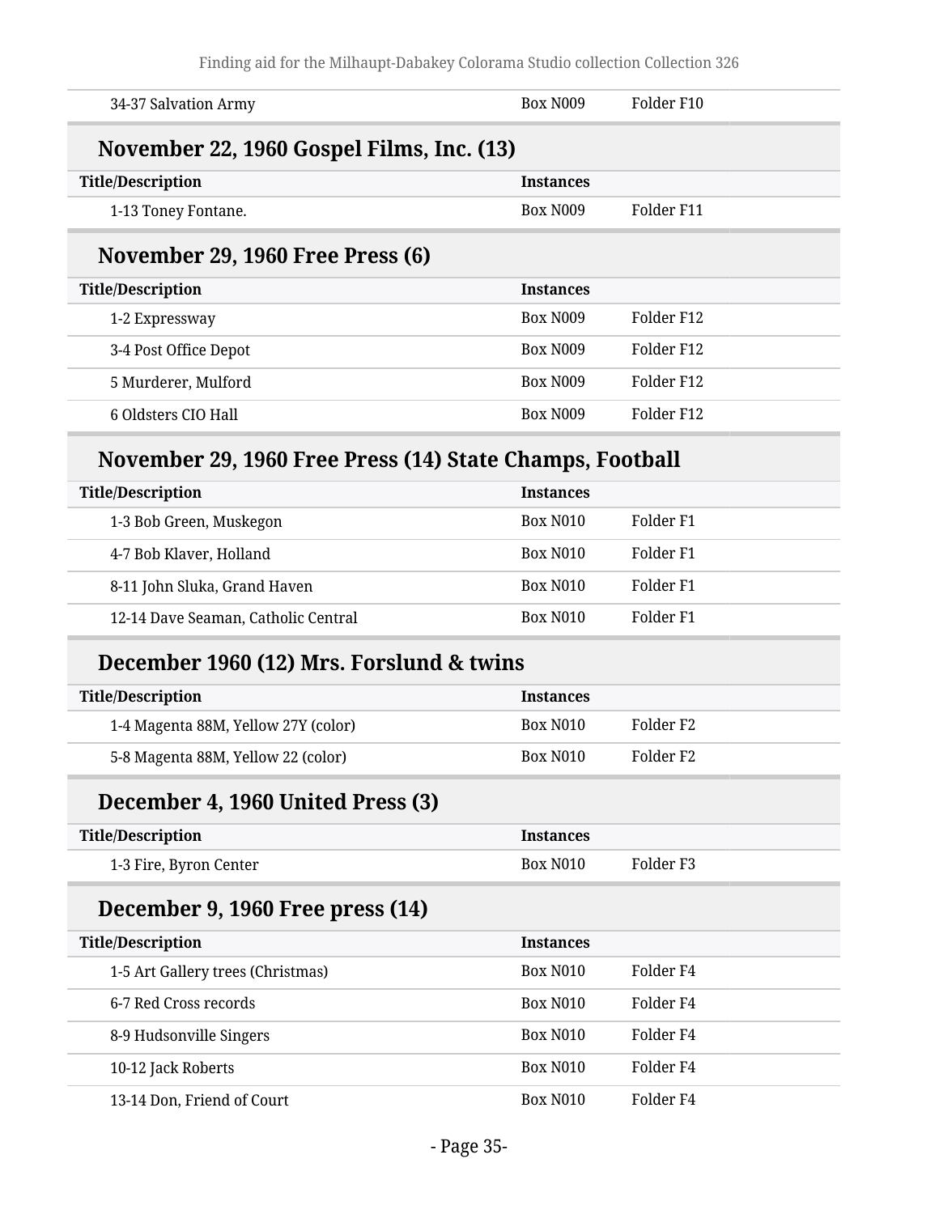| | | |
|---|---|---|
| 34-37 Salvation Army | Box N009 | Folder F10 |

### November 22, 1960 Gospel Films, Inc. (13)

| Title/Description | Instances | |
|---|---|---|
| 1-13 Toney Fontane. | Box N009 | Folder F11 |

### November 29, 1960 Free Press (6)

| Title/Description | Instances | |
|---|---|---|
| 1-2 Expressway | Box N009 | Folder F12 |
| 3-4 Post Office Depot | Box N009 | Folder F12 |
| 5 Murderer, Mulford | Box N009 | Folder F12 |
| 6 Oldsters CIO Hall | Box N009 | Folder F12 |

### November 29, 1960 Free Press (14) State Champs, Football

| Title/Description | Instances | |
|---|---|---|
| 1-3 Bob Green, Muskegon | Box N010 | Folder F1 |
| 4-7 Bob Klaver, Holland | Box N010 | Folder F1 |
| 8-11 John Sluka, Grand Haven | Box N010 | Folder F1 |
| 12-14 Dave Seaman, Catholic Central | Box N010 | Folder F1 |

### December 1960 (12) Mrs. Forslund & twins

| Title/Description | Instances | |
|---|---|---|
| 1-4 Magenta 88M, Yellow 27Y (color) | Box N010 | Folder F2 |
| 5-8 Magenta 88M, Yellow 22 (color) | Box N010 | Folder F2 |

### December 4, 1960 United Press (3)

| Title/Description | Instances | |
|---|---|---|
| 1-3 Fire, Byron Center | Box N010 | Folder F3 |

### December 9, 1960 Free press (14)

| Title/Description | Instances | |
|---|---|---|
| 1-5 Art Gallery trees (Christmas) | Box N010 | Folder F4 |
| 6-7 Red Cross records | Box N010 | Folder F4 |
| 8-9 Hudsonville Singers | Box N010 | Folder F4 |
| 10-12 Jack Roberts | Box N010 | Folder F4 |
| 13-14 Don, Friend of Court | Box N010 | Folder F4 |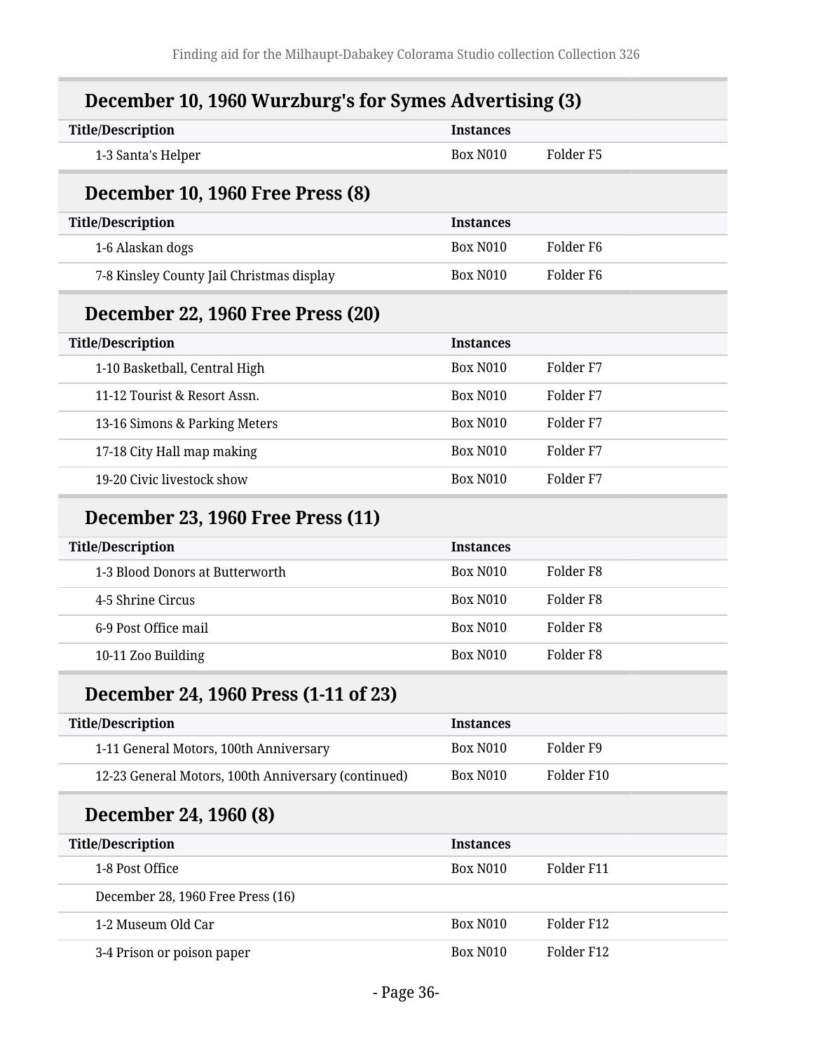## December 10, 1960 Wurzburg's for Symes Advertising (3)

| Title/Description | Instances | |
|---|---|---|
| 1-3 Santa's Helper | Box N010 | Folder F5 |

## December 10, 1960 Free Press (8)

| Title/Description | Instances | |
|---|---|---|
| 1-6 Alaskan dogs | Box N010 | Folder F6 |
| 7-8 Kinsley County Jail Christmas display | Box N010 | Folder F6 |

## December 22, 1960 Free Press (20)

| Title/Description | Instances | |
|---|---|---|
| 1-10 Basketball, Central High | Box N010 | Folder F7 |
| 11-12 Tourist & Resort Assn. | Box N010 | Folder F7 |
| 13-16 Simons & Parking Meters | Box N010 | Folder F7 |
| 17-18 City Hall map making | Box N010 | Folder F7 |
| 19-20 Civic livestock show | Box N010 | Folder F7 |

## December 23, 1960 Free Press (11)

| Title/Description | Instances | |
|---|---|---|
| 1-3 Blood Donors at Butterworth | Box N010 | Folder F8 |
| 4-5 Shrine Circus | Box N010 | Folder F8 |
| 6-9 Post Office mail | Box N010 | Folder F8 |
| 10-11 Zoo Building | Box N010 | Folder F8 |

## December 24, 1960 Press (1-11 of 23)

| Title/Description | Instances | |
|---|---|---|
| 1-11 General Motors, 100th Anniversary | Box N010 | Folder F9 |
| 12-23 General Motors, 100th Anniversary (continued) | Box N010 | Folder F10 |

## December 24, 1960 (8)

| Title/Description | Instances | |
|---|---|---|
| 1-8 Post Office | Box N010 | Folder F11 |
| December 28, 1960 Free Press (16) | | |
| 1-2 Museum Old Car | Box N010 | Folder F12 |
| 3-4 Prison or poison paper | Box N010 | Folder F12 |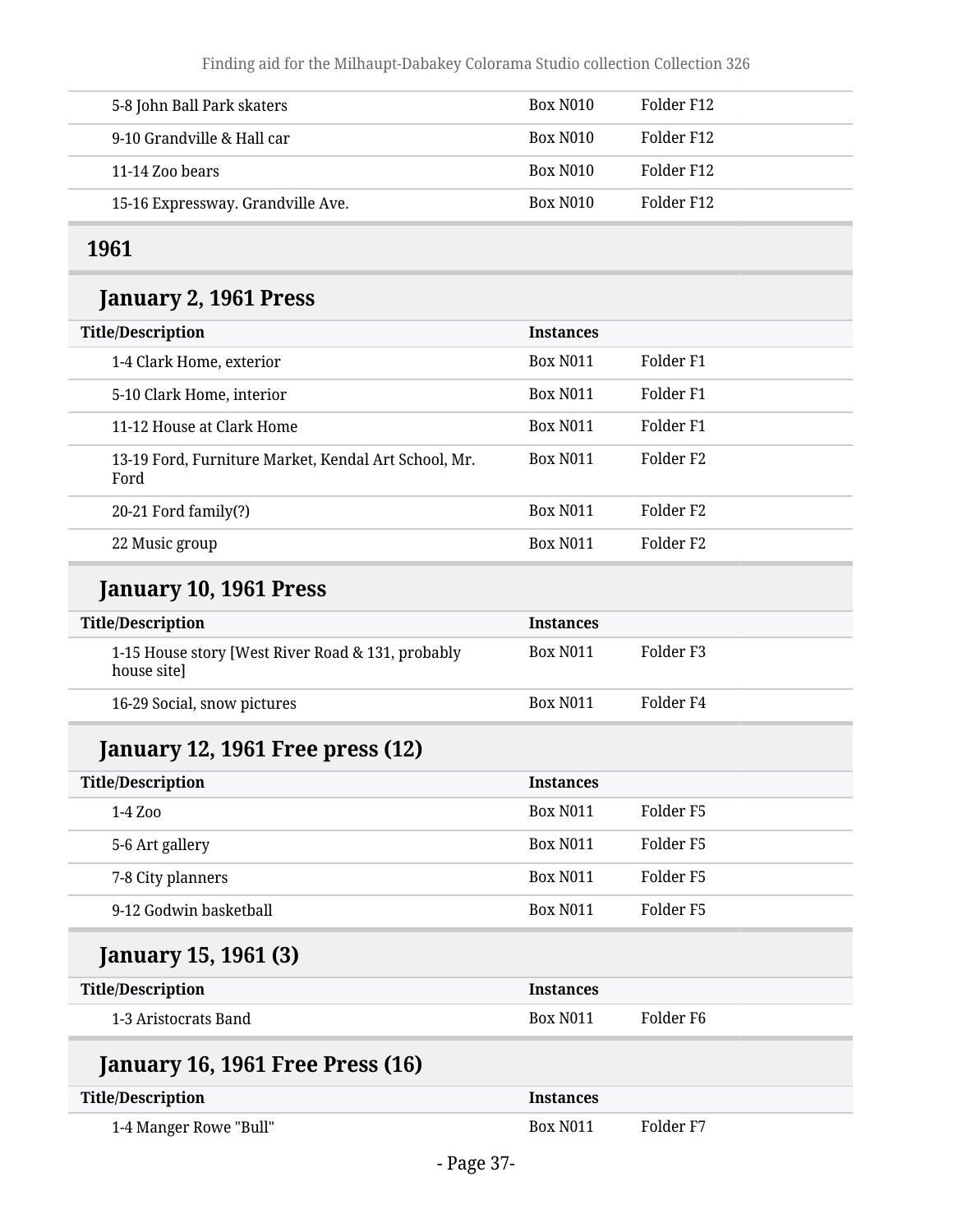| | | |
|---|---|---|
| 5-8 John Ball Park skaters | Box N010 | Folder F12 |
| 9-10 Grandville & Hall car | Box N010 | Folder F12 |
| 11-14 Zoo bears | Box N010 | Folder F12 |
| 15-16 Expressway. Grandville Ave. | Box N010 | Folder F12 |

## 1961

### January 2, 1961 Press

| Title/Description | Instances | |
|---|---|---|
| 1-4 Clark Home, exterior | Box N011 | Folder F1 |
| 5-10 Clark Home, interior | Box N011 | Folder F1 |
| 11-12 House at Clark Home | Box N011 | Folder F1 |
| 13-19 Ford, Furniture Market, Kendal Art School, Mr. Ford | Box N011 | Folder F2 |
| 20-21 Ford family(?) | Box N011 | Folder F2 |
| 22 Music group | Box N011 | Folder F2 |

### January 10, 1961 Press

| Title/Description | Instances | |
|---|---|---|
| 1-15 House story [West River Road & 131, probably house site] | Box N011 | Folder F3 |
| 16-29 Social, snow pictures | Box N011 | Folder F4 |

### January 12, 1961 Free press (12)

| Title/Description | Instances | |
|---|---|---|
| 1-4 Zoo | Box N011 | Folder F5 |
| 5-6 Art gallery | Box N011 | Folder F5 |
| 7-8 City planners | Box N011 | Folder F5 |
| 9-12 Godwin basketball | Box N011 | Folder F5 |

### January 15, 1961 (3)

| Title/Description | Instances | |
|---|---|---|
| 1-3 Aristocrats Band | Box N011 | Folder F6 |

### January 16, 1961 Free Press (16)

| Title/Description | Instances | |
|---|---|---|
| 1-4 Manger Rowe "Bull" | Box N011 | Folder F7 |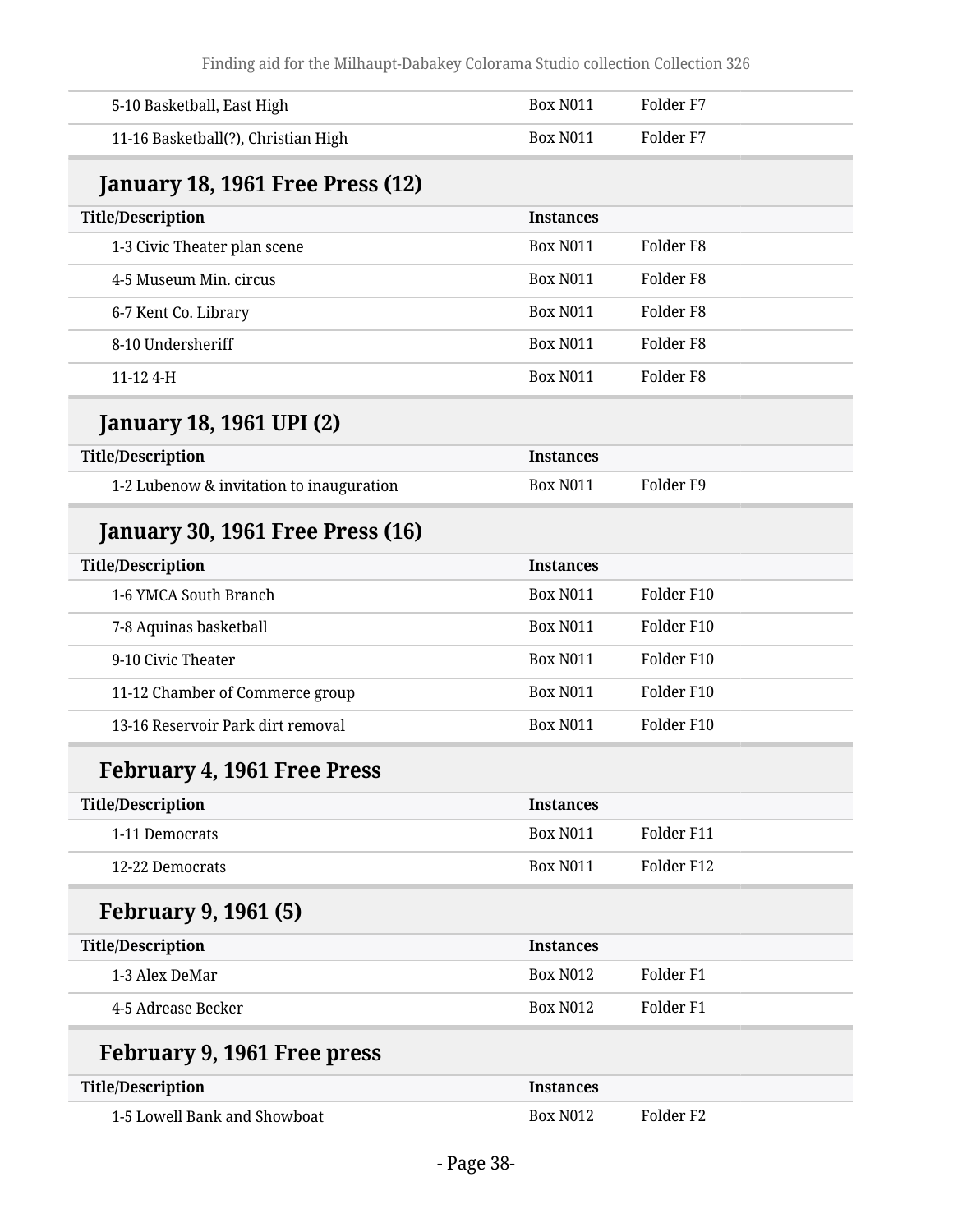| Title/Description | Instances | |
|---|---|---|
| 5-10 Basketball, East High | Box N011 | Folder F7 |
| 11-16 Basketball(?), Christian High | Box N011 | Folder F7 |

### January 18, 1961 Free Press (12)

| Title/Description | Instances | |
|---|---|---|
| 1-3 Civic Theater plan scene | Box N011 | Folder F8 |
| 4-5 Museum Min. circus | Box N011 | Folder F8 |
| 6-7 Kent Co. Library | Box N011 | Folder F8 |
| 8-10 Undersheriff | Box N011 | Folder F8 |
| 11-12 4-H | Box N011 | Folder F8 |

### January 18, 1961 UPI (2)

| Title/Description | Instances | |
|---|---|---|
| 1-2 Lubenow & invitation to inauguration | Box N011 | Folder F9 |

### January 30, 1961 Free Press (16)

| Title/Description | Instances | |
|---|---|---|
| 1-6 YMCA South Branch | Box N011 | Folder F10 |
| 7-8 Aquinas basketball | Box N011 | Folder F10 |
| 9-10 Civic Theater | Box N011 | Folder F10 |
| 11-12 Chamber of Commerce group | Box N011 | Folder F10 |
| 13-16 Reservoir Park dirt removal | Box N011 | Folder F10 |

### February 4, 1961 Free Press

| Title/Description | Instances | |
|---|---|---|
| 1-11 Democrats | Box N011 | Folder F11 |
| 12-22 Democrats | Box N011 | Folder F12 |

### February 9, 1961 (5)

| Title/Description | Instances | |
|---|---|---|
| 1-3 Alex DeMar | Box N012 | Folder F1 |
| 4-5 Adrease Becker | Box N012 | Folder F1 |

### February 9, 1961 Free press

| Title/Description | Instances | |
|---|---|---|
| 1-5 Lowell Bank and Showboat | Box N012 | Folder F2 |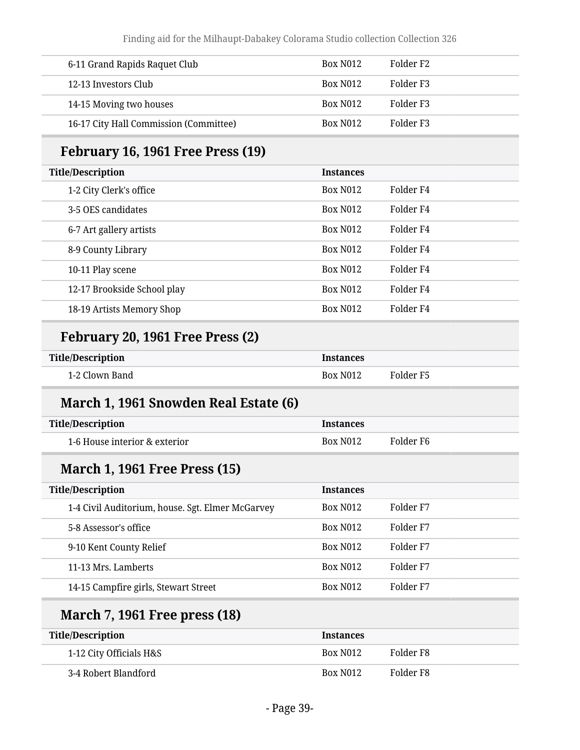| | | |
|---|---|---|
| 6-11 Grand Rapids Raquet Club | Box N012 | Folder F2 |
| 12-13 Investors Club | Box N012 | Folder F3 |
| 14-15 Moving two houses | Box N012 | Folder F3 |
| 16-17 City Hall Commission (Committee) | Box N012 | Folder F3 |

## February 16, 1961 Free Press (19)

| Title/Description | Instances | |
|---|---|---|
| 1-2 City Clerk's office | Box N012 | Folder F4 |
| 3-5 OES candidates | Box N012 | Folder F4 |
| 6-7 Art gallery artists | Box N012 | Folder F4 |
| 8-9 County Library | Box N012 | Folder F4 |
| 10-11 Play scene | Box N012 | Folder F4 |
| 12-17 Brookside School play | Box N012 | Folder F4 |
| 18-19 Artists Memory Shop | Box N012 | Folder F4 |

## February 20, 1961 Free Press (2)

| Title/Description | Instances | |
|---|---|---|
| 1-2 Clown Band | Box N012 | Folder F5 |

## March 1, 1961 Snowden Real Estate (6)

| Title/Description | Instances | |
|---|---|---|
| 1-6 House interior & exterior | Box N012 | Folder F6 |

## March 1, 1961 Free Press (15)

| Title/Description | Instances | |
|---|---|---|
| 1-4 Civil Auditorium, house. Sgt. Elmer McGarvey | Box N012 | Folder F7 |
| 5-8 Assessor's office | Box N012 | Folder F7 |
| 9-10 Kent County Relief | Box N012 | Folder F7 |
| 11-13 Mrs. Lamberts | Box N012 | Folder F7 |
| 14-15 Campfire girls, Stewart Street | Box N012 | Folder F7 |

## March 7, 1961 Free press (18)

| Title/Description | Instances | |
|---|---|---|
| 1-12 City Officials H&S | Box N012 | Folder F8 |
| 3-4 Robert Blandford | Box N012 | Folder F8 |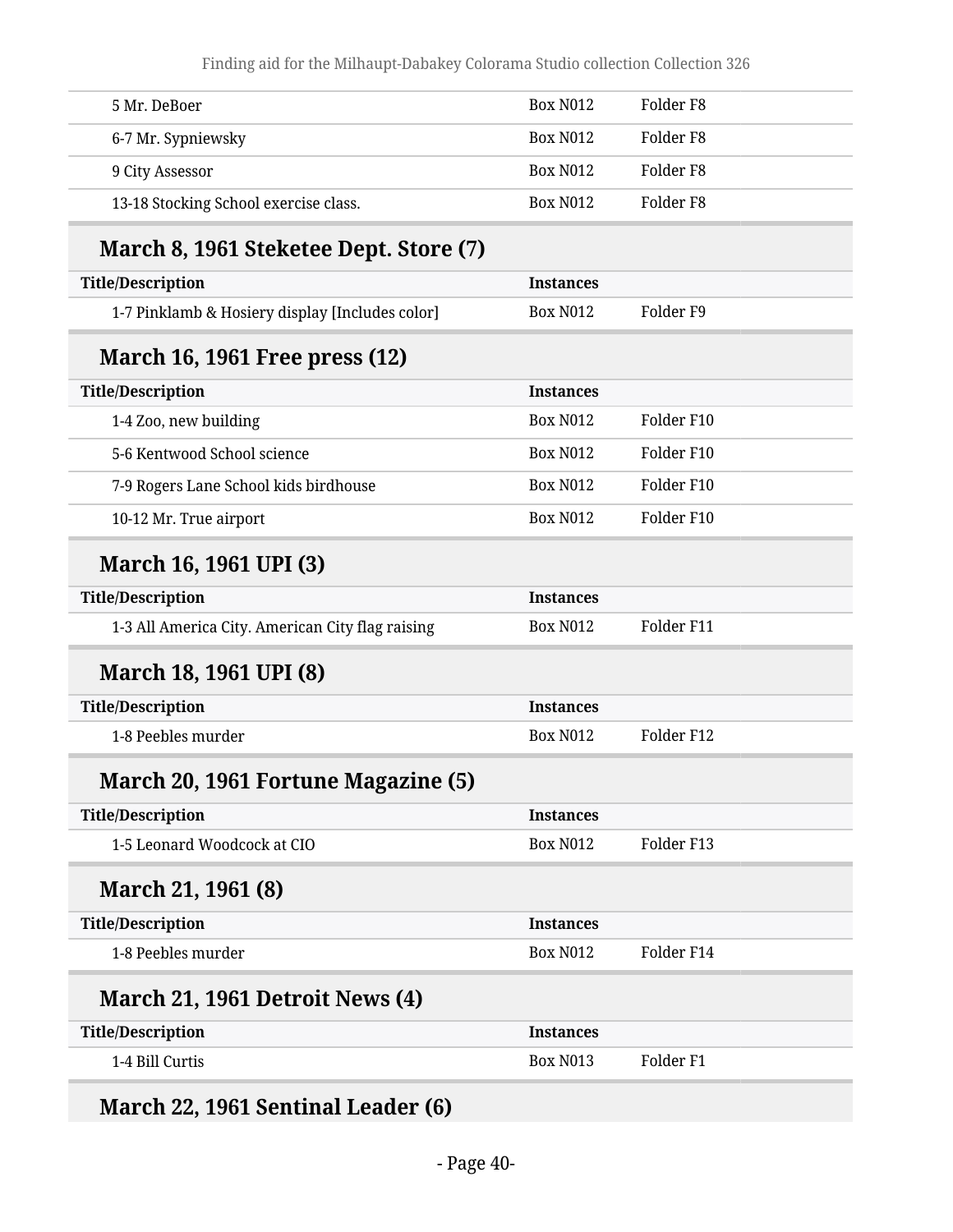| | | |
|---|---|---|
| 5 Mr. DeBoer | Box N012 | Folder F8 |
| 6-7 Mr. Sypniewsky | Box N012 | Folder F8 |
| 9 City Assessor | Box N012 | Folder F8 |
| 13-18 Stocking School exercise class. | Box N012 | Folder F8 |

### March 8, 1961 Steketee Dept. Store (7)

| Title/Description | Instances | |
|---|---|---|
| 1-7 Pinklamb & Hosiery display [Includes color] | Box N012 | Folder F9 |

### March 16, 1961 Free press (12)

| Title/Description | Instances | |
|---|---|---|
| 1-4 Zoo, new building | Box N012 | Folder F10 |
| 5-6 Kentwood School science | Box N012 | Folder F10 |
| 7-9 Rogers Lane School kids birdhouse | Box N012 | Folder F10 |
| 10-12 Mr. True airport | Box N012 | Folder F10 |

### March 16, 1961 UPI (3)

| Title/Description | Instances | |
|---|---|---|
| 1-3 All America City. American City flag raising | Box N012 | Folder F11 |

### March 18, 1961 UPI (8)

| Title/Description | Instances | |
|---|---|---|
| 1-8 Peebles murder | Box N012 | Folder F12 |

### March 20, 1961 Fortune Magazine (5)

| Title/Description | Instances | |
|---|---|---|
| 1-5 Leonard Woodcock at CIO | Box N012 | Folder F13 |

### March 21, 1961 (8)

| Title/Description | Instances | |
|---|---|---|
| 1-8 Peebles murder | Box N012 | Folder F14 |

### March 21, 1961 Detroit News (4)

| Title/Description | Instances | |
|---|---|---|
| 1-4 Bill Curtis | Box N013 | Folder F1 |

### March 22, 1961 Sentinal Leader (6)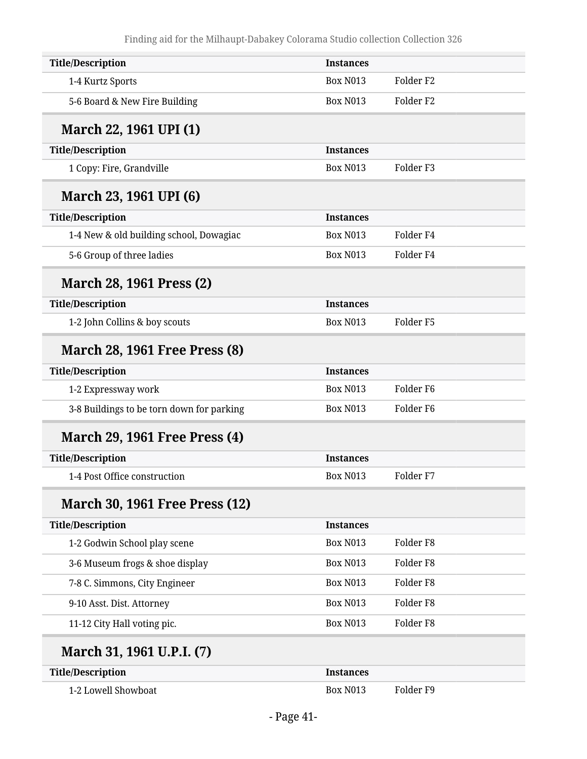| Title/Description | Instances | |
|---|---|---|
| 1-4 Kurtz Sports | Box N013 | Folder F2 |
| 5-6 Board & New Fire Building | Box N013 | Folder F2 |

### March 22, 1961 UPI (1)

| Title/Description | Instances | |
|---|---|---|
| 1 Copy: Fire, Grandville | Box N013 | Folder F3 |

### March 23, 1961 UPI (6)

| Title/Description | Instances | |
|---|---|---|
| 1-4 New & old building school, Dowagiac | Box N013 | Folder F4 |
| 5-6 Group of three ladies | Box N013 | Folder F4 |

### March 28, 1961 Press (2)

| Title/Description | Instances | |
|---|---|---|
| 1-2 John Collins & boy scouts | Box N013 | Folder F5 |

### March 28, 1961 Free Press (8)

| Title/Description | Instances | |
|---|---|---|
| 1-2 Expressway work | Box N013 | Folder F6 |
| 3-8 Buildings to be torn down for parking | Box N013 | Folder F6 |

### March 29, 1961 Free Press (4)

| Title/Description | Instances | |
|---|---|---|
| 1-4 Post Office construction | Box N013 | Folder F7 |

### March 30, 1961 Free Press (12)

| Title/Description | Instances | |
|---|---|---|
| 1-2 Godwin School play scene | Box N013 | Folder F8 |
| 3-6 Museum frogs & shoe display | Box N013 | Folder F8 |
| 7-8 C. Simmons, City Engineer | Box N013 | Folder F8 |
| 9-10 Asst. Dist. Attorney | Box N013 | Folder F8 |
| 11-12 City Hall voting pic. | Box N013 | Folder F8 |

### March 31, 1961 U.P.I. (7)

| Title/Description | Instances | |
|---|---|---|
| 1-2 Lowell Showboat | Box N013 | Folder F9 |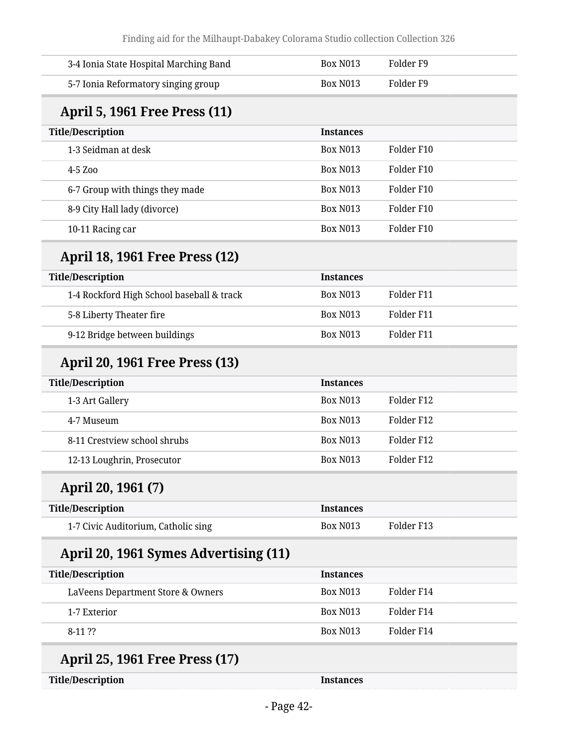| Title/Description | Instances | |
|---|---|---|
| 3-4 Ionia State Hospital Marching Band | Box N013 | Folder F9 |
| 5-7 Ionia Reformatory singing group | Box N013 | Folder F9 |

### April 5, 1961 Free Press (11)

| Title/Description | Instances | |
|---|---|---|
| 1-3 Seidman at desk | Box N013 | Folder F10 |
| 4-5 Zoo | Box N013 | Folder F10 |
| 6-7 Group with things they made | Box N013 | Folder F10 |
| 8-9 City Hall lady (divorce) | Box N013 | Folder F10 |
| 10-11 Racing car | Box N013 | Folder F10 |

### April 18, 1961 Free Press (12)

| Title/Description | Instances | |
|---|---|---|
| 1-4 Rockford High School baseball & track | Box N013 | Folder F11 |
| 5-8 Liberty Theater fire | Box N013 | Folder F11 |
| 9-12 Bridge between buildings | Box N013 | Folder F11 |

### April 20, 1961 Free Press (13)

| Title/Description | Instances | |
|---|---|---|
| 1-3 Art Gallery | Box N013 | Folder F12 |
| 4-7 Museum | Box N013 | Folder F12 |
| 8-11 Crestview school shrubs | Box N013 | Folder F12 |
| 12-13 Loughrin, Prosecutor | Box N013 | Folder F12 |

### April 20, 1961 (7)

| Title/Description | Instances | |
|---|---|---|
| 1-7 Civic Auditorium, Catholic sing | Box N013 | Folder F13 |

### April 20, 1961 Symes Advertising (11)

| Title/Description | Instances | |
|---|---|---|
| LaVeens Department Store & Owners | Box N013 | Folder F14 |
| 1-7 Exterior | Box N013 | Folder F14 |
| 8-11 ?? | Box N013 | Folder F14 |

### April 25, 1961 Free Press (17)

| Title/Description | Instances |
|---|---|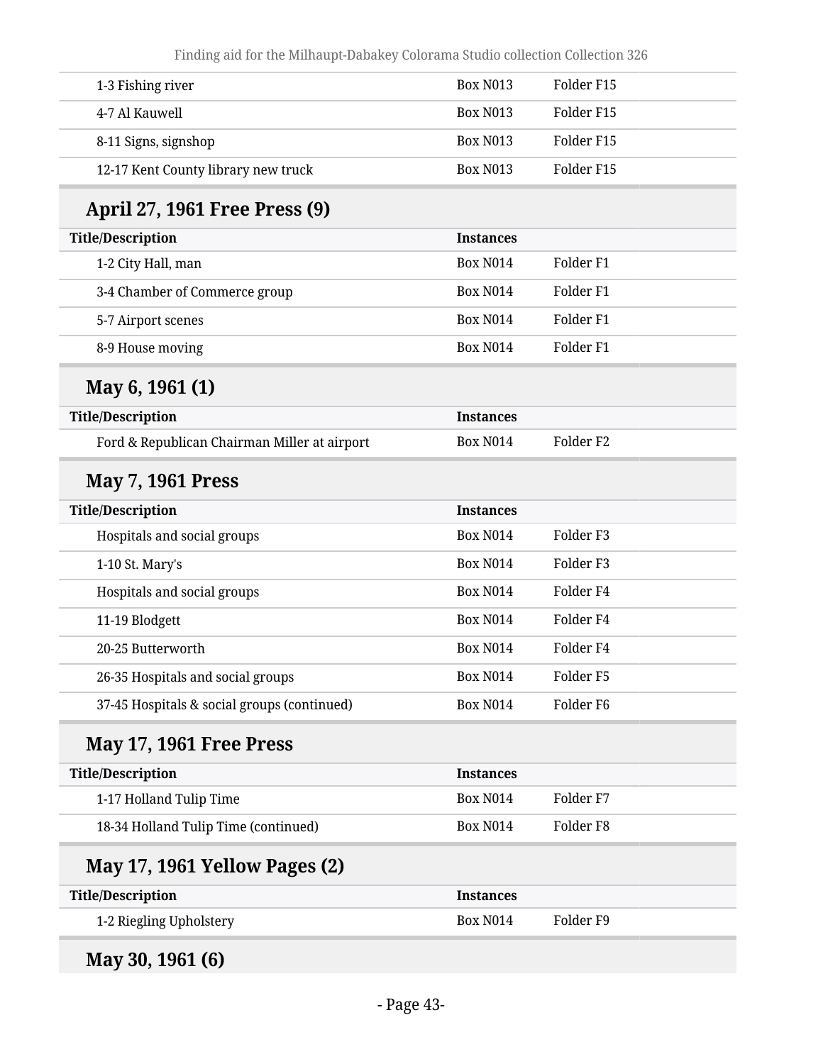| Title/Description | Instances | |
|---|---|---|
| 1-3 Fishing river | Box N013 | Folder F15 |
| 4-7 Al Kauwell | Box N013 | Folder F15 |
| 8-11 Signs, signshop | Box N013 | Folder F15 |
| 12-17 Kent County library new truck | Box N013 | Folder F15 |

### April 27, 1961 Free Press (9)

| Title/Description | Instances | |
|---|---|---|
| 1-2 City Hall, man | Box N014 | Folder F1 |
| 3-4 Chamber of Commerce group | Box N014 | Folder F1 |
| 5-7 Airport scenes | Box N014 | Folder F1 |
| 8-9 House moving | Box N014 | Folder F1 |

### May 6, 1961 (1)

| Title/Description | Instances | |
|---|---|---|
| Ford & Republican Chairman Miller at airport | Box N014 | Folder F2 |

### May 7, 1961 Press

| Title/Description | Instances | |
|---|---|---|
| Hospitals and social groups | Box N014 | Folder F3 |
| 1-10 St. Mary's | Box N014 | Folder F3 |
| Hospitals and social groups | Box N014 | Folder F4 |
| 11-19 Blodgett | Box N014 | Folder F4 |
| 20-25 Butterworth | Box N014 | Folder F4 |
| 26-35 Hospitals and social groups | Box N014 | Folder F5 |
| 37-45 Hospitals & social groups (continued) | Box N014 | Folder F6 |

### May 17, 1961 Free Press

| Title/Description | Instances | |
|---|---|---|
| 1-17 Holland Tulip Time | Box N014 | Folder F7 |
| 18-34 Holland Tulip Time (continued) | Box N014 | Folder F8 |

### May 17, 1961 Yellow Pages (2)

| Title/Description | Instances | |
|---|---|---|
| 1-2 Riegling Upholstery | Box N014 | Folder F9 |

### May 30, 1961 (6)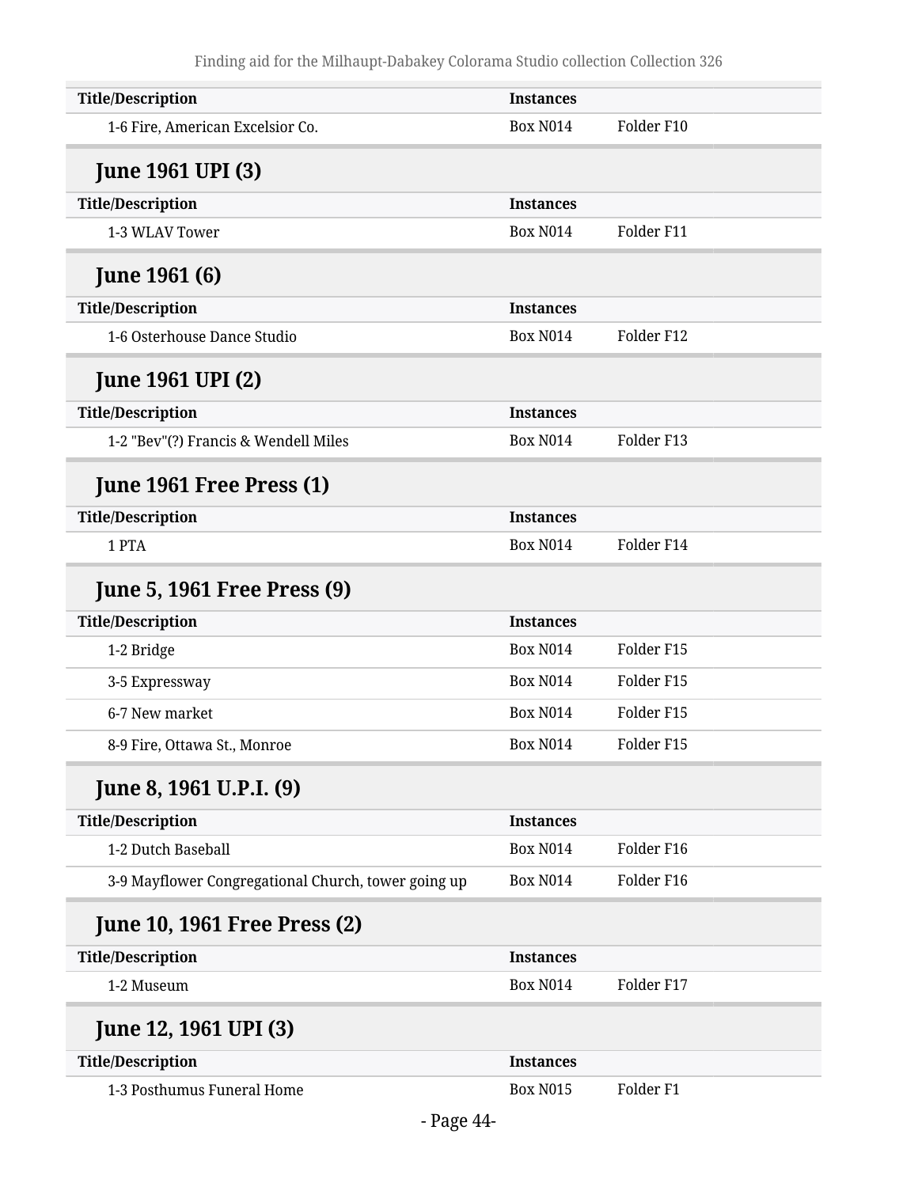| Title/Description | Instances | |
|---|---|---|
| 1-6 Fire, American Excelsior Co. | Box N014 | Folder F10 |

### June 1961 UPI (3)

| Title/Description | Instances | |
|---|---|---|
| 1-3 WLAV Tower | Box N014 | Folder F11 |

### June 1961 (6)

| Title/Description | Instances | |
|---|---|---|
| 1-6 Osterhouse Dance Studio | Box N014 | Folder F12 |

### June 1961 UPI (2)

| Title/Description | Instances | |
|---|---|---|
| 1-2 "Bev"(?) Francis & Wendell Miles | Box N014 | Folder F13 |

### June 1961 Free Press (1)

| Title/Description | Instances | |
|---|---|---|
| 1 PTA | Box N014 | Folder F14 |

### June 5, 1961 Free Press (9)

| Title/Description | Instances | |
|---|---|---|
| 1-2 Bridge | Box N014 | Folder F15 |
| 3-5 Expressway | Box N014 | Folder F15 |
| 6-7 New market | Box N014 | Folder F15 |
| 8-9 Fire, Ottawa St., Monroe | Box N014 | Folder F15 |

### June 8, 1961 U.P.I. (9)

| Title/Description | Instances | |
|---|---|---|
| 1-2 Dutch Baseball | Box N014 | Folder F16 |
| 3-9 Mayflower Congregational Church, tower going up | Box N014 | Folder F16 |

### June 10, 1961 Free Press (2)

| Title/Description | Instances | |
|---|---|---|
| 1-2 Museum | Box N014 | Folder F17 |

### June 12, 1961 UPI (3)

| Title/Description | Instances | |
|---|---|---|
| 1-3 Posthumus Funeral Home | Box N015 | Folder F1 |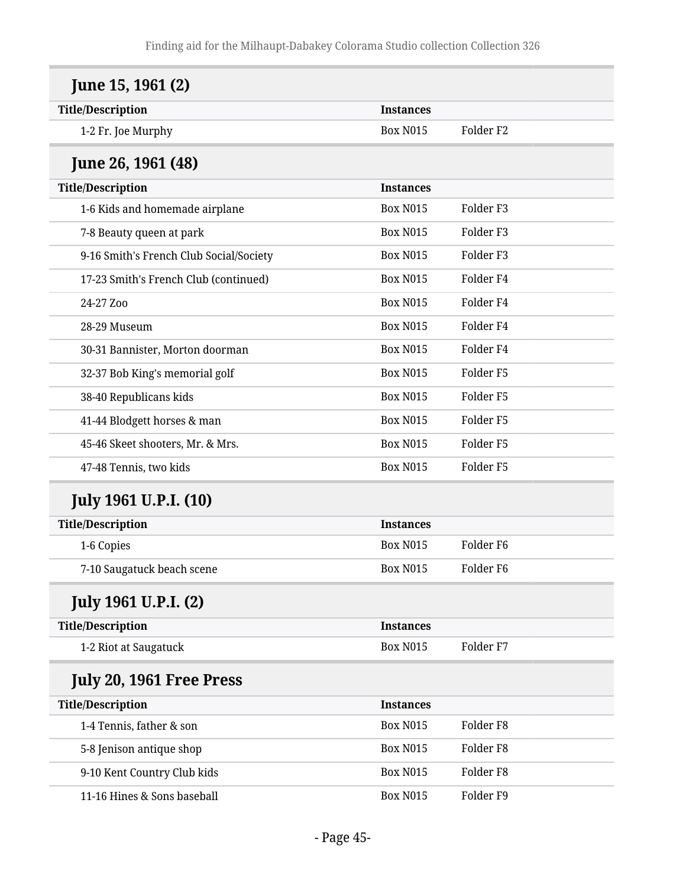### June 15, 1961 (2)

| Title/Description | Instances | |
|---|---|---|
| 1-2 Fr. Joe Murphy | Box N015 | Folder F2 |

### June 26, 1961 (48)

| Title/Description | Instances | |
|---|---|---|
| 1-6 Kids and homemade airplane | Box N015 | Folder F3 |
| 7-8 Beauty queen at park | Box N015 | Folder F3 |
| 9-16 Smith's French Club Social/Society | Box N015 | Folder F3 |
| 17-23 Smith's French Club (continued) | Box N015 | Folder F4 |
| 24-27 Zoo | Box N015 | Folder F4 |
| 28-29 Museum | Box N015 | Folder F4 |
| 30-31 Bannister, Morton doorman | Box N015 | Folder F4 |
| 32-37 Bob King's memorial golf | Box N015 | Folder F5 |
| 38-40 Republicans kids | Box N015 | Folder F5 |
| 41-44 Blodgett horses & man | Box N015 | Folder F5 |
| 45-46 Skeet shooters, Mr. & Mrs. | Box N015 | Folder F5 |
| 47-48 Tennis, two kids | Box N015 | Folder F5 |

### July 1961 U.P.I. (10)

| Title/Description | Instances | |
|---|---|---|
| 1-6 Copies | Box N015 | Folder F6 |
| 7-10 Saugatuck beach scene | Box N015 | Folder F6 |

### July 1961 U.P.I. (2)

| Title/Description | Instances | |
|---|---|---|
| 1-2 Riot at Saugatuck | Box N015 | Folder F7 |

### July 20, 1961 Free Press

| Title/Description | Instances | |
|---|---|---|
| 1-4 Tennis, father & son | Box N015 | Folder F8 |
| 5-8 Jenison antique shop | Box N015 | Folder F8 |
| 9-10 Kent Country Club kids | Box N015 | Folder F8 |
| 11-16 Hines & Sons baseball | Box N015 | Folder F9 |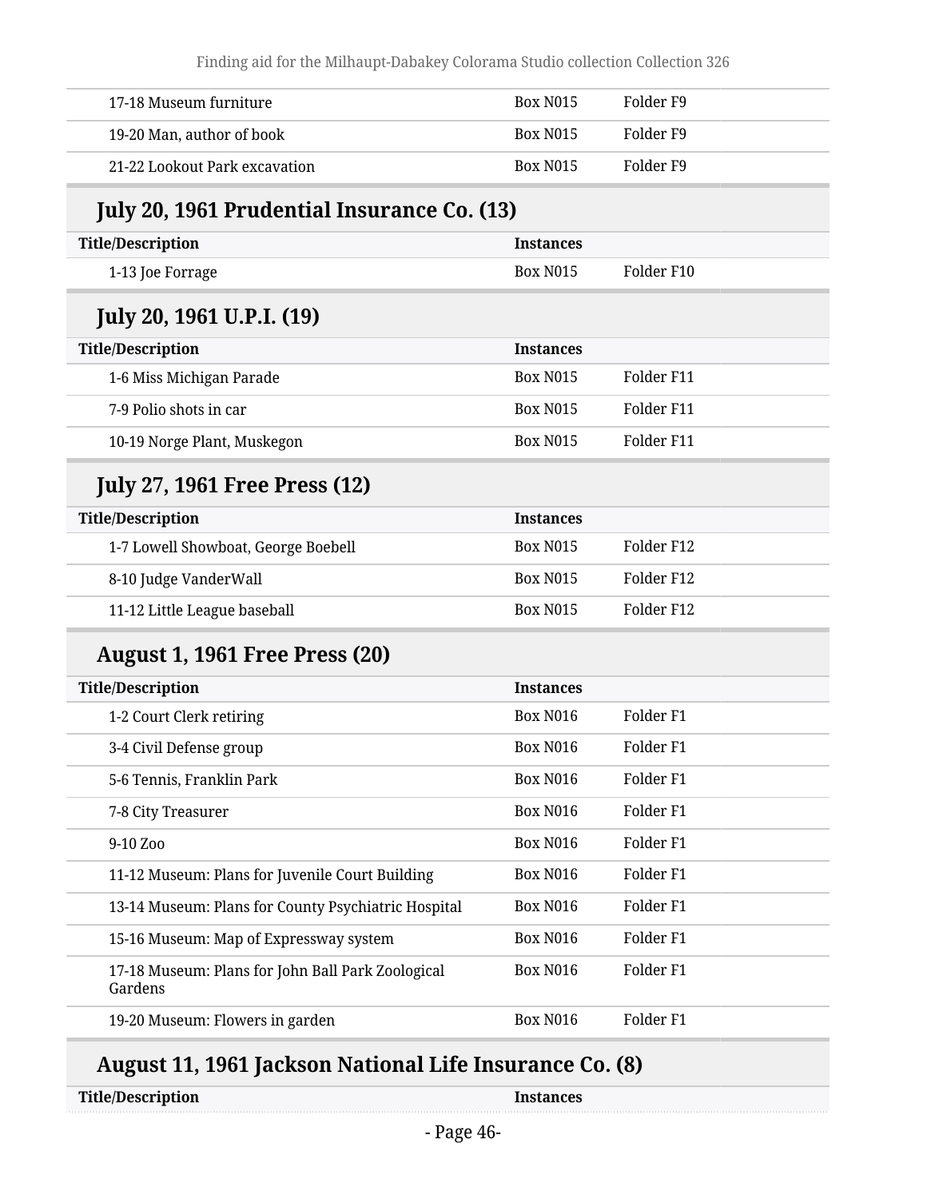| Title/Description | Instances | |
|---|---|---|
| 17-18 Museum furniture | Box N015 | Folder F9 |
| 19-20 Man, author of book | Box N015 | Folder F9 |
| 21-22 Lookout Park excavation | Box N015 | Folder F9 |

## July 20, 1961 Prudential Insurance Co. (13)

| Title/Description | Instances | |
|---|---|---|
| 1-13 Joe Forrage | Box N015 | Folder F10 |

## July 20, 1961 U.P.I. (19)

| Title/Description | Instances | |
|---|---|---|
| 1-6 Miss Michigan Parade | Box N015 | Folder F11 |
| 7-9 Polio shots in car | Box N015 | Folder F11 |
| 10-19 Norge Plant, Muskegon | Box N015 | Folder F11 |

## July 27, 1961 Free Press (12)

| Title/Description | Instances | |
|---|---|---|
| 1-7 Lowell Showboat, George Boebell | Box N015 | Folder F12 |
| 8-10 Judge VanderWall | Box N015 | Folder F12 |
| 11-12 Little League baseball | Box N015 | Folder F12 |

## August 1, 1961 Free Press (20)

| Title/Description | Instances | |
|---|---|---|
| 1-2 Court Clerk retiring | Box N016 | Folder F1 |
| 3-4 Civil Defense group | Box N016 | Folder F1 |
| 5-6 Tennis, Franklin Park | Box N016 | Folder F1 |
| 7-8 City Treasurer | Box N016 | Folder F1 |
| 9-10 Zoo | Box N016 | Folder F1 |
| 11-12 Museum: Plans for Juvenile Court Building | Box N016 | Folder F1 |
| 13-14 Museum: Plans for County Psychiatric Hospital | Box N016 | Folder F1 |
| 15-16 Museum: Map of Expressway system | Box N016 | Folder F1 |
| 17-18 Museum: Plans for John Ball Park Zoological Gardens | Box N016 | Folder F1 |
| 19-20 Museum: Flowers in garden | Box N016 | Folder F1 |

## August 11, 1961 Jackson National Life Insurance Co. (8)

| Title/Description | Instances |
|---|---|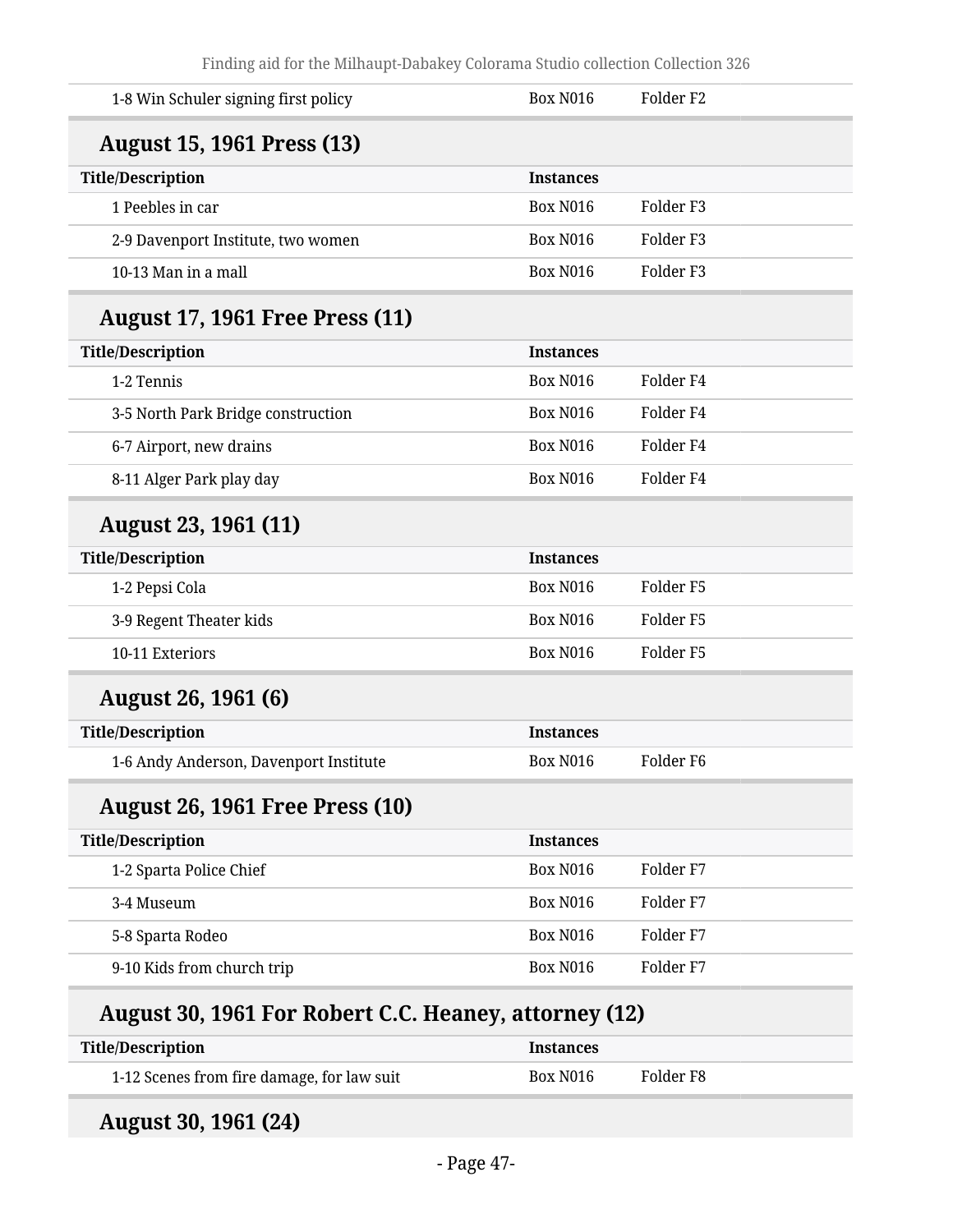| | | |
|---|---|---|
| 1-8 Win Schuler signing first policy | Box N016 | Folder F2 |

## August 15, 1961 Press (13)

| Title/Description | Instances | |
|---|---|---|
| 1 Peebles in car | Box N016 | Folder F3 |
| 2-9 Davenport Institute, two women | Box N016 | Folder F3 |
| 10-13 Man in a mall | Box N016 | Folder F3 |

## August 17, 1961 Free Press (11)

| Title/Description | Instances | |
|---|---|---|
| 1-2 Tennis | Box N016 | Folder F4 |
| 3-5 North Park Bridge construction | Box N016 | Folder F4 |
| 6-7 Airport, new drains | Box N016 | Folder F4 |
| 8-11 Alger Park play day | Box N016 | Folder F4 |

## August 23, 1961 (11)

| Title/Description | Instances | |
|---|---|---|
| 1-2 Pepsi Cola | Box N016 | Folder F5 |
| 3-9 Regent Theater kids | Box N016 | Folder F5 |
| 10-11 Exteriors | Box N016 | Folder F5 |

## August 26, 1961 (6)

| Title/Description | Instances | |
|---|---|---|
| 1-6 Andy Anderson, Davenport Institute | Box N016 | Folder F6 |

## August 26, 1961 Free Press (10)

| Title/Description | Instances | |
|---|---|---|
| 1-2 Sparta Police Chief | Box N016 | Folder F7 |
| 3-4 Museum | Box N016 | Folder F7 |
| 5-8 Sparta Rodeo | Box N016 | Folder F7 |
| 9-10 Kids from church trip | Box N016 | Folder F7 |

## August 30, 1961 For Robert C.C. Heaney, attorney (12)

| Title/Description | Instances | |
|---|---|---|
| 1-12 Scenes from fire damage, for law suit | Box N016 | Folder F8 |

## August 30, 1961 (24)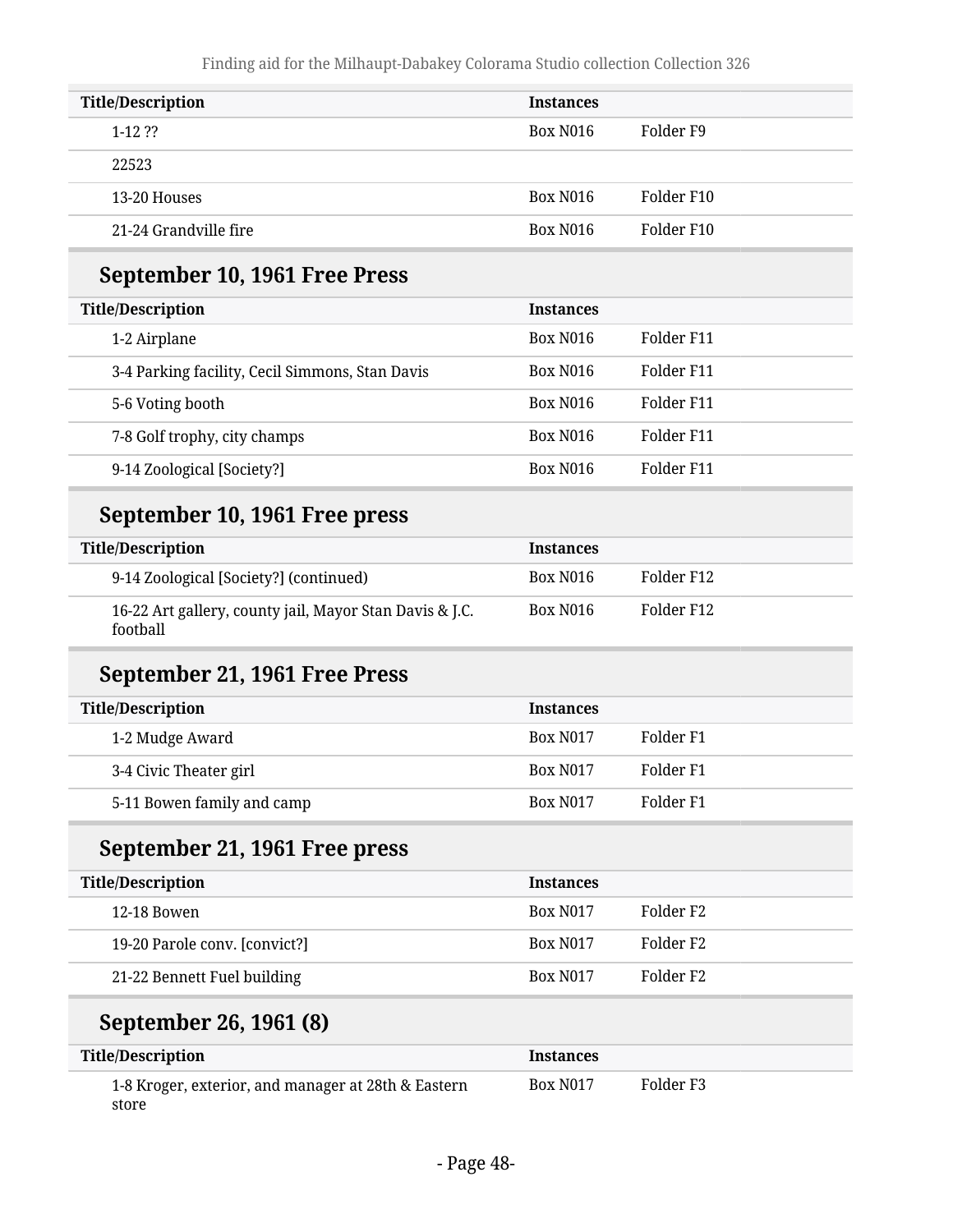| Title/Description | Instances | |
|---|---|---|
| 1-12 ?? | Box N016 | Folder F9 |
| 22523 | | |
| 13-20 Houses | Box N016 | Folder F10 |
| 21-24 Grandville fire | Box N016 | Folder F10 |

## September 10, 1961 Free Press

| Title/Description | Instances | |
|---|---|---|
| 1-2 Airplane | Box N016 | Folder F11 |
| 3-4 Parking facility, Cecil Simmons, Stan Davis | Box N016 | Folder F11 |
| 5-6 Voting booth | Box N016 | Folder F11 |
| 7-8 Golf trophy, city champs | Box N016 | Folder F11 |
| 9-14 Zoological [Society?] | Box N016 | Folder F11 |

## September 10, 1961 Free press

| Title/Description | Instances | |
|---|---|---|
| 9-14 Zoological [Society?] (continued) | Box N016 | Folder F12 |
| 16-22 Art gallery, county jail, Mayor Stan Davis & J.C. football | Box N016 | Folder F12 |

## September 21, 1961 Free Press

| Title/Description | Instances | |
|---|---|---|
| 1-2 Mudge Award | Box N017 | Folder F1 |
| 3-4 Civic Theater girl | Box N017 | Folder F1 |
| 5-11 Bowen family and camp | Box N017 | Folder F1 |

## September 21, 1961 Free press

| Title/Description | Instances | |
|---|---|---|
| 12-18 Bowen | Box N017 | Folder F2 |
| 19-20 Parole conv. [convict?] | Box N017 | Folder F2 |
| 21-22 Bennett Fuel building | Box N017 | Folder F2 |

## September 26, 1961 (8)

| Title/Description | Instances | |
|---|---|---|
| 1-8 Kroger, exterior, and manager at 28th & Eastern store | Box N017 | Folder F3 |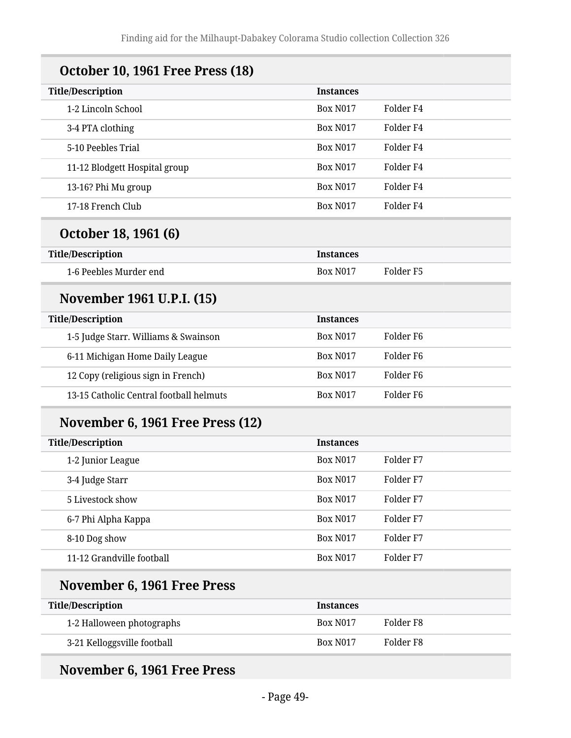## October 10, 1961 Free Press (18)

| Title/Description | Instances | |
|---|---|---|
| 1-2 Lincoln School | Box N017 | Folder F4 |
| 3-4 PTA clothing | Box N017 | Folder F4 |
| 5-10 Peebles Trial | Box N017 | Folder F4 |
| 11-12 Blodgett Hospital group | Box N017 | Folder F4 |
| 13-16? Phi Mu group | Box N017 | Folder F4 |
| 17-18 French Club | Box N017 | Folder F4 |

## October 18, 1961 (6)

| Title/Description | Instances | |
|---|---|---|
| 1-6 Peebles Murder end | Box N017 | Folder F5 |

## November 1961 U.P.I. (15)

| Title/Description | Instances | |
|---|---|---|
| 1-5 Judge Starr. Williams & Swainson | Box N017 | Folder F6 |
| 6-11 Michigan Home Daily League | Box N017 | Folder F6 |
| 12 Copy (religious sign in French) | Box N017 | Folder F6 |
| 13-15 Catholic Central football helmuts | Box N017 | Folder F6 |

## November 6, 1961 Free Press (12)

| Title/Description | Instances | |
|---|---|---|
| 1-2 Junior League | Box N017 | Folder F7 |
| 3-4 Judge Starr | Box N017 | Folder F7 |
| 5 Livestock show | Box N017 | Folder F7 |
| 6-7 Phi Alpha Kappa | Box N017 | Folder F7 |
| 8-10 Dog show | Box N017 | Folder F7 |
| 11-12 Grandville football | Box N017 | Folder F7 |

## November 6, 1961 Free Press

| Title/Description | Instances | |
|---|---|---|
| 1-2 Halloween photographs | Box N017 | Folder F8 |
| 3-21 Kelloggsville football | Box N017 | Folder F8 |

## November 6, 1961 Free Press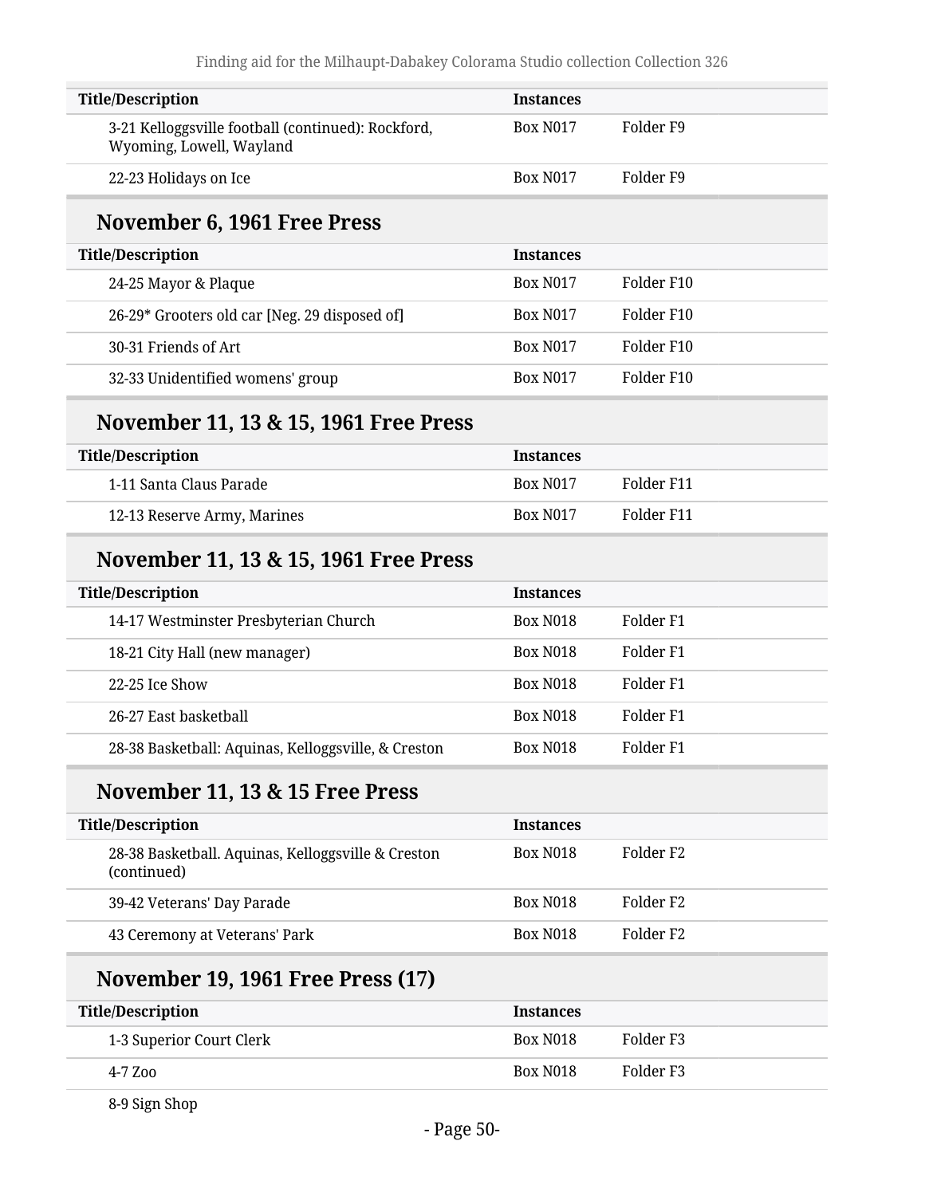| Title/Description | Instances | |
|---|---|---|
| 3-21 Kelloggsville football (continued): Rockford, Wyoming, Lowell, Wayland | Box N017 | Folder F9 |
| 22-23 Holidays on Ice | Box N017 | Folder F9 |

## November 6, 1961 Free Press

| Title/Description | Instances | |
|---|---|---|
| 24-25 Mayor & Plaque | Box N017 | Folder F10 |
| 26-29* Grooters old car [Neg. 29 disposed of] | Box N017 | Folder F10 |
| 30-31 Friends of Art | Box N017 | Folder F10 |
| 32-33 Unidentified womens' group | Box N017 | Folder F10 |

## November 11, 13 & 15, 1961 Free Press

| Title/Description | Instances | |
|---|---|---|
| 1-11 Santa Claus Parade | Box N017 | Folder F11 |
| 12-13 Reserve Army, Marines | Box N017 | Folder F11 |

## November 11, 13 & 15, 1961 Free Press

| Title/Description | Instances | |
|---|---|---|
| 14-17 Westminster Presbyterian Church | Box N018 | Folder F1 |
| 18-21 City Hall (new manager) | Box N018 | Folder F1 |
| 22-25 Ice Show | Box N018 | Folder F1 |
| 26-27 East basketball | Box N018 | Folder F1 |
| 28-38 Basketball: Aquinas, Kelloggsville, & Creston | Box N018 | Folder F1 |

## November 11, 13 & 15 Free Press

| Title/Description | Instances | |
|---|---|---|
| 28-38 Basketball. Aquinas, Kelloggsville & Creston (continued) | Box N018 | Folder F2 |
| 39-42 Veterans' Day Parade | Box N018 | Folder F2 |
| 43 Ceremony at Veterans' Park | Box N018 | Folder F2 |

## November 19, 1961 Free Press (17)

| Title/Description | Instances | |
|---|---|---|
| 1-3 Superior Court Clerk | Box N018 | Folder F3 |
| 4-7 Zoo | Box N018 | Folder F3 |
| 8-9 Sign Shop | | |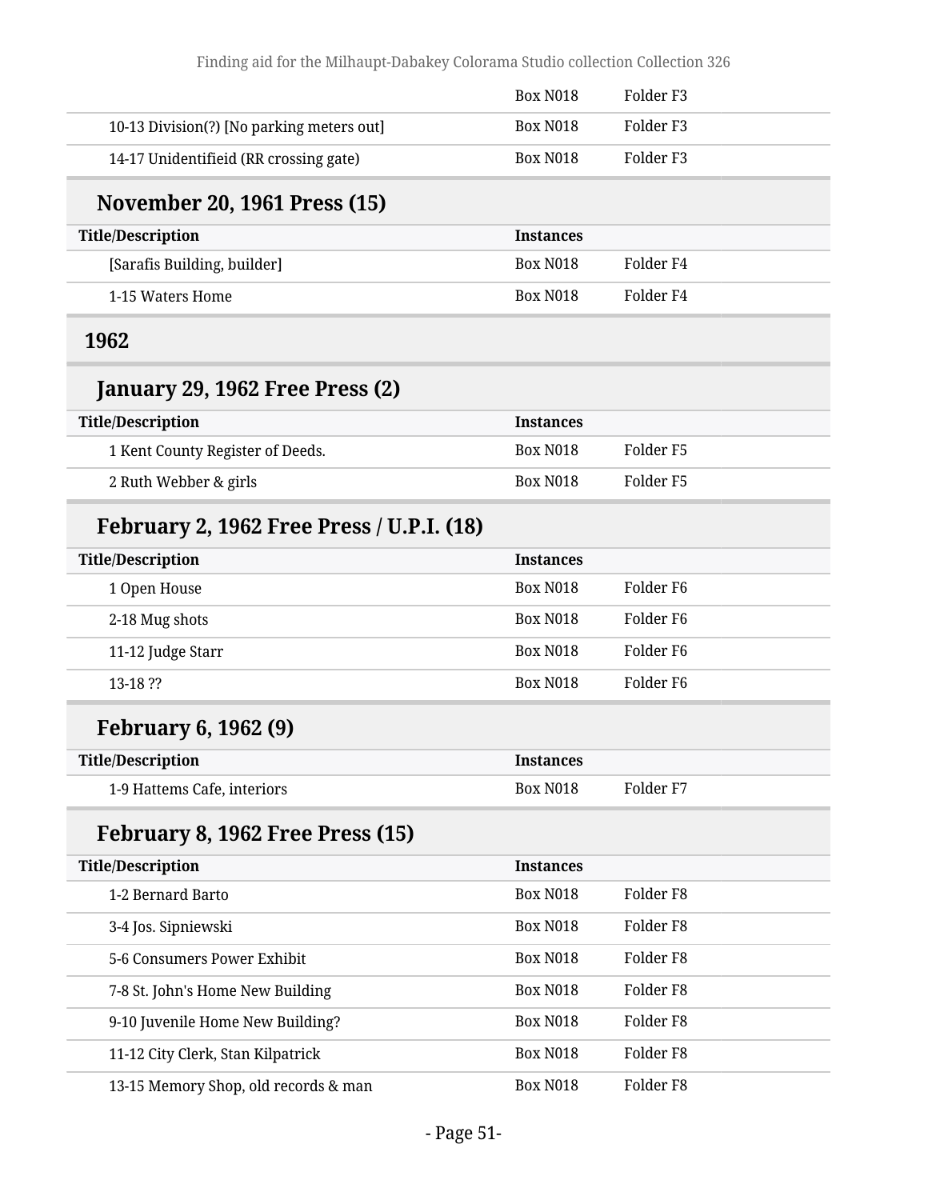| Title/Description | Instances | |
|---|---|---|
| | Box N018 | Folder F3 |
| 10-13 Division(?) [No parking meters out] | Box N018 | Folder F3 |
| 14-17 Unidentifieid (RR crossing gate) | Box N018 | Folder F3 |

### November 20, 1961 Press (15)

| Title/Description | Instances | |
|---|---|---|
| [Sarafis Building, builder] | Box N018 | Folder F4 |
| 1-15 Waters Home | Box N018 | Folder F4 |

## 1962

### January 29, 1962 Free Press (2)

| Title/Description | Instances | |
|---|---|---|
| 1 Kent County Register of Deeds. | Box N018 | Folder F5 |
| 2 Ruth Webber & girls | Box N018 | Folder F5 |

### February 2, 1962 Free Press / U.P.I. (18)

| Title/Description | Instances | |
|---|---|---|
| 1 Open House | Box N018 | Folder F6 |
| 2-18 Mug shots | Box N018 | Folder F6 |
| 11-12 Judge Starr | Box N018 | Folder F6 |
| 13-18 ?? | Box N018 | Folder F6 |

### February 6, 1962 (9)

| Title/Description | Instances | |
|---|---|---|
| 1-9 Hattems Cafe, interiors | Box N018 | Folder F7 |

### February 8, 1962 Free Press (15)

| Title/Description | Instances | |
|---|---|---|
| 1-2 Bernard Barto | Box N018 | Folder F8 |
| 3-4 Jos. Sipniewski | Box N018 | Folder F8 |
| 5-6 Consumers Power Exhibit | Box N018 | Folder F8 |
| 7-8 St. John's Home New Building | Box N018 | Folder F8 |
| 9-10 Juvenile Home New Building? | Box N018 | Folder F8 |
| 11-12 City Clerk, Stan Kilpatrick | Box N018 | Folder F8 |
| 13-15 Memory Shop, old records & man | Box N018 | Folder F8 |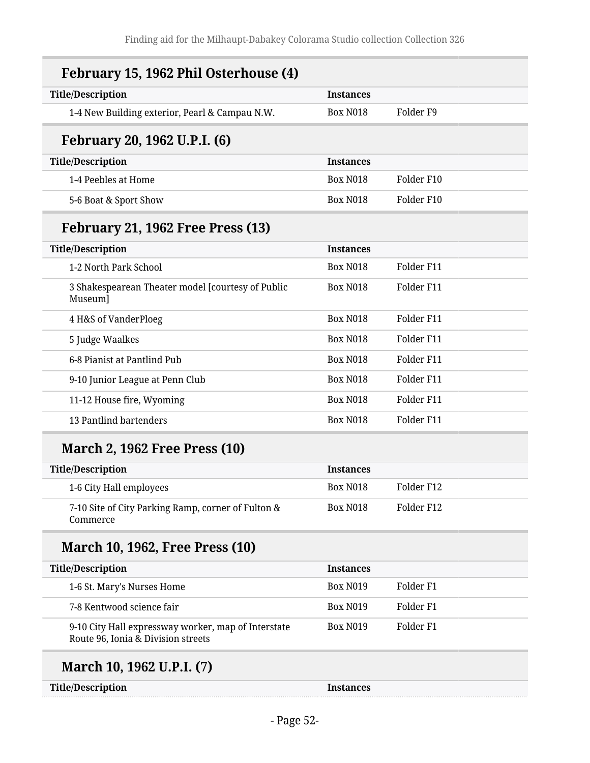## February 15, 1962 Phil Osterhouse (4)

| Title/Description | Instances | |
|---|---|---|
| 1-4 New Building exterior, Pearl & Campau N.W. | Box N018 | Folder F9 |

## February 20, 1962 U.P.I. (6)

| Title/Description | Instances | |
|---|---|---|
| 1-4 Peebles at Home | Box N018 | Folder F10 |
| 5-6 Boat & Sport Show | Box N018 | Folder F10 |

## February 21, 1962 Free Press (13)

| Title/Description | Instances | |
|---|---|---|
| 1-2 North Park School | Box N018 | Folder F11 |
| 3 Shakespearean Theater model [courtesy of Public Museum] | Box N018 | Folder F11 |
| 4 H&S of VanderPloeg | Box N018 | Folder F11 |
| 5 Judge Waalkes | Box N018 | Folder F11 |
| 6-8 Pianist at Pantlind Pub | Box N018 | Folder F11 |
| 9-10 Junior League at Penn Club | Box N018 | Folder F11 |
| 11-12 House fire, Wyoming | Box N018 | Folder F11 |
| 13 Pantlind bartenders | Box N018 | Folder F11 |

## March 2, 1962 Free Press (10)

| Title/Description | Instances | |
|---|---|---|
| 1-6 City Hall employees | Box N018 | Folder F12 |
| 7-10 Site of City Parking Ramp, corner of Fulton & Commerce | Box N018 | Folder F12 |

## March 10, 1962, Free Press (10)

| Title/Description | Instances | |
|---|---|---|
| 1-6 St. Mary's Nurses Home | Box N019 | Folder F1 |
| 7-8 Kentwood science fair | Box N019 | Folder F1 |
| 9-10 City Hall expressway worker, map of Interstate Route 96, Ionia & Division streets | Box N019 | Folder F1 |

## March 10, 1962 U.P.I. (7)

| Title/Description | Instances |
|---|---|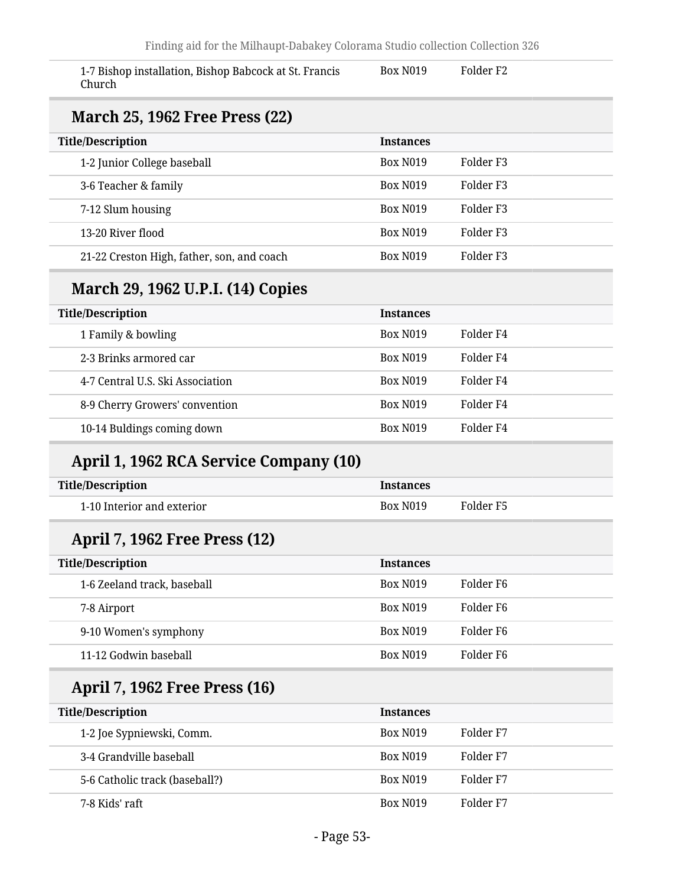| | | |
|---|---|---|
| 1-7 Bishop installation, Bishop Babcock at St. Francis Church | Box N019 | Folder F2 |

## March 25, 1962 Free Press (22)

| Title/Description | Instances | |
|---|---|---|
| 1-2 Junior College baseball | Box N019 | Folder F3 |
| 3-6 Teacher & family | Box N019 | Folder F3 |
| 7-12 Slum housing | Box N019 | Folder F3 |
| 13-20 River flood | Box N019 | Folder F3 |
| 21-22 Creston High, father, son, and coach | Box N019 | Folder F3 |

## March 29, 1962 U.P.I. (14) Copies

| Title/Description | Instances | |
|---|---|---|
| 1 Family & bowling | Box N019 | Folder F4 |
| 2-3 Brinks armored car | Box N019 | Folder F4 |
| 4-7 Central U.S. Ski Association | Box N019 | Folder F4 |
| 8-9 Cherry Growers' convention | Box N019 | Folder F4 |
| 10-14 Buldings coming down | Box N019 | Folder F4 |

## April 1, 1962 RCA Service Company (10)

| Title/Description | Instances | |
|---|---|---|
| 1-10 Interior and exterior | Box N019 | Folder F5 |

## April 7, 1962 Free Press (12)

| Title/Description | Instances | |
|---|---|---|
| 1-6 Zeeland track, baseball | Box N019 | Folder F6 |
| 7-8 Airport | Box N019 | Folder F6 |
| 9-10 Women's symphony | Box N019 | Folder F6 |
| 11-12 Godwin baseball | Box N019 | Folder F6 |

## April 7, 1962 Free Press (16)

| Title/Description | Instances | |
|---|---|---|
| 1-2 Joe Sypniewski, Comm. | Box N019 | Folder F7 |
| 3-4 Grandville baseball | Box N019 | Folder F7 |
| 5-6 Catholic track (baseball?) | Box N019 | Folder F7 |
| 7-8 Kids' raft | Box N019 | Folder F7 |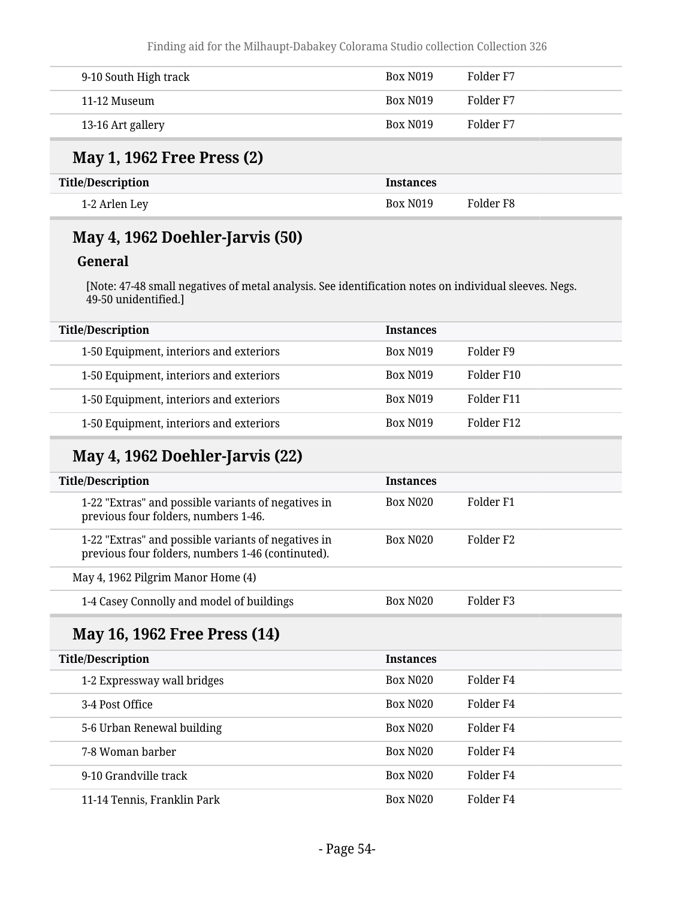| | | |
|---|---|---|
| 9-10 South High track | Box N019 | Folder F7 |
| 11-12 Museum | Box N019 | Folder F7 |
| 13-16 Art gallery | Box N019 | Folder F7 |

## May 1, 1962 Free Press (2)

| Title/Description | Instances | |
|---|---|---|
| 1-2 Arlen Ley | Box N019 | Folder F8 |

## May 4, 1962 Doehler-Jarvis (50)

### General

[Note: 47-48 small negatives of metal analysis. See identification notes on individual sleeves. Negs. 49-50 unidentified.]

| Title/Description | Instances | |
|---|---|---|
| 1-50 Equipment, interiors and exteriors | Box N019 | Folder F9 |
| 1-50 Equipment, interiors and exteriors | Box N019 | Folder F10 |
| 1-50 Equipment, interiors and exteriors | Box N019 | Folder F11 |
| 1-50 Equipment, interiors and exteriors | Box N019 | Folder F12 |

## May 4, 1962 Doehler-Jarvis (22)

| Title/Description | Instances | |
|---|---|---|
| 1-22 "Extras" and possible variants of negatives in previous four folders, numbers 1-46. | Box N020 | Folder F1 |
| 1-22 "Extras" and possible variants of negatives in previous four folders, numbers 1-46 (continuted). | Box N020 | Folder F2 |
| May 4, 1962 Pilgrim Manor Home (4) | | |
| 1-4 Casey Connolly and model of buildings | Box N020 | Folder F3 |

## May 16, 1962 Free Press (14)

| Title/Description | Instances | |
|---|---|---|
| 1-2 Expressway wall bridges | Box N020 | Folder F4 |
| 3-4 Post Office | Box N020 | Folder F4 |
| 5-6 Urban Renewal building | Box N020 | Folder F4 |
| 7-8 Woman barber | Box N020 | Folder F4 |
| 9-10 Grandville track | Box N020 | Folder F4 |
| 11-14 Tennis, Franklin Park | Box N020 | Folder F4 |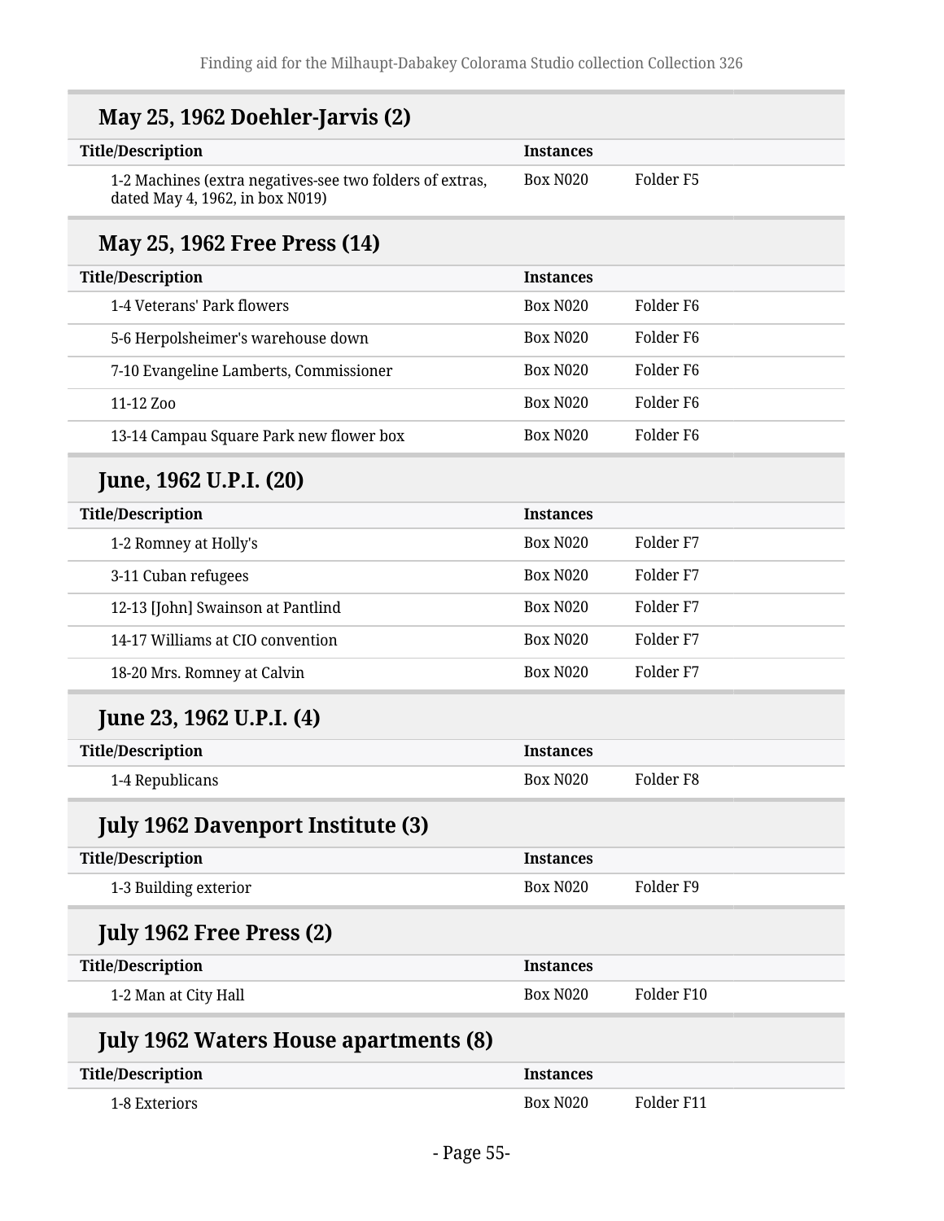## May 25, 1962 Doehler-Jarvis (2)

| Title/Description | Instances | |
| --- | --- | --- |
| 1-2 Machines (extra negatives-see two folders of extras, dated May 4, 1962, in box N019) | Box N020 | Folder F5 |

## May 25, 1962 Free Press (14)

| Title/Description | Instances | |
| --- | --- | --- |
| 1-4 Veterans' Park flowers | Box N020 | Folder F6 |
| 5-6 Herpolsheimer's warehouse down | Box N020 | Folder F6 |
| 7-10 Evangeline Lamberts, Commissioner | Box N020 | Folder F6 |
| 11-12 Zoo | Box N020 | Folder F6 |
| 13-14 Campau Square Park new flower box | Box N020 | Folder F6 |

## June, 1962 U.P.I. (20)

| Title/Description | Instances | |
| --- | --- | --- |
| 1-2 Romney at Holly's | Box N020 | Folder F7 |
| 3-11 Cuban refugees | Box N020 | Folder F7 |
| 12-13 [John] Swainson at Pantlind | Box N020 | Folder F7 |
| 14-17 Williams at CIO convention | Box N020 | Folder F7 |
| 18-20 Mrs. Romney at Calvin | Box N020 | Folder F7 |

## June 23, 1962 U.P.I. (4)

| Title/Description | Instances | |
| --- | --- | --- |
| 1-4 Republicans | Box N020 | Folder F8 |

## July 1962 Davenport Institute (3)

| Title/Description | Instances | |
| --- | --- | --- |
| 1-3 Building exterior | Box N020 | Folder F9 |

## July 1962 Free Press (2)

| Title/Description | Instances | |
| --- | --- | --- |
| 1-2 Man at City Hall | Box N020 | Folder F10 |

## July 1962 Waters House apartments (8)

| Title/Description | Instances | |
| --- | --- | --- |
| 1-8 Exteriors | Box N020 | Folder F11 |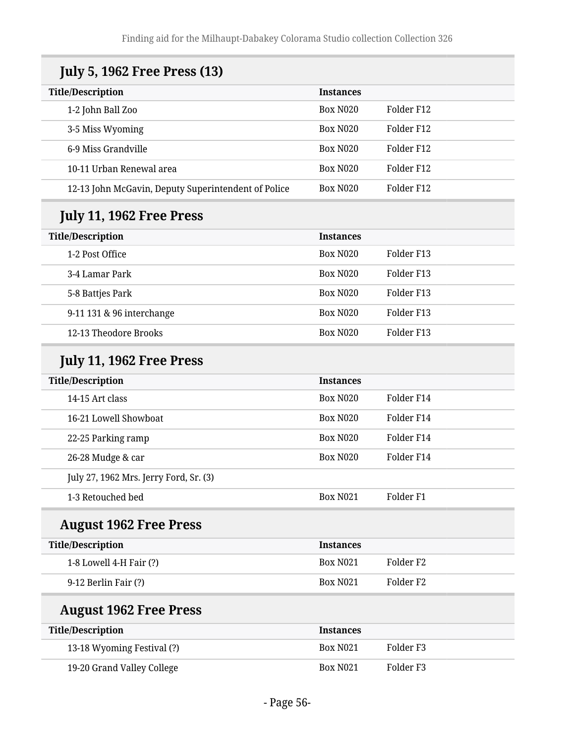## July 5, 1962 Free Press (13)

| Title/Description | Instances | |
|---|---|---|
| 1-2 John Ball Zoo | Box N020 | Folder F12 |
| 3-5 Miss Wyoming | Box N020 | Folder F12 |
| 6-9 Miss Grandville | Box N020 | Folder F12 |
| 10-11 Urban Renewal area | Box N020 | Folder F12 |
| 12-13 John McGavin, Deputy Superintendent of Police | Box N020 | Folder F12 |

## July 11, 1962 Free Press

| Title/Description | Instances | |
|---|---|---|
| 1-2 Post Office | Box N020 | Folder F13 |
| 3-4 Lamar Park | Box N020 | Folder F13 |
| 5-8 Battjes Park | Box N020 | Folder F13 |
| 9-11 131 & 96 interchange | Box N020 | Folder F13 |
| 12-13 Theodore Brooks | Box N020 | Folder F13 |

## July 11, 1962 Free Press

| Title/Description | Instances | |
|---|---|---|
| 14-15 Art class | Box N020 | Folder F14 |
| 16-21 Lowell Showboat | Box N020 | Folder F14 |
| 22-25 Parking ramp | Box N020 | Folder F14 |
| 26-28 Mudge & car | Box N020 | Folder F14 |
| July 27, 1962 Mrs. Jerry Ford, Sr. (3) | | |
| 1-3 Retouched bed | Box N021 | Folder F1 |

## August 1962 Free Press

| Title/Description | Instances | |
|---|---|---|
| 1-8 Lowell 4-H Fair (?) | Box N021 | Folder F2 |
| 9-12 Berlin Fair (?) | Box N021 | Folder F2 |

## August 1962 Free Press

| Title/Description | Instances | |
|---|---|---|
| 13-18 Wyoming Festival (?) | Box N021 | Folder F3 |
| 19-20 Grand Valley College | Box N021 | Folder F3 |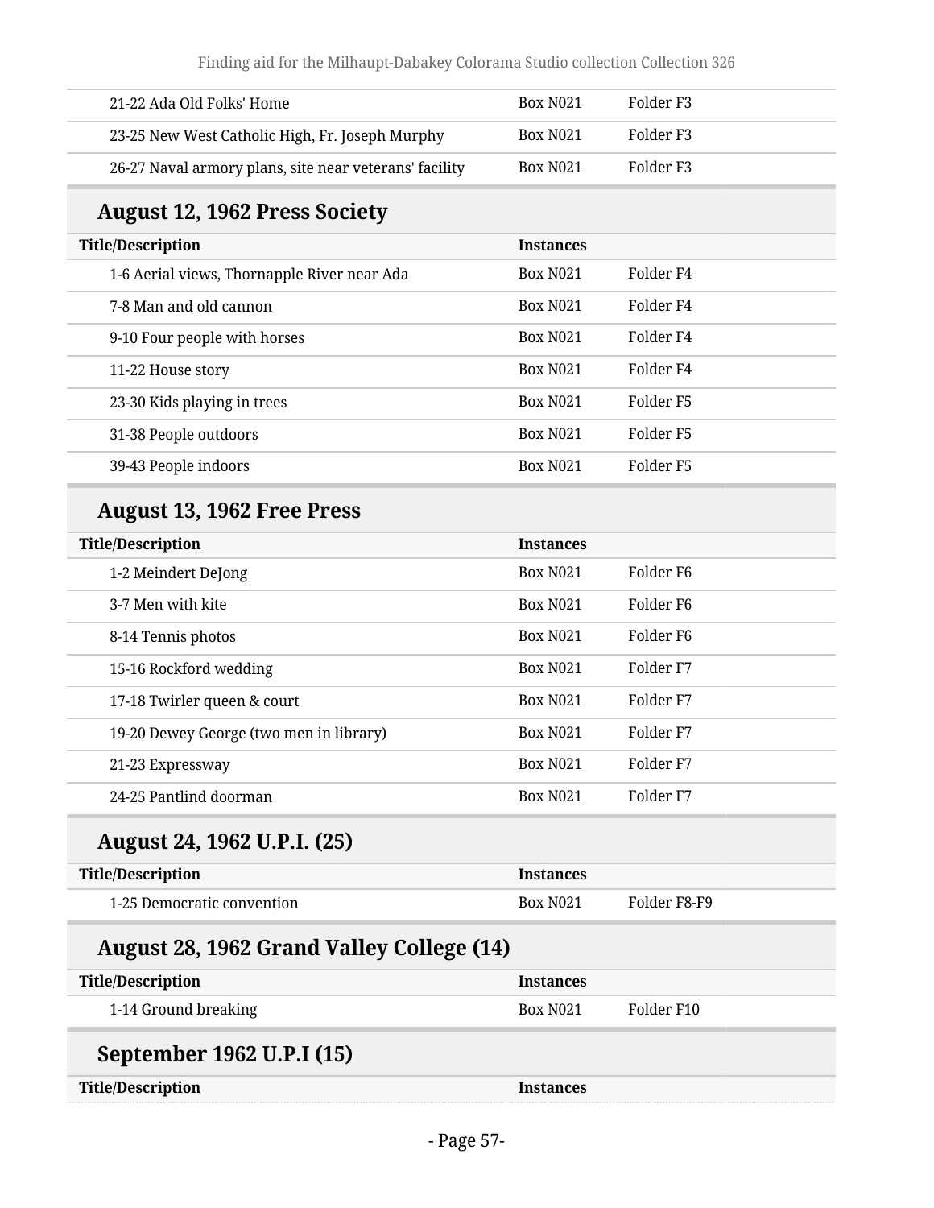| Title/Description | Instances | |
|---|---|---|
| 21-22 Ada Old Folks' Home | Box N021 | Folder F3 |
| 23-25 New West Catholic High, Fr. Joseph Murphy | Box N021 | Folder F3 |
| 26-27 Naval armory plans, site near veterans' facility | Box N021 | Folder F3 |

## August 12, 1962 Press Society

| Title/Description | Instances | |
|---|---|---|
| 1-6 Aerial views, Thornapple River near Ada | Box N021 | Folder F4 |
| 7-8 Man and old cannon | Box N021 | Folder F4 |
| 9-10 Four people with horses | Box N021 | Folder F4 |
| 11-22 House story | Box N021 | Folder F4 |
| 23-30 Kids playing in trees | Box N021 | Folder F5 |
| 31-38 People outdoors | Box N021 | Folder F5 |
| 39-43 People indoors | Box N021 | Folder F5 |

## August 13, 1962 Free Press

| Title/Description | Instances | |
|---|---|---|
| 1-2 Meindert DeJong | Box N021 | Folder F6 |
| 3-7 Men with kite | Box N021 | Folder F6 |
| 8-14 Tennis photos | Box N021 | Folder F6 |
| 15-16 Rockford wedding | Box N021 | Folder F7 |
| 17-18 Twirler queen & court | Box N021 | Folder F7 |
| 19-20 Dewey George (two men in library) | Box N021 | Folder F7 |
| 21-23 Expressway | Box N021 | Folder F7 |
| 24-25 Pantlind doorman | Box N021 | Folder F7 |

## August 24, 1962 U.P.I. (25)

| Title/Description | Instances | |
|---|---|---|
| 1-25 Democratic convention | Box N021 | Folder F8-F9 |

## August 28, 1962 Grand Valley College (14)

| Title/Description | Instances | |
|---|---|---|
| 1-14 Ground breaking | Box N021 | Folder F10 |

## September 1962 U.P.I (15)

| Title/Description | Instances |
|---|---|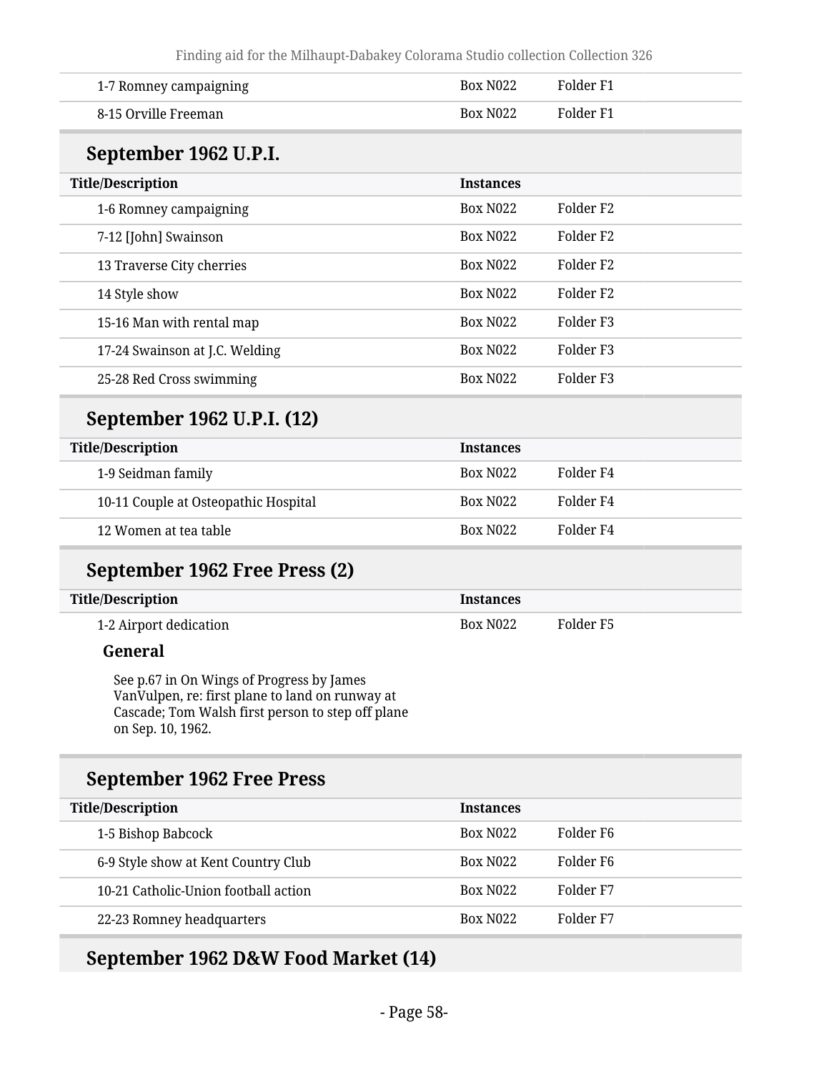| | | |
|---|---|---|
| 1-7 Romney campaigning | Box N022 | Folder F1 |
| 8-15 Orville Freeman | Box N022 | Folder F1 |

## September 1962 U.P.I.

| Title/Description | Instances | |
|---|---|---|
| 1-6 Romney campaigning | Box N022 | Folder F2 |
| 7-12 [John] Swainson | Box N022 | Folder F2 |
| 13 Traverse City cherries | Box N022 | Folder F2 |
| 14 Style show | Box N022 | Folder F2 |
| 15-16 Man with rental map | Box N022 | Folder F3 |
| 17-24 Swainson at J.C. Welding | Box N022 | Folder F3 |
| 25-28 Red Cross swimming | Box N022 | Folder F3 |

## September 1962 U.P.I. (12)

| Title/Description | Instances | |
|---|---|---|
| 1-9 Seidman family | Box N022 | Folder F4 |
| 10-11 Couple at Osteopathic Hospital | Box N022 | Folder F4 |
| 12 Women at tea table | Box N022 | Folder F4 |

## September 1962 Free Press (2)

| Title/Description | Instances | |
|---|---|---|
| 1-2 Airport dedication | Box N022 | Folder F5 |

**General**

See p.67 in On Wings of Progress by James VanVulpen, re: first plane to land on runway at Cascade; Tom Walsh first person to step off plane on Sep. 10, 1962.

## September 1962 Free Press

| Title/Description | Instances | |
|---|---|---|
| 1-5 Bishop Babcock | Box N022 | Folder F6 |
| 6-9 Style show at Kent Country Club | Box N022 | Folder F6 |
| 10-21 Catholic-Union football action | Box N022 | Folder F7 |
| 22-23 Romney headquarters | Box N022 | Folder F7 |

## September 1962 D&W Food Market (14)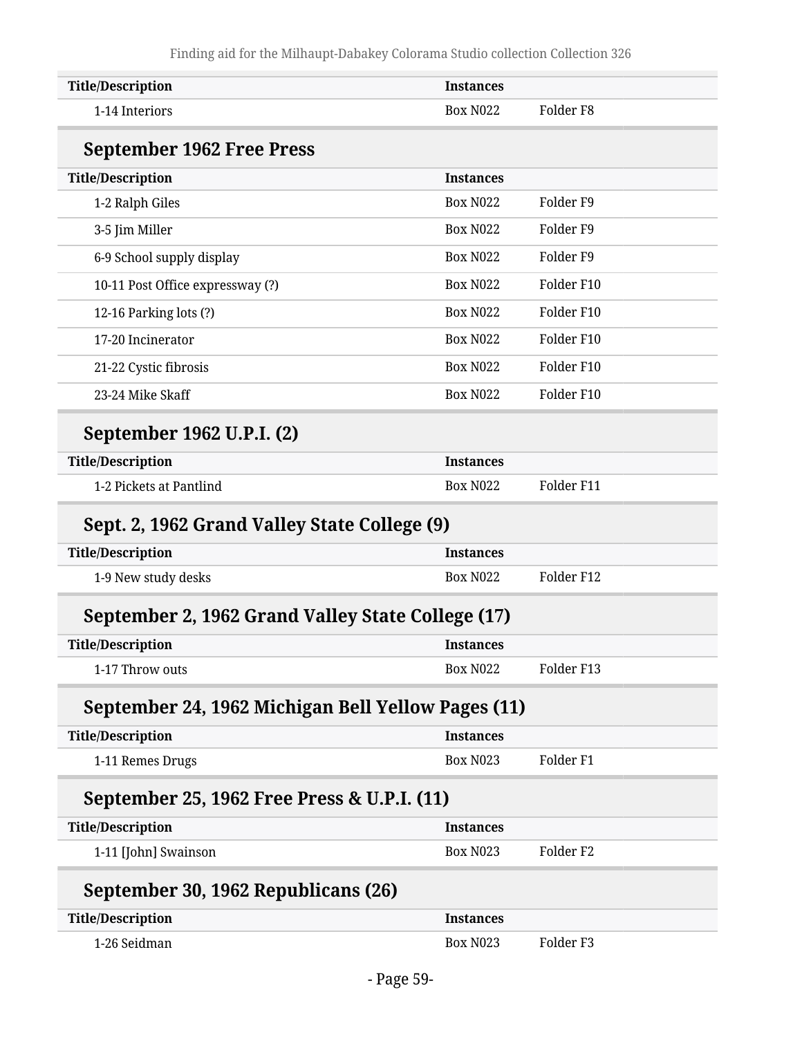| Title/Description | Instances | |
|---|---|---|
| 1-14 Interiors | Box N022 | Folder F8 |

### September 1962 Free Press

| Title/Description | Instances | |
|---|---|---|
| 1-2 Ralph Giles | Box N022 | Folder F9 |
| 3-5 Jim Miller | Box N022 | Folder F9 |
| 6-9 School supply display | Box N022 | Folder F9 |
| 10-11 Post Office expressway (?) | Box N022 | Folder F10 |
| 12-16 Parking lots (?) | Box N022 | Folder F10 |
| 17-20 Incinerator | Box N022 | Folder F10 |
| 21-22 Cystic fibrosis | Box N022 | Folder F10 |
| 23-24 Mike Skaff | Box N022 | Folder F10 |

### September 1962 U.P.I. (2)

| Title/Description | Instances | |
|---|---|---|
| 1-2 Pickets at Pantlind | Box N022 | Folder F11 |

### Sept. 2, 1962 Grand Valley State College (9)

| Title/Description | Instances | |
|---|---|---|
| 1-9 New study desks | Box N022 | Folder F12 |

### September 2, 1962 Grand Valley State College (17)

| Title/Description | Instances | |
|---|---|---|
| 1-17 Throw outs | Box N022 | Folder F13 |

### September 24, 1962 Michigan Bell Yellow Pages (11)

| Title/Description | Instances | |
|---|---|---|
| 1-11 Remes Drugs | Box N023 | Folder F1 |

### September 25, 1962 Free Press & U.P.I. (11)

| Title/Description | Instances | |
|---|---|---|
| 1-11 [John] Swainson | Box N023 | Folder F2 |

### September 30, 1962 Republicans (26)

| Title/Description | Instances | |
|---|---|---|
| 1-26 Seidman | Box N023 | Folder F3 |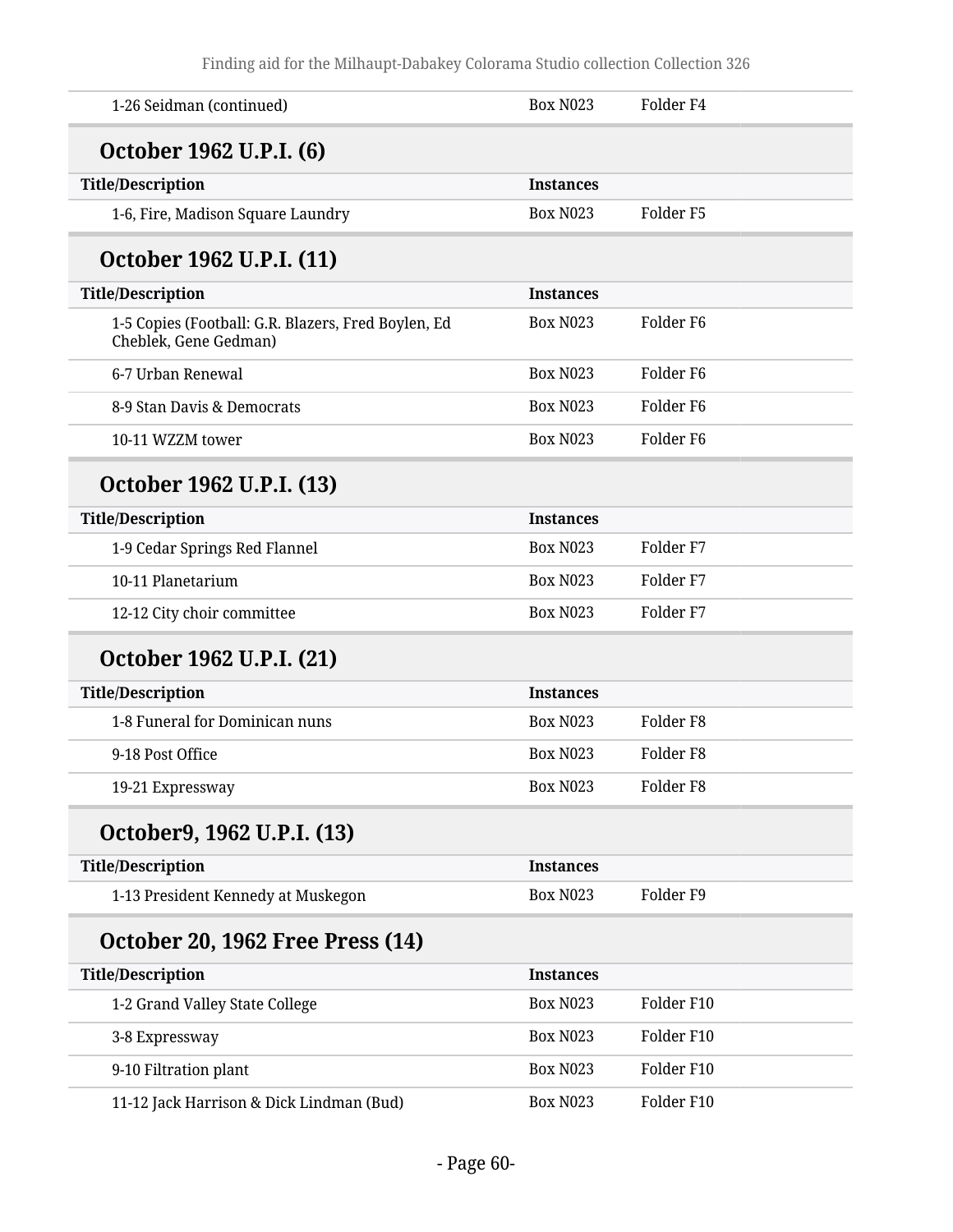| Title/Description | Instances | |
|---|---|---|
| 1-26 Seidman (continued) | Box N023 | Folder F4 |

## October 1962 U.P.I. (6)

| Title/Description | Instances | |
|---|---|---|
| 1-6, Fire, Madison Square Laundry | Box N023 | Folder F5 |

## October 1962 U.P.I. (11)

| Title/Description | Instances | |
|---|---|---|
| 1-5 Copies (Football: G.R. Blazers, Fred Boylen, Ed Cheblek, Gene Gedman) | Box N023 | Folder F6 |
| 6-7 Urban Renewal | Box N023 | Folder F6 |
| 8-9 Stan Davis & Democrats | Box N023 | Folder F6 |
| 10-11 WZZM tower | Box N023 | Folder F6 |

## October 1962 U.P.I. (13)

| Title/Description | Instances | |
|---|---|---|
| 1-9 Cedar Springs Red Flannel | Box N023 | Folder F7 |
| 10-11 Planetarium | Box N023 | Folder F7 |
| 12-12 City choir committee | Box N023 | Folder F7 |

## October 1962 U.P.I. (21)

| Title/Description | Instances | |
|---|---|---|
| 1-8 Funeral for Dominican nuns | Box N023 | Folder F8 |
| 9-18 Post Office | Box N023 | Folder F8 |
| 19-21 Expressway | Box N023 | Folder F8 |

## October9, 1962 U.P.I. (13)

| Title/Description | Instances | |
|---|---|---|
| 1-13 President Kennedy at Muskegon | Box N023 | Folder F9 |

## October 20, 1962 Free Press (14)

| Title/Description | Instances | |
|---|---|---|
| 1-2 Grand Valley State College | Box N023 | Folder F10 |
| 3-8 Expressway | Box N023 | Folder F10 |
| 9-10 Filtration plant | Box N023 | Folder F10 |
| 11-12 Jack Harrison & Dick Lindman (Bud) | Box N023 | Folder F10 |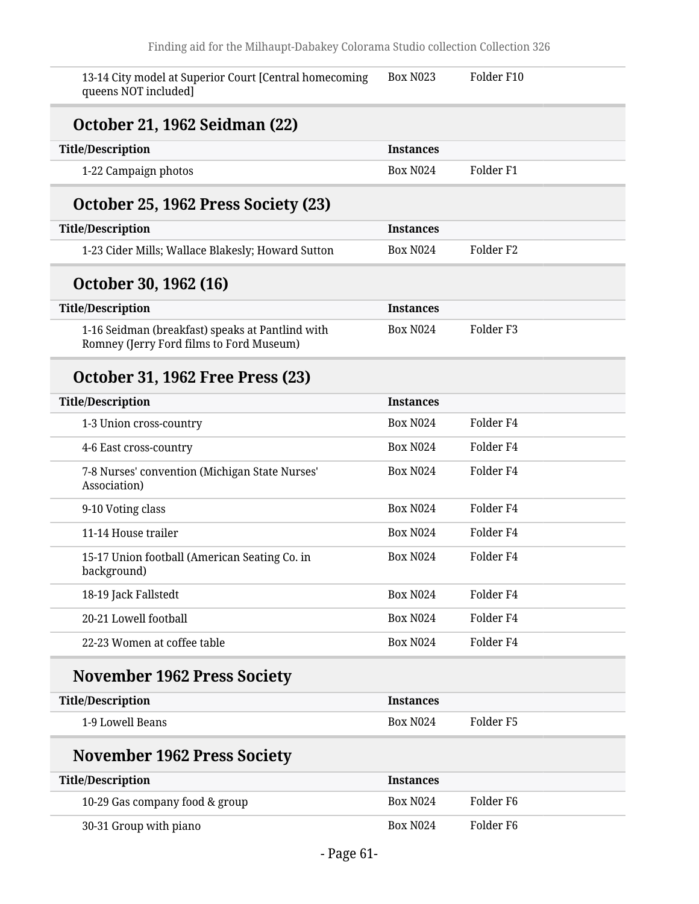| | | |
|---|---|---|
| 13-14 City model at Superior Court [Central homecoming queens NOT included] | Box N023 | Folder F10 |

### October 21, 1962 Seidman (22)

| Title/Description | Instances | |
|---|---|---|
| 1-22 Campaign photos | Box N024 | Folder F1 |

### October 25, 1962 Press Society (23)

| Title/Description | Instances | |
|---|---|---|
| 1-23 Cider Mills; Wallace Blakesly; Howard Sutton | Box N024 | Folder F2 |

### October 30, 1962 (16)

| Title/Description | Instances | |
|---|---|---|
| 1-16 Seidman (breakfast) speaks at Pantlind with Romney (Jerry Ford films to Ford Museum) | Box N024 | Folder F3 |

### October 31, 1962 Free Press (23)

| Title/Description | Instances | |
|---|---|---|
| 1-3 Union cross-country | Box N024 | Folder F4 |
| 4-6 East cross-country | Box N024 | Folder F4 |
| 7-8 Nurses' convention (Michigan State Nurses' Association) | Box N024 | Folder F4 |
| 9-10 Voting class | Box N024 | Folder F4 |
| 11-14 House trailer | Box N024 | Folder F4 |
| 15-17 Union football (American Seating Co. in background) | Box N024 | Folder F4 |
| 18-19 Jack Fallstedt | Box N024 | Folder F4 |
| 20-21 Lowell football | Box N024 | Folder F4 |
| 22-23 Women at coffee table | Box N024 | Folder F4 |

### November 1962 Press Society

| Title/Description | Instances | |
|---|---|---|
| 1-9 Lowell Beans | Box N024 | Folder F5 |

### November 1962 Press Society

| Title/Description | Instances | |
|---|---|---|
| 10-29 Gas company food & group | Box N024 | Folder F6 |
| 30-31 Group with piano | Box N024 | Folder F6 |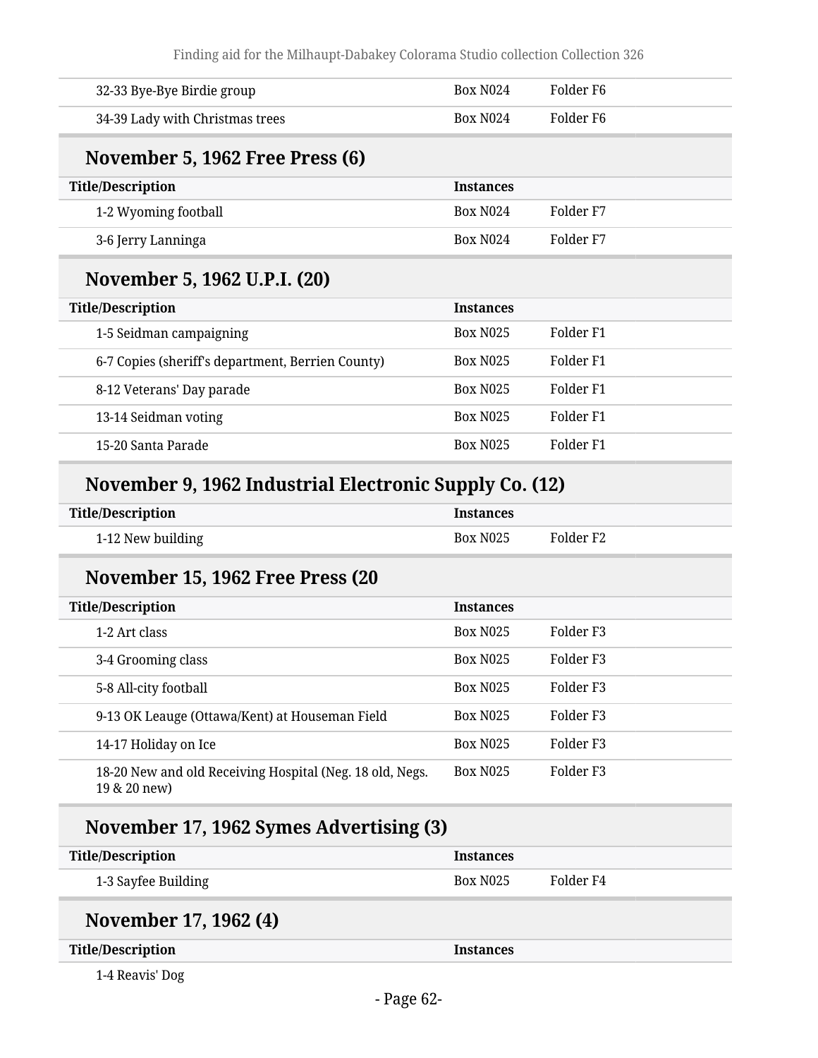| Title/Description | Instances | |
|---|---|---|
| 32-33 Bye-Bye Birdie group | Box N024 | Folder F6 |
| 34-39 Lady with Christmas trees | Box N024 | Folder F6 |

## November 5, 1962 Free Press (6)

| Title/Description | Instances | |
|---|---|---|
| 1-2 Wyoming football | Box N024 | Folder F7 |
| 3-6 Jerry Lanninga | Box N024 | Folder F7 |

## November 5, 1962 U.P.I. (20)

| Title/Description | Instances | |
|---|---|---|
| 1-5 Seidman campaigning | Box N025 | Folder F1 |
| 6-7 Copies (sheriff's department, Berrien County) | Box N025 | Folder F1 |
| 8-12 Veterans' Day parade | Box N025 | Folder F1 |
| 13-14 Seidman voting | Box N025 | Folder F1 |
| 15-20 Santa Parade | Box N025 | Folder F1 |

## November 9, 1962 Industrial Electronic Supply Co. (12)

| Title/Description | Instances | |
|---|---|---|
| 1-12 New building | Box N025 | Folder F2 |

## November 15, 1962 Free Press (20

| Title/Description | Instances | |
|---|---|---|
| 1-2 Art class | Box N025 | Folder F3 |
| 3-4 Grooming class | Box N025 | Folder F3 |
| 5-8 All-city football | Box N025 | Folder F3 |
| 9-13 OK Leauge (Ottawa/Kent) at Houseman Field | Box N025 | Folder F3 |
| 14-17 Holiday on Ice | Box N025 | Folder F3 |
| 18-20 New and old Receiving Hospital (Neg. 18 old, Negs. 19 & 20 new) | Box N025 | Folder F3 |

## November 17, 1962 Symes Advertising (3)

| Title/Description | Instances | |
|---|---|---|
| 1-3 Sayfee Building | Box N025 | Folder F4 |

## November 17, 1962 (4)

| Title/Description | Instances | |
|---|---|---|
| 1-4 Reavis' Dog | | |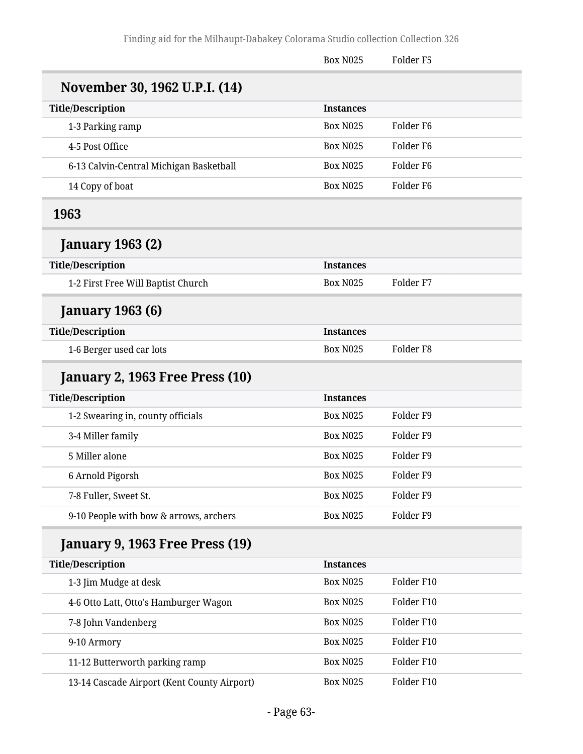| | Box N025 | Folder F5 |
|---|---|---|

### November 30, 1962 U.P.I. (14)

| Title/Description | Instances | |
|---|---|---|
| 1-3 Parking ramp | Box N025 | Folder F6 |
| 4-5 Post Office | Box N025 | Folder F6 |
| 6-13 Calvin-Central Michigan Basketball | Box N025 | Folder F6 |
| 14 Copy of boat | Box N025 | Folder F6 |

## 1963

### January 1963 (2)

| Title/Description | Instances | |
|---|---|---|
| 1-2 First Free Will Baptist Church | Box N025 | Folder F7 |

### January 1963 (6)

| Title/Description | Instances | |
|---|---|---|
| 1-6 Berger used car lots | Box N025 | Folder F8 |

### January 2, 1963 Free Press (10)

| Title/Description | Instances | |
|---|---|---|
| 1-2 Swearing in, county officials | Box N025 | Folder F9 |
| 3-4 Miller family | Box N025 | Folder F9 |
| 5 Miller alone | Box N025 | Folder F9 |
| 6 Arnold Pigorsh | Box N025 | Folder F9 |
| 7-8 Fuller, Sweet St. | Box N025 | Folder F9 |
| 9-10 People with bow & arrows, archers | Box N025 | Folder F9 |

### January 9, 1963 Free Press (19)

| Title/Description | Instances | |
|---|---|---|
| 1-3 Jim Mudge at desk | Box N025 | Folder F10 |
| 4-6 Otto Latt, Otto's Hamburger Wagon | Box N025 | Folder F10 |
| 7-8 John Vandenberg | Box N025 | Folder F10 |
| 9-10 Armory | Box N025 | Folder F10 |
| 11-12 Butterworth parking ramp | Box N025 | Folder F10 |
| 13-14 Cascade Airport (Kent County Airport) | Box N025 | Folder F10 |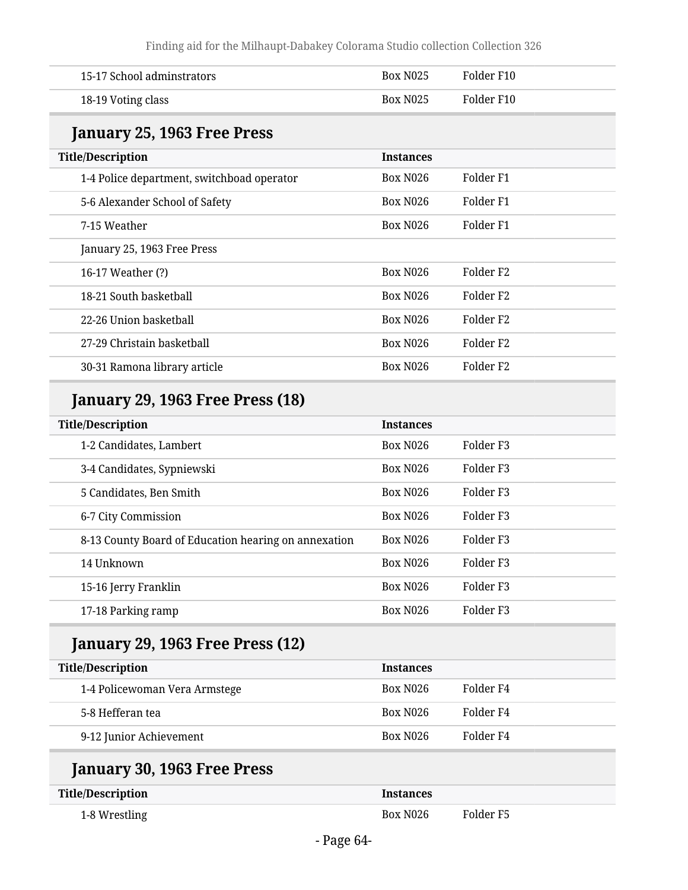| Title/Description | Instances | |
|---|---|---|
| 15-17 School adminstrators | Box N025 | Folder F10 |
| 18-19 Voting class | Box N025 | Folder F10 |

## January 25, 1963 Free Press

| Title/Description | Instances | |
|---|---|---|
| 1-4 Police department, switchboad operator | Box N026 | Folder F1 |
| 5-6 Alexander School of Safety | Box N026 | Folder F1 |
| 7-15 Weather | Box N026 | Folder F1 |
| January 25, 1963 Free Press | | |
| 16-17 Weather (?) | Box N026 | Folder F2 |
| 18-21 South basketball | Box N026 | Folder F2 |
| 22-26 Union basketball | Box N026 | Folder F2 |
| 27-29 Christain basketball | Box N026 | Folder F2 |
| 30-31 Ramona library article | Box N026 | Folder F2 |

## January 29, 1963 Free Press (18)

| Title/Description | Instances | |
|---|---|---|
| 1-2 Candidates, Lambert | Box N026 | Folder F3 |
| 3-4 Candidates, Sypniewski | Box N026 | Folder F3 |
| 5 Candidates, Ben Smith | Box N026 | Folder F3 |
| 6-7 City Commission | Box N026 | Folder F3 |
| 8-13 County Board of Education hearing on annexation | Box N026 | Folder F3 |
| 14 Unknown | Box N026 | Folder F3 |
| 15-16 Jerry Franklin | Box N026 | Folder F3 |
| 17-18 Parking ramp | Box N026 | Folder F3 |

## January 29, 1963 Free Press (12)

| Title/Description | Instances | |
|---|---|---|
| 1-4 Policewoman Vera Armstege | Box N026 | Folder F4 |
| 5-8 Hefferan tea | Box N026 | Folder F4 |
| 9-12 Junior Achievement | Box N026 | Folder F4 |

## January 30, 1963 Free Press

| Title/Description | Instances | |
|---|---|---|
| 1-8 Wrestling | Box N026 | Folder F5 |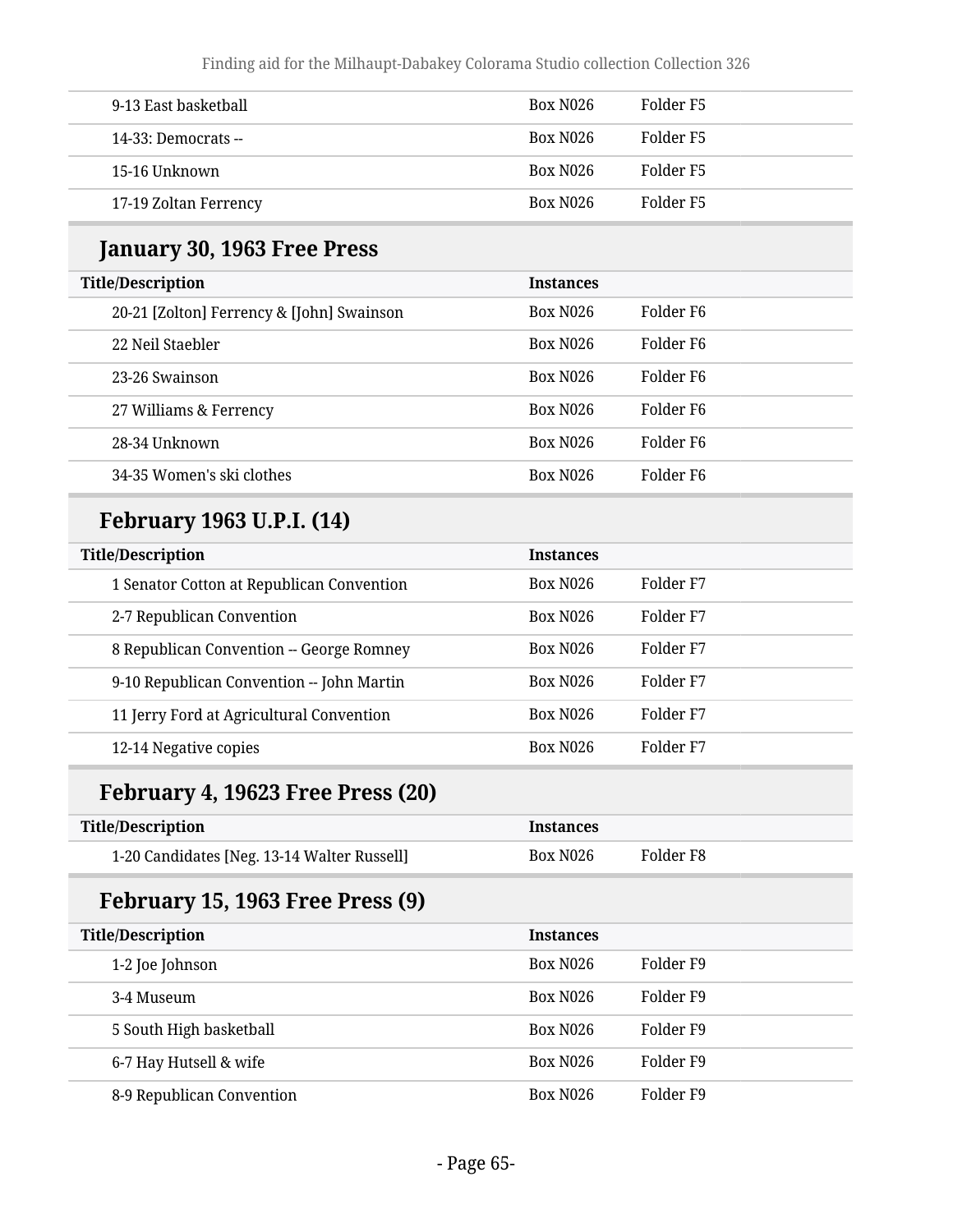| Title/Description | Instances | |
|---|---|---|
| 9-13 East basketball | Box N026 | Folder F5 |
| 14-33: Democrats -- | Box N026 | Folder F5 |
| 15-16 Unknown | Box N026 | Folder F5 |
| 17-19 Zoltan Ferrency | Box N026 | Folder F5 |

### January 30, 1963 Free Press

| Title/Description | Instances | |
|---|---|---|
| 20-21 [Zolton] Ferrency & [John] Swainson | Box N026 | Folder F6 |
| 22 Neil Staebler | Box N026 | Folder F6 |
| 23-26 Swainson | Box N026 | Folder F6 |
| 27 Williams & Ferrency | Box N026 | Folder F6 |
| 28-34 Unknown | Box N026 | Folder F6 |
| 34-35 Women's ski clothes | Box N026 | Folder F6 |

### February 1963 U.P.I. (14)

| Title/Description | Instances | |
|---|---|---|
| 1 Senator Cotton at Republican Convention | Box N026 | Folder F7 |
| 2-7 Republican Convention | Box N026 | Folder F7 |
| 8 Republican Convention -- George Romney | Box N026 | Folder F7 |
| 9-10 Republican Convention -- John Martin | Box N026 | Folder F7 |
| 11 Jerry Ford at Agricultural Convention | Box N026 | Folder F7 |
| 12-14 Negative copies | Box N026 | Folder F7 |

### February 4, 19623 Free Press (20)

| Title/Description | Instances | |
|---|---|---|
| 1-20 Candidates [Neg. 13-14 Walter Russell] | Box N026 | Folder F8 |

### February 15, 1963 Free Press (9)

| Title/Description | Instances | |
|---|---|---|
| 1-2 Joe Johnson | Box N026 | Folder F9 |
| 3-4 Museum | Box N026 | Folder F9 |
| 5 South High basketball | Box N026 | Folder F9 |
| 6-7 Hay Hutsell & wife | Box N026 | Folder F9 |
| 8-9 Republican Convention | Box N026 | Folder F9 |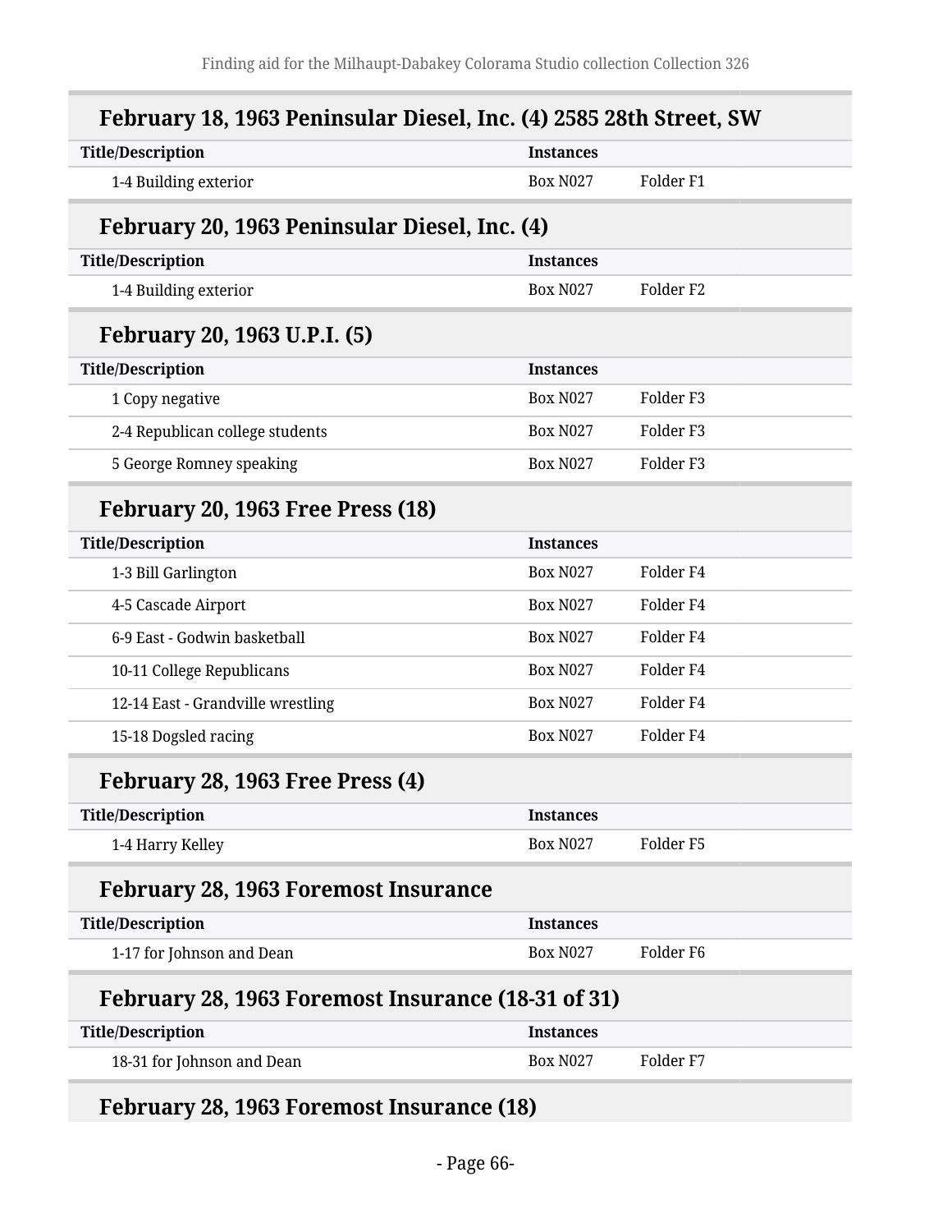### February 18, 1963 Peninsular Diesel, Inc. (4) 2585 28th Street, SW

| Title/Description | Instances | |
| --- | --- | --- |
| 1-4 Building exterior | Box N027 | Folder F1 |

### February 20, 1963 Peninsular Diesel, Inc. (4)

| Title/Description | Instances | |
| --- | --- | --- |
| 1-4 Building exterior | Box N027 | Folder F2 |

### February 20, 1963 U.P.I. (5)

| Title/Description | Instances | |
| --- | --- | --- |
| 1 Copy negative | Box N027 | Folder F3 |
| 2-4 Republican college students | Box N027 | Folder F3 |
| 5 George Romney speaking | Box N027 | Folder F3 |

### February 20, 1963 Free Press (18)

| Title/Description | Instances | |
| --- | --- | --- |
| 1-3 Bill Garlington | Box N027 | Folder F4 |
| 4-5 Cascade Airport | Box N027 | Folder F4 |
| 6-9 East - Godwin basketball | Box N027 | Folder F4 |
| 10-11 College Republicans | Box N027 | Folder F4 |
| 12-14 East - Grandville wrestling | Box N027 | Folder F4 |
| 15-18 Dogsled racing | Box N027 | Folder F4 |

### February 28, 1963 Free Press (4)

| Title/Description | Instances | |
| --- | --- | --- |
| 1-4 Harry Kelley | Box N027 | Folder F5 |

### February 28, 1963 Foremost Insurance

| Title/Description | Instances | |
| --- | --- | --- |
| 1-17 for Johnson and Dean | Box N027 | Folder F6 |

### February 28, 1963 Foremost Insurance (18-31 of 31)

| Title/Description | Instances | |
| --- | --- | --- |
| 18-31 for Johnson and Dean | Box N027 | Folder F7 |

### February 28, 1963 Foremost Insurance (18)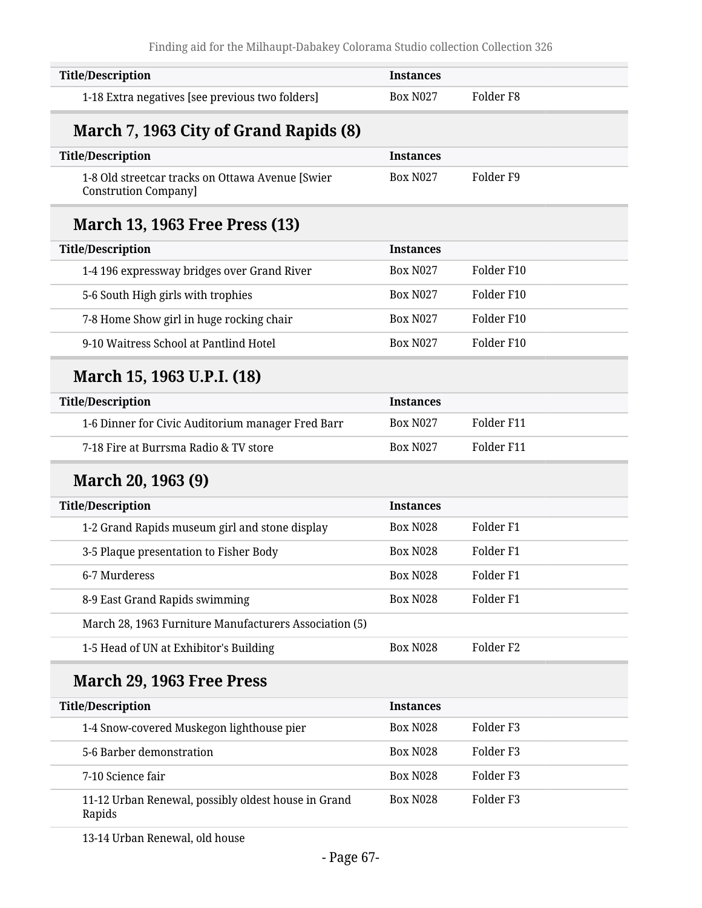| Title/Description | Instances | |
|---|---|---|
| 1-18 Extra negatives [see previous two folders] | Box N027 | Folder F8 |

## March 7, 1963 City of Grand Rapids (8)

| Title/Description | Instances | |
|---|---|---|
| 1-8 Old streetcar tracks on Ottawa Avenue [Swier Constrution Company] | Box N027 | Folder F9 |

## March 13, 1963 Free Press (13)

| Title/Description | Instances | |
|---|---|---|
| 1-4 196 expressway bridges over Grand River | Box N027 | Folder F10 |
| 5-6 South High girls with trophies | Box N027 | Folder F10 |
| 7-8 Home Show girl in huge rocking chair | Box N027 | Folder F10 |
| 9-10 Waitress School at Pantlind Hotel | Box N027 | Folder F10 |

## March 15, 1963 U.P.I. (18)

| Title/Description | Instances | |
|---|---|---|
| 1-6 Dinner for Civic Auditorium manager Fred Barr | Box N027 | Folder F11 |
| 7-18 Fire at Burrsma Radio & TV store | Box N027 | Folder F11 |

## March 20, 1963 (9)

| Title/Description | Instances | |
|---|---|---|
| 1-2 Grand Rapids museum girl and stone display | Box N028 | Folder F1 |
| 3-5 Plaque presentation to Fisher Body | Box N028 | Folder F1 |
| 6-7 Murderess | Box N028 | Folder F1 |
| 8-9 East Grand Rapids swimming | Box N028 | Folder F1 |
| March 28, 1963 Furniture Manufacturers Association (5) | | |
| 1-5 Head of UN at Exhibitor's Building | Box N028 | Folder F2 |

## March 29, 1963 Free Press

| Title/Description | Instances | |
|---|---|---|
| 1-4 Snow-covered Muskegon lighthouse pier | Box N028 | Folder F3 |
| 5-6 Barber demonstration | Box N028 | Folder F3 |
| 7-10 Science fair | Box N028 | Folder F3 |
| 11-12 Urban Renewal, possibly oldest house in Grand Rapids | Box N028 | Folder F3 |
| 13-14 Urban Renewal, old house | | |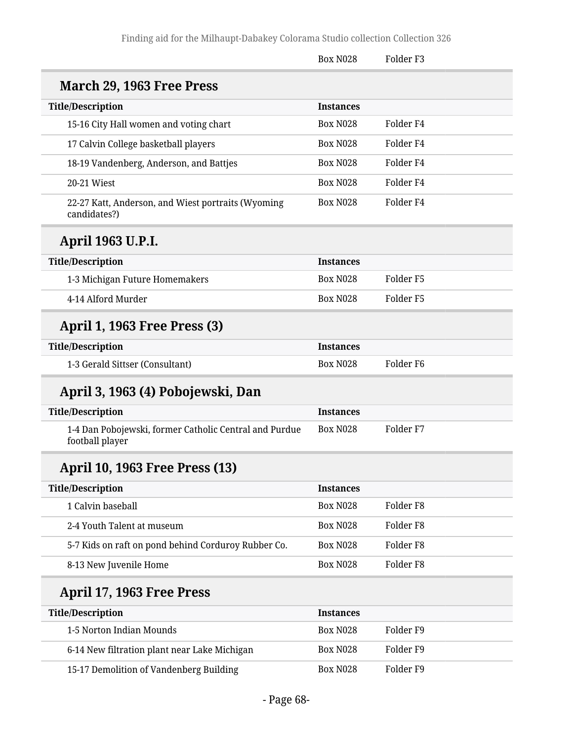| | Box N028 | Folder F3 |
|---|---|---|

## March 29, 1963 Free Press

| Title/Description | Instances | |
|---|---|---|
| 15-16 City Hall women and voting chart | Box N028 | Folder F4 |
| 17 Calvin College basketball players | Box N028 | Folder F4 |
| 18-19 Vandenberg, Anderson, and Battjes | Box N028 | Folder F4 |
| 20-21 Wiest | Box N028 | Folder F4 |
| 22-27 Katt, Anderson, and Wiest portraits (Wyoming candidates?) | Box N028 | Folder F4 |

## April 1963 U.P.I.

| Title/Description | Instances | |
|---|---|---|
| 1-3 Michigan Future Homemakers | Box N028 | Folder F5 |
| 4-14 Alford Murder | Box N028 | Folder F5 |

## April 1, 1963 Free Press (3)

| Title/Description | Instances | |
|---|---|---|
| 1-3 Gerald Sittser (Consultant) | Box N028 | Folder F6 |

## April 3, 1963 (4) Pobojewski, Dan

| Title/Description | Instances | |
|---|---|---|
| 1-4 Dan Pobojewski, former Catholic Central and Purdue football player | Box N028 | Folder F7 |

## April 10, 1963 Free Press (13)

| Title/Description | Instances | |
|---|---|---|
| 1 Calvin baseball | Box N028 | Folder F8 |
| 2-4 Youth Talent at museum | Box N028 | Folder F8 |
| 5-7 Kids on raft on pond behind Corduroy Rubber Co. | Box N028 | Folder F8 |
| 8-13 New Juvenile Home | Box N028 | Folder F8 |

## April 17, 1963 Free Press

| Title/Description | Instances | |
|---|---|---|
| 1-5 Norton Indian Mounds | Box N028 | Folder F9 |
| 6-14 New filtration plant near Lake Michigan | Box N028 | Folder F9 |
| 15-17 Demolition of Vandenberg Building | Box N028 | Folder F9 |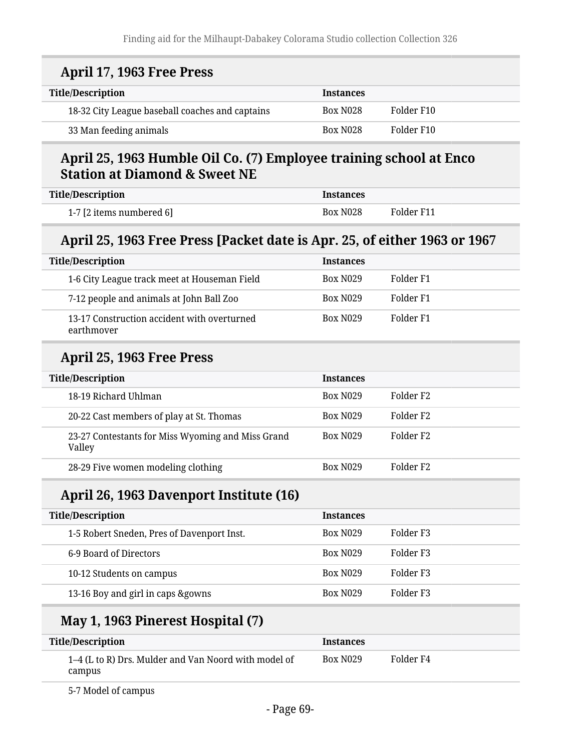## April 17, 1963 Free Press

| Title/Description | Instances | |
|---|---|---|
| 18-32 City League baseball coaches and captains | Box N028 | Folder F10 |
| 33 Man feeding animals | Box N028 | Folder F10 |

## April 25, 1963 Humble Oil Co. (7) Employee training school at Enco Station at Diamond & Sweet NE

| Title/Description | Instances | |
|---|---|---|
| 1-7 [2 items numbered 6] | Box N028 | Folder F11 |

## April 25, 1963 Free Press [Packet date is Apr. 25, of either 1963 or 1967

| Title/Description | Instances | |
|---|---|---|
| 1-6 City League track meet at Houseman Field | Box N029 | Folder F1 |
| 7-12 people and animals at John Ball Zoo | Box N029 | Folder F1 |
| 13-17 Construction accident with overturned earthmover | Box N029 | Folder F1 |

## April 25, 1963 Free Press

| Title/Description | Instances | |
|---|---|---|
| 18-19 Richard Uhlman | Box N029 | Folder F2 |
| 20-22 Cast members of play at St. Thomas | Box N029 | Folder F2 |
| 23-27 Contestants for Miss Wyoming and Miss Grand Valley | Box N029 | Folder F2 |
| 28-29 Five women modeling clothing | Box N029 | Folder F2 |

## April 26, 1963 Davenport Institute (16)

| Title/Description | Instances | |
|---|---|---|
| 1-5 Robert Sneden, Pres of Davenport Inst. | Box N029 | Folder F3 |
| 6-9 Board of Directors | Box N029 | Folder F3 |
| 10-12 Students on campus | Box N029 | Folder F3 |
| 13-16 Boy and girl in caps &gowns | Box N029 | Folder F3 |

## May 1, 1963 Pinerest Hospital (7)

| Title/Description | Instances | |
|---|---|---|
| 1–4 (L to R) Drs. Mulder and Van Noord with model of campus | Box N029 | Folder F4 |
| 5-7 Model of campus | | |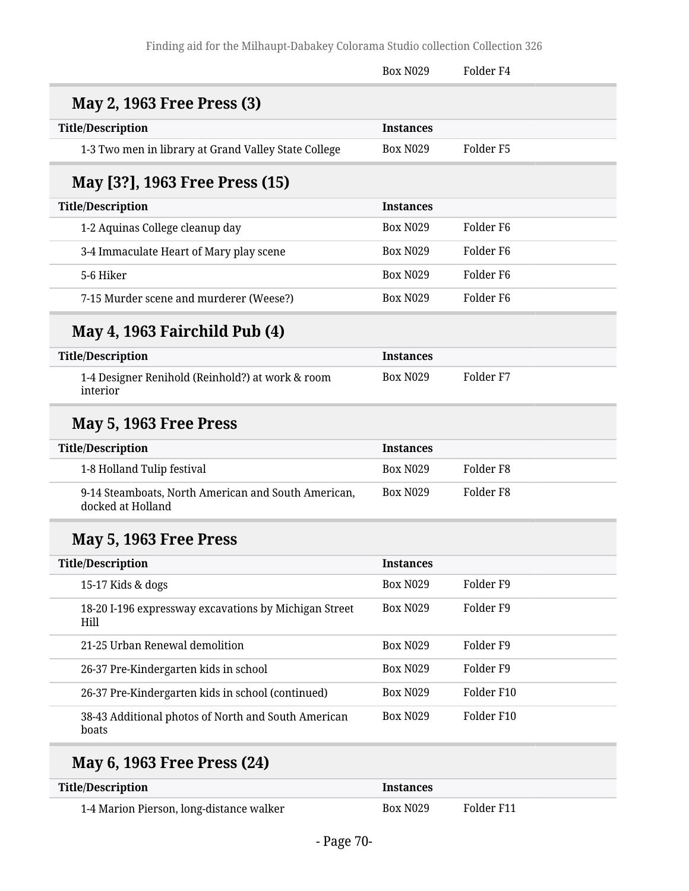| | Box N029 | Folder F4 |
|---|---|---|

## May 2, 1963 Free Press (3)

| Title/Description | Instances | |
|---|---|---|
| 1-3 Two men in library at Grand Valley State College | Box N029 | Folder F5 |

## May [3?], 1963 Free Press (15)

| Title/Description | Instances | |
|---|---|---|
| 1-2 Aquinas College cleanup day | Box N029 | Folder F6 |
| 3-4 Immaculate Heart of Mary play scene | Box N029 | Folder F6 |
| 5-6 Hiker | Box N029 | Folder F6 |
| 7-15 Murder scene and murderer (Weese?) | Box N029 | Folder F6 |

## May 4, 1963 Fairchild Pub (4)

| Title/Description | Instances | |
|---|---|---|
| 1-4 Designer Renihold (Reinhold?) at work & room interior | Box N029 | Folder F7 |

## May 5, 1963 Free Press

| Title/Description | Instances | |
|---|---|---|
| 1-8 Holland Tulip festival | Box N029 | Folder F8 |
| 9-14 Steamboats, North American and South American, docked at Holland | Box N029 | Folder F8 |

## May 5, 1963 Free Press

| Title/Description | Instances | |
|---|---|---|
| 15-17 Kids & dogs | Box N029 | Folder F9 |
| 18-20 I-196 expressway excavations by Michigan Street Hill | Box N029 | Folder F9 |
| 21-25 Urban Renewal demolition | Box N029 | Folder F9 |
| 26-37 Pre-Kindergarten kids in school | Box N029 | Folder F9 |
| 26-37 Pre-Kindergarten kids in school (continued) | Box N029 | Folder F10 |
| 38-43 Additional photos of North and South American boats | Box N029 | Folder F10 |

## May 6, 1963 Free Press (24)

| Title/Description | Instances | |
|---|---|---|
| 1-4 Marion Pierson, long-distance walker | Box N029 | Folder F11 |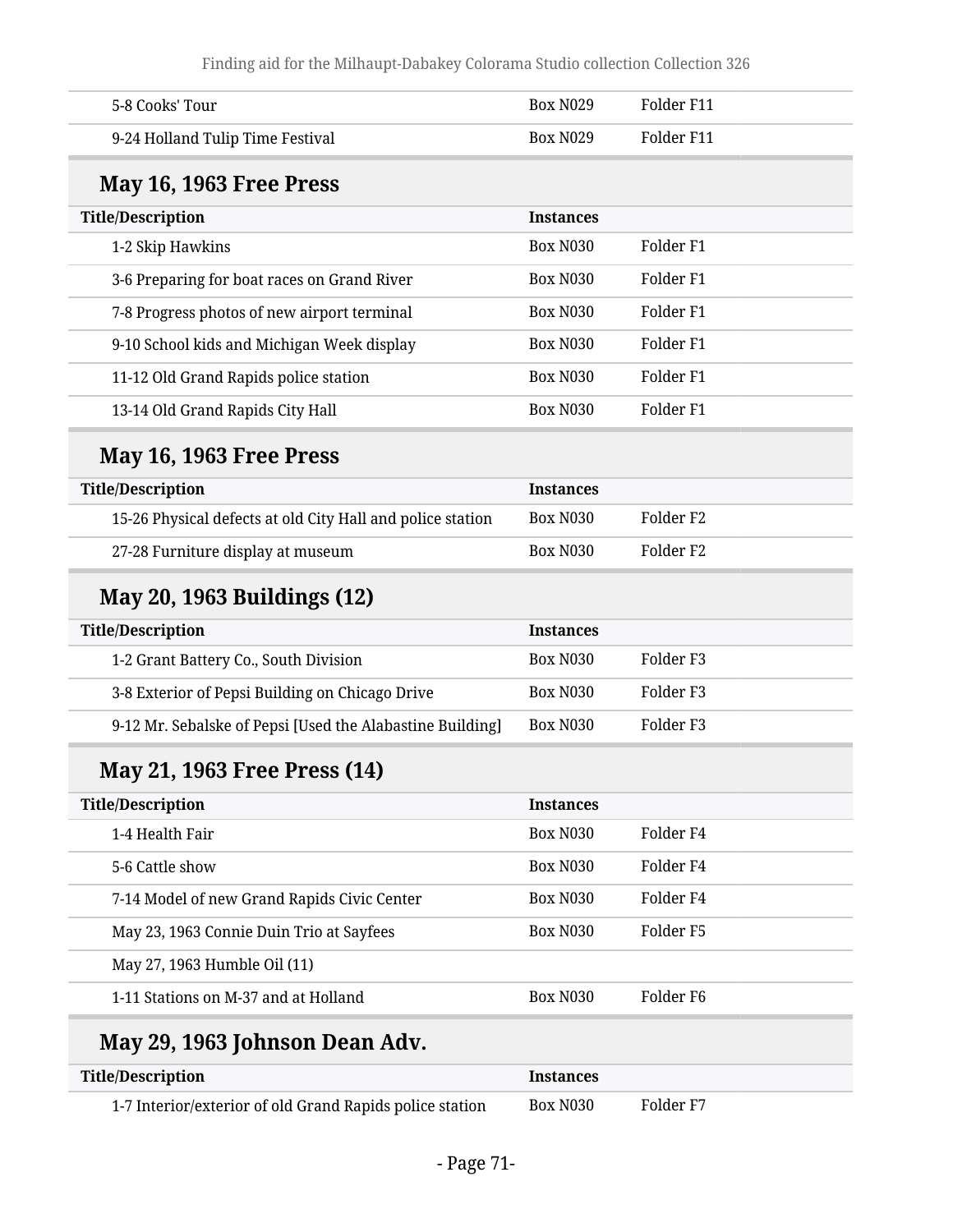| Title/Description | Instances | |
| --- | --- | --- |
| 5-8 Cooks' Tour | Box N029 | Folder F11 |
| 9-24 Holland Tulip Time Festival | Box N029 | Folder F11 |

## May 16, 1963 Free Press

| Title/Description | Instances | |
| --- | --- | --- |
| 1-2 Skip Hawkins | Box N030 | Folder F1 |
| 3-6 Preparing for boat races on Grand River | Box N030 | Folder F1 |
| 7-8 Progress photos of new airport terminal | Box N030 | Folder F1 |
| 9-10 School kids and Michigan Week display | Box N030 | Folder F1 |
| 11-12 Old Grand Rapids police station | Box N030 | Folder F1 |
| 13-14 Old Grand Rapids City Hall | Box N030 | Folder F1 |

## May 16, 1963 Free Press

| Title/Description | Instances | |
| --- | --- | --- |
| 15-26 Physical defects at old City Hall and police station | Box N030 | Folder F2 |
| 27-28 Furniture display at museum | Box N030 | Folder F2 |

## May 20, 1963 Buildings (12)

| Title/Description | Instances | |
| --- | --- | --- |
| 1-2 Grant Battery Co., South Division | Box N030 | Folder F3 |
| 3-8 Exterior of Pepsi Building on Chicago Drive | Box N030 | Folder F3 |
| 9-12 Mr. Sebalske of Pepsi [Used the Alabastine Building] | Box N030 | Folder F3 |

## May 21, 1963 Free Press (14)

| Title/Description | Instances | |
| --- | --- | --- |
| 1-4 Health Fair | Box N030 | Folder F4 |
| 5-6 Cattle show | Box N030 | Folder F4 |
| 7-14 Model of new Grand Rapids Civic Center | Box N030 | Folder F4 |
| May 23, 1963 Connie Duin Trio at Sayfees | Box N030 | Folder F5 |
| May 27, 1963 Humble Oil (11) | | |
| 1-11 Stations on M-37 and at Holland | Box N030 | Folder F6 |

## May 29, 1963 Johnson Dean Adv.

| Title/Description | Instances | |
| --- | --- | --- |
| 1-7 Interior/exterior of old Grand Rapids police station | Box N030 | Folder F7 |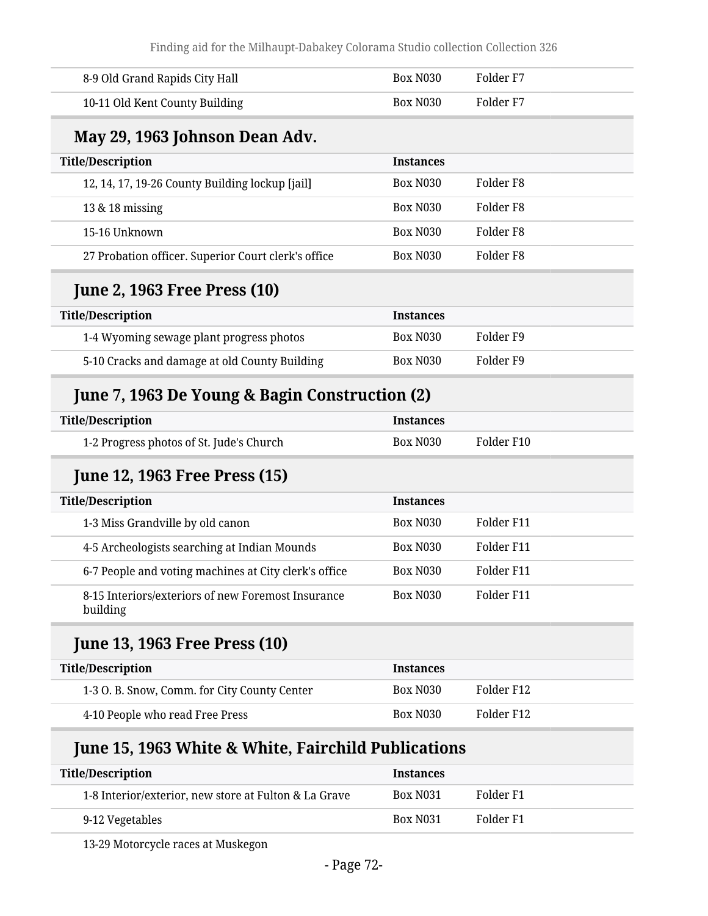| Title/Description | Instances | |
|---|---|---|
| 8-9 Old Grand Rapids City Hall | Box N030 | Folder F7 |
| 10-11 Old Kent County Building | Box N030 | Folder F7 |

## May 29, 1963 Johnson Dean Adv.

| Title/Description | Instances | |
|---|---|---|
| 12, 14, 17, 19-26 County Building lockup [jail] | Box N030 | Folder F8 |
| 13 & 18 missing | Box N030 | Folder F8 |
| 15-16 Unknown | Box N030 | Folder F8 |
| 27 Probation officer. Superior Court clerk's office | Box N030 | Folder F8 |

## June 2, 1963 Free Press (10)

| Title/Description | Instances | |
|---|---|---|
| 1-4 Wyoming sewage plant progress photos | Box N030 | Folder F9 |
| 5-10 Cracks and damage at old County Building | Box N030 | Folder F9 |

## June 7, 1963 De Young & Bagin Construction (2)

| Title/Description | Instances | |
|---|---|---|
| 1-2 Progress photos of St. Jude's Church | Box N030 | Folder F10 |

## June 12, 1963 Free Press (15)

| Title/Description | Instances | |
|---|---|---|
| 1-3 Miss Grandville by old canon | Box N030 | Folder F11 |
| 4-5 Archeologists searching at Indian Mounds | Box N030 | Folder F11 |
| 6-7 People and voting machines at City clerk's office | Box N030 | Folder F11 |
| 8-15 Interiors/exteriors of new Foremost Insurance building | Box N030 | Folder F11 |

## June 13, 1963 Free Press (10)

| Title/Description | Instances | |
|---|---|---|
| 1-3 O. B. Snow, Comm. for City County Center | Box N030 | Folder F12 |
| 4-10 People who read Free Press | Box N030 | Folder F12 |

## June 15, 1963 White & White, Fairchild Publications

| Title/Description | Instances | |
|---|---|---|
| 1-8 Interior/exterior, new store at Fulton & La Grave | Box N031 | Folder F1 |
| 9-12 Vegetables | Box N031 | Folder F1 |
| 13-29 Motorcycle races at Muskegon | | |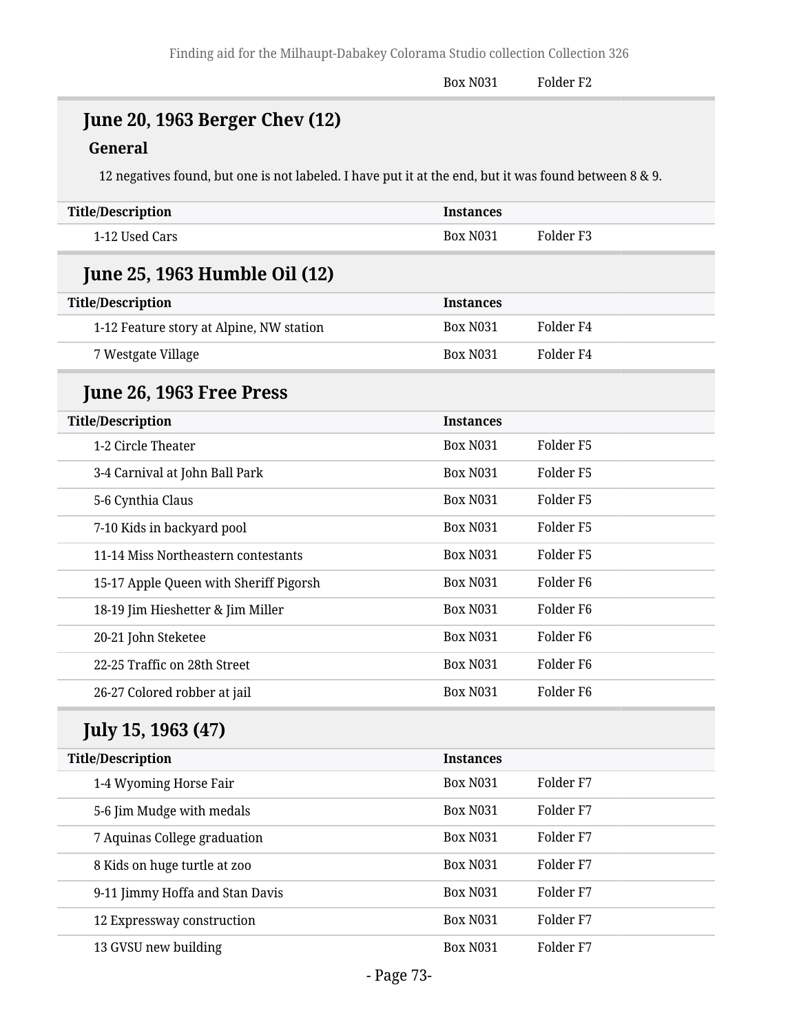| | | |
|---|---|---|
| | Box N031 | Folder F2 |

## June 20, 1963 Berger Chev (12)

### General

12 negatives found, but one is not labeled. I have put it at the end, but it was found between 8 & 9.

| Title/Description | Instances | |
|---|---|---|
| 1-12 Used Cars | Box N031 | Folder F3 |

## June 25, 1963 Humble Oil (12)

| Title/Description | Instances | |
|---|---|---|
| 1-12 Feature story at Alpine, NW station | Box N031 | Folder F4 |
| 7 Westgate Village | Box N031 | Folder F4 |

## June 26, 1963 Free Press

| Title/Description | Instances | |
|---|---|---|
| 1-2 Circle Theater | Box N031 | Folder F5 |
| 3-4 Carnival at John Ball Park | Box N031 | Folder F5 |
| 5-6 Cynthia Claus | Box N031 | Folder F5 |
| 7-10 Kids in backyard pool | Box N031 | Folder F5 |
| 11-14 Miss Northeastern contestants | Box N031 | Folder F5 |
| 15-17 Apple Queen with Sheriff Pigorsh | Box N031 | Folder F6 |
| 18-19 Jim Hieshetter & Jim Miller | Box N031 | Folder F6 |
| 20-21 John Steketee | Box N031 | Folder F6 |
| 22-25 Traffic on 28th Street | Box N031 | Folder F6 |
| 26-27 Colored robber at jail | Box N031 | Folder F6 |

## July 15, 1963 (47)

| Title/Description | Instances | |
|---|---|---|
| 1-4 Wyoming Horse Fair | Box N031 | Folder F7 |
| 5-6 Jim Mudge with medals | Box N031 | Folder F7 |
| 7 Aquinas College graduation | Box N031 | Folder F7 |
| 8 Kids on huge turtle at zoo | Box N031 | Folder F7 |
| 9-11 Jimmy Hoffa and Stan Davis | Box N031 | Folder F7 |
| 12 Expressway construction | Box N031 | Folder F7 |
| 13 GVSU new building | Box N031 | Folder F7 |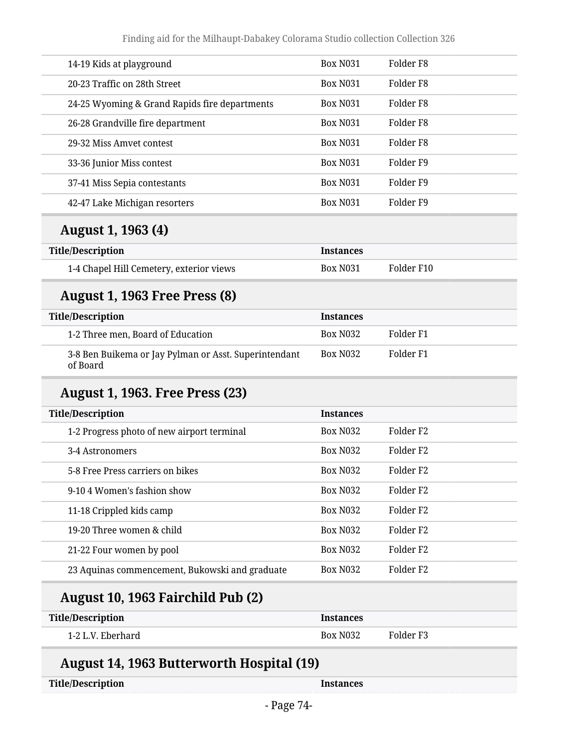| Title/Description | Instances | |
|---|---|---|
| 14-19 Kids at playground | Box N031 | Folder F8 |
| 20-23 Traffic on 28th Street | Box N031 | Folder F8 |
| 24-25 Wyoming & Grand Rapids fire departments | Box N031 | Folder F8 |
| 26-28 Grandville fire department | Box N031 | Folder F8 |
| 29-32 Miss Amvet contest | Box N031 | Folder F8 |
| 33-36 Junior Miss contest | Box N031 | Folder F9 |
| 37-41 Miss Sepia contestants | Box N031 | Folder F9 |
| 42-47 Lake Michigan resorters | Box N031 | Folder F9 |

## August 1, 1963 (4)

| Title/Description | Instances | |
|---|---|---|
| 1-4 Chapel Hill Cemetery, exterior views | Box N031 | Folder F10 |

## August 1, 1963 Free Press (8)

| Title/Description | Instances | |
|---|---|---|
| 1-2 Three men, Board of Education | Box N032 | Folder F1 |
| 3-8 Ben Buikema or Jay Pylman or Asst. Superintendant of Board | Box N032 | Folder F1 |

## August 1, 1963. Free Press (23)

| Title/Description | Instances | |
|---|---|---|
| 1-2 Progress photo of new airport terminal | Box N032 | Folder F2 |
| 3-4 Astronomers | Box N032 | Folder F2 |
| 5-8 Free Press carriers on bikes | Box N032 | Folder F2 |
| 9-10 4 Women's fashion show | Box N032 | Folder F2 |
| 11-18 Crippled kids camp | Box N032 | Folder F2 |
| 19-20 Three women & child | Box N032 | Folder F2 |
| 21-22 Four women by pool | Box N032 | Folder F2 |
| 23 Aquinas commencement, Bukowski and graduate | Box N032 | Folder F2 |

## August 10, 1963 Fairchild Pub (2)

| Title/Description | Instances | |
|---|---|---|
| 1-2 L.V. Eberhard | Box N032 | Folder F3 |

## August 14, 1963 Butterworth Hospital (19)

| Title/Description | Instances |
|---|---|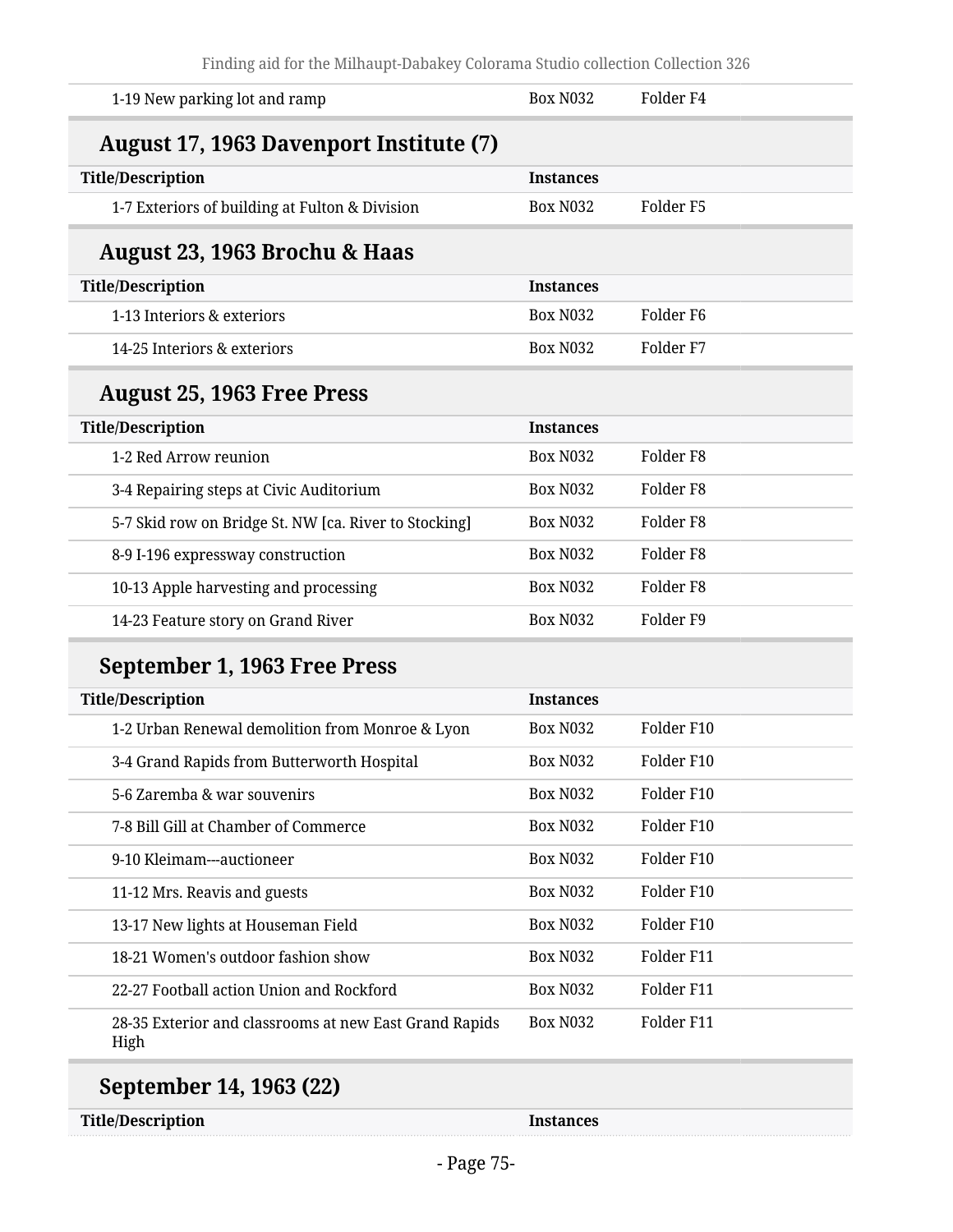| Title/Description | Instances | |
|---|---|---|
| 1-19 New parking lot and ramp | Box N032 | Folder F4 |

### August 17, 1963 Davenport Institute (7)

| Title/Description | Instances | |
|---|---|---|
| 1-7 Exteriors of building at Fulton & Division | Box N032 | Folder F5 |

### August 23, 1963 Brochu & Haas

| Title/Description | Instances | |
|---|---|---|
| 1-13 Interiors & exteriors | Box N032 | Folder F6 |
| 14-25 Interiors & exteriors | Box N032 | Folder F7 |

### August 25, 1963 Free Press

| Title/Description | Instances | |
|---|---|---|
| 1-2 Red Arrow reunion | Box N032 | Folder F8 |
| 3-4 Repairing steps at Civic Auditorium | Box N032 | Folder F8 |
| 5-7 Skid row on Bridge St. NW [ca. River to Stocking] | Box N032 | Folder F8 |
| 8-9 I-196 expressway construction | Box N032 | Folder F8 |
| 10-13 Apple harvesting and processing | Box N032 | Folder F8 |
| 14-23 Feature story on Grand River | Box N032 | Folder F9 |

### September 1, 1963 Free Press

| Title/Description | Instances | |
|---|---|---|
| 1-2 Urban Renewal demolition from Monroe & Lyon | Box N032 | Folder F10 |
| 3-4 Grand Rapids from Butterworth Hospital | Box N032 | Folder F10 |
| 5-6 Zaremba & war souvenirs | Box N032 | Folder F10 |
| 7-8 Bill Gill at Chamber of Commerce | Box N032 | Folder F10 |
| 9-10 Kleimam---auctioneer | Box N032 | Folder F10 |
| 11-12 Mrs. Reavis and guests | Box N032 | Folder F10 |
| 13-17 New lights at Houseman Field | Box N032 | Folder F10 |
| 18-21 Women's outdoor fashion show | Box N032 | Folder F11 |
| 22-27 Football action Union and Rockford | Box N032 | Folder F11 |
| 28-35 Exterior and classrooms at new East Grand Rapids High | Box N032 | Folder F11 |

### September 14, 1963 (22)

| Title/Description | Instances |
|---|---|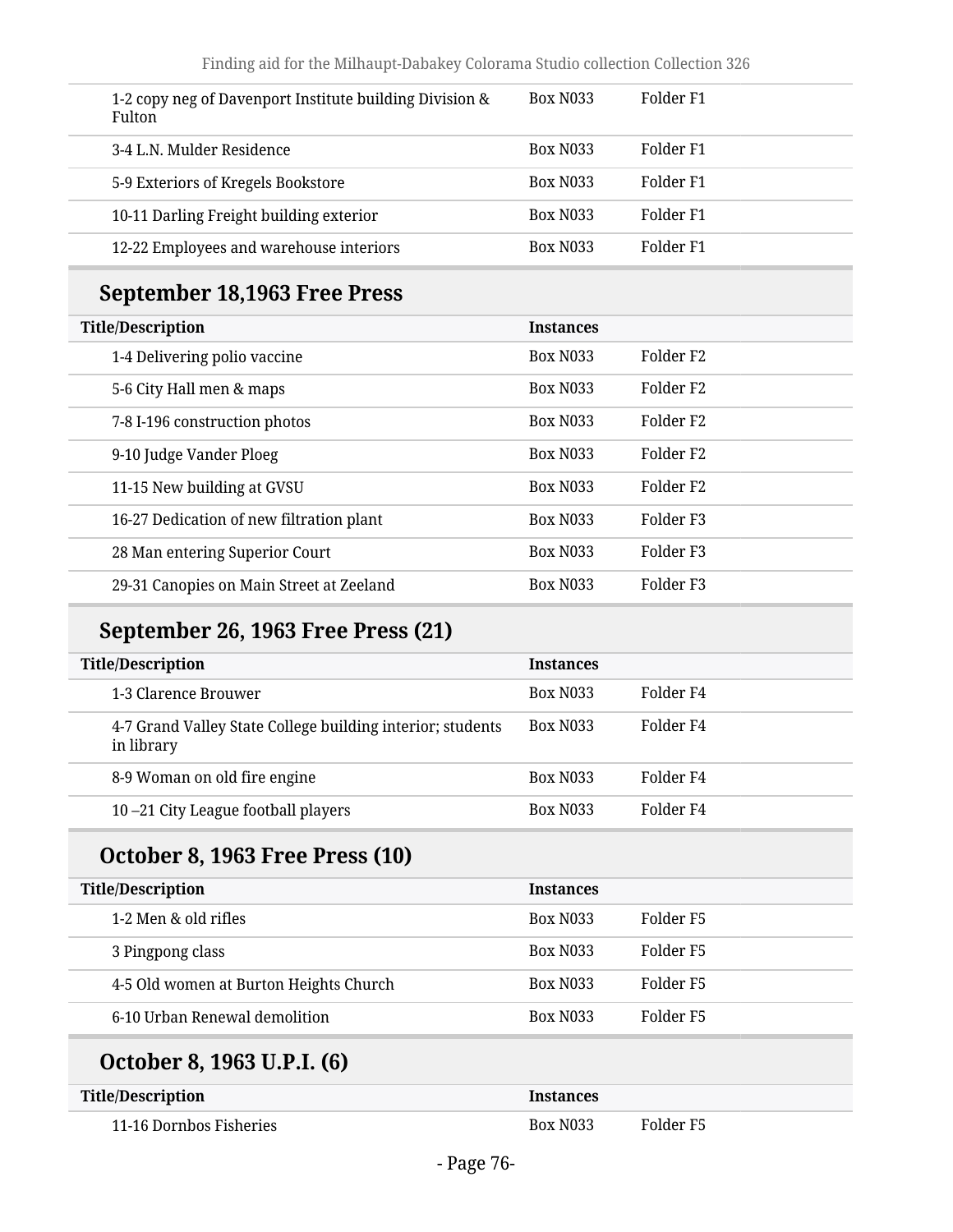| Title/Description | Instances | |
|---|---|---|
| 1-2 copy neg of Davenport Institute building Division & Fulton | Box N033 | Folder F1 |
| 3-4 L.N. Mulder Residence | Box N033 | Folder F1 |
| 5-9 Exteriors of Kregels Bookstore | Box N033 | Folder F1 |
| 10-11 Darling Freight building exterior | Box N033 | Folder F1 |
| 12-22 Employees and warehouse interiors | Box N033 | Folder F1 |

## September 18,1963 Free Press

| Title/Description | Instances | |
|---|---|---|
| 1-4 Delivering polio vaccine | Box N033 | Folder F2 |
| 5-6 City Hall men & maps | Box N033 | Folder F2 |
| 7-8 I-196 construction photos | Box N033 | Folder F2 |
| 9-10 Judge Vander Ploeg | Box N033 | Folder F2 |
| 11-15 New building at GVSU | Box N033 | Folder F2 |
| 16-27 Dedication of new filtration plant | Box N033 | Folder F3 |
| 28 Man entering Superior Court | Box N033 | Folder F3 |
| 29-31 Canopies on Main Street at Zeeland | Box N033 | Folder F3 |

## September 26, 1963 Free Press (21)

| Title/Description | Instances | |
|---|---|---|
| 1-3 Clarence Brouwer | Box N033 | Folder F4 |
| 4-7 Grand Valley State College building interior; students in library | Box N033 | Folder F4 |
| 8-9 Woman on old fire engine | Box N033 | Folder F4 |
| 10 –21 City League football players | Box N033 | Folder F4 |

## October 8, 1963 Free Press (10)

| Title/Description | Instances | |
|---|---|---|
| 1-2 Men & old rifles | Box N033 | Folder F5 |
| 3 Pingpong class | Box N033 | Folder F5 |
| 4-5 Old women at Burton Heights Church | Box N033 | Folder F5 |
| 6-10 Urban Renewal demolition | Box N033 | Folder F5 |

## October 8, 1963 U.P.I. (6)

| Title/Description | Instances | |
|---|---|---|
| 11-16 Dornbos Fisheries | Box N033 | Folder F5 |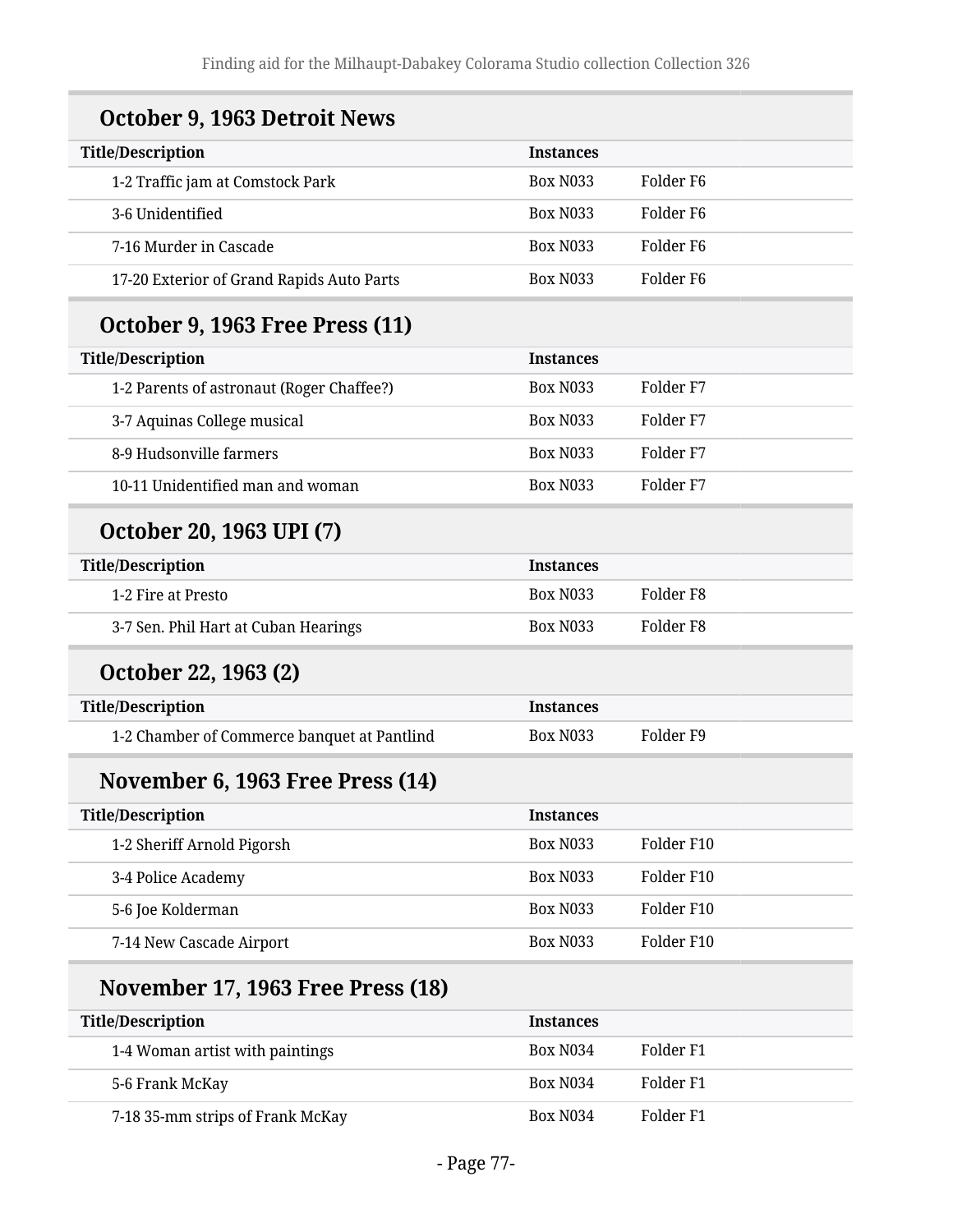## October 9, 1963 Detroit News

| Title/Description | Instances | |
|---|---|---|
| 1-2 Traffic jam at Comstock Park | Box N033 | Folder F6 |
| 3-6 Unidentified | Box N033 | Folder F6 |
| 7-16 Murder in Cascade | Box N033 | Folder F6 |
| 17-20 Exterior of Grand Rapids Auto Parts | Box N033 | Folder F6 |

## October 9, 1963 Free Press (11)

| Title/Description | Instances | |
|---|---|---|
| 1-2 Parents of astronaut (Roger Chaffee?) | Box N033 | Folder F7 |
| 3-7 Aquinas College musical | Box N033 | Folder F7 |
| 8-9 Hudsonville farmers | Box N033 | Folder F7 |
| 10-11 Unidentified man and woman | Box N033 | Folder F7 |

## October 20, 1963 UPI (7)

| Title/Description | Instances | |
|---|---|---|
| 1-2 Fire at Presto | Box N033 | Folder F8 |
| 3-7 Sen. Phil Hart at Cuban Hearings | Box N033 | Folder F8 |

## October 22, 1963 (2)

| Title/Description | Instances | |
|---|---|---|
| 1-2 Chamber of Commerce banquet at Pantlind | Box N033 | Folder F9 |

## November 6, 1963 Free Press (14)

| Title/Description | Instances | |
|---|---|---|
| 1-2 Sheriff Arnold Pigorsh | Box N033 | Folder F10 |
| 3-4 Police Academy | Box N033 | Folder F10 |
| 5-6 Joe Kolderman | Box N033 | Folder F10 |
| 7-14 New Cascade Airport | Box N033 | Folder F10 |

## November 17, 1963 Free Press (18)

| Title/Description | Instances | |
|---|---|---|
| 1-4 Woman artist with paintings | Box N034 | Folder F1 |
| 5-6 Frank McKay | Box N034 | Folder F1 |
| 7-18 35-mm strips of Frank McKay | Box N034 | Folder F1 |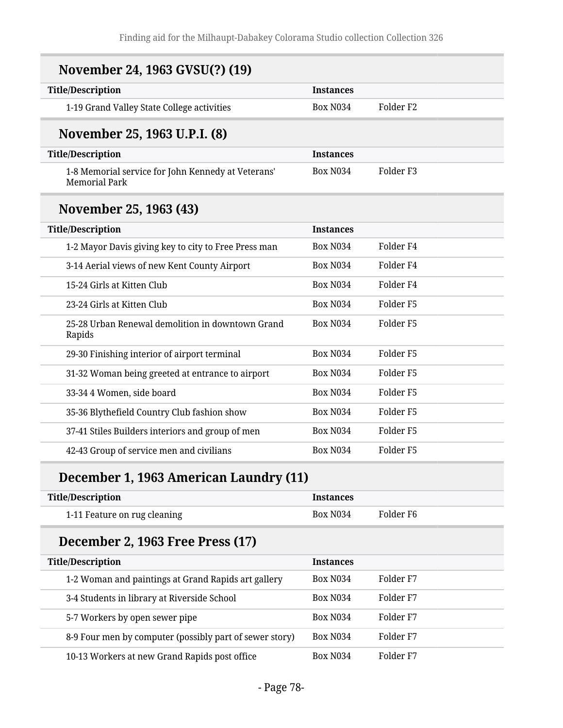## November 24, 1963 GVSU(?) (19)

| Title/Description | Instances | |
|---|---|---|
| 1-19 Grand Valley State College activities | Box N034 | Folder F2 |

## November 25, 1963 U.P.I. (8)

| Title/Description | Instances | |
|---|---|---|
| 1-8 Memorial service for John Kennedy at Veterans' Memorial Park | Box N034 | Folder F3 |

## November 25, 1963 (43)

| Title/Description | Instances | |
|---|---|---|
| 1-2 Mayor Davis giving key to city to Free Press man | Box N034 | Folder F4 |
| 3-14 Aerial views of new Kent County Airport | Box N034 | Folder F4 |
| 15-24 Girls at Kitten Club | Box N034 | Folder F4 |
| 23-24 Girls at Kitten Club | Box N034 | Folder F5 |
| 25-28 Urban Renewal demolition in downtown Grand Rapids | Box N034 | Folder F5 |
| 29-30 Finishing interior of airport terminal | Box N034 | Folder F5 |
| 31-32 Woman being greeted at entrance to airport | Box N034 | Folder F5 |
| 33-34 4 Women, side board | Box N034 | Folder F5 |
| 35-36 Blythefield Country Club fashion show | Box N034 | Folder F5 |
| 37-41 Stiles Builders interiors and group of men | Box N034 | Folder F5 |
| 42-43 Group of service men and civilians | Box N034 | Folder F5 |

## December 1, 1963 American Laundry (11)

| Title/Description | Instances | |
|---|---|---|
| 1-11 Feature on rug cleaning | Box N034 | Folder F6 |

## December 2, 1963 Free Press (17)

| Title/Description | Instances | |
|---|---|---|
| 1-2 Woman and paintings at Grand Rapids art gallery | Box N034 | Folder F7 |
| 3-4 Students in library at Riverside School | Box N034 | Folder F7 |
| 5-7 Workers by open sewer pipe | Box N034 | Folder F7 |
| 8-9 Four men by computer (possibly part of sewer story) | Box N034 | Folder F7 |
| 10-13 Workers at new Grand Rapids post office | Box N034 | Folder F7 |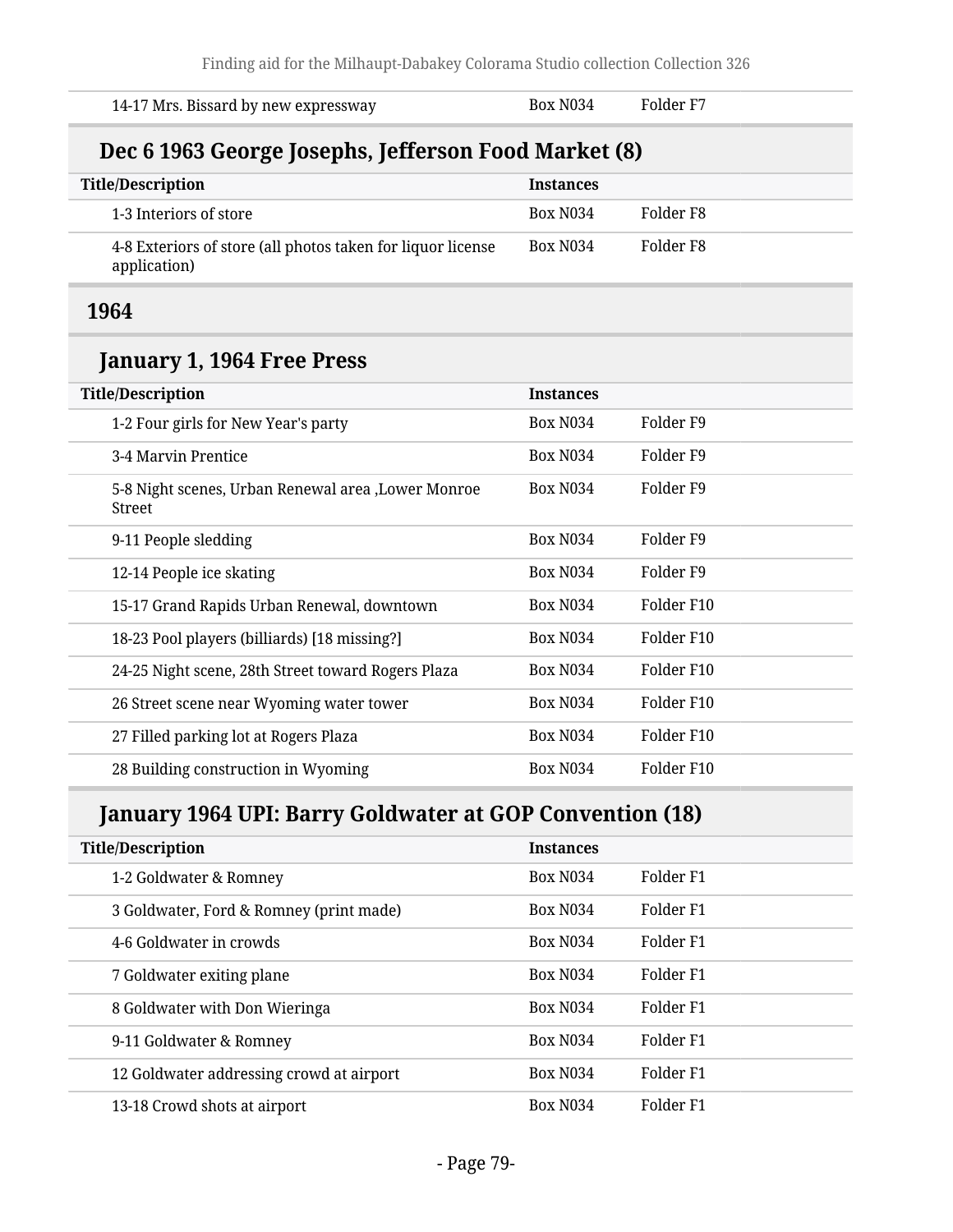| Title/Description | Instances | |
|---|---|---|
| 14-17 Mrs. Bissard by new expressway | Box N034 | Folder F7 |

### Dec 6 1963 George Josephs, Jefferson Food Market (8)

| Title/Description | Instances | |
|---|---|---|
| 1-3 Interiors of store | Box N034 | Folder F8 |
| 4-8 Exteriors of store (all photos taken for liquor license application) | Box N034 | Folder F8 |

## 1964

### January 1, 1964 Free Press

| Title/Description | Instances | |
|---|---|---|
| 1-2 Four girls for New Year's party | Box N034 | Folder F9 |
| 3-4 Marvin Prentice | Box N034 | Folder F9 |
| 5-8 Night scenes, Urban Renewal area ,Lower Monroe Street | Box N034 | Folder F9 |
| 9-11 People sledding | Box N034 | Folder F9 |
| 12-14 People ice skating | Box N034 | Folder F9 |
| 15-17 Grand Rapids Urban Renewal, downtown | Box N034 | Folder F10 |
| 18-23 Pool players (billiards) [18 missing?] | Box N034 | Folder F10 |
| 24-25 Night scene, 28th Street toward Rogers Plaza | Box N034 | Folder F10 |
| 26 Street scene near Wyoming water tower | Box N034 | Folder F10 |
| 27 Filled parking lot at Rogers Plaza | Box N034 | Folder F10 |
| 28 Building construction in Wyoming | Box N034 | Folder F10 |

### January 1964 UPI: Barry Goldwater at GOP Convention (18)

| Title/Description | Instances | |
|---|---|---|
| 1-2 Goldwater & Romney | Box N034 | Folder F1 |
| 3 Goldwater, Ford & Romney (print made) | Box N034 | Folder F1 |
| 4-6 Goldwater in crowds | Box N034 | Folder F1 |
| 7 Goldwater exiting plane | Box N034 | Folder F1 |
| 8 Goldwater with Don Wieringa | Box N034 | Folder F1 |
| 9-11 Goldwater & Romney | Box N034 | Folder F1 |
| 12 Goldwater addressing crowd at airport | Box N034 | Folder F1 |
| 13-18 Crowd shots at airport | Box N034 | Folder F1 |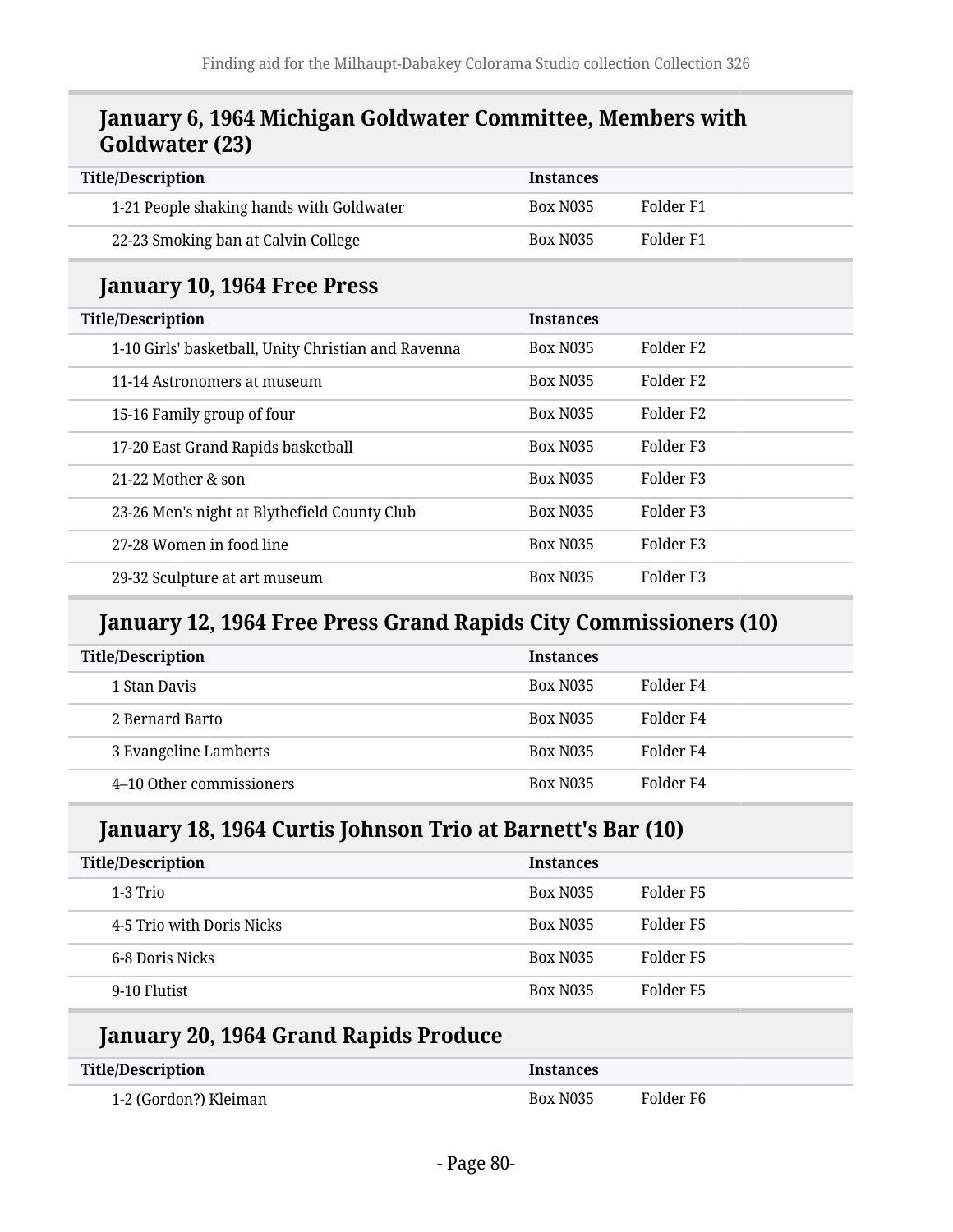## January 6, 1964 Michigan Goldwater Committee, Members with Goldwater (23)

| Title/Description | Instances | |
|---|---|---|
| 1-21 People shaking hands with Goldwater | Box N035 | Folder F1 |
| 22-23 Smoking ban at Calvin College | Box N035 | Folder F1 |

## January 10, 1964 Free Press

| Title/Description | Instances | |
|---|---|---|
| 1-10 Girls' basketball, Unity Christian and Ravenna | Box N035 | Folder F2 |
| 11-14 Astronomers at museum | Box N035 | Folder F2 |
| 15-16 Family group of four | Box N035 | Folder F2 |
| 17-20 East Grand Rapids basketball | Box N035 | Folder F3 |
| 21-22 Mother & son | Box N035 | Folder F3 |
| 23-26 Men's night at Blythefield County Club | Box N035 | Folder F3 |
| 27-28 Women in food line | Box N035 | Folder F3 |
| 29-32 Sculpture at art museum | Box N035 | Folder F3 |

## January 12, 1964 Free Press Grand Rapids City Commissioners (10)

| Title/Description | Instances | |
|---|---|---|
| 1 Stan Davis | Box N035 | Folder F4 |
| 2 Bernard Barto | Box N035 | Folder F4 |
| 3 Evangeline Lamberts | Box N035 | Folder F4 |
| 4–10 Other commissioners | Box N035 | Folder F4 |

## January 18, 1964 Curtis Johnson Trio at Barnett's Bar (10)

| Title/Description | Instances | |
|---|---|---|
| 1-3 Trio | Box N035 | Folder F5 |
| 4-5 Trio with Doris Nicks | Box N035 | Folder F5 |
| 6-8 Doris Nicks | Box N035 | Folder F5 |
| 9-10 Flutist | Box N035 | Folder F5 |

## January 20, 1964 Grand Rapids Produce

| Title/Description | Instances | |
|---|---|---|
| 1-2 (Gordon?) Kleiman | Box N035 | Folder F6 |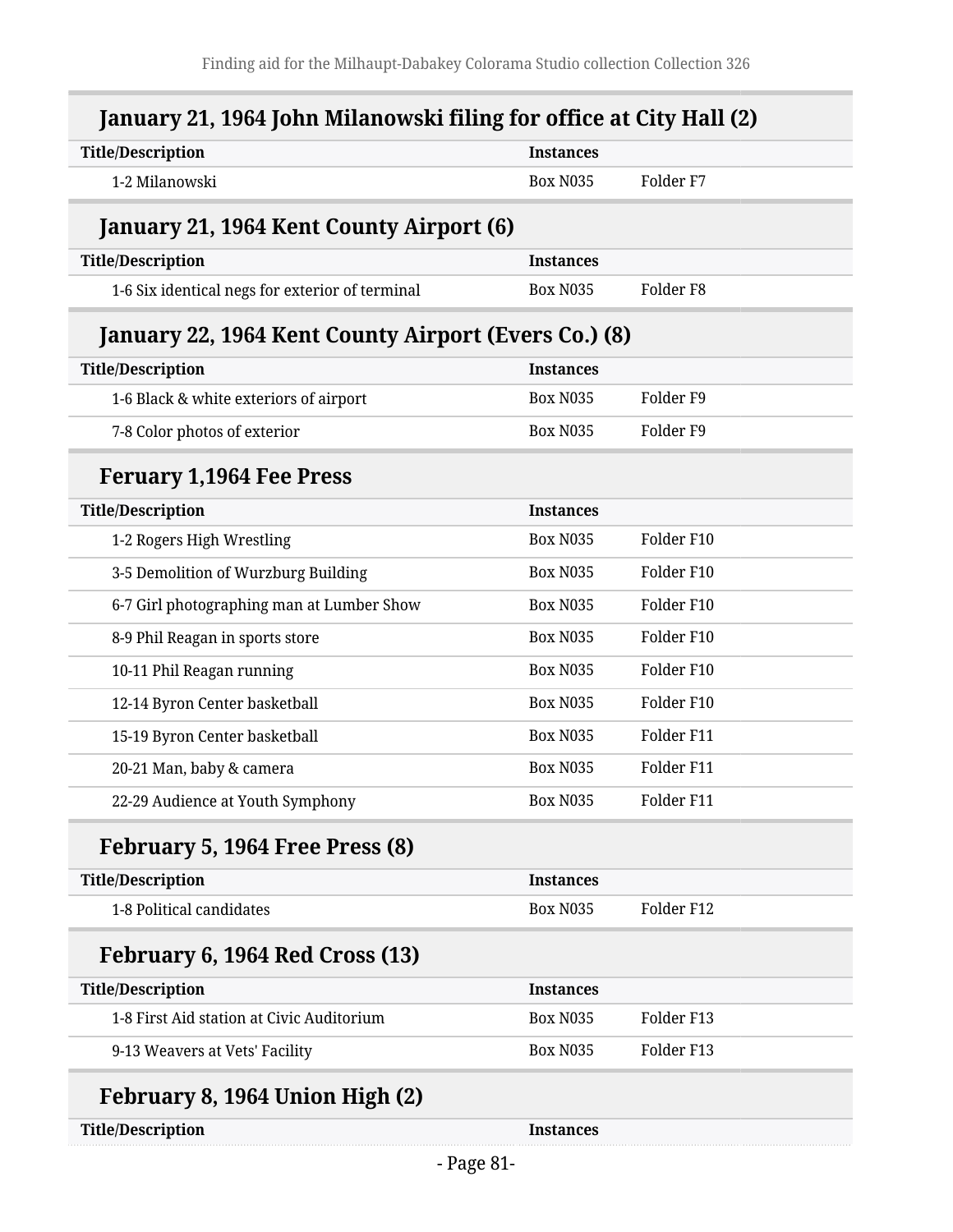## January 21, 1964 John Milanowski filing for office at City Hall (2)

| Title/Description | Instances | |
|---|---|---|
| 1-2 Milanowski | Box N035 | Folder F7 |

## January 21, 1964 Kent County Airport (6)

| Title/Description | Instances | |
|---|---|---|
| 1-6 Six identical negs for exterior of terminal | Box N035 | Folder F8 |

## January 22, 1964 Kent County Airport (Evers Co.) (8)

| Title/Description | Instances | |
|---|---|---|
| 1-6 Black & white exteriors of airport | Box N035 | Folder F9 |
| 7-8 Color photos of exterior | Box N035 | Folder F9 |

## Feruary 1,1964 Fee Press

| Title/Description | Instances | |
|---|---|---|
| 1-2 Rogers High Wrestling | Box N035 | Folder F10 |
| 3-5 Demolition of Wurzburg Building | Box N035 | Folder F10 |
| 6-7 Girl photographing man at Lumber Show | Box N035 | Folder F10 |
| 8-9 Phil Reagan in sports store | Box N035 | Folder F10 |
| 10-11 Phil Reagan running | Box N035 | Folder F10 |
| 12-14 Byron Center basketball | Box N035 | Folder F10 |
| 15-19 Byron Center basketball | Box N035 | Folder F11 |
| 20-21 Man, baby & camera | Box N035 | Folder F11 |
| 22-29 Audience at Youth Symphony | Box N035 | Folder F11 |

## February 5, 1964 Free Press (8)

| Title/Description | Instances | |
|---|---|---|
| 1-8 Political candidates | Box N035 | Folder F12 |

## February 6, 1964 Red Cross (13)

| Title/Description | Instances | |
|---|---|---|
| 1-8 First Aid station at Civic Auditorium | Box N035 | Folder F13 |
| 9-13 Weavers at Vets' Facility | Box N035 | Folder F13 |

## February 8, 1964 Union High (2)

| Title/Description | Instances |
|---|---|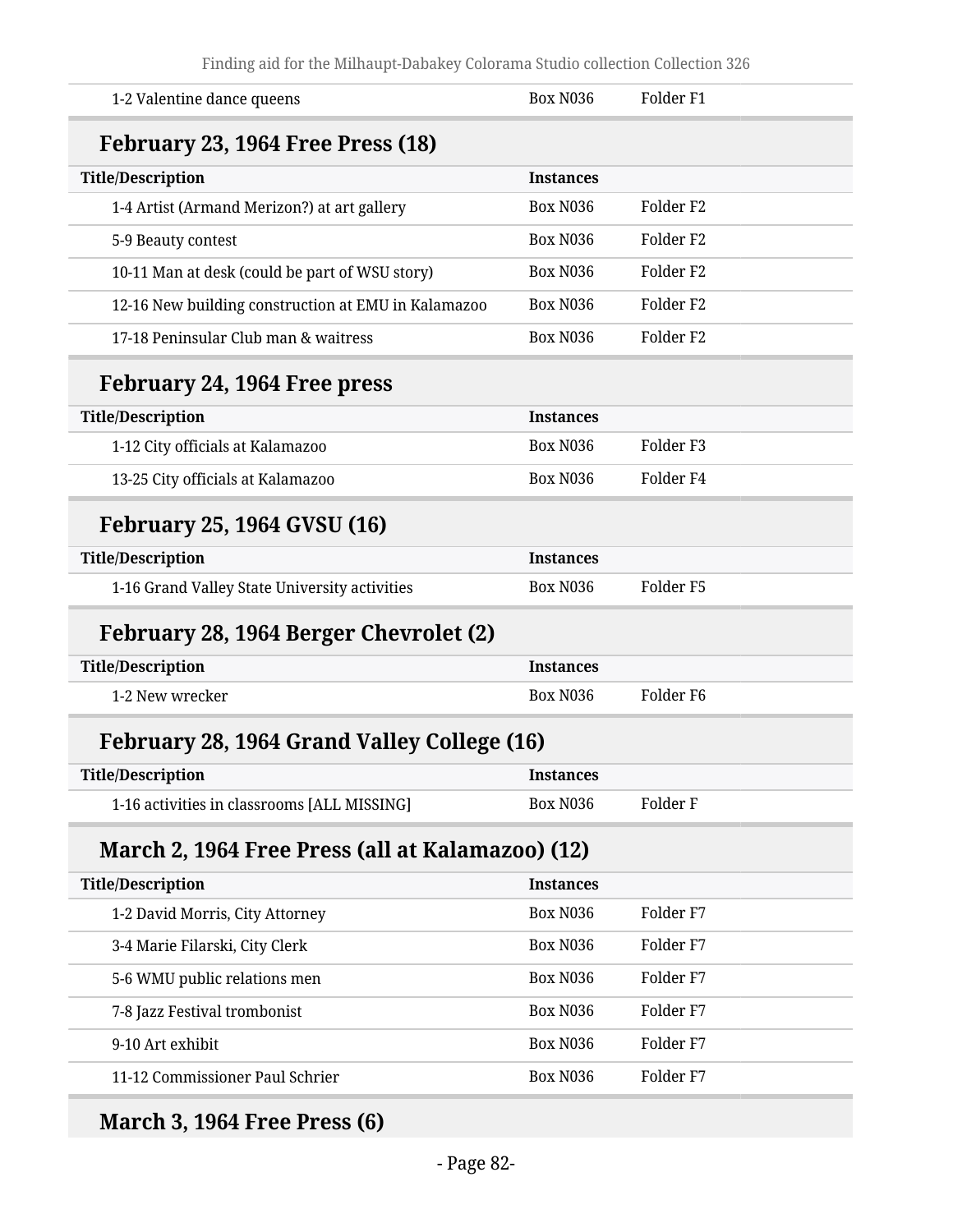| Title/Description | Instances | |
|---|---|---|
| 1-2 Valentine dance queens | Box N036 | Folder F1 |

### February 23, 1964 Free Press (18)

| Title/Description | Instances | |
|---|---|---|
| 1-4 Artist (Armand Merizon?) at art gallery | Box N036 | Folder F2 |
| 5-9 Beauty contest | Box N036 | Folder F2 |
| 10-11 Man at desk (could be part of WSU story) | Box N036 | Folder F2 |
| 12-16 New building construction at EMU in Kalamazoo | Box N036 | Folder F2 |
| 17-18 Peninsular Club man & waitress | Box N036 | Folder F2 |

### February 24, 1964 Free press

| Title/Description | Instances | |
|---|---|---|
| 1-12 City officials at Kalamazoo | Box N036 | Folder F3 |
| 13-25 City officials at Kalamazoo | Box N036 | Folder F4 |

### February 25, 1964 GVSU (16)

| Title/Description | Instances | |
|---|---|---|
| 1-16 Grand Valley State University activities | Box N036 | Folder F5 |

### February 28, 1964 Berger Chevrolet (2)

| Title/Description | Instances | |
|---|---|---|
| 1-2 New wrecker | Box N036 | Folder F6 |

### February 28, 1964 Grand Valley College (16)

| Title/Description | Instances | |
|---|---|---|
| 1-16 activities in classrooms [ALL MISSING] | Box N036 | Folder F |

### March 2, 1964 Free Press (all at Kalamazoo) (12)

| Title/Description | Instances | |
|---|---|---|
| 1-2 David Morris, City Attorney | Box N036 | Folder F7 |
| 3-4 Marie Filarski, City Clerk | Box N036 | Folder F7 |
| 5-6 WMU public relations men | Box N036 | Folder F7 |
| 7-8 Jazz Festival trombonist | Box N036 | Folder F7 |
| 9-10 Art exhibit | Box N036 | Folder F7 |
| 11-12 Commissioner Paul Schrier | Box N036 | Folder F7 |

### March 3, 1964 Free Press (6)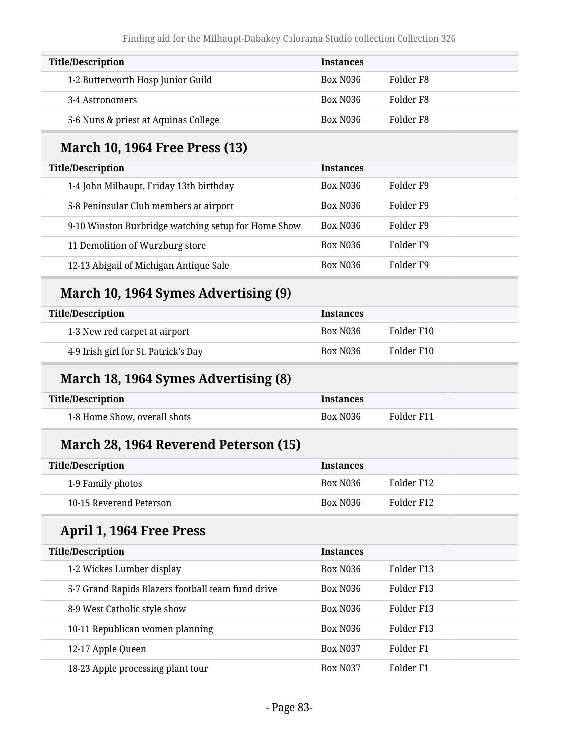| Title/Description | Instances | |
|---|---|---|
| 1-2 Butterworth Hosp Junior Guild | Box N036 | Folder F8 |
| 3-4 Astronomers | Box N036 | Folder F8 |
| 5-6 Nuns & priest at Aquinas College | Box N036 | Folder F8 |

### March 10, 1964 Free Press (13)

| Title/Description | Instances | |
|---|---|---|
| 1-4 John Milhaupt, Friday 13th birthday | Box N036 | Folder F9 |
| 5-8 Peninsular Club members at airport | Box N036 | Folder F9 |
| 9-10 Winston Burbridge watching setup for Home Show | Box N036 | Folder F9 |
| 11 Demolition of Wurzburg store | Box N036 | Folder F9 |
| 12-13 Abigail of Michigan Antique Sale | Box N036 | Folder F9 |

### March 10, 1964 Symes Advertising (9)

| Title/Description | Instances | |
|---|---|---|
| 1-3 New red carpet at airport | Box N036 | Folder F10 |
| 4-9 Irish girl for St. Patrick's Day | Box N036 | Folder F10 |

### March 18, 1964 Symes Advertising (8)

| Title/Description | Instances | |
|---|---|---|
| 1-8 Home Show, overall shots | Box N036 | Folder F11 |

### March 28, 1964 Reverend Peterson (15)

| Title/Description | Instances | |
|---|---|---|
| 1-9 Family photos | Box N036 | Folder F12 |
| 10-15 Reverend Peterson | Box N036 | Folder F12 |

### April 1, 1964 Free Press

| Title/Description | Instances | |
|---|---|---|
| 1-2 Wickes Lumber display | Box N036 | Folder F13 |
| 5-7 Grand Rapids Blazers football team fund drive | Box N036 | Folder F13 |
| 8-9 West Catholic style show | Box N036 | Folder F13 |
| 10-11 Republican women planning | Box N036 | Folder F13 |
| 12-17 Apple Queen | Box N037 | Folder F1 |
| 18-23 Apple processing plant tour | Box N037 | Folder F1 |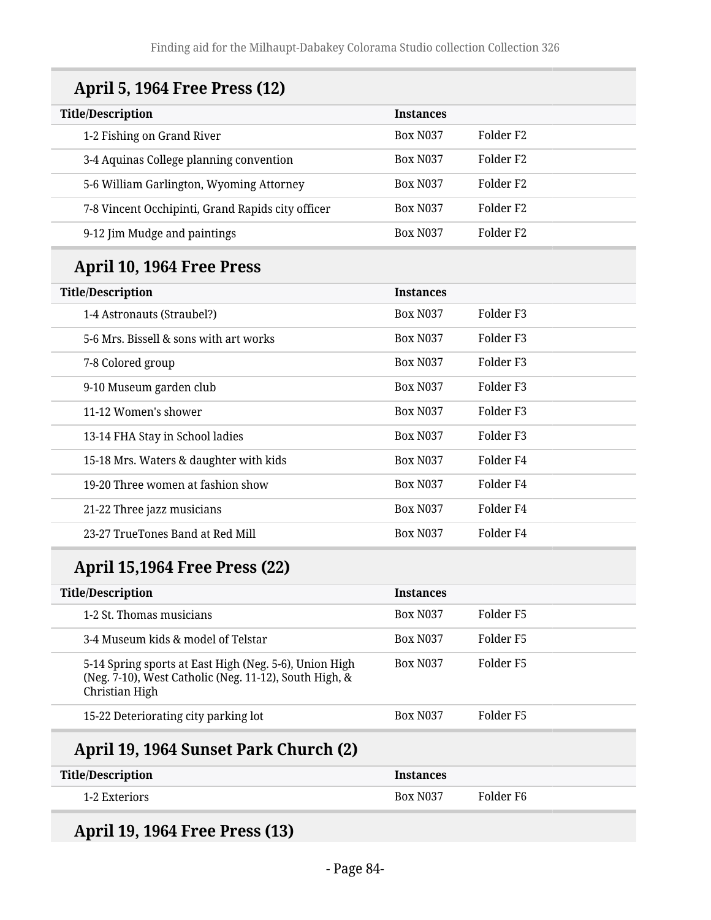## April 5, 1964 Free Press (12)

| Title/Description | Instances | |
|---|---|---|
| 1-2 Fishing on Grand River | Box N037 | Folder F2 |
| 3-4 Aquinas College planning convention | Box N037 | Folder F2 |
| 5-6 William Garlington, Wyoming Attorney | Box N037 | Folder F2 |
| 7-8 Vincent Occhipinti, Grand Rapids city officer | Box N037 | Folder F2 |
| 9-12 Jim Mudge and paintings | Box N037 | Folder F2 |

## April 10, 1964 Free Press

| Title/Description | Instances | |
|---|---|---|
| 1-4 Astronauts (Straubel?) | Box N037 | Folder F3 |
| 5-6 Mrs. Bissell & sons with art works | Box N037 | Folder F3 |
| 7-8 Colored group | Box N037 | Folder F3 |
| 9-10 Museum garden club | Box N037 | Folder F3 |
| 11-12 Women's shower | Box N037 | Folder F3 |
| 13-14 FHA Stay in School ladies | Box N037 | Folder F3 |
| 15-18 Mrs. Waters & daughter with kids | Box N037 | Folder F4 |
| 19-20 Three women at fashion show | Box N037 | Folder F4 |
| 21-22 Three jazz musicians | Box N037 | Folder F4 |
| 23-27 TrueTones Band at Red Mill | Box N037 | Folder F4 |

## April 15,1964 Free Press (22)

| Title/Description | Instances | |
|---|---|---|
| 1-2 St. Thomas musicians | Box N037 | Folder F5 |
| 3-4 Museum kids & model of Telstar | Box N037 | Folder F5 |
| 5-14 Spring sports at East High (Neg. 5-6), Union High (Neg. 7-10), West Catholic (Neg. 11-12), South High, & Christian High | Box N037 | Folder F5 |
| 15-22 Deteriorating city parking lot | Box N037 | Folder F5 |

## April 19, 1964 Sunset Park Church (2)

| Title/Description | Instances | |
|---|---|---|
| 1-2 Exteriors | Box N037 | Folder F6 |

## April 19, 1964 Free Press (13)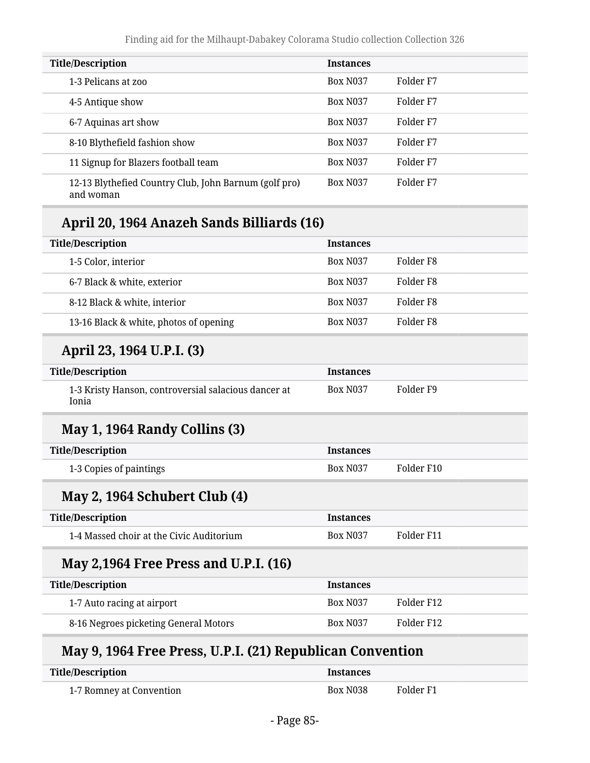| Title/Description | Instances | |
| --- | --- | --- |
| 1-3 Pelicans at zoo | Box N037 | Folder F7 |
| 4-5 Antique show | Box N037 | Folder F7 |
| 6-7 Aquinas art show | Box N037 | Folder F7 |
| 8-10 Blythefield fashion show | Box N037 | Folder F7 |
| 11 Signup for Blazers football team | Box N037 | Folder F7 |
| 12-13 Blythefied Country Club, John Barnum (golf pro) and woman | Box N037 | Folder F7 |

## April 20, 1964 Anazeh Sands Billiards (16)

| Title/Description | Instances | |
| --- | --- | --- |
| 1-5 Color, interior | Box N037 | Folder F8 |
| 6-7 Black & white, exterior | Box N037 | Folder F8 |
| 8-12 Black & white, interior | Box N037 | Folder F8 |
| 13-16 Black & white, photos of opening | Box N037 | Folder F8 |

## April 23, 1964 U.P.I. (3)

| Title/Description | Instances | |
| --- | --- | --- |
| 1-3 Kristy Hanson, controversial salacious dancer at Ionia | Box N037 | Folder F9 |

## May 1, 1964 Randy Collins (3)

| Title/Description | Instances | |
| --- | --- | --- |
| 1-3 Copies of paintings | Box N037 | Folder F10 |

## May 2, 1964 Schubert Club (4)

| Title/Description | Instances | |
| --- | --- | --- |
| 1-4 Massed choir at the Civic Auditorium | Box N037 | Folder F11 |

## May 2,1964 Free Press and U.P.I. (16)

| Title/Description | Instances | |
| --- | --- | --- |
| 1-7 Auto racing at airport | Box N037 | Folder F12 |
| 8-16 Negroes picketing General Motors | Box N037 | Folder F12 |

## May 9, 1964 Free Press, U.P.I. (21) Republican Convention

| Title/Description | Instances | |
| --- | --- | --- |
| 1-7 Romney at Convention | Box N038 | Folder F1 |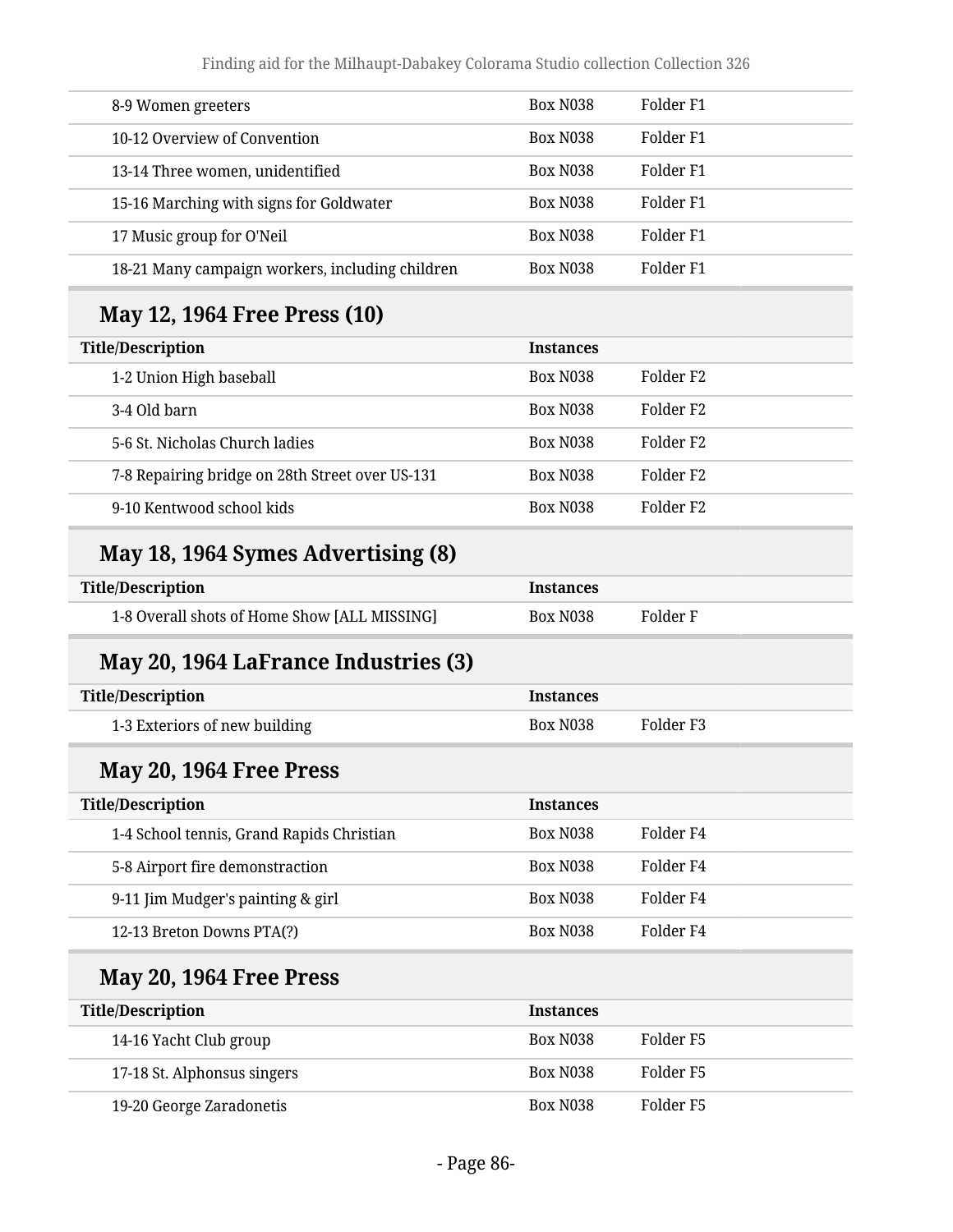| Title/Description | Instances | |
|---|---|---|
| 8-9 Women greeters | Box N038 | Folder F1 |
| 10-12 Overview of Convention | Box N038 | Folder F1 |
| 13-14 Three women, unidentified | Box N038 | Folder F1 |
| 15-16 Marching with signs for Goldwater | Box N038 | Folder F1 |
| 17 Music group for O'Neil | Box N038 | Folder F1 |
| 18-21 Many campaign workers, including children | Box N038 | Folder F1 |

### May 12, 1964 Free Press (10)

| Title/Description | Instances | |
|---|---|---|
| 1-2 Union High baseball | Box N038 | Folder F2 |
| 3-4 Old barn | Box N038 | Folder F2 |
| 5-6 St. Nicholas Church ladies | Box N038 | Folder F2 |
| 7-8 Repairing bridge on 28th Street over US-131 | Box N038 | Folder F2 |
| 9-10 Kentwood school kids | Box N038 | Folder F2 |

### May 18, 1964 Symes Advertising (8)

| Title/Description | Instances | |
|---|---|---|
| 1-8 Overall shots of Home Show [ALL MISSING] | Box N038 | Folder F |

### May 20, 1964 LaFrance Industries (3)

| Title/Description | Instances | |
|---|---|---|
| 1-3 Exteriors of new building | Box N038 | Folder F3 |

### May 20, 1964 Free Press

| Title/Description | Instances | |
|---|---|---|
| 1-4 School tennis, Grand Rapids Christian | Box N038 | Folder F4 |
| 5-8 Airport fire demonstraction | Box N038 | Folder F4 |
| 9-11 Jim Mudger's painting & girl | Box N038 | Folder F4 |
| 12-13 Breton Downs PTA(?) | Box N038 | Folder F4 |

### May 20, 1964 Free Press

| Title/Description | Instances | |
|---|---|---|
| 14-16 Yacht Club group | Box N038 | Folder F5 |
| 17-18 St. Alphonsus singers | Box N038 | Folder F5 |
| 19-20 George Zaradonetis | Box N038 | Folder F5 |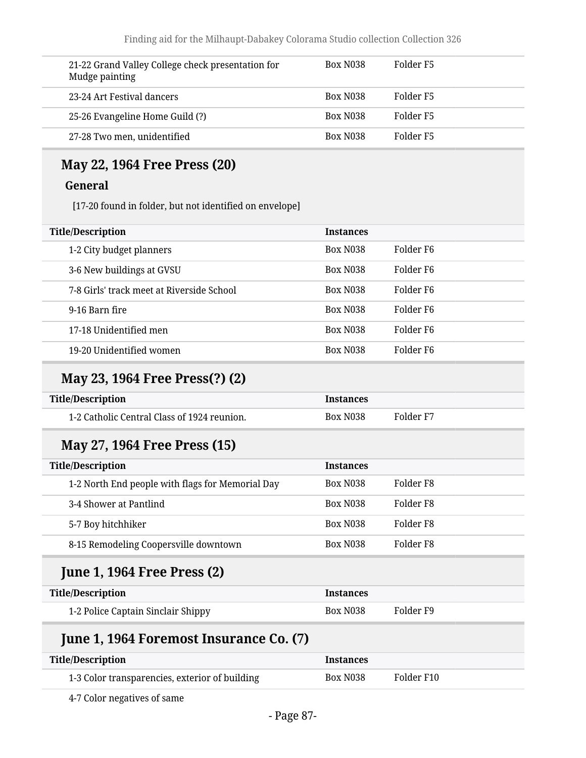| Title/Description | Instances | |
|---|---|---|
| 21-22 Grand Valley College check presentation for Mudge painting | Box N038 | Folder F5 |
| 23-24 Art Festival dancers | Box N038 | Folder F5 |
| 25-26 Evangeline Home Guild (?) | Box N038 | Folder F5 |
| 27-28 Two men, unidentified | Box N038 | Folder F5 |

## May 22, 1964 Free Press (20)

### General

[17-20 found in folder, but not identified on envelope]

| Title/Description | Instances | |
|---|---|---|
| 1-2 City budget planners | Box N038 | Folder F6 |
| 3-6 New buildings at GVSU | Box N038 | Folder F6 |
| 7-8 Girls' track meet at Riverside School | Box N038 | Folder F6 |
| 9-16 Barn fire | Box N038 | Folder F6 |
| 17-18 Unidentified men | Box N038 | Folder F6 |
| 19-20 Unidentified women | Box N038 | Folder F6 |

## May 23, 1964 Free Press(?) (2)

| Title/Description | Instances | |
|---|---|---|
| 1-2 Catholic Central Class of 1924 reunion. | Box N038 | Folder F7 |

## May 27, 1964 Free Press (15)

| Title/Description | Instances | |
|---|---|---|
| 1-2 North End people with flags for Memorial Day | Box N038 | Folder F8 |
| 3-4 Shower at Pantlind | Box N038 | Folder F8 |
| 5-7 Boy hitchhiker | Box N038 | Folder F8 |
| 8-15 Remodeling Coopersville downtown | Box N038 | Folder F8 |

## June 1, 1964 Free Press (2)

| Title/Description | Instances | |
|---|---|---|
| 1-2 Police Captain Sinclair Shippy | Box N038 | Folder F9 |

## June 1, 1964 Foremost Insurance Co. (7)

| Title/Description | Instances | |
|---|---|---|
| 1-3 Color transparencies, exterior of building | Box N038 | Folder F10 |
| 4-7 Color negatives of same | | |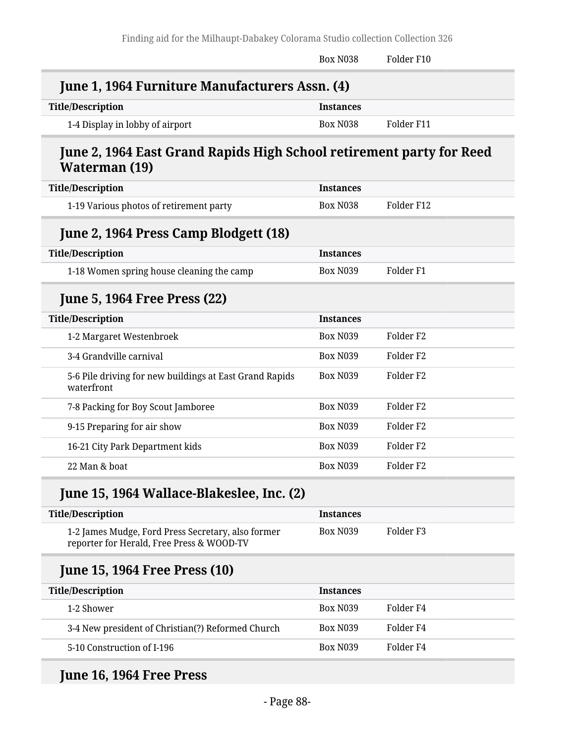| | Box N038 | Folder F10 |
|---|---|---|

## June 1, 1964 Furniture Manufacturers Assn. (4)

| Title/Description | Instances | |
|---|---|---|
| 1-4 Display in lobby of airport | Box N038 | Folder F11 |

## June 2, 1964 East Grand Rapids High School retirement party for Reed Waterman (19)

| Title/Description | Instances | |
|---|---|---|
| 1-19 Various photos of retirement party | Box N038 | Folder F12 |

## June 2, 1964 Press Camp Blodgett (18)

| Title/Description | Instances | |
|---|---|---|
| 1-18 Women spring house cleaning the camp | Box N039 | Folder F1 |

## June 5, 1964 Free Press (22)

| Title/Description | Instances | |
|---|---|---|
| 1-2 Margaret Westenbroek | Box N039 | Folder F2 |
| 3-4 Grandville carnival | Box N039 | Folder F2 |
| 5-6 Pile driving for new buildings at East Grand Rapids waterfront | Box N039 | Folder F2 |
| 7-8 Packing for Boy Scout Jamboree | Box N039 | Folder F2 |
| 9-15 Preparing for air show | Box N039 | Folder F2 |
| 16-21 City Park Department kids | Box N039 | Folder F2 |
| 22 Man & boat | Box N039 | Folder F2 |

## June 15, 1964 Wallace-Blakeslee, Inc. (2)

| Title/Description | Instances | |
|---|---|---|
| 1-2 James Mudge, Ford Press Secretary, also former reporter for Herald, Free Press & WOOD-TV | Box N039 | Folder F3 |

## June 15, 1964 Free Press (10)

| Title/Description | Instances | |
|---|---|---|
| 1-2 Shower | Box N039 | Folder F4 |
| 3-4 New president of Christian(?) Reformed Church | Box N039 | Folder F4 |
| 5-10 Construction of I-196 | Box N039 | Folder F4 |

## June 16, 1964 Free Press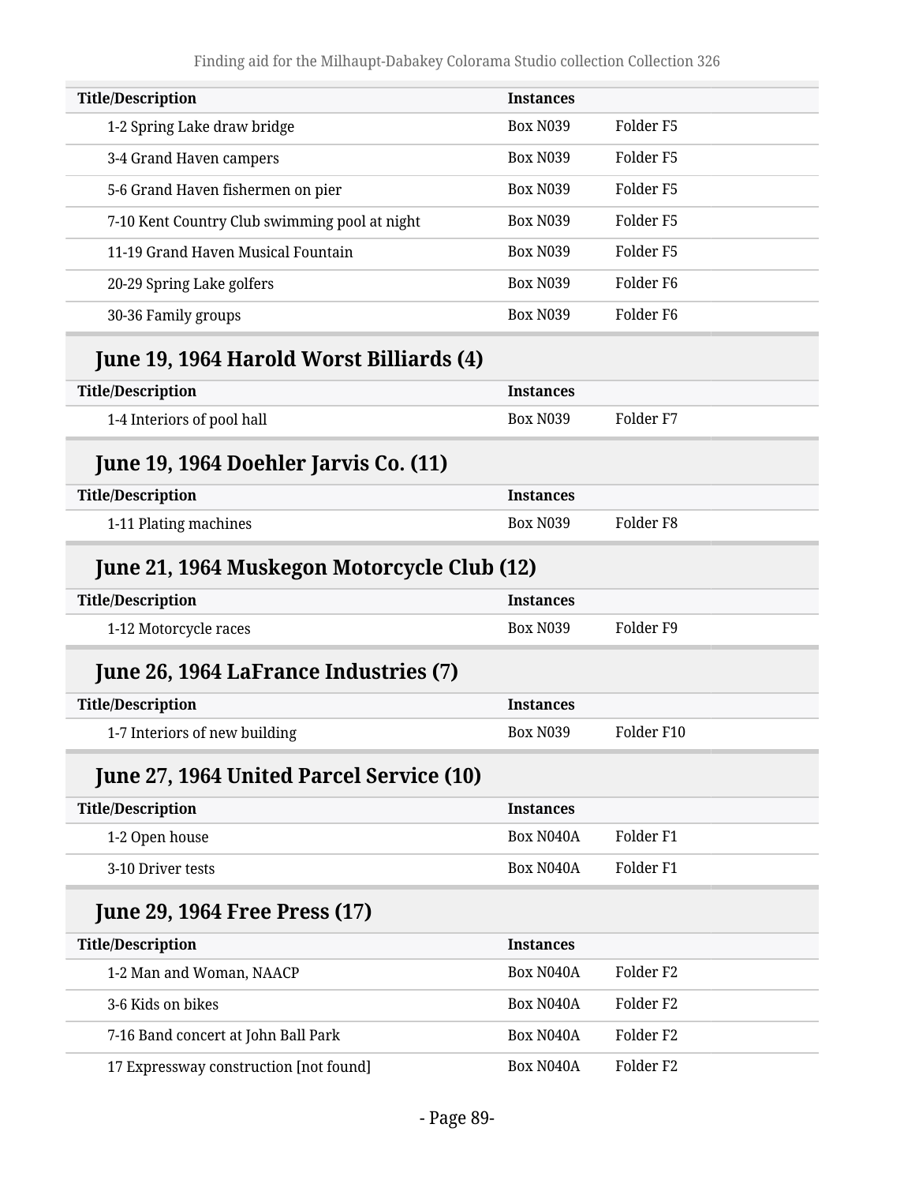| Title/Description | Instances | |
|---|---|---|
| 1-2 Spring Lake draw bridge | Box N039 | Folder F5 |
| 3-4 Grand Haven campers | Box N039 | Folder F5 |
| 5-6 Grand Haven fishermen on pier | Box N039 | Folder F5 |
| 7-10 Kent Country Club swimming pool at night | Box N039 | Folder F5 |
| 11-19 Grand Haven Musical Fountain | Box N039 | Folder F5 |
| 20-29 Spring Lake golfers | Box N039 | Folder F6 |
| 30-36 Family groups | Box N039 | Folder F6 |

## June 19, 1964 Harold Worst Billiards (4)

| Title/Description | Instances | |
|---|---|---|
| 1-4 Interiors of pool hall | Box N039 | Folder F7 |

## June 19, 1964 Doehler Jarvis Co. (11)

| Title/Description | Instances | |
|---|---|---|
| 1-11 Plating machines | Box N039 | Folder F8 |

## June 21, 1964 Muskegon Motorcycle Club (12)

| Title/Description | Instances | |
|---|---|---|
| 1-12 Motorcycle races | Box N039 | Folder F9 |

## June 26, 1964 LaFrance Industries (7)

| Title/Description | Instances | |
|---|---|---|
| 1-7 Interiors of new building | Box N039 | Folder F10 |

## June 27, 1964 United Parcel Service (10)

| Title/Description | Instances | |
|---|---|---|
| 1-2 Open house | Box N040A | Folder F1 |
| 3-10 Driver tests | Box N040A | Folder F1 |

## June 29, 1964 Free Press (17)

| Title/Description | Instances | |
|---|---|---|
| 1-2 Man and Woman, NAACP | Box N040A | Folder F2 |
| 3-6 Kids on bikes | Box N040A | Folder F2 |
| 7-16 Band concert at John Ball Park | Box N040A | Folder F2 |
| 17 Expressway construction [not found] | Box N040A | Folder F2 |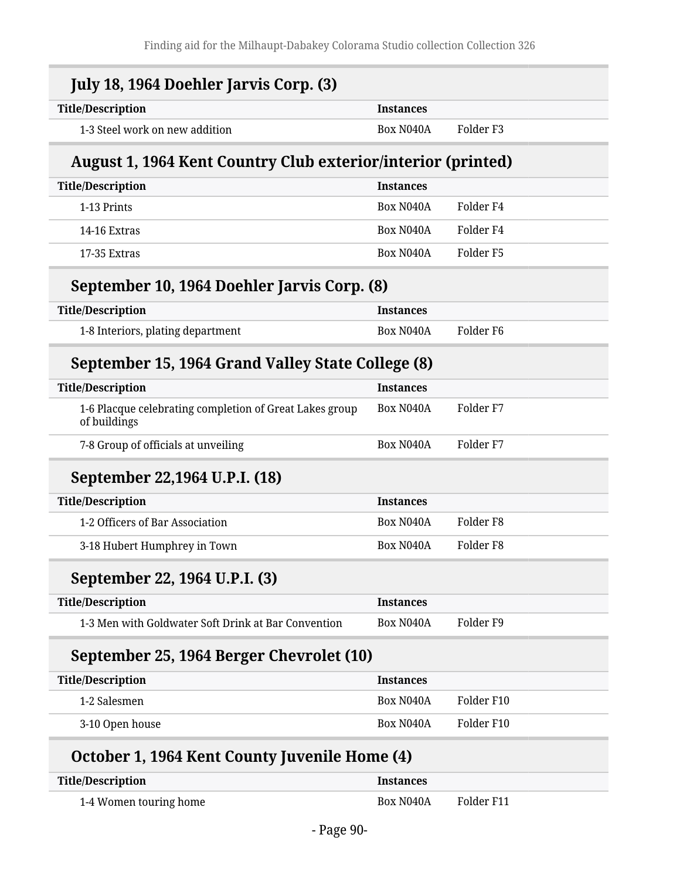## July 18, 1964 Doehler Jarvis Corp. (3)

| Title/Description | Instances | |
|---|---|---|
| 1-3 Steel work on new addition | Box N040A | Folder F3 |

## August 1, 1964 Kent Country Club exterior/interior (printed)

| Title/Description | Instances | |
|---|---|---|
| 1-13 Prints | Box N040A | Folder F4 |
| 14-16 Extras | Box N040A | Folder F4 |
| 17-35 Extras | Box N040A | Folder F5 |

## September 10, 1964 Doehler Jarvis Corp. (8)

| Title/Description | Instances | |
|---|---|---|
| 1-8 Interiors, plating department | Box N040A | Folder F6 |

## September 15, 1964 Grand Valley State College (8)

| Title/Description | Instances | |
|---|---|---|
| 1-6 Placque celebrating completion of Great Lakes group of buildings | Box N040A | Folder F7 |
| 7-8 Group of officials at unveiling | Box N040A | Folder F7 |

## September 22,1964 U.P.I. (18)

| Title/Description | Instances | |
|---|---|---|
| 1-2 Officers of Bar Association | Box N040A | Folder F8 |
| 3-18 Hubert Humphrey in Town | Box N040A | Folder F8 |

## September 22, 1964 U.P.I. (3)

| Title/Description | Instances | |
|---|---|---|
| 1-3 Men with Goldwater Soft Drink at Bar Convention | Box N040A | Folder F9 |

## September 25, 1964 Berger Chevrolet (10)

| Title/Description | Instances | |
|---|---|---|
| 1-2 Salesmen | Box N040A | Folder F10 |
| 3-10 Open house | Box N040A | Folder F10 |

## October 1, 1964 Kent County Juvenile Home (4)

| Title/Description | Instances | |
|---|---|---|
| 1-4 Women touring home | Box N040A | Folder F11 |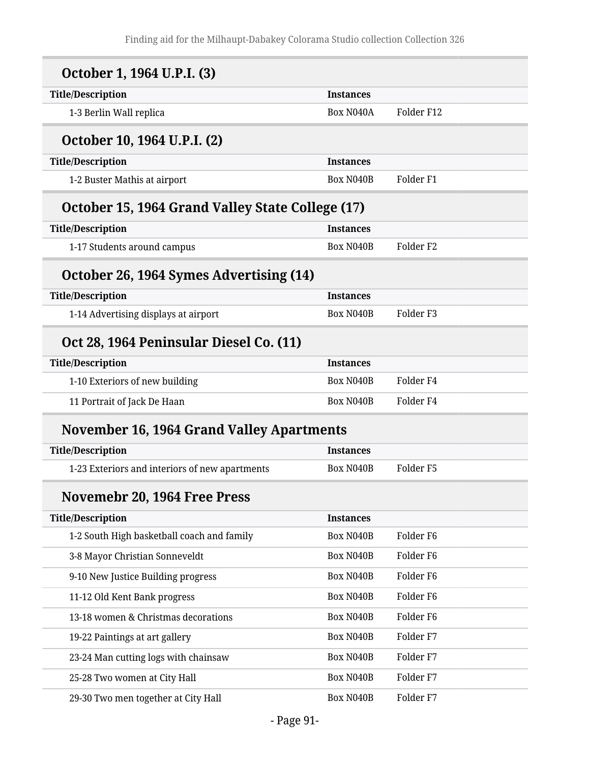## October 1, 1964 U.P.I. (3)

| Title/Description | Instances | |
| --- | --- | --- |
| 1-3 Berlin Wall replica | Box N040A | Folder F12 |

## October 10, 1964 U.P.I. (2)

| Title/Description | Instances | |
| --- | --- | --- |
| 1-2 Buster Mathis at airport | Box N040B | Folder F1 |

## October 15, 1964 Grand Valley State College (17)

| Title/Description | Instances | |
| --- | --- | --- |
| 1-17 Students around campus | Box N040B | Folder F2 |

## October 26, 1964 Symes Advertising (14)

| Title/Description | Instances | |
| --- | --- | --- |
| 1-14 Advertising displays at airport | Box N040B | Folder F3 |

## Oct 28, 1964 Peninsular Diesel Co. (11)

| Title/Description | Instances | |
| --- | --- | --- |
| 1-10 Exteriors of new building | Box N040B | Folder F4 |
| 11 Portrait of Jack De Haan | Box N040B | Folder F4 |

## November 16, 1964 Grand Valley Apartments

| Title/Description | Instances | |
| --- | --- | --- |
| 1-23 Exteriors and interiors of new apartments | Box N040B | Folder F5 |

## Novemebr 20, 1964 Free Press

| Title/Description | Instances | |
| --- | --- | --- |
| 1-2 South High basketball coach and family | Box N040B | Folder F6 |
| 3-8 Mayor Christian Sonneveldt | Box N040B | Folder F6 |
| 9-10 New Justice Building progress | Box N040B | Folder F6 |
| 11-12 Old Kent Bank progress | Box N040B | Folder F6 |
| 13-18 women & Christmas decorations | Box N040B | Folder F6 |
| 19-22 Paintings at art gallery | Box N040B | Folder F7 |
| 23-24 Man cutting logs with chainsaw | Box N040B | Folder F7 |
| 25-28 Two women at City Hall | Box N040B | Folder F7 |
| 29-30 Two men together at City Hall | Box N040B | Folder F7 |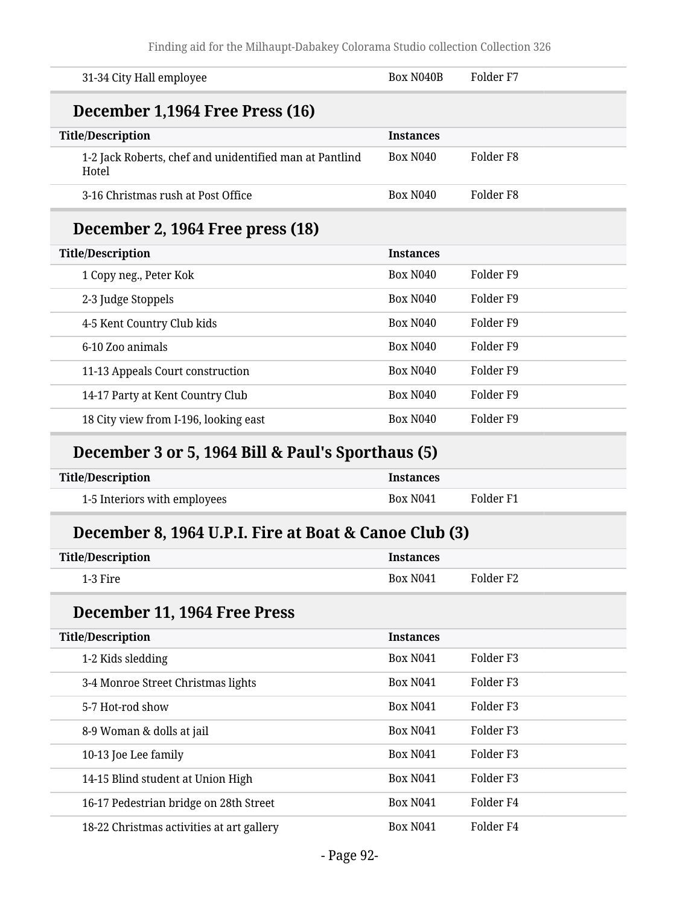| | | |
|---|---|---|
| 31-34 City Hall employee | Box N040B | Folder F7 |

## December 1,1964 Free Press (16)

| Title/Description | Instances | |
|---|---|---|
| 1-2 Jack Roberts, chef and unidentified man at Pantlind Hotel | Box N040 | Folder F8 |
| 3-16 Christmas rush at Post Office | Box N040 | Folder F8 |

## December 2, 1964 Free press (18)

| Title/Description | Instances | |
|---|---|---|
| 1 Copy neg., Peter Kok | Box N040 | Folder F9 |
| 2-3 Judge Stoppels | Box N040 | Folder F9 |
| 4-5 Kent Country Club kids | Box N040 | Folder F9 |
| 6-10 Zoo animals | Box N040 | Folder F9 |
| 11-13 Appeals Court construction | Box N040 | Folder F9 |
| 14-17 Party at Kent Country Club | Box N040 | Folder F9 |
| 18 City view from I-196, looking east | Box N040 | Folder F9 |

## December 3 or 5, 1964 Bill & Paul's Sporthaus (5)

| Title/Description | Instances | |
|---|---|---|
| 1-5 Interiors with employees | Box N041 | Folder F1 |

## December 8, 1964 U.P.I. Fire at Boat & Canoe Club (3)

| Title/Description | Instances | |
|---|---|---|
| 1-3 Fire | Box N041 | Folder F2 |

## December 11, 1964 Free Press

| Title/Description | Instances | |
|---|---|---|
| 1-2 Kids sledding | Box N041 | Folder F3 |
| 3-4 Monroe Street Christmas lights | Box N041 | Folder F3 |
| 5-7 Hot-rod show | Box N041 | Folder F3 |
| 8-9 Woman & dolls at jail | Box N041 | Folder F3 |
| 10-13 Joe Lee family | Box N041 | Folder F3 |
| 14-15 Blind student at Union High | Box N041 | Folder F3 |
| 16-17 Pedestrian bridge on 28th Street | Box N041 | Folder F4 |
| 18-22 Christmas activities at art gallery | Box N041 | Folder F4 |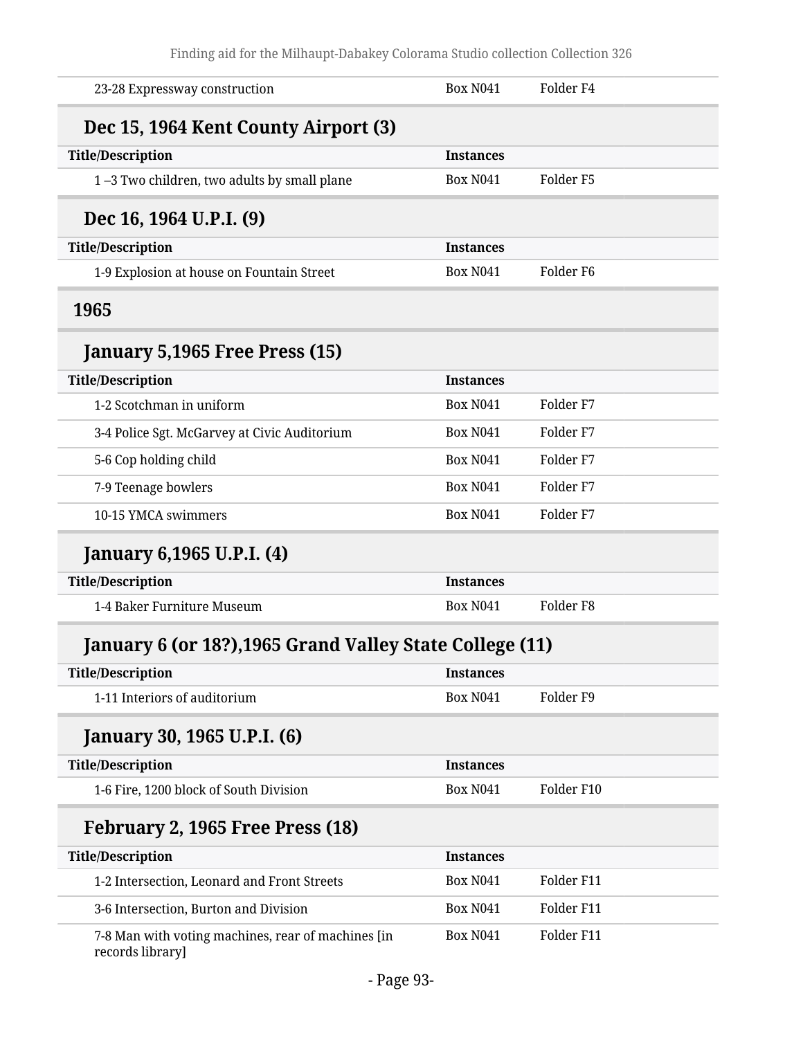| | | |
|---|---|---|
| 23-28 Expressway construction | Box N041 | Folder F4 |

### Dec 15, 1964 Kent County Airport (3)

| Title/Description | Instances | |
|---|---|---|
| 1 –3 Two children, two adults by small plane | Box N041 | Folder F5 |

### Dec 16, 1964 U.P.I. (9)

| Title/Description | Instances | |
|---|---|---|
| 1-9 Explosion at house on Fountain Street | Box N041 | Folder F6 |

## 1965

### January 5,1965 Free Press (15)

| Title/Description | Instances | |
|---|---|---|
| 1-2 Scotchman in uniform | Box N041 | Folder F7 |
| 3-4 Police Sgt. McGarvey at Civic Auditorium | Box N041 | Folder F7 |
| 5-6 Cop holding child | Box N041 | Folder F7 |
| 7-9 Teenage bowlers | Box N041 | Folder F7 |
| 10-15 YMCA swimmers | Box N041 | Folder F7 |

### January 6,1965 U.P.I. (4)

| Title/Description | Instances | |
|---|---|---|
| 1-4 Baker Furniture Museum | Box N041 | Folder F8 |

### January 6 (or 18?),1965 Grand Valley State College (11)

| Title/Description | Instances | |
|---|---|---|
| 1-11 Interiors of auditorium | Box N041 | Folder F9 |

### January 30, 1965 U.P.I. (6)

| Title/Description | Instances | |
|---|---|---|
| 1-6 Fire, 1200 block of South Division | Box N041 | Folder F10 |

### February 2, 1965 Free Press (18)

| Title/Description | Instances | |
|---|---|---|
| 1-2 Intersection, Leonard and Front Streets | Box N041 | Folder F11 |
| 3-6 Intersection, Burton and Division | Box N041 | Folder F11 |
| 7-8 Man with voting machines, rear of machines [in records library] | Box N041 | Folder F11 |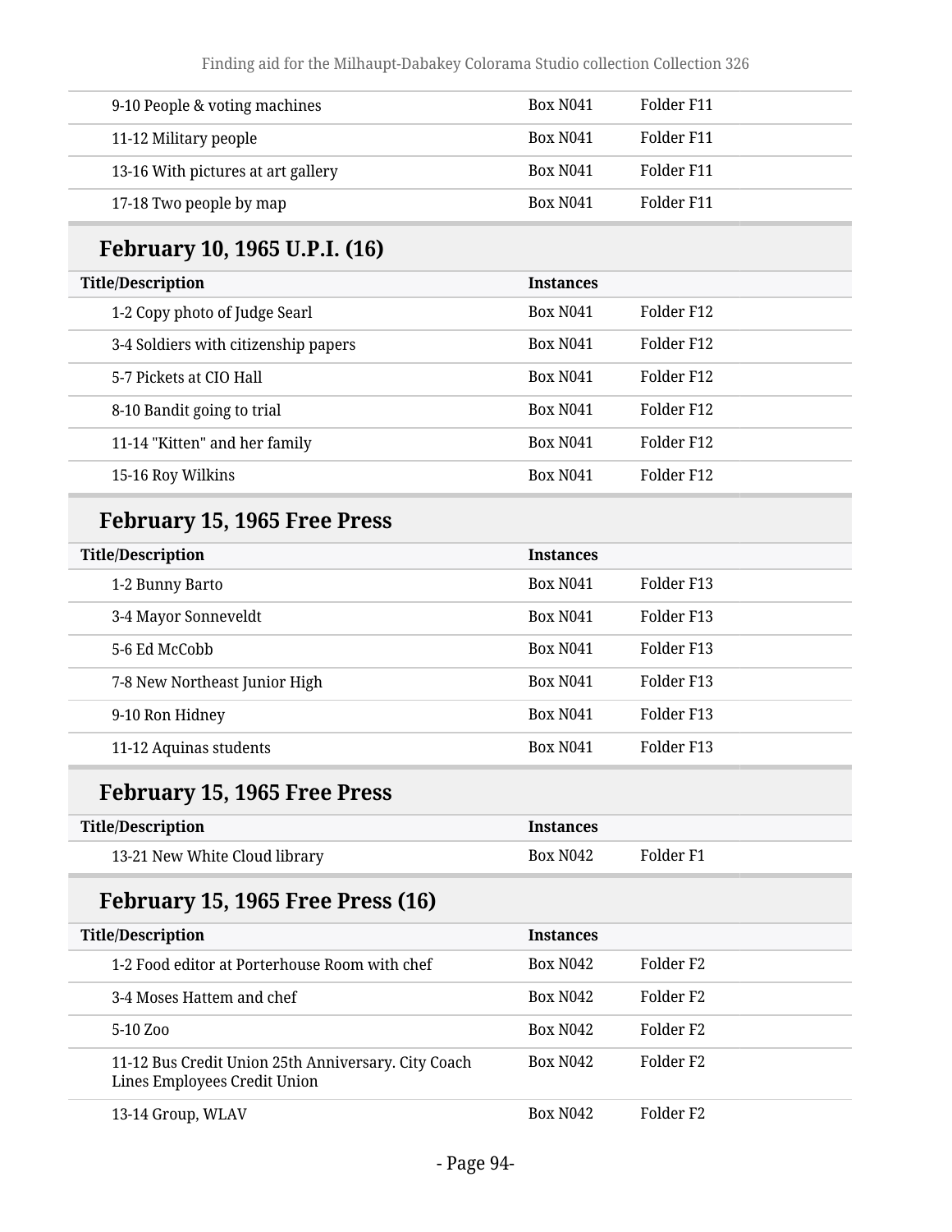| Title/Description | Instances | |
|---|---|---|
| 9-10 People & voting machines | Box N041 | Folder F11 |
| 11-12 Military people | Box N041 | Folder F11 |
| 13-16 With pictures at art gallery | Box N041 | Folder F11 |
| 17-18 Two people by map | Box N041 | Folder F11 |

## February 10, 1965 U.P.I. (16)

| Title/Description | Instances | |
|---|---|---|
| 1-2 Copy photo of Judge Searl | Box N041 | Folder F12 |
| 3-4 Soldiers with citizenship papers | Box N041 | Folder F12 |
| 5-7 Pickets at CIO Hall | Box N041 | Folder F12 |
| 8-10 Bandit going to trial | Box N041 | Folder F12 |
| 11-14 "Kitten" and her family | Box N041 | Folder F12 |
| 15-16 Roy Wilkins | Box N041 | Folder F12 |

## February 15, 1965 Free Press

| Title/Description | Instances | |
|---|---|---|
| 1-2 Bunny Barto | Box N041 | Folder F13 |
| 3-4 Mayor Sonneveldt | Box N041 | Folder F13 |
| 5-6 Ed McCobb | Box N041 | Folder F13 |
| 7-8 New Northeast Junior High | Box N041 | Folder F13 |
| 9-10 Ron Hidney | Box N041 | Folder F13 |
| 11-12 Aquinas students | Box N041 | Folder F13 |

## February 15, 1965 Free Press

| Title/Description | Instances | |
|---|---|---|
| 13-21 New White Cloud library | Box N042 | Folder F1 |

## February 15, 1965 Free Press (16)

| Title/Description | Instances | |
|---|---|---|
| 1-2 Food editor at Porterhouse Room with chef | Box N042 | Folder F2 |
| 3-4 Moses Hattem and chef | Box N042 | Folder F2 |
| 5-10 Zoo | Box N042 | Folder F2 |
| 11-12 Bus Credit Union 25th Anniversary. City Coach Lines Employees Credit Union | Box N042 | Folder F2 |
| 13-14 Group, WLAV | Box N042 | Folder F2 |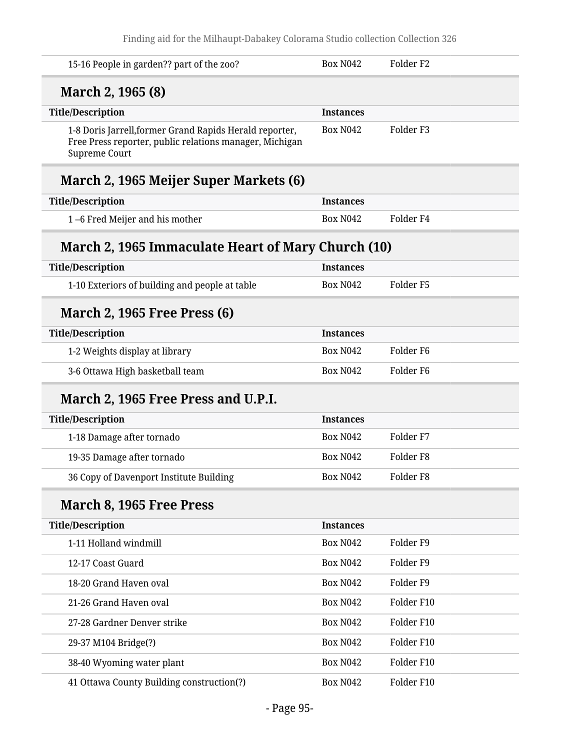| | | |
|---|---|---|
| 15-16 People in garden?? part of the zoo? | Box N042 | Folder F2 |

## March 2, 1965 (8)

| Title/Description | Instances | |
|---|---|---|
| 1-8 Doris Jarrell,former Grand Rapids Herald reporter, Free Press reporter, public relations manager, Michigan Supreme Court | Box N042 | Folder F3 |

## March 2, 1965 Meijer Super Markets (6)

| Title/Description | Instances | |
|---|---|---|
| 1 –6 Fred Meijer and his mother | Box N042 | Folder F4 |

## March 2, 1965 Immaculate Heart of Mary Church (10)

| Title/Description | Instances | |
|---|---|---|
| 1-10 Exteriors of building and people at table | Box N042 | Folder F5 |

## March 2, 1965 Free Press (6)

| Title/Description | Instances | |
|---|---|---|
| 1-2 Weights display at library | Box N042 | Folder F6 |
| 3-6 Ottawa High basketball team | Box N042 | Folder F6 |

## March 2, 1965 Free Press and U.P.I.

| Title/Description | Instances | |
|---|---|---|
| 1-18 Damage after tornado | Box N042 | Folder F7 |
| 19-35 Damage after tornado | Box N042 | Folder F8 |
| 36 Copy of Davenport Institute Building | Box N042 | Folder F8 |

## March 8, 1965 Free Press

| Title/Description | Instances | |
|---|---|---|
| 1-11 Holland windmill | Box N042 | Folder F9 |
| 12-17 Coast Guard | Box N042 | Folder F9 |
| 18-20 Grand Haven oval | Box N042 | Folder F9 |
| 21-26 Grand Haven oval | Box N042 | Folder F10 |
| 27-28 Gardner Denver strike | Box N042 | Folder F10 |
| 29-37 M104 Bridge(?) | Box N042 | Folder F10 |
| 38-40 Wyoming water plant | Box N042 | Folder F10 |
| 41 Ottawa County Building construction(?) | Box N042 | Folder F10 |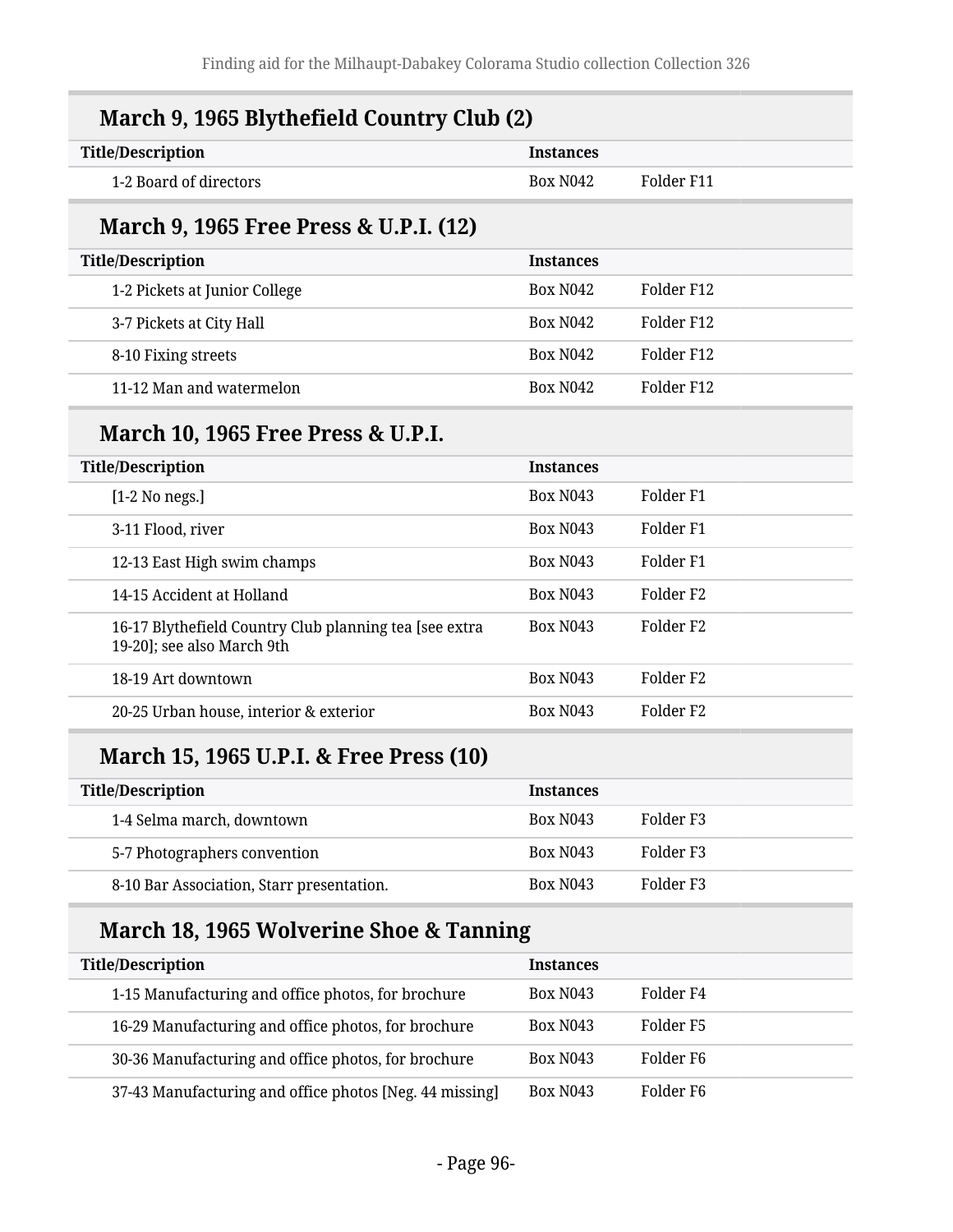## March 9, 1965 Blythefield Country Club (2)

| Title/Description | Instances | |
|---|---|---|
| 1-2 Board of directors | Box N042 | Folder F11 |

## March 9, 1965 Free Press & U.P.I. (12)

| Title/Description | Instances | |
|---|---|---|
| 1-2 Pickets at Junior College | Box N042 | Folder F12 |
| 3-7 Pickets at City Hall | Box N042 | Folder F12 |
| 8-10 Fixing streets | Box N042 | Folder F12 |
| 11-12 Man and watermelon | Box N042 | Folder F12 |

## March 10, 1965 Free Press & U.P.I.

| Title/Description | Instances | |
|---|---|---|
| [1-2 No negs.] | Box N043 | Folder F1 |
| 3-11 Flood, river | Box N043 | Folder F1 |
| 12-13 East High swim champs | Box N043 | Folder F1 |
| 14-15 Accident at Holland | Box N043 | Folder F2 |
| 16-17 Blythefield Country Club planning tea [see extra 19-20]; see also March 9th | Box N043 | Folder F2 |
| 18-19 Art downtown | Box N043 | Folder F2 |
| 20-25 Urban house, interior & exterior | Box N043 | Folder F2 |

## March 15, 1965 U.P.I. & Free Press (10)

| Title/Description | Instances | |
|---|---|---|
| 1-4 Selma march, downtown | Box N043 | Folder F3 |
| 5-7 Photographers convention | Box N043 | Folder F3 |
| 8-10 Bar Association, Starr presentation. | Box N043 | Folder F3 |

## March 18, 1965 Wolverine Shoe & Tanning

| Title/Description | Instances | |
|---|---|---|
| 1-15 Manufacturing and office photos, for brochure | Box N043 | Folder F4 |
| 16-29 Manufacturing and office photos, for brochure | Box N043 | Folder F5 |
| 30-36 Manufacturing and office photos, for brochure | Box N043 | Folder F6 |
| 37-43 Manufacturing and office photos [Neg. 44 missing] | Box N043 | Folder F6 |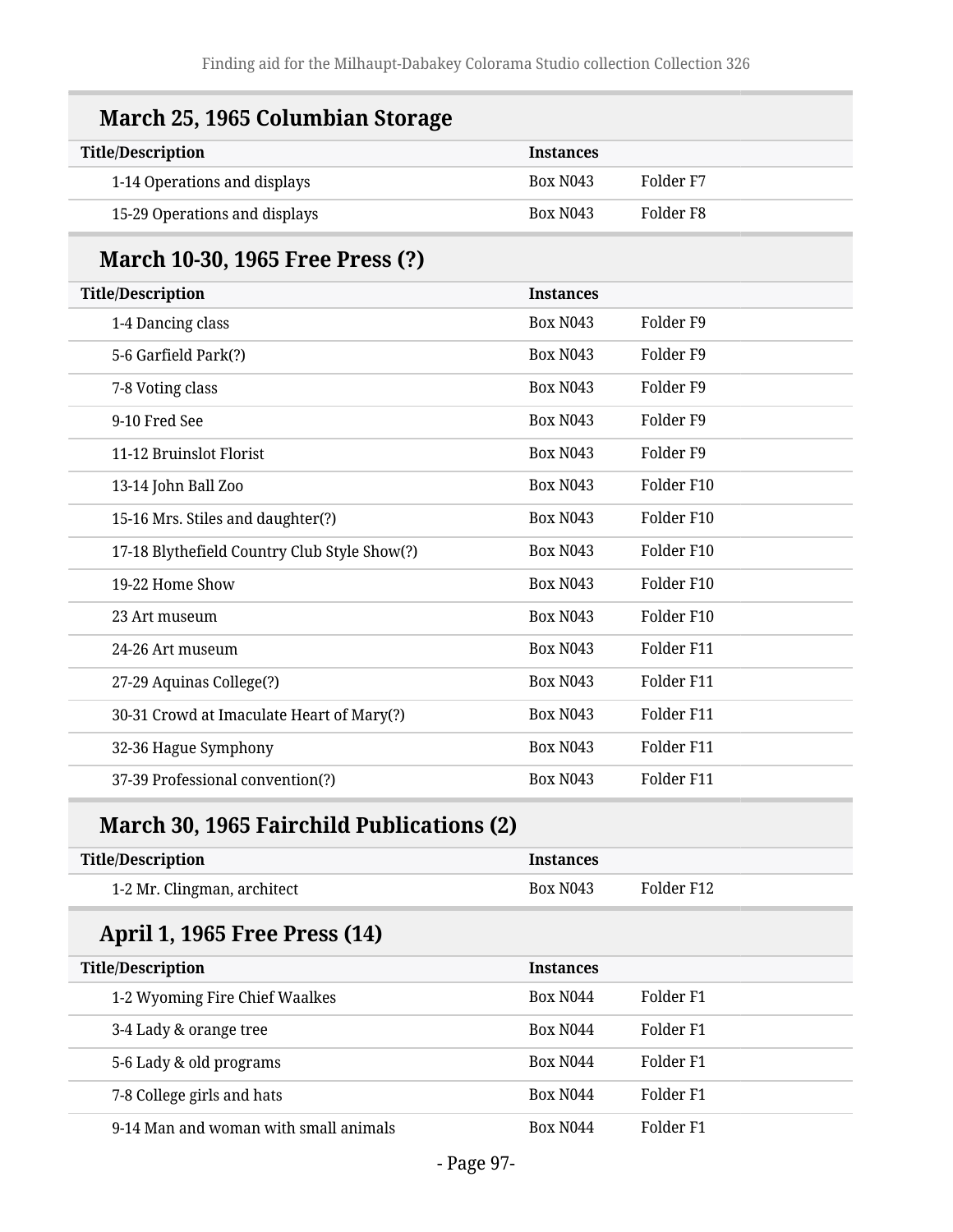## March 25, 1965 Columbian Storage

| Title/Description | Instances | |
|---|---|---|
| 1-14 Operations and displays | Box N043 | Folder F7 |
| 15-29 Operations and displays | Box N043 | Folder F8 |

## March 10-30, 1965 Free Press (?)

| Title/Description | Instances | |
|---|---|---|
| 1-4 Dancing class | Box N043 | Folder F9 |
| 5-6 Garfield Park(?) | Box N043 | Folder F9 |
| 7-8 Voting class | Box N043 | Folder F9 |
| 9-10 Fred See | Box N043 | Folder F9 |
| 11-12 Bruinslot Florist | Box N043 | Folder F9 |
| 13-14 John Ball Zoo | Box N043 | Folder F10 |
| 15-16 Mrs. Stiles and daughter(?) | Box N043 | Folder F10 |
| 17-18 Blythefield Country Club Style Show(?) | Box N043 | Folder F10 |
| 19-22 Home Show | Box N043 | Folder F10 |
| 23 Art museum | Box N043 | Folder F10 |
| 24-26 Art museum | Box N043 | Folder F11 |
| 27-29 Aquinas College(?) | Box N043 | Folder F11 |
| 30-31 Crowd at Imaculate Heart of Mary(?) | Box N043 | Folder F11 |
| 32-36 Hague Symphony | Box N043 | Folder F11 |
| 37-39 Professional convention(?) | Box N043 | Folder F11 |

## March 30, 1965 Fairchild Publications (2)

| Title/Description | Instances | |
|---|---|---|
| 1-2 Mr. Clingman, architect | Box N043 | Folder F12 |

## April 1, 1965 Free Press (14)

| Title/Description | Instances | |
|---|---|---|
| 1-2 Wyoming Fire Chief Waalkes | Box N044 | Folder F1 |
| 3-4 Lady & orange tree | Box N044 | Folder F1 |
| 5-6 Lady & old programs | Box N044 | Folder F1 |
| 7-8 College girls and hats | Box N044 | Folder F1 |
| 9-14 Man and woman with small animals | Box N044 | Folder F1 |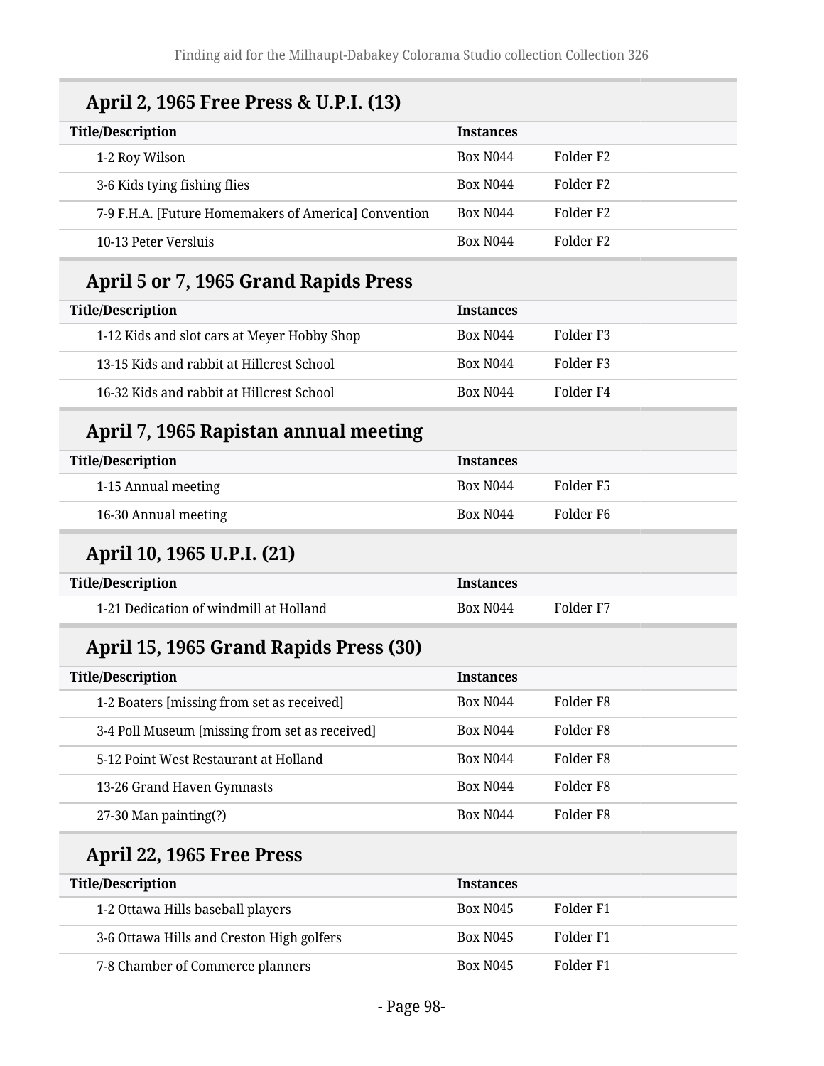## April 2, 1965 Free Press & U.P.I. (13)

| Title/Description | Instances | |
|---|---|---|
| 1-2 Roy Wilson | Box N044 | Folder F2 |
| 3-6 Kids tying fishing flies | Box N044 | Folder F2 |
| 7-9 F.H.A. [Future Homemakers of America] Convention | Box N044 | Folder F2 |
| 10-13 Peter Versluis | Box N044 | Folder F2 |

## April 5 or 7, 1965 Grand Rapids Press

| Title/Description | Instances | |
|---|---|---|
| 1-12 Kids and slot cars at Meyer Hobby Shop | Box N044 | Folder F3 |
| 13-15 Kids and rabbit at Hillcrest School | Box N044 | Folder F3 |
| 16-32 Kids and rabbit at Hillcrest School | Box N044 | Folder F4 |

## April 7, 1965 Rapistan annual meeting

| Title/Description | Instances | |
|---|---|---|
| 1-15 Annual meeting | Box N044 | Folder F5 |
| 16-30 Annual meeting | Box N044 | Folder F6 |

## April 10, 1965 U.P.I. (21)

| Title/Description | Instances | |
|---|---|---|
| 1-21 Dedication of windmill at Holland | Box N044 | Folder F7 |

## April 15, 1965 Grand Rapids Press (30)

| Title/Description | Instances | |
|---|---|---|
| 1-2 Boaters [missing from set as received] | Box N044 | Folder F8 |
| 3-4 Poll Museum [missing from set as received] | Box N044 | Folder F8 |
| 5-12 Point West Restaurant at Holland | Box N044 | Folder F8 |
| 13-26 Grand Haven Gymnasts | Box N044 | Folder F8 |
| 27-30 Man painting(?) | Box N044 | Folder F8 |

## April 22, 1965 Free Press

| Title/Description | Instances | |
|---|---|---|
| 1-2 Ottawa Hills baseball players | Box N045 | Folder F1 |
| 3-6 Ottawa Hills and Creston High golfers | Box N045 | Folder F1 |
| 7-8 Chamber of Commerce planners | Box N045 | Folder F1 |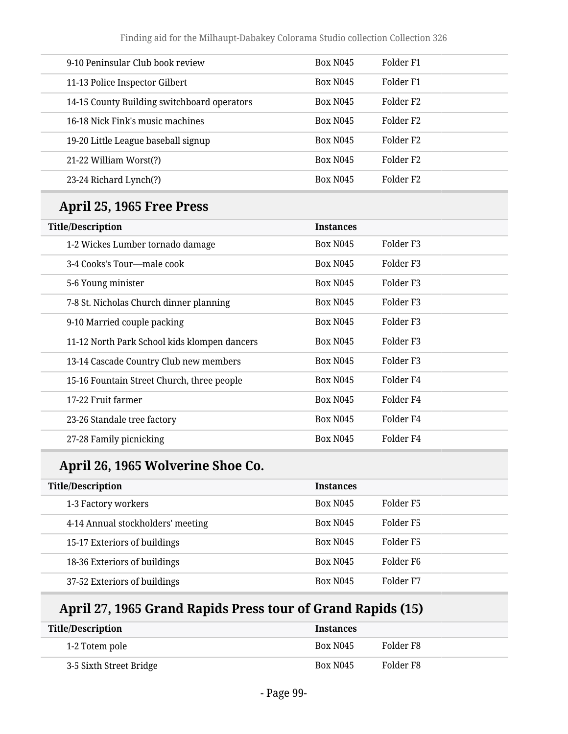| | | |
|---|---|---|
| 9-10 Peninsular Club book review | Box N045 | Folder F1 |
| 11-13 Police Inspector Gilbert | Box N045 | Folder F1 |
| 14-15 County Building switchboard operators | Box N045 | Folder F2 |
| 16-18 Nick Fink's music machines | Box N045 | Folder F2 |
| 19-20 Little League baseball signup | Box N045 | Folder F2 |
| 21-22 William Worst(?) | Box N045 | Folder F2 |
| 23-24 Richard Lynch(?) | Box N045 | Folder F2 |

## April 25, 1965 Free Press

| Title/Description | Instances | |
|---|---|---|
| 1-2 Wickes Lumber tornado damage | Box N045 | Folder F3 |
| 3-4 Cooks's Tour—male cook | Box N045 | Folder F3 |
| 5-6 Young minister | Box N045 | Folder F3 |
| 7-8 St. Nicholas Church dinner planning | Box N045 | Folder F3 |
| 9-10 Married couple packing | Box N045 | Folder F3 |
| 11-12 North Park School kids klompen dancers | Box N045 | Folder F3 |
| 13-14 Cascade Country Club new members | Box N045 | Folder F3 |
| 15-16 Fountain Street Church, three people | Box N045 | Folder F4 |
| 17-22 Fruit farmer | Box N045 | Folder F4 |
| 23-26 Standale tree factory | Box N045 | Folder F4 |
| 27-28 Family picnicking | Box N045 | Folder F4 |

## April 26, 1965 Wolverine Shoe Co.

| Title/Description | Instances | |
|---|---|---|
| 1-3 Factory workers | Box N045 | Folder F5 |
| 4-14 Annual stockholders' meeting | Box N045 | Folder F5 |
| 15-17 Exteriors of buildings | Box N045 | Folder F5 |
| 18-36 Exteriors of buildings | Box N045 | Folder F6 |
| 37-52 Exteriors of buildings | Box N045 | Folder F7 |

## April 27, 1965 Grand Rapids Press tour of Grand Rapids (15)

| Title/Description | Instances | |
|---|---|---|
| 1-2 Totem pole | Box N045 | Folder F8 |
| 3-5 Sixth Street Bridge | Box N045 | Folder F8 |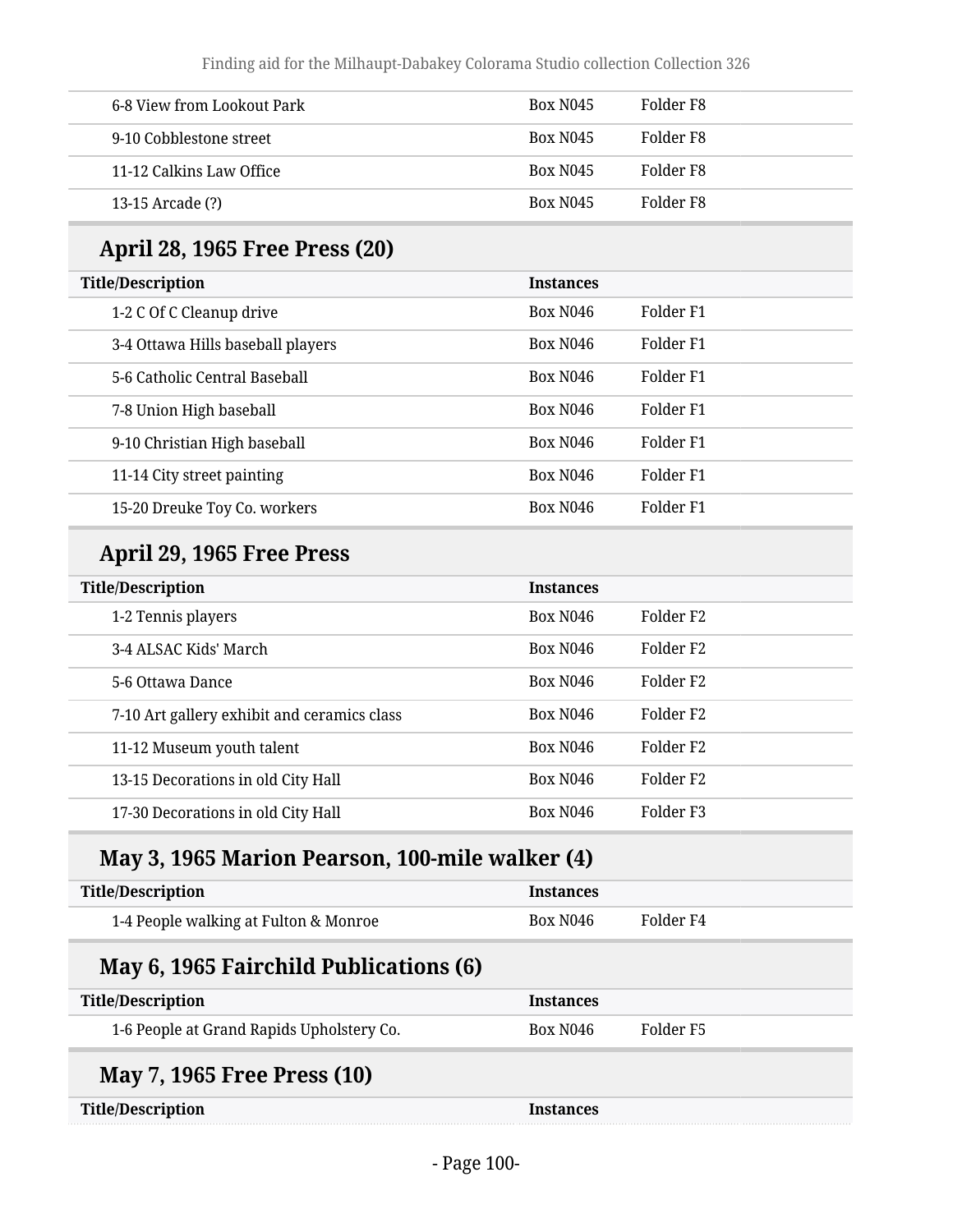| | | |
|---|---|---|
| 6-8 View from Lookout Park | Box N045 | Folder F8 |
| 9-10 Cobblestone street | Box N045 | Folder F8 |
| 11-12 Calkins Law Office | Box N045 | Folder F8 |
| 13-15 Arcade (?) | Box N045 | Folder F8 |

## April 28, 1965 Free Press (20)

| Title/Description | Instances | |
|---|---|---|
| 1-2 C Of C Cleanup drive | Box N046 | Folder F1 |
| 3-4 Ottawa Hills baseball players | Box N046 | Folder F1 |
| 5-6 Catholic Central Baseball | Box N046 | Folder F1 |
| 7-8 Union High baseball | Box N046 | Folder F1 |
| 9-10 Christian High baseball | Box N046 | Folder F1 |
| 11-14 City street painting | Box N046 | Folder F1 |
| 15-20 Dreuke Toy Co. workers | Box N046 | Folder F1 |

## April 29, 1965 Free Press

| Title/Description | Instances | |
|---|---|---|
| 1-2 Tennis players | Box N046 | Folder F2 |
| 3-4 ALSAC Kids' March | Box N046 | Folder F2 |
| 5-6 Ottawa Dance | Box N046 | Folder F2 |
| 7-10 Art gallery exhibit and ceramics class | Box N046 | Folder F2 |
| 11-12 Museum youth talent | Box N046 | Folder F2 |
| 13-15 Decorations in old City Hall | Box N046 | Folder F2 |
| 17-30 Decorations in old City Hall | Box N046 | Folder F3 |

## May 3, 1965 Marion Pearson, 100-mile walker (4)

| Title/Description | Instances | |
|---|---|---|
| 1-4 People walking at Fulton & Monroe | Box N046 | Folder F4 |

## May 6, 1965 Fairchild Publications (6)

| Title/Description | Instances | |
|---|---|---|
| 1-6 People at Grand Rapids Upholstery Co. | Box N046 | Folder F5 |

## May 7, 1965 Free Press (10)

| Title/Description | Instances |
|---|---|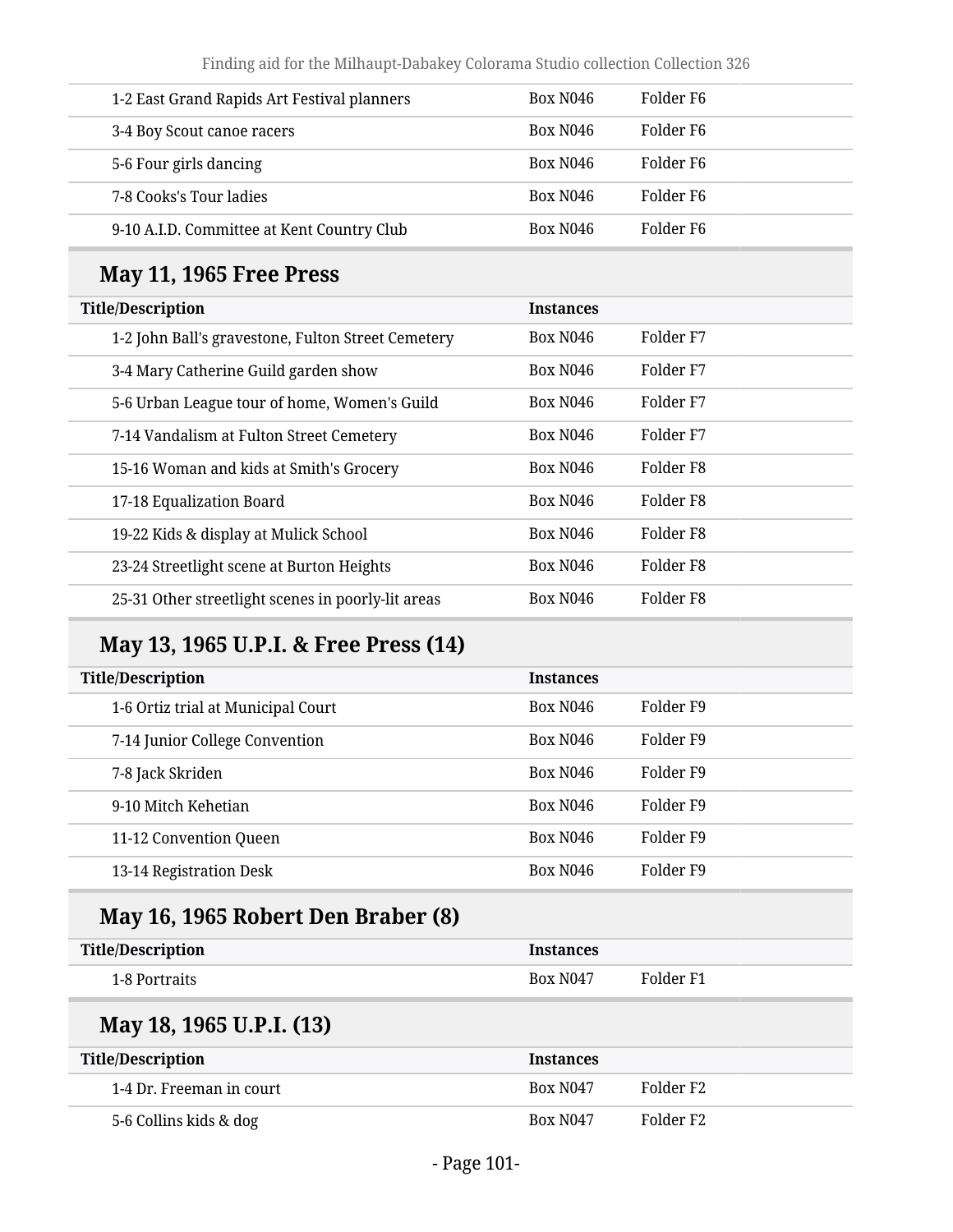| Title/Description | Instances | |
|---|---|---|
| 1-2 East Grand Rapids Art Festival planners | Box N046 | Folder F6 |
| 3-4 Boy Scout canoe racers | Box N046 | Folder F6 |
| 5-6 Four girls dancing | Box N046 | Folder F6 |
| 7-8 Cooks's Tour ladies | Box N046 | Folder F6 |
| 9-10 A.I.D. Committee at Kent Country Club | Box N046 | Folder F6 |

## May 11, 1965 Free Press

| Title/Description | Instances | |
|---|---|---|
| 1-2 John Ball's gravestone, Fulton Street Cemetery | Box N046 | Folder F7 |
| 3-4 Mary Catherine Guild garden show | Box N046 | Folder F7 |
| 5-6 Urban League tour of home, Women's Guild | Box N046 | Folder F7 |
| 7-14 Vandalism at Fulton Street Cemetery | Box N046 | Folder F7 |
| 15-16 Woman and kids at Smith's Grocery | Box N046 | Folder F8 |
| 17-18 Equalization Board | Box N046 | Folder F8 |
| 19-22 Kids & display at Mulick School | Box N046 | Folder F8 |
| 23-24 Streetlight scene at Burton Heights | Box N046 | Folder F8 |
| 25-31 Other streetlight scenes in poorly-lit areas | Box N046 | Folder F8 |

## May 13, 1965 U.P.I. & Free Press (14)

| Title/Description | Instances | |
|---|---|---|
| 1-6 Ortiz trial at Municipal Court | Box N046 | Folder F9 |
| 7-14 Junior College Convention | Box N046 | Folder F9 |
| 7-8 Jack Skriden | Box N046 | Folder F9 |
| 9-10 Mitch Kehetian | Box N046 | Folder F9 |
| 11-12 Convention Queen | Box N046 | Folder F9 |
| 13-14 Registration Desk | Box N046 | Folder F9 |

## May 16, 1965 Robert Den Braber (8)

| Title/Description | Instances | |
|---|---|---|
| 1-8 Portraits | Box N047 | Folder F1 |

## May 18, 1965 U.P.I. (13)

| Title/Description | Instances | |
|---|---|---|
| 1-4 Dr. Freeman in court | Box N047 | Folder F2 |
| 5-6 Collins kids & dog | Box N047 | Folder F2 |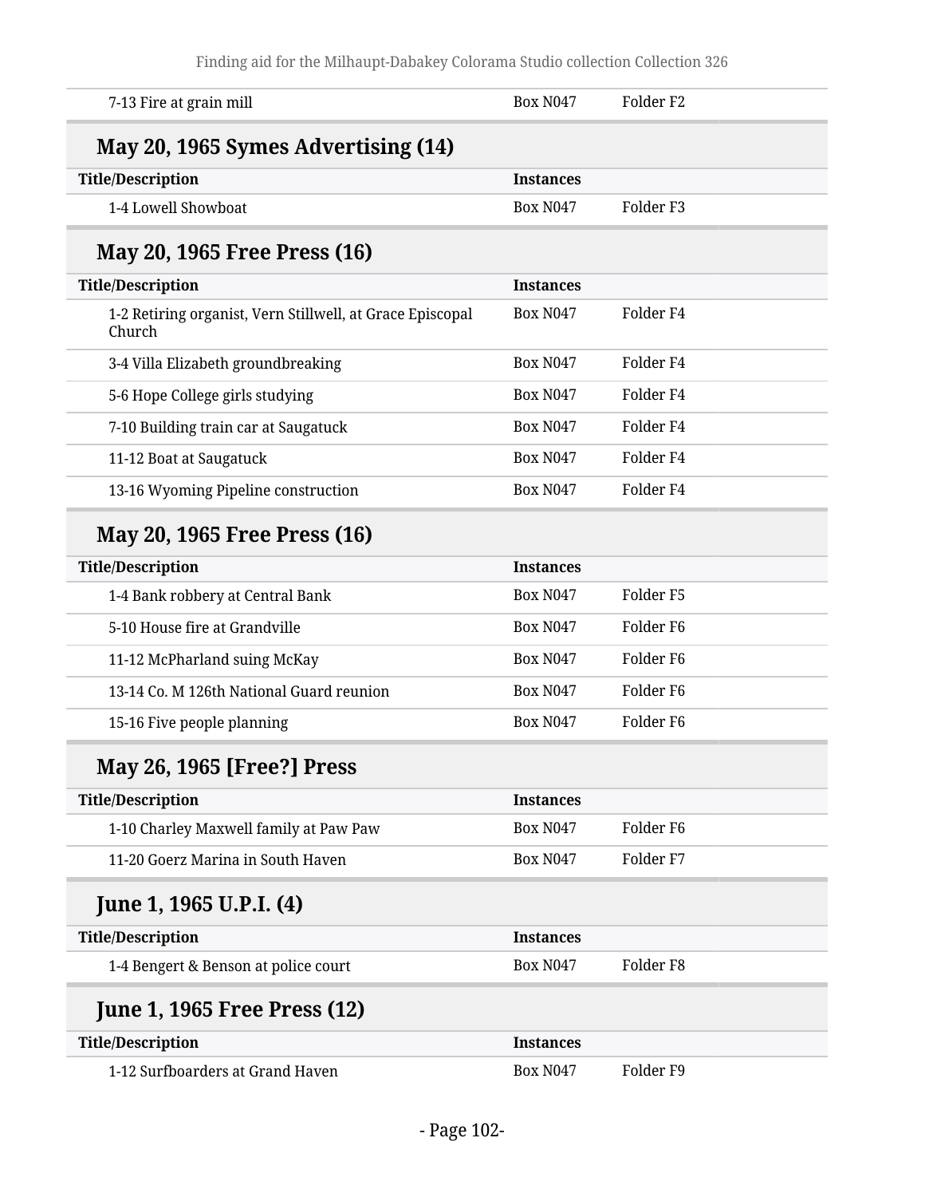| | | |
|---|---|---|
| 7-13 Fire at grain mill | Box N047 | Folder F2 |

### May 20, 1965 Symes Advertising (14)

| Title/Description | Instances | |
|---|---|---|
| 1-4 Lowell Showboat | Box N047 | Folder F3 |

### May 20, 1965 Free Press (16)

| Title/Description | Instances | |
|---|---|---|
| 1-2 Retiring organist, Vern Stillwell, at Grace Episcopal Church | Box N047 | Folder F4 |
| 3-4 Villa Elizabeth groundbreaking | Box N047 | Folder F4 |
| 5-6 Hope College girls studying | Box N047 | Folder F4 |
| 7-10 Building train car at Saugatuck | Box N047 | Folder F4 |
| 11-12 Boat at Saugatuck | Box N047 | Folder F4 |
| 13-16 Wyoming Pipeline construction | Box N047 | Folder F4 |

### May 20, 1965 Free Press (16)

| Title/Description | Instances | |
|---|---|---|
| 1-4 Bank robbery at Central Bank | Box N047 | Folder F5 |
| 5-10 House fire at Grandville | Box N047 | Folder F6 |
| 11-12 McPharland suing McKay | Box N047 | Folder F6 |
| 13-14 Co. M 126th National Guard reunion | Box N047 | Folder F6 |
| 15-16 Five people planning | Box N047 | Folder F6 |

### May 26, 1965 [Free?] Press

| Title/Description | Instances | |
|---|---|---|
| 1-10 Charley Maxwell family at Paw Paw | Box N047 | Folder F6 |
| 11-20 Goerz Marina in South Haven | Box N047 | Folder F7 |

### June 1, 1965 U.P.I. (4)

| Title/Description | Instances | |
|---|---|---|
| 1-4 Bengert & Benson at police court | Box N047 | Folder F8 |

### June 1, 1965 Free Press (12)

| Title/Description | Instances | |
|---|---|---|
| 1-12 Surfboarders at Grand Haven | Box N047 | Folder F9 |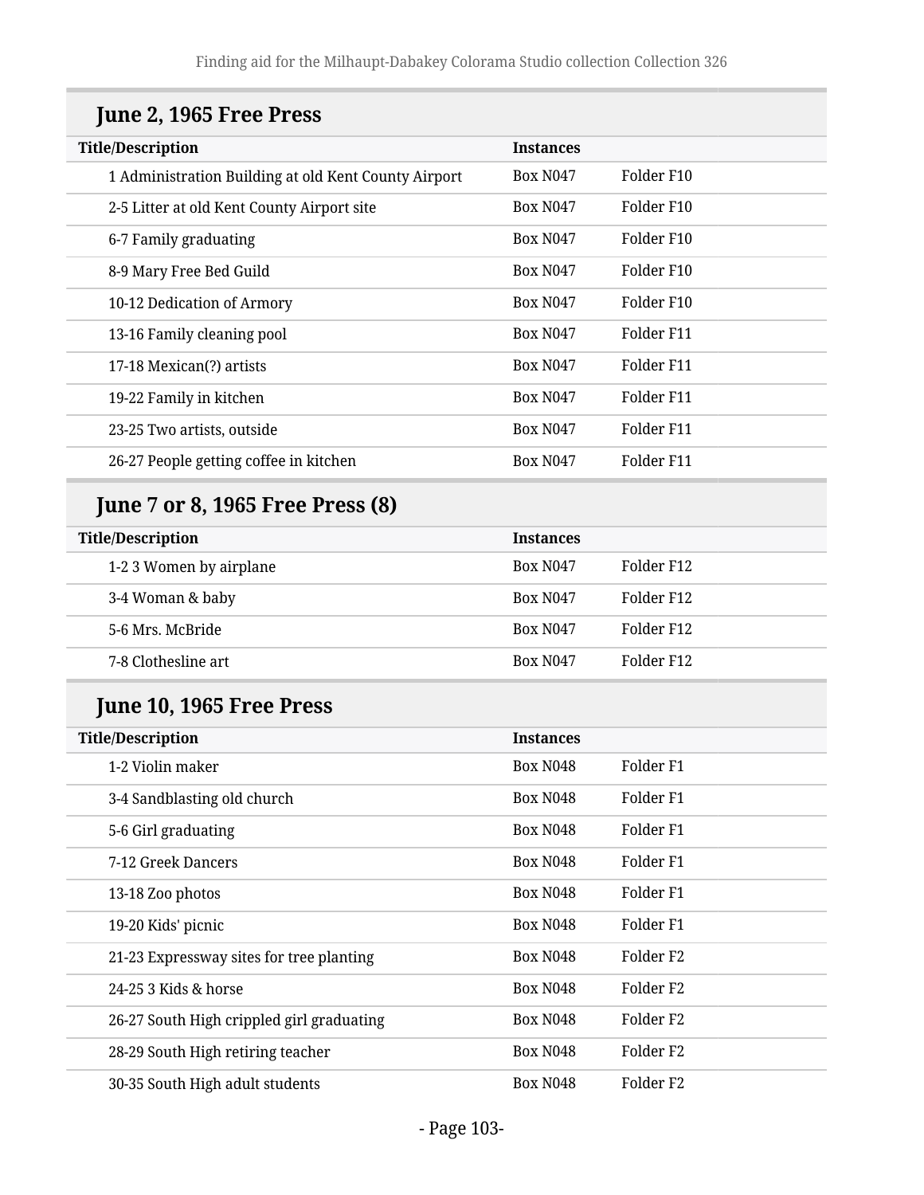## June 2, 1965 Free Press

| Title/Description | Instances | |
|---|---|---|
| 1 Administration Building at old Kent County Airport | Box N047 | Folder F10 |
| 2-5 Litter at old Kent County Airport site | Box N047 | Folder F10 |
| 6-7 Family graduating | Box N047 | Folder F10 |
| 8-9 Mary Free Bed Guild | Box N047 | Folder F10 |
| 10-12 Dedication of Armory | Box N047 | Folder F10 |
| 13-16 Family cleaning pool | Box N047 | Folder F11 |
| 17-18 Mexican(?) artists | Box N047 | Folder F11 |
| 19-22 Family in kitchen | Box N047 | Folder F11 |
| 23-25 Two artists, outside | Box N047 | Folder F11 |
| 26-27 People getting coffee in kitchen | Box N047 | Folder F11 |

## June 7 or 8, 1965 Free Press (8)

| Title/Description | Instances | |
|---|---|---|
| 1-2 3 Women by airplane | Box N047 | Folder F12 |
| 3-4 Woman & baby | Box N047 | Folder F12 |
| 5-6 Mrs. McBride | Box N047 | Folder F12 |
| 7-8 Clothesline art | Box N047 | Folder F12 |

## June 10, 1965 Free Press

| Title/Description | Instances | |
|---|---|---|
| 1-2 Violin maker | Box N048 | Folder F1 |
| 3-4 Sandblasting old church | Box N048 | Folder F1 |
| 5-6 Girl graduating | Box N048 | Folder F1 |
| 7-12 Greek Dancers | Box N048 | Folder F1 |
| 13-18 Zoo photos | Box N048 | Folder F1 |
| 19-20 Kids' picnic | Box N048 | Folder F1 |
| 21-23 Expressway sites for tree planting | Box N048 | Folder F2 |
| 24-25 3 Kids & horse | Box N048 | Folder F2 |
| 26-27 South High crippled girl graduating | Box N048 | Folder F2 |
| 28-29 South High retiring teacher | Box N048 | Folder F2 |
| 30-35 South High adult students | Box N048 | Folder F2 |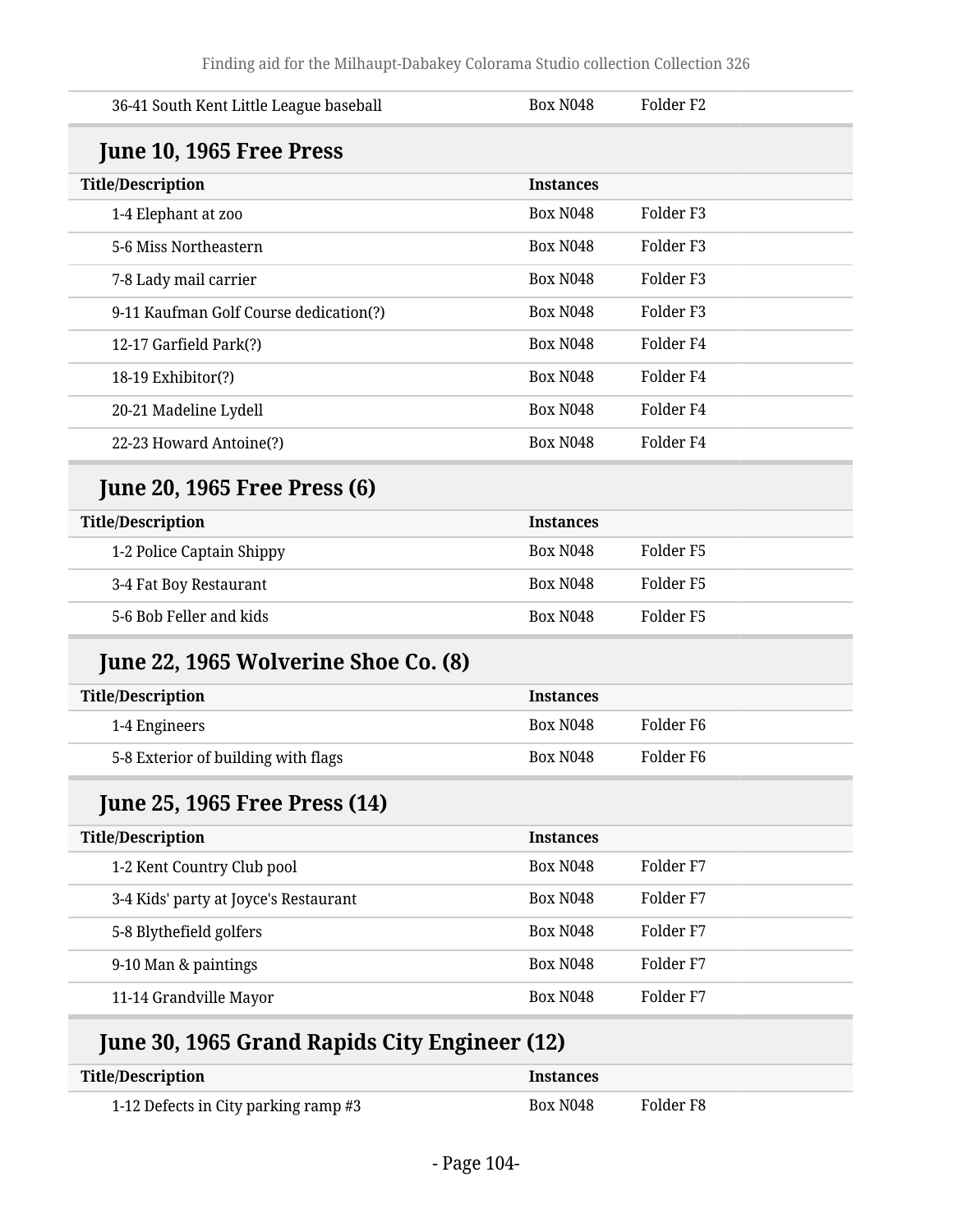| Title/Description | Instances | |
|---|---|---|
| 36-41 South Kent Little League baseball | Box N048 | Folder F2 |

## June 10, 1965 Free Press

| Title/Description | Instances | |
|---|---|---|
| 1-4 Elephant at zoo | Box N048 | Folder F3 |
| 5-6 Miss Northeastern | Box N048 | Folder F3 |
| 7-8 Lady mail carrier | Box N048 | Folder F3 |
| 9-11 Kaufman Golf Course dedication(?) | Box N048 | Folder F3 |
| 12-17 Garfield Park(?) | Box N048 | Folder F4 |
| 18-19 Exhibitor(?) | Box N048 | Folder F4 |
| 20-21 Madeline Lydell | Box N048 | Folder F4 |
| 22-23 Howard Antoine(?) | Box N048 | Folder F4 |

## June 20, 1965 Free Press (6)

| Title/Description | Instances | |
|---|---|---|
| 1-2 Police Captain Shippy | Box N048 | Folder F5 |
| 3-4 Fat Boy Restaurant | Box N048 | Folder F5 |
| 5-6 Bob Feller and kids | Box N048 | Folder F5 |

## June 22, 1965 Wolverine Shoe Co. (8)

| Title/Description | Instances | |
|---|---|---|
| 1-4 Engineers | Box N048 | Folder F6 |
| 5-8 Exterior of building with flags | Box N048 | Folder F6 |

## June 25, 1965 Free Press (14)

| Title/Description | Instances | |
|---|---|---|
| 1-2 Kent Country Club pool | Box N048 | Folder F7 |
| 3-4 Kids' party at Joyce's Restaurant | Box N048 | Folder F7 |
| 5-8 Blythefield golfers | Box N048 | Folder F7 |
| 9-10 Man & paintings | Box N048 | Folder F7 |
| 11-14 Grandville Mayor | Box N048 | Folder F7 |

## June 30, 1965 Grand Rapids City Engineer (12)

| Title/Description | Instances | |
|---|---|---|
| 1-12 Defects in City parking ramp #3 | Box N048 | Folder F8 |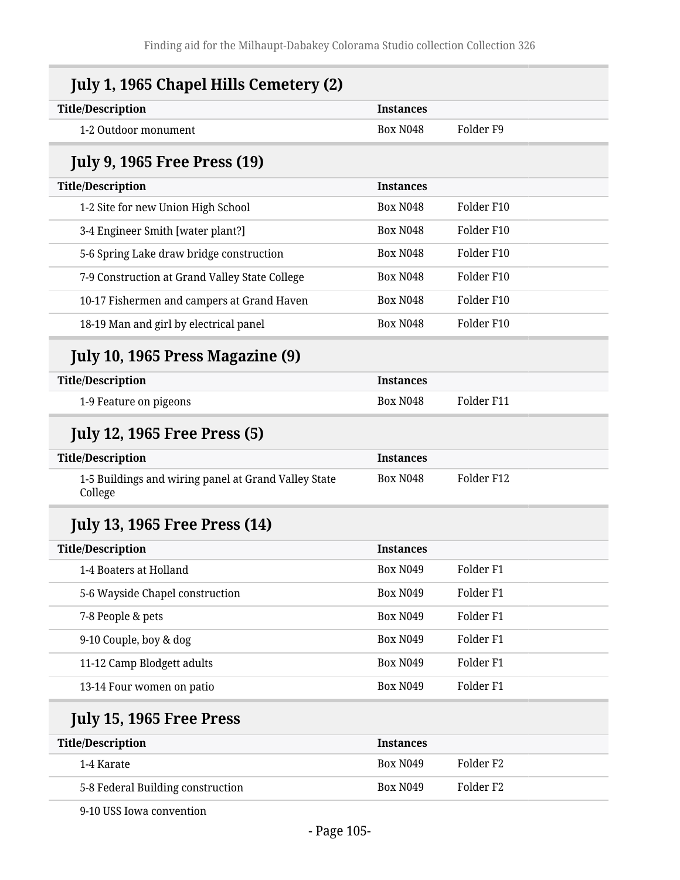## July 1, 1965 Chapel Hills Cemetery (2)

| Title/Description | Instances | |
|---|---|---|
| 1-2 Outdoor monument | Box N048 | Folder F9 |

## July 9, 1965 Free Press (19)

| Title/Description | Instances | |
|---|---|---|
| 1-2 Site for new Union High School | Box N048 | Folder F10 |
| 3-4 Engineer Smith [water plant?] | Box N048 | Folder F10 |
| 5-6 Spring Lake draw bridge construction | Box N048 | Folder F10 |
| 7-9 Construction at Grand Valley State College | Box N048 | Folder F10 |
| 10-17 Fishermen and campers at Grand Haven | Box N048 | Folder F10 |
| 18-19 Man and girl by electrical panel | Box N048 | Folder F10 |

## July 10, 1965 Press Magazine (9)

| Title/Description | Instances | |
|---|---|---|
| 1-9 Feature on pigeons | Box N048 | Folder F11 |

## July 12, 1965 Free Press (5)

| Title/Description | Instances | |
|---|---|---|
| 1-5 Buildings and wiring panel at Grand Valley State College | Box N048 | Folder F12 |

## July 13, 1965 Free Press (14)

| Title/Description | Instances | |
|---|---|---|
| 1-4 Boaters at Holland | Box N049 | Folder F1 |
| 5-6 Wayside Chapel construction | Box N049 | Folder F1 |
| 7-8 People & pets | Box N049 | Folder F1 |
| 9-10 Couple, boy & dog | Box N049 | Folder F1 |
| 11-12 Camp Blodgett adults | Box N049 | Folder F1 |
| 13-14 Four women on patio | Box N049 | Folder F1 |

## July 15, 1965 Free Press

| Title/Description | Instances | |
|---|---|---|
| 1-4 Karate | Box N049 | Folder F2 |
| 5-8 Federal Building construction | Box N049 | Folder F2 |
| 9-10 USS Iowa convention | | |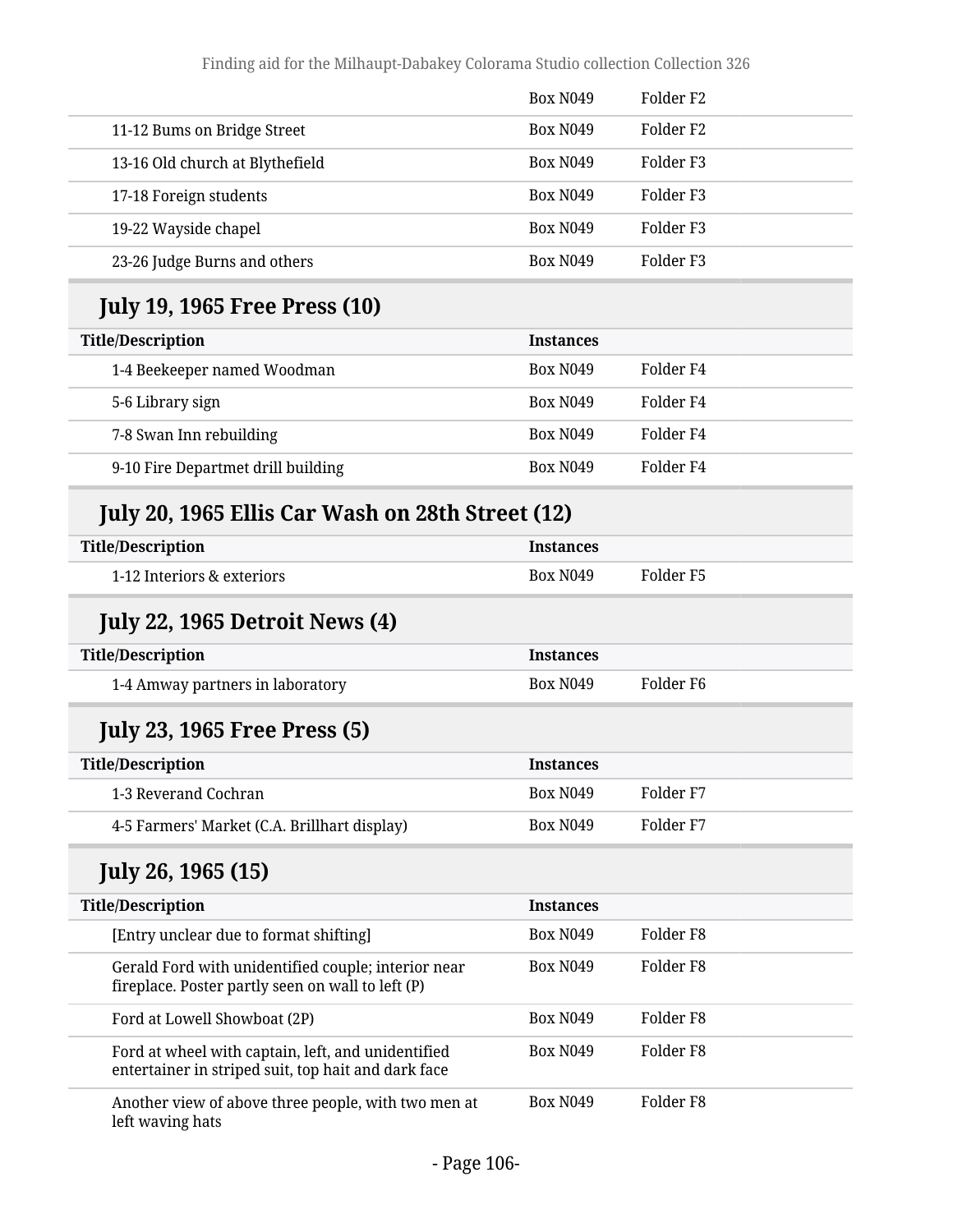| | | |
|---|---|---|
| | Box N049 | Folder F2 |
| 11-12 Bums on Bridge Street | Box N049 | Folder F2 |
| 13-16 Old church at Blythefield | Box N049 | Folder F3 |
| 17-18 Foreign students | Box N049 | Folder F3 |
| 19-22 Wayside chapel | Box N049 | Folder F3 |
| 23-26 Judge Burns and others | Box N049 | Folder F3 |

### July 19, 1965 Free Press (10)

| Title/Description | Instances | |
|---|---|---|
| 1-4 Beekeeper named Woodman | Box N049 | Folder F4 |
| 5-6 Library sign | Box N049 | Folder F4 |
| 7-8 Swan Inn rebuilding | Box N049 | Folder F4 |
| 9-10 Fire Departmet drill building | Box N049 | Folder F4 |

### July 20, 1965 Ellis Car Wash on 28th Street (12)

| Title/Description | Instances | |
|---|---|---|
| 1-12 Interiors & exteriors | Box N049 | Folder F5 |

### July 22, 1965 Detroit News (4)

| Title/Description | Instances | |
|---|---|---|
| 1-4 Amway partners in laboratory | Box N049 | Folder F6 |

### July 23, 1965 Free Press (5)

| Title/Description | Instances | |
|---|---|---|
| 1-3 Reverand Cochran | Box N049 | Folder F7 |
| 4-5 Farmers' Market (C.A. Brillhart display) | Box N049 | Folder F7 |

### July 26, 1965 (15)

| Title/Description | Instances | |
|---|---|---|
| [Entry unclear due to format shifting] | Box N049 | Folder F8 |
| Gerald Ford with unidentified couple; interior near fireplace. Poster partly seen on wall to left (P) | Box N049 | Folder F8 |
| Ford at Lowell Showboat (2P) | Box N049 | Folder F8 |
| Ford at wheel with captain, left, and unidentified entertainer in striped suit, top hait and dark face | Box N049 | Folder F8 |
| Another view of above three people, with two men at left waving hats | Box N049 | Folder F8 |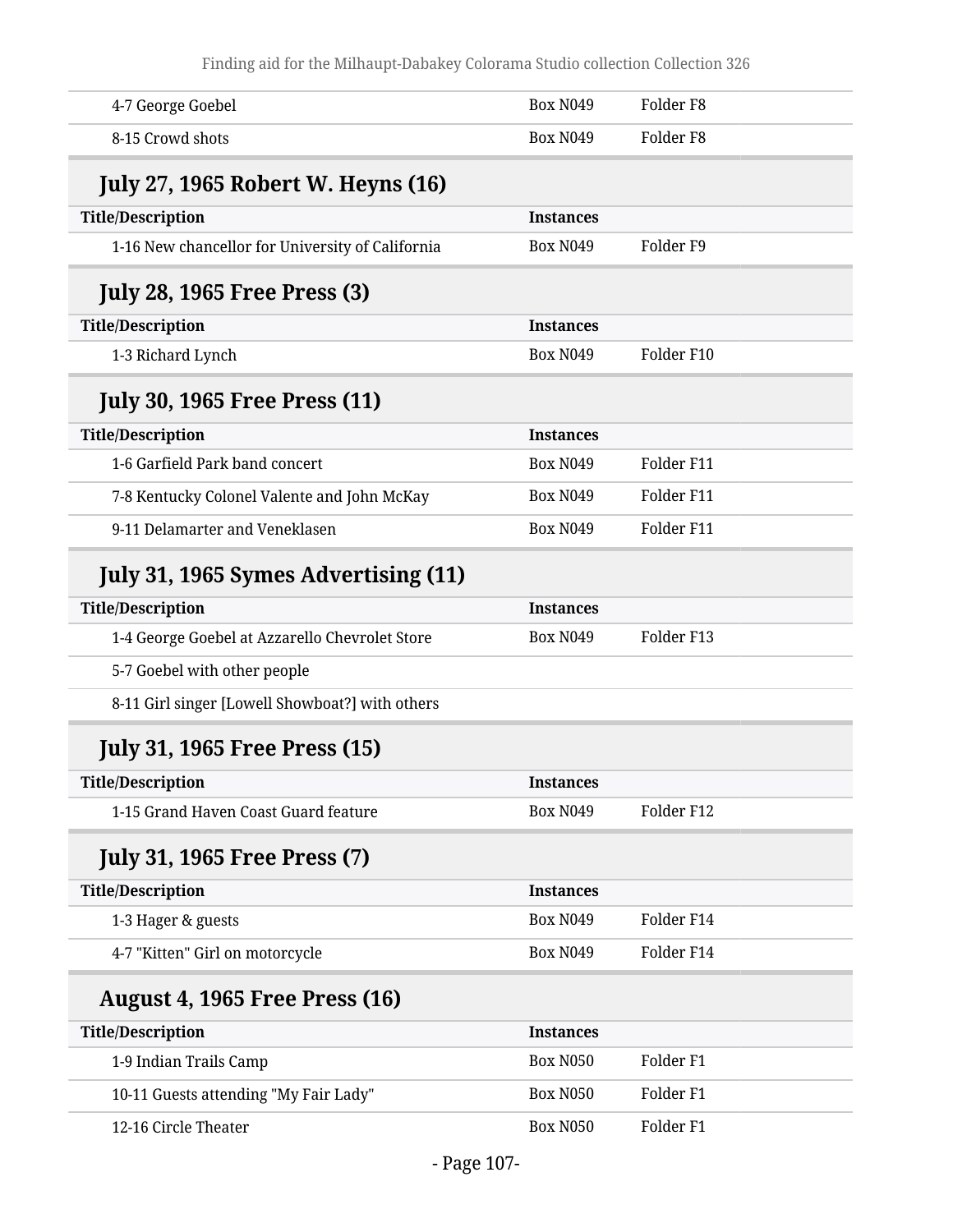| Title/Description | Instances | |
|---|---|---|
| 4-7 George Goebel | Box N049 | Folder F8 |
| 8-15 Crowd shots | Box N049 | Folder F8 |

## July 27, 1965 Robert W. Heyns (16)

| Title/Description | Instances | |
|---|---|---|
| 1-16 New chancellor for University of California | Box N049 | Folder F9 |

## July 28, 1965 Free Press (3)

| Title/Description | Instances | |
|---|---|---|
| 1-3 Richard Lynch | Box N049 | Folder F10 |

## July 30, 1965 Free Press (11)

| Title/Description | Instances | |
|---|---|---|
| 1-6 Garfield Park band concert | Box N049 | Folder F11 |
| 7-8 Kentucky Colonel Valente and John McKay | Box N049 | Folder F11 |
| 9-11 Delamarter and Veneklasen | Box N049 | Folder F11 |

## July 31, 1965 Symes Advertising (11)

| Title/Description | Instances | |
|---|---|---|
| 1-4 George Goebel at Azzarello Chevrolet Store | Box N049 | Folder F13 |
| 5-7 Goebel with other people | | |
| 8-11 Girl singer [Lowell Showboat?] with others | | |

## July 31, 1965 Free Press (15)

| Title/Description | Instances | |
|---|---|---|
| 1-15 Grand Haven Coast Guard feature | Box N049 | Folder F12 |

## July 31, 1965 Free Press (7)

| Title/Description | Instances | |
|---|---|---|
| 1-3 Hager & guests | Box N049 | Folder F14 |
| 4-7 "Kitten" Girl on motorcycle | Box N049 | Folder F14 |

## August 4, 1965 Free Press (16)

| Title/Description | Instances | |
|---|---|---|
| 1-9 Indian Trails Camp | Box N050 | Folder F1 |
| 10-11 Guests attending "My Fair Lady" | Box N050 | Folder F1 |
| 12-16 Circle Theater | Box N050 | Folder F1 |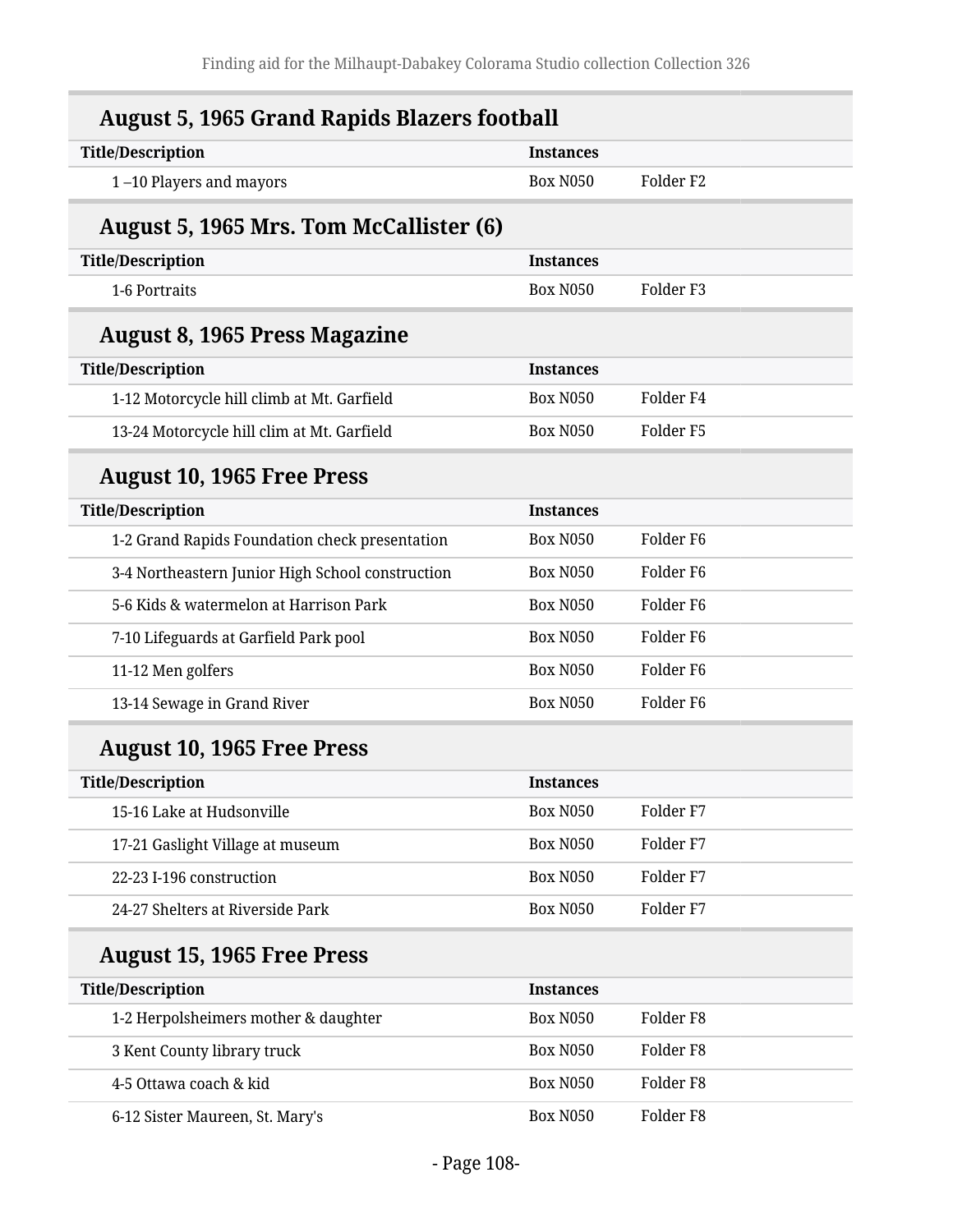## August 5, 1965 Grand Rapids Blazers football

| Title/Description | Instances | |
|---|---|---|
| 1 –10 Players and mayors | Box N050 | Folder F2 |

## August 5, 1965 Mrs. Tom McCallister (6)

| Title/Description | Instances | |
|---|---|---|
| 1-6 Portraits | Box N050 | Folder F3 |

## August 8, 1965 Press Magazine

| Title/Description | Instances | |
|---|---|---|
| 1-12 Motorcycle hill climb at Mt. Garfield | Box N050 | Folder F4 |
| 13-24 Motorcycle hill clim at Mt. Garfield | Box N050 | Folder F5 |

## August 10, 1965 Free Press

| Title/Description | Instances | |
|---|---|---|
| 1-2 Grand Rapids Foundation check presentation | Box N050 | Folder F6 |
| 3-4 Northeastern Junior High School construction | Box N050 | Folder F6 |
| 5-6 Kids & watermelon at Harrison Park | Box N050 | Folder F6 |
| 7-10 Lifeguards at Garfield Park pool | Box N050 | Folder F6 |
| 11-12 Men golfers | Box N050 | Folder F6 |
| 13-14 Sewage in Grand River | Box N050 | Folder F6 |

## August 10, 1965 Free Press

| Title/Description | Instances | |
|---|---|---|
| 15-16 Lake at Hudsonville | Box N050 | Folder F7 |
| 17-21 Gaslight Village at museum | Box N050 | Folder F7 |
| 22-23 I-196 construction | Box N050 | Folder F7 |
| 24-27 Shelters at Riverside Park | Box N050 | Folder F7 |

## August 15, 1965 Free Press

| Title/Description | Instances | |
|---|---|---|
| 1-2 Herpolsheimers mother & daughter | Box N050 | Folder F8 |
| 3 Kent County library truck | Box N050 | Folder F8 |
| 4-5 Ottawa coach & kid | Box N050 | Folder F8 |
| 6-12 Sister Maureen, St. Mary's | Box N050 | Folder F8 |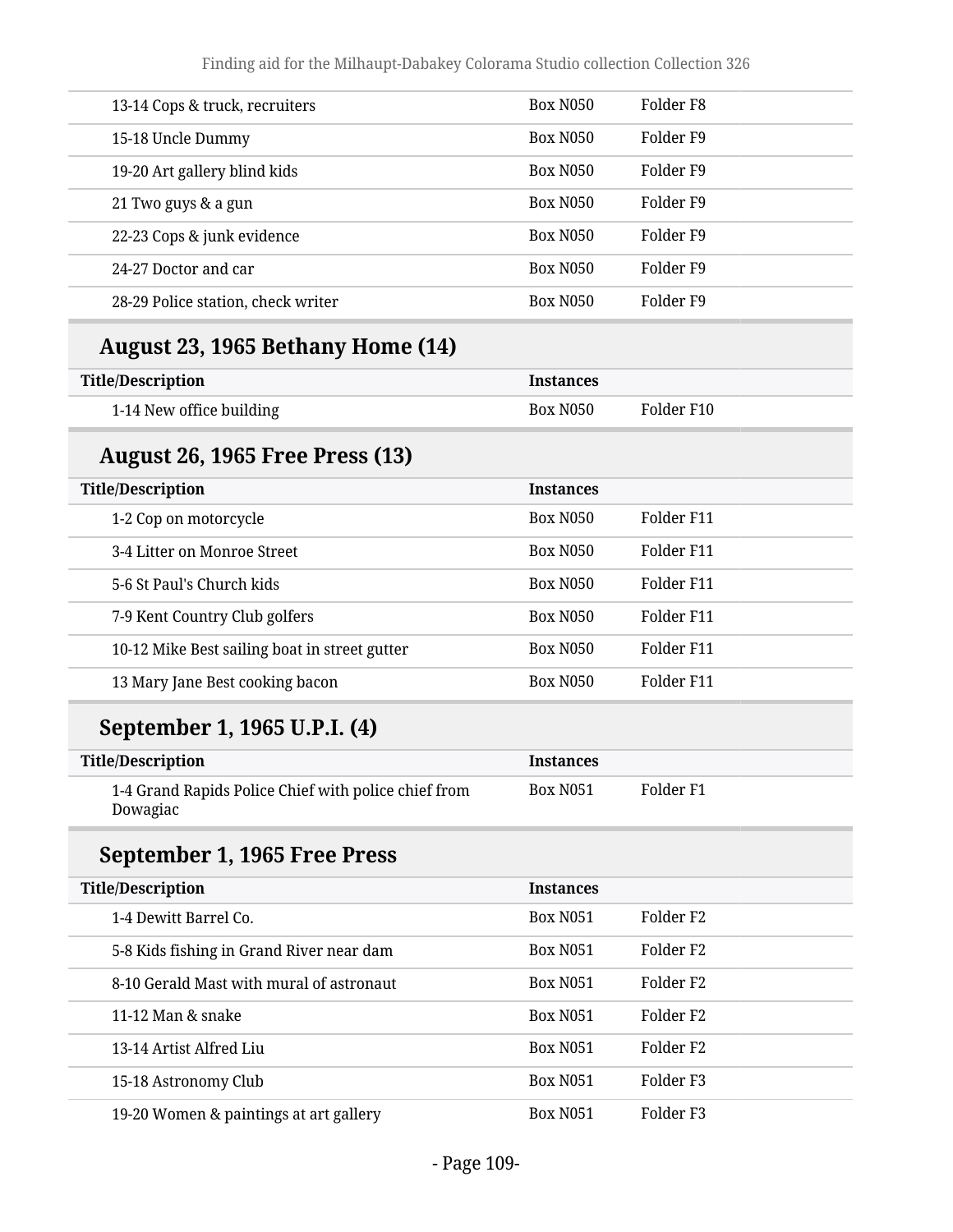| | | |
|---|---|---|
| 13-14 Cops & truck, recruiters | Box N050 | Folder F8 |
| 15-18 Uncle Dummy | Box N050 | Folder F9 |
| 19-20 Art gallery blind kids | Box N050 | Folder F9 |
| 21 Two guys & a gun | Box N050 | Folder F9 |
| 22-23 Cops & junk evidence | Box N050 | Folder F9 |
| 24-27 Doctor and car | Box N050 | Folder F9 |
| 28-29 Police station, check writer | Box N050 | Folder F9 |

## August 23, 1965 Bethany Home (14)

| Title/Description | Instances | |
|---|---|---|
| 1-14 New office building | Box N050 | Folder F10 |

## August 26, 1965 Free Press (13)

| Title/Description | Instances | |
|---|---|---|
| 1-2 Cop on motorcycle | Box N050 | Folder F11 |
| 3-4 Litter on Monroe Street | Box N050 | Folder F11 |
| 5-6 St Paul's Church kids | Box N050 | Folder F11 |
| 7-9 Kent Country Club golfers | Box N050 | Folder F11 |
| 10-12 Mike Best sailing boat in street gutter | Box N050 | Folder F11 |
| 13 Mary Jane Best cooking bacon | Box N050 | Folder F11 |

## September 1, 1965 U.P.I. (4)

| Title/Description | Instances | |
|---|---|---|
| 1-4 Grand Rapids Police Chief with police chief from Dowagiac | Box N051 | Folder F1 |

## September 1, 1965 Free Press

| Title/Description | Instances | |
|---|---|---|
| 1-4 Dewitt Barrel Co. | Box N051 | Folder F2 |
| 5-8 Kids fishing in Grand River near dam | Box N051 | Folder F2 |
| 8-10 Gerald Mast with mural of astronaut | Box N051 | Folder F2 |
| 11-12 Man & snake | Box N051 | Folder F2 |
| 13-14 Artist Alfred Liu | Box N051 | Folder F2 |
| 15-18 Astronomy Club | Box N051 | Folder F3 |
| 19-20 Women & paintings at art gallery | Box N051 | Folder F3 |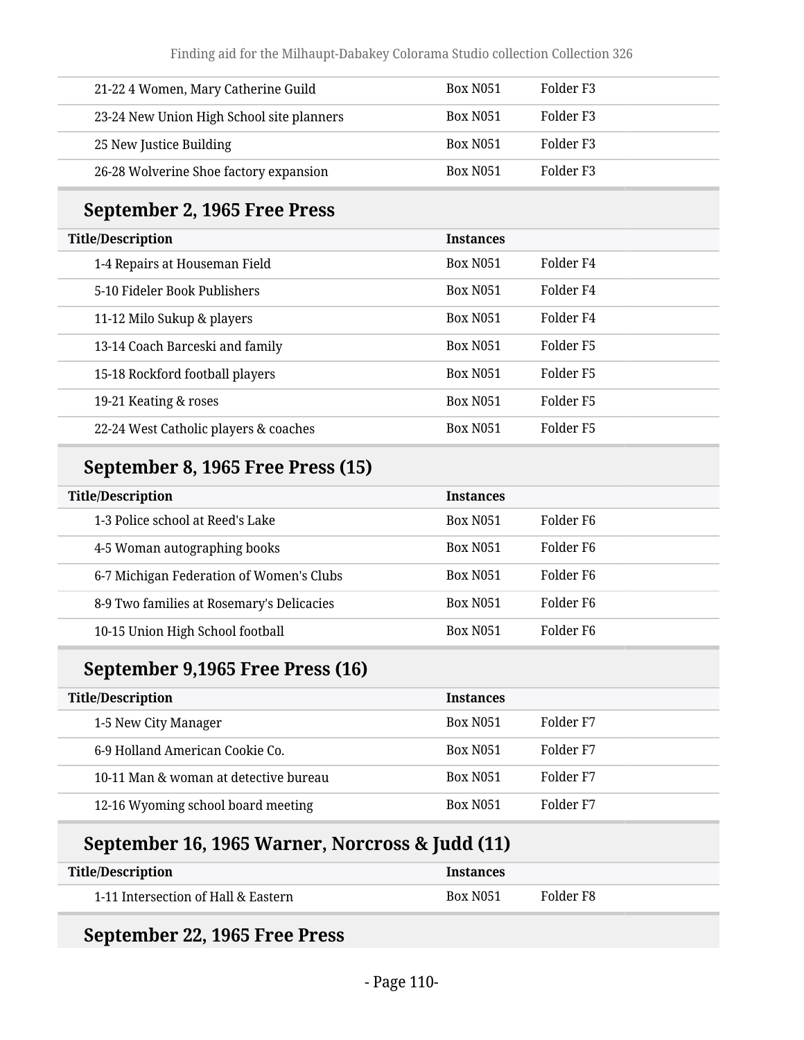| Title/Description | Instances | |
|---|---|---|
| 21-22 4 Women, Mary Catherine Guild | Box N051 | Folder F3 |
| 23-24 New Union High School site planners | Box N051 | Folder F3 |
| 25 New Justice Building | Box N051 | Folder F3 |
| 26-28 Wolverine Shoe factory expansion | Box N051 | Folder F3 |

## September 2, 1965 Free Press

| Title/Description | Instances | |
|---|---|---|
| 1-4 Repairs at Houseman Field | Box N051 | Folder F4 |
| 5-10 Fideler Book Publishers | Box N051 | Folder F4 |
| 11-12 Milo Sukup & players | Box N051 | Folder F4 |
| 13-14 Coach Barceski and family | Box N051 | Folder F5 |
| 15-18 Rockford football players | Box N051 | Folder F5 |
| 19-21 Keating & roses | Box N051 | Folder F5 |
| 22-24 West Catholic players & coaches | Box N051 | Folder F5 |

## September 8, 1965 Free Press (15)

| Title/Description | Instances | |
|---|---|---|
| 1-3 Police school at Reed's Lake | Box N051 | Folder F6 |
| 4-5 Woman autographing books | Box N051 | Folder F6 |
| 6-7 Michigan Federation of Women's Clubs | Box N051 | Folder F6 |
| 8-9 Two families at Rosemary's Delicacies | Box N051 | Folder F6 |
| 10-15 Union High School football | Box N051 | Folder F6 |

## September 9,1965 Free Press (16)

| Title/Description | Instances | |
|---|---|---|
| 1-5 New City Manager | Box N051 | Folder F7 |
| 6-9 Holland American Cookie Co. | Box N051 | Folder F7 |
| 10-11 Man & woman at detective bureau | Box N051 | Folder F7 |
| 12-16 Wyoming school board meeting | Box N051 | Folder F7 |

## September 16, 1965 Warner, Norcross & Judd (11)

| Title/Description | Instances | |
|---|---|---|
| 1-11 Intersection of Hall & Eastern | Box N051 | Folder F8 |

## September 22, 1965 Free Press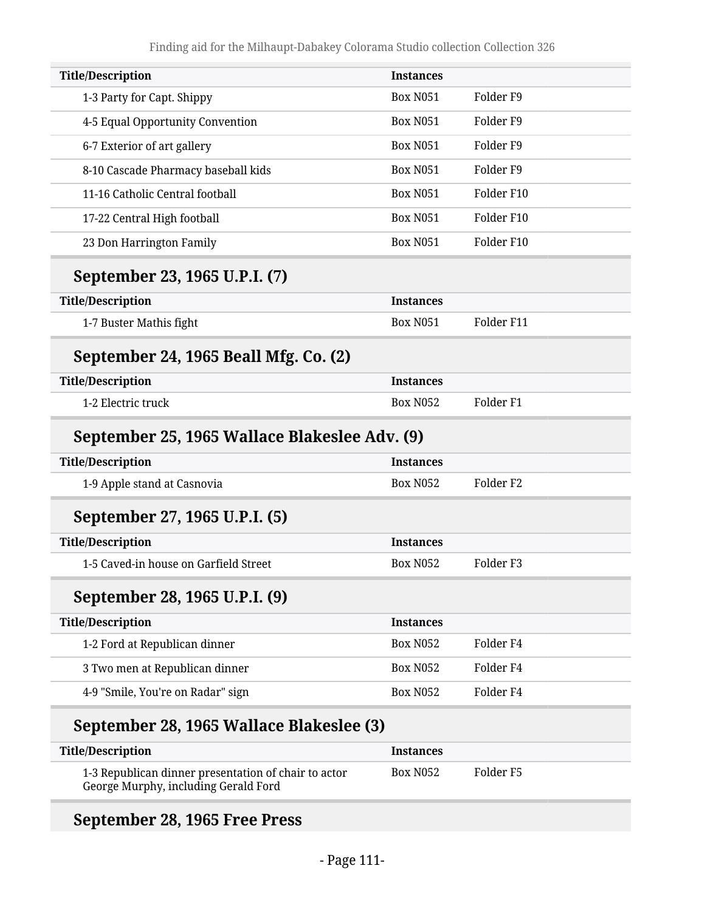| Title/Description | Instances | |
|---|---|---|
| 1-3 Party for Capt. Shippy | Box N051 | Folder F9 |
| 4-5 Equal Opportunity Convention | Box N051 | Folder F9 |
| 6-7 Exterior of art gallery | Box N051 | Folder F9 |
| 8-10 Cascade Pharmacy baseball kids | Box N051 | Folder F9 |
| 11-16 Catholic Central football | Box N051 | Folder F10 |
| 17-22 Central High football | Box N051 | Folder F10 |
| 23 Don Harrington Family | Box N051 | Folder F10 |

## September 23, 1965 U.P.I. (7)

| Title/Description | Instances | |
|---|---|---|
| 1-7 Buster Mathis fight | Box N051 | Folder F11 |

## September 24, 1965 Beall Mfg. Co. (2)

| Title/Description | Instances | |
|---|---|---|
| 1-2 Electric truck | Box N052 | Folder F1 |

## September 25, 1965 Wallace Blakeslee Adv. (9)

| Title/Description | Instances | |
|---|---|---|
| 1-9 Apple stand at Casnovia | Box N052 | Folder F2 |

## September 27, 1965 U.P.I. (5)

| Title/Description | Instances | |
|---|---|---|
| 1-5 Caved-in house on Garfield Street | Box N052 | Folder F3 |

## September 28, 1965 U.P.I. (9)

| Title/Description | Instances | |
|---|---|---|
| 1-2 Ford at Republican dinner | Box N052 | Folder F4 |
| 3 Two men at Republican dinner | Box N052 | Folder F4 |
| 4-9 "Smile, You're on Radar" sign | Box N052 | Folder F4 |

## September 28, 1965 Wallace Blakeslee (3)

| Title/Description | Instances | |
|---|---|---|
| 1-3 Republican dinner presentation of chair to actor George Murphy, including Gerald Ford | Box N052 | Folder F5 |

## September 28, 1965 Free Press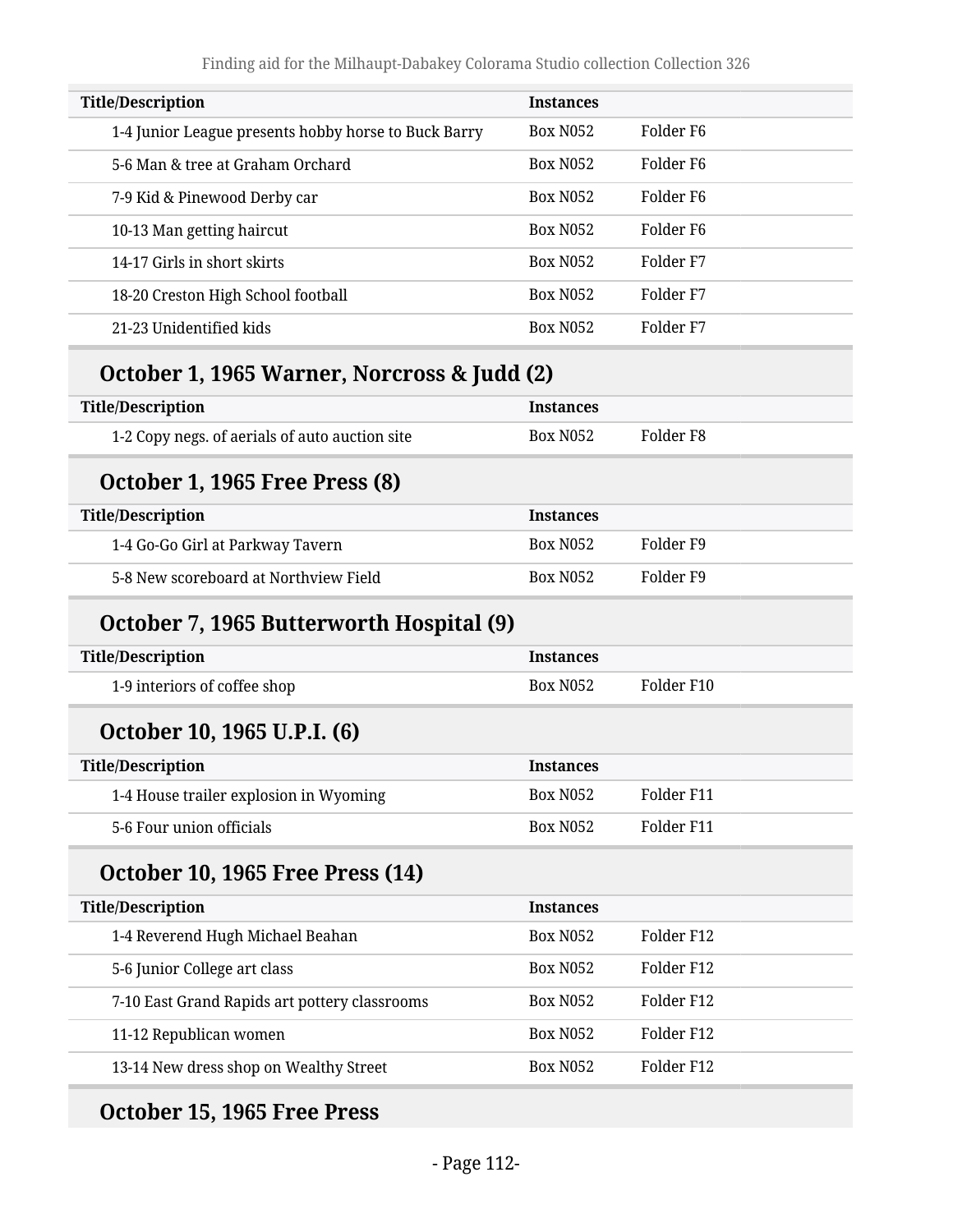| Title/Description | Instances | |
|---|---|---|
| 1-4 Junior League presents hobby horse to Buck Barry | Box N052 | Folder F6 |
| 5-6 Man & tree at Graham Orchard | Box N052 | Folder F6 |
| 7-9 Kid & Pinewood Derby car | Box N052 | Folder F6 |
| 10-13 Man getting haircut | Box N052 | Folder F6 |
| 14-17 Girls in short skirts | Box N052 | Folder F7 |
| 18-20 Creston High School football | Box N052 | Folder F7 |
| 21-23 Unidentified kids | Box N052 | Folder F7 |

## October 1, 1965 Warner, Norcross & Judd (2)

| Title/Description | Instances | |
|---|---|---|
| 1-2 Copy negs. of aerials of auto auction site | Box N052 | Folder F8 |

## October 1, 1965 Free Press (8)

| Title/Description | Instances | |
|---|---|---|
| 1-4 Go-Go Girl at Parkway Tavern | Box N052 | Folder F9 |
| 5-8 New scoreboard at Northview Field | Box N052 | Folder F9 |

## October 7, 1965 Butterworth Hospital (9)

| Title/Description | Instances | |
|---|---|---|
| 1-9 interiors of coffee shop | Box N052 | Folder F10 |

## October 10, 1965 U.P.I. (6)

| Title/Description | Instances | |
|---|---|---|
| 1-4 House trailer explosion in Wyoming | Box N052 | Folder F11 |
| 5-6 Four union officials | Box N052 | Folder F11 |

## October 10, 1965 Free Press (14)

| Title/Description | Instances | |
|---|---|---|
| 1-4 Reverend Hugh Michael Beahan | Box N052 | Folder F12 |
| 5-6 Junior College art class | Box N052 | Folder F12 |
| 7-10 East Grand Rapids art pottery classrooms | Box N052 | Folder F12 |
| 11-12 Republican women | Box N052 | Folder F12 |
| 13-14 New dress shop on Wealthy Street | Box N052 | Folder F12 |

## October 15, 1965 Free Press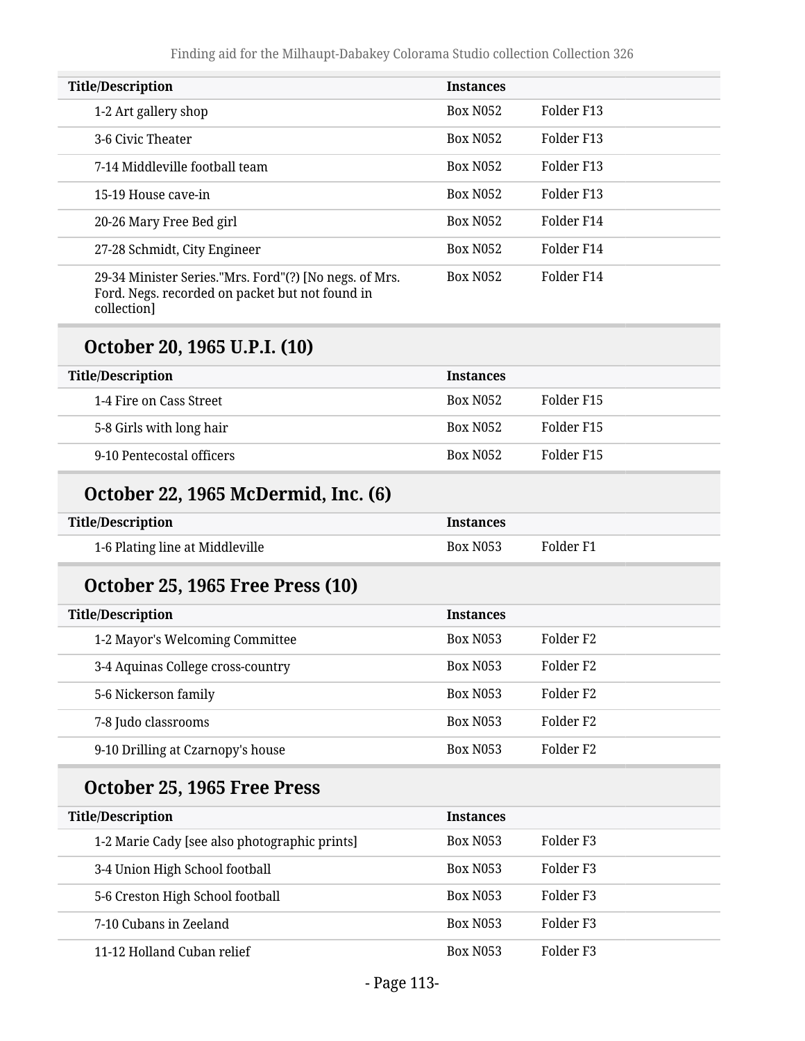| Title/Description | Instances | |
|---|---|---|
| 1-2 Art gallery shop | Box N052 | Folder F13 |
| 3-6 Civic Theater | Box N052 | Folder F13 |
| 7-14 Middleville football team | Box N052 | Folder F13 |
| 15-19 House cave-in | Box N052 | Folder F13 |
| 20-26 Mary Free Bed girl | Box N052 | Folder F14 |
| 27-28 Schmidt, City Engineer | Box N052 | Folder F14 |
| 29-34 Minister Series."Mrs. Ford"(?) [No negs. of Mrs. Ford. Negs. recorded on packet but not found in collection] | Box N052 | Folder F14 |

## October 20, 1965 U.P.I. (10)

| Title/Description | Instances | |
|---|---|---|
| 1-4 Fire on Cass Street | Box N052 | Folder F15 |
| 5-8 Girls with long hair | Box N052 | Folder F15 |
| 9-10 Pentecostal officers | Box N052 | Folder F15 |

## October 22, 1965 McDermid, Inc. (6)

| Title/Description | Instances | |
|---|---|---|
| 1-6 Plating line at Middleville | Box N053 | Folder F1 |

## October 25, 1965 Free Press (10)

| Title/Description | Instances | |
|---|---|---|
| 1-2 Mayor's Welcoming Committee | Box N053 | Folder F2 |
| 3-4 Aquinas College cross-country | Box N053 | Folder F2 |
| 5-6 Nickerson family | Box N053 | Folder F2 |
| 7-8 Judo classrooms | Box N053 | Folder F2 |
| 9-10 Drilling at Czarnopy's house | Box N053 | Folder F2 |

## October 25, 1965 Free Press

| Title/Description | Instances | |
|---|---|---|
| 1-2 Marie Cady [see also photographic prints] | Box N053 | Folder F3 |
| 3-4 Union High School football | Box N053 | Folder F3 |
| 5-6 Creston High School football | Box N053 | Folder F3 |
| 7-10 Cubans in Zeeland | Box N053 | Folder F3 |
| 11-12 Holland Cuban relief | Box N053 | Folder F3 |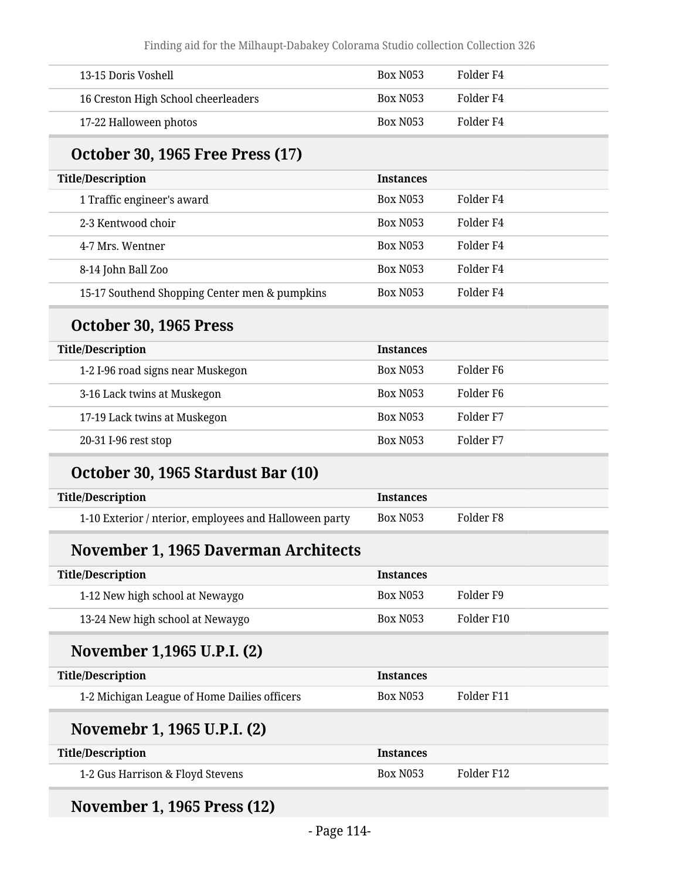| | | |
|---|---|---|
| 13-15 Doris Voshell | Box N053 | Folder F4 |
| 16 Creston High School cheerleaders | Box N053 | Folder F4 |
| 17-22 Halloween photos | Box N053 | Folder F4 |

## October 30, 1965 Free Press (17)

| Title/Description | Instances | |
|---|---|---|
| 1 Traffic engineer's award | Box N053 | Folder F4 |
| 2-3 Kentwood choir | Box N053 | Folder F4 |
| 4-7 Mrs. Wentner | Box N053 | Folder F4 |
| 8-14 John Ball Zoo | Box N053 | Folder F4 |
| 15-17 Southend Shopping Center men & pumpkins | Box N053 | Folder F4 |

## October 30, 1965 Press

| Title/Description | Instances | |
|---|---|---|
| 1-2 I-96 road signs near Muskegon | Box N053 | Folder F6 |
| 3-16 Lack twins at Muskegon | Box N053 | Folder F6 |
| 17-19 Lack twins at Muskegon | Box N053 | Folder F7 |
| 20-31 I-96 rest stop | Box N053 | Folder F7 |

## October 30, 1965 Stardust Bar (10)

| Title/Description | Instances | |
|---|---|---|
| 1-10 Exterior / nterior, employees and Halloween party | Box N053 | Folder F8 |

## November 1, 1965 Daverman Architects

| Title/Description | Instances | |
|---|---|---|
| 1-12 New high school at Newaygo | Box N053 | Folder F9 |
| 13-24 New high school at Newaygo | Box N053 | Folder F10 |

## November 1,1965 U.P.I. (2)

| Title/Description | Instances | |
|---|---|---|
| 1-2 Michigan League of Home Dailies officers | Box N053 | Folder F11 |

## Novemebr 1, 1965 U.P.I. (2)

| Title/Description | Instances | |
|---|---|---|
| 1-2 Gus Harrison & Floyd Stevens | Box N053 | Folder F12 |

## November 1, 1965 Press (12)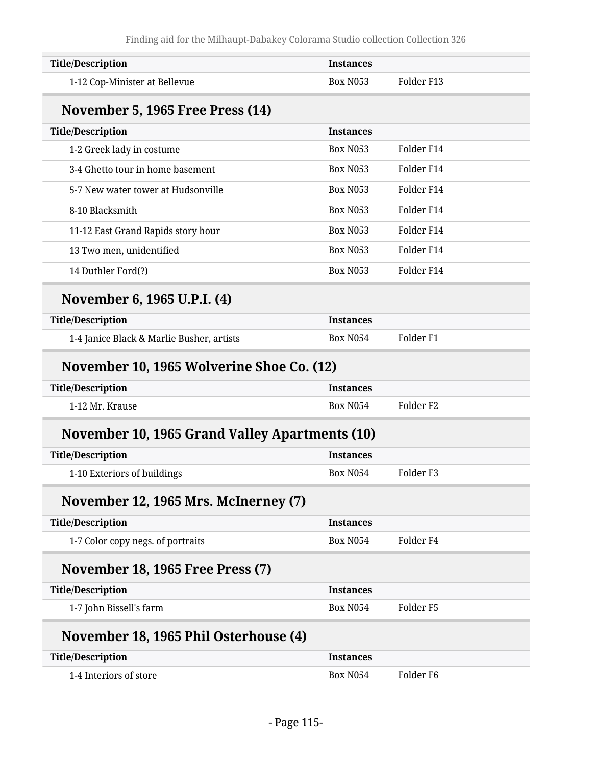| Title/Description | Instances | |
|---|---|---|
| 1-12 Cop-Minister at Bellevue | Box N053 | Folder F13 |

### November 5, 1965 Free Press (14)

| Title/Description | Instances | |
|---|---|---|
| 1-2 Greek lady in costume | Box N053 | Folder F14 |
| 3-4 Ghetto tour in home basement | Box N053 | Folder F14 |
| 5-7 New water tower at Hudsonville | Box N053 | Folder F14 |
| 8-10 Blacksmith | Box N053 | Folder F14 |
| 11-12 East Grand Rapids story hour | Box N053 | Folder F14 |
| 13 Two men, unidentified | Box N053 | Folder F14 |
| 14 Duthler Ford(?) | Box N053 | Folder F14 |

### November 6, 1965 U.P.I. (4)

| Title/Description | Instances | |
|---|---|---|
| 1-4 Janice Black & Marlie Busher, artists | Box N054 | Folder F1 |

### November 10, 1965 Wolverine Shoe Co. (12)

| Title/Description | Instances | |
|---|---|---|
| 1-12 Mr. Krause | Box N054 | Folder F2 |

### November 10, 1965 Grand Valley Apartments (10)

| Title/Description | Instances | |
|---|---|---|
| 1-10 Exteriors of buildings | Box N054 | Folder F3 |

### November 12, 1965 Mrs. McInerney (7)

| Title/Description | Instances | |
|---|---|---|
| 1-7 Color copy negs. of portraits | Box N054 | Folder F4 |

### November 18, 1965 Free Press (7)

| Title/Description | Instances | |
|---|---|---|
| 1-7 John Bissell's farm | Box N054 | Folder F5 |

### November 18, 1965 Phil Osterhouse (4)

| Title/Description | Instances | |
|---|---|---|
| 1-4 Interiors of store | Box N054 | Folder F6 |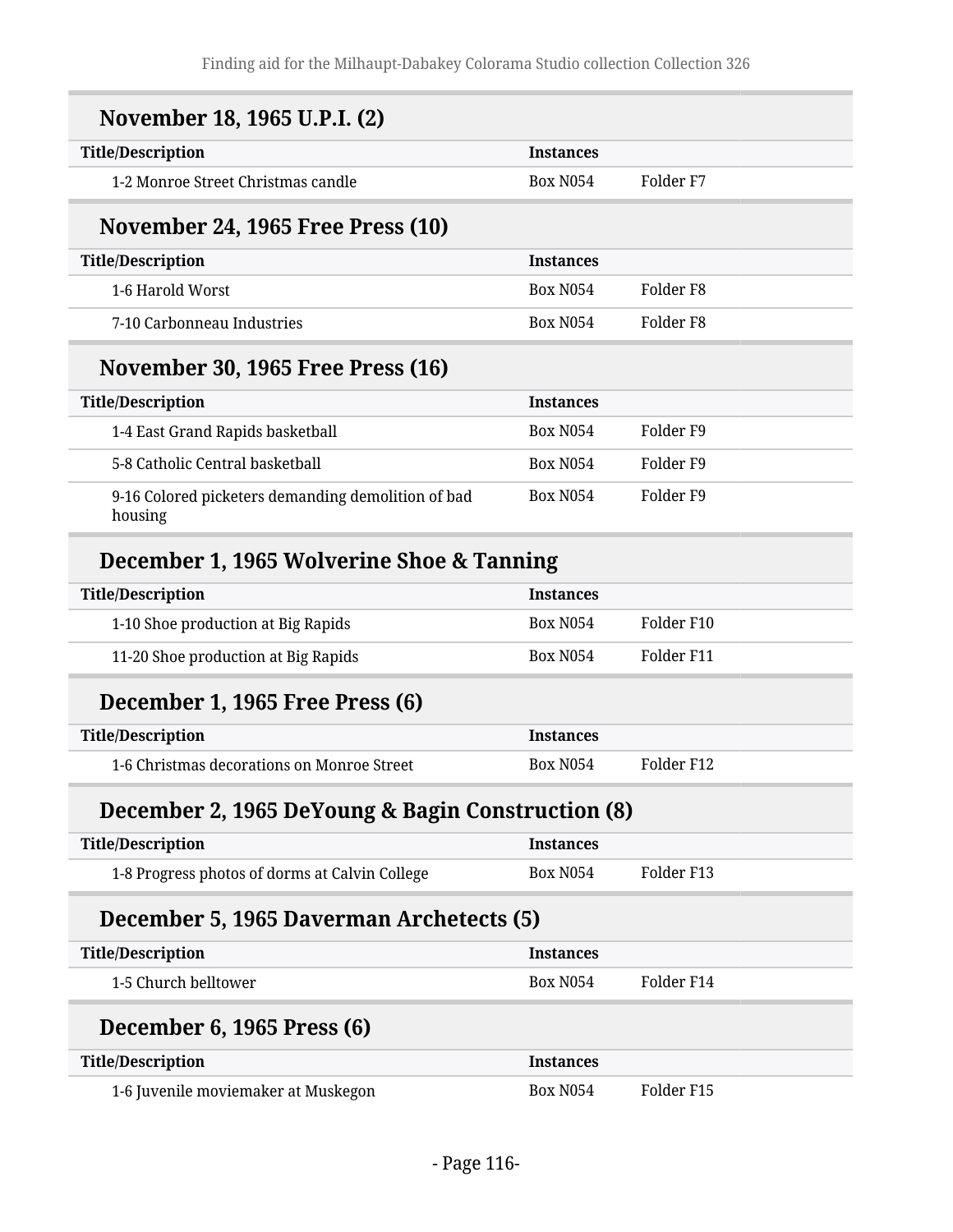## November 18, 1965 U.P.I. (2)

| Title/Description | Instances | |
|---|---|---|
| 1-2 Monroe Street Christmas candle | Box N054 | Folder F7 |

## November 24, 1965 Free Press (10)

| Title/Description | Instances | |
|---|---|---|
| 1-6 Harold Worst | Box N054 | Folder F8 |
| 7-10 Carbonneau Industries | Box N054 | Folder F8 |

## November 30, 1965 Free Press (16)

| Title/Description | Instances | |
|---|---|---|
| 1-4 East Grand Rapids basketball | Box N054 | Folder F9 |
| 5-8 Catholic Central basketball | Box N054 | Folder F9 |
| 9-16 Colored picketers demanding demolition of bad housing | Box N054 | Folder F9 |

## December 1, 1965 Wolverine Shoe & Tanning

| Title/Description | Instances | |
|---|---|---|
| 1-10 Shoe production at Big Rapids | Box N054 | Folder F10 |
| 11-20 Shoe production at Big Rapids | Box N054 | Folder F11 |

## December 1, 1965 Free Press (6)

| Title/Description | Instances | |
|---|---|---|
| 1-6 Christmas decorations on Monroe Street | Box N054 | Folder F12 |

## December 2, 1965 DeYoung & Bagin Construction (8)

| Title/Description | Instances | |
|---|---|---|
| 1-8 Progress photos of dorms at Calvin College | Box N054 | Folder F13 |

## December 5, 1965 Daverman Archetects (5)

| Title/Description | Instances | |
|---|---|---|
| 1-5 Church belltower | Box N054 | Folder F14 |

## December 6, 1965 Press (6)

| Title/Description | Instances | |
|---|---|---|
| 1-6 Juvenile moviemaker at Muskegon | Box N054 | Folder F15 |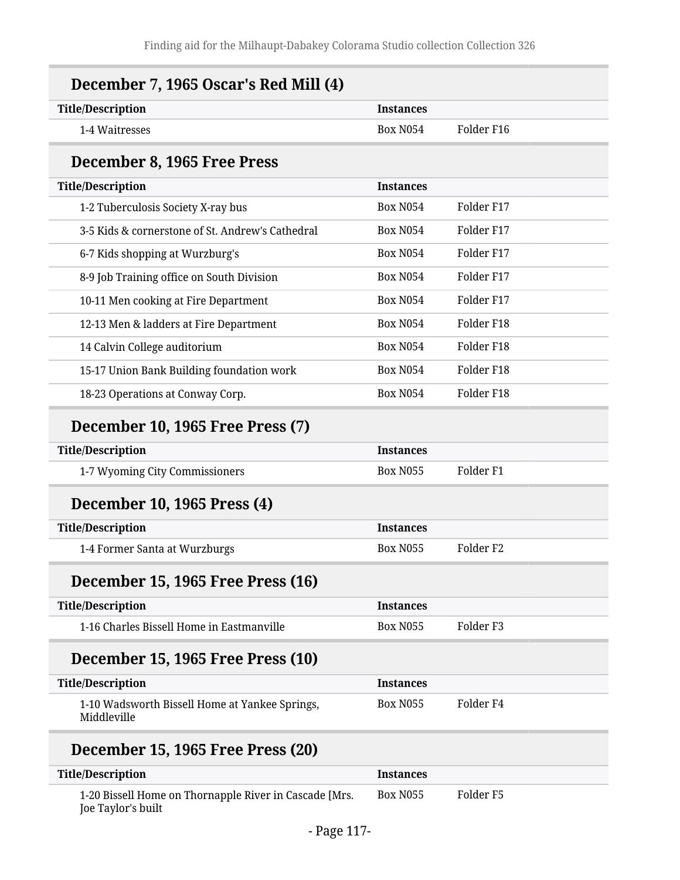## December 7, 1965 Oscar's Red Mill (4)

| Title/Description | Instances | |
|---|---|---|
| 1-4 Waitresses | Box N054 | Folder F16 |

## December 8, 1965 Free Press

| Title/Description | Instances | |
|---|---|---|
| 1-2 Tuberculosis Society X-ray bus | Box N054 | Folder F17 |
| 3-5 Kids & cornerstone of St. Andrew's Cathedral | Box N054 | Folder F17 |
| 6-7 Kids shopping at Wurzburg's | Box N054 | Folder F17 |
| 8-9 Job Training office on South Division | Box N054 | Folder F17 |
| 10-11 Men cooking at Fire Department | Box N054 | Folder F17 |
| 12-13 Men & ladders at Fire Department | Box N054 | Folder F18 |
| 14 Calvin College auditorium | Box N054 | Folder F18 |
| 15-17 Union Bank Building foundation work | Box N054 | Folder F18 |
| 18-23 Operations at Conway Corp. | Box N054 | Folder F18 |

## December 10, 1965 Free Press (7)

| Title/Description | Instances | |
|---|---|---|
| 1-7 Wyoming City Commissioners | Box N055 | Folder F1 |

## December 10, 1965 Press (4)

| Title/Description | Instances | |
|---|---|---|
| 1-4 Former Santa at Wurzburgs | Box N055 | Folder F2 |

## December 15, 1965 Free Press (16)

| Title/Description | Instances | |
|---|---|---|
| 1-16 Charles Bissell Home in Eastmanville | Box N055 | Folder F3 |

## December 15, 1965 Free Press (10)

| Title/Description | Instances | |
|---|---|---|
| 1-10 Wadsworth Bissell Home at Yankee Springs, Middleville | Box N055 | Folder F4 |

## December 15, 1965 Free Press (20)

| Title/Description | Instances | |
|---|---|---|
| 1-20 Bissell Home on Thornapple River in Cascade [Mrs. Joe Taylor's built | Box N055 | Folder F5 |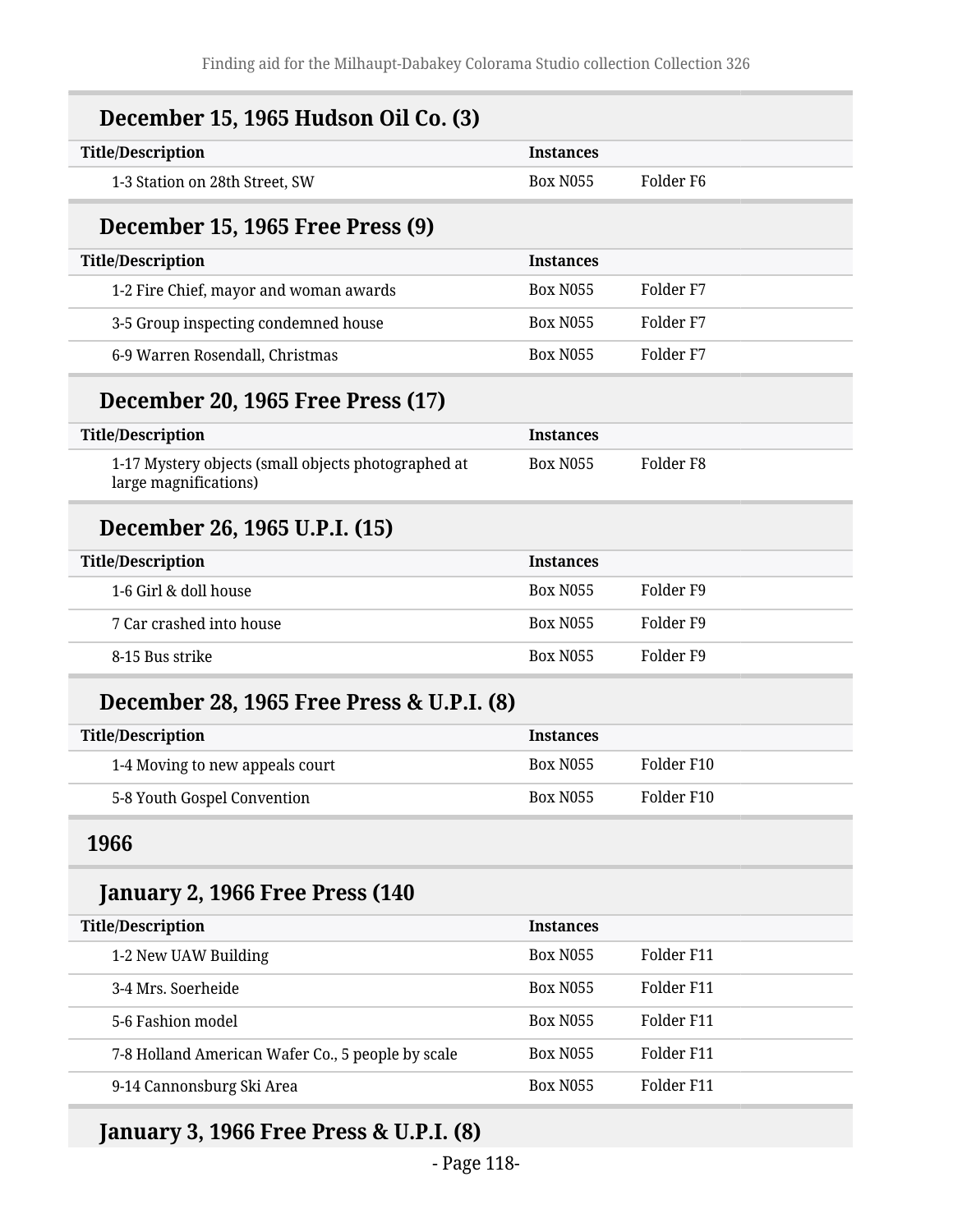### December 15, 1965 Hudson Oil Co. (3)

| Title/Description | Instances | |
|---|---|---|
| 1-3 Station on 28th Street, SW | Box N055 | Folder F6 |

### December 15, 1965 Free Press (9)

| Title/Description | Instances | |
|---|---|---|
| 1-2 Fire Chief, mayor and woman awards | Box N055 | Folder F7 |
| 3-5 Group inspecting condemned house | Box N055 | Folder F7 |
| 6-9 Warren Rosendall, Christmas | Box N055 | Folder F7 |

### December 20, 1965 Free Press (17)

| Title/Description | Instances | |
|---|---|---|
| 1-17 Mystery objects (small objects photographed at large magnifications) | Box N055 | Folder F8 |

### December 26, 1965 U.P.I. (15)

| Title/Description | Instances | |
|---|---|---|
| 1-6 Girl & doll house | Box N055 | Folder F9 |
| 7 Car crashed into house | Box N055 | Folder F9 |
| 8-15 Bus strike | Box N055 | Folder F9 |

### December 28, 1965 Free Press & U.P.I. (8)

| Title/Description | Instances | |
|---|---|---|
| 1-4 Moving to new appeals court | Box N055 | Folder F10 |
| 5-8 Youth Gospel Convention | Box N055 | Folder F10 |

## 1966

### January 2, 1966 Free Press (140

| Title/Description | Instances | |
|---|---|---|
| 1-2 New UAW Building | Box N055 | Folder F11 |
| 3-4 Mrs. Soerheide | Box N055 | Folder F11 |
| 5-6 Fashion model | Box N055 | Folder F11 |
| 7-8 Holland American Wafer Co., 5 people by scale | Box N055 | Folder F11 |
| 9-14 Cannonsburg Ski Area | Box N055 | Folder F11 |

### January 3, 1966 Free Press & U.P.I. (8)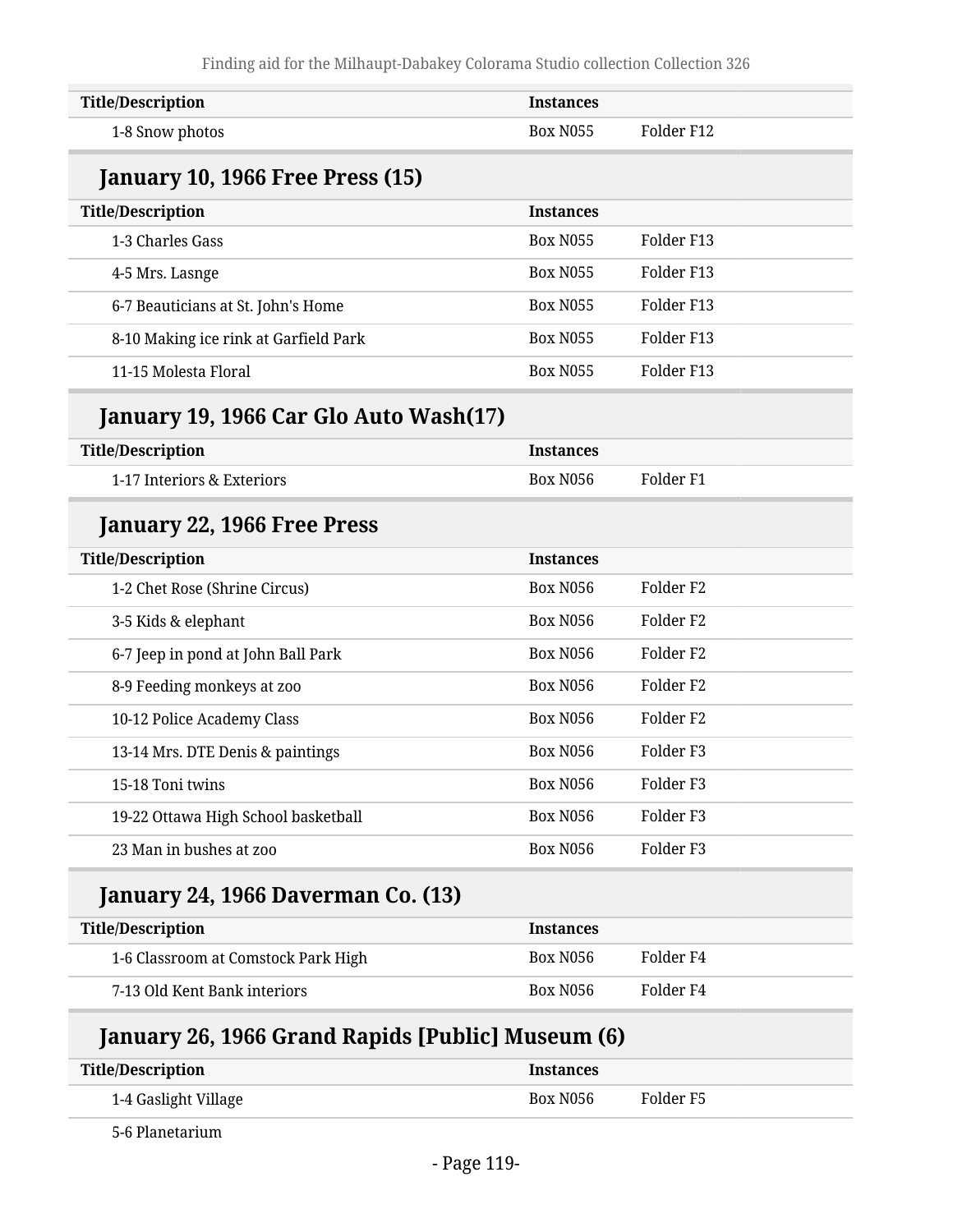| Title/Description | Instances | |
|---|---|---|
| 1-8 Snow photos | Box N055 | Folder F12 |

### January 10, 1966 Free Press (15)

| Title/Description | Instances | |
|---|---|---|
| 1-3 Charles Gass | Box N055 | Folder F13 |
| 4-5 Mrs. Lasnge | Box N055 | Folder F13 |
| 6-7 Beauticians at St. John's Home | Box N055 | Folder F13 |
| 8-10 Making ice rink at Garfield Park | Box N055 | Folder F13 |
| 11-15 Molesta Floral | Box N055 | Folder F13 |

### January 19, 1966 Car Glo Auto Wash(17)

| Title/Description | Instances | |
|---|---|---|
| 1-17 Interiors & Exteriors | Box N056 | Folder F1 |

### January 22, 1966 Free Press

| Title/Description | Instances | |
|---|---|---|
| 1-2 Chet Rose (Shrine Circus) | Box N056 | Folder F2 |
| 3-5 Kids & elephant | Box N056 | Folder F2 |
| 6-7 Jeep in pond at John Ball Park | Box N056 | Folder F2 |
| 8-9 Feeding monkeys at zoo | Box N056 | Folder F2 |
| 10-12 Police Academy Class | Box N056 | Folder F2 |
| 13-14 Mrs. DTE Denis & paintings | Box N056 | Folder F3 |
| 15-18 Toni twins | Box N056 | Folder F3 |
| 19-22 Ottawa High School basketball | Box N056 | Folder F3 |
| 23 Man in bushes at zoo | Box N056 | Folder F3 |

### January 24, 1966 Daverman Co. (13)

| Title/Description | Instances | |
|---|---|---|
| 1-6 Classroom at Comstock Park High | Box N056 | Folder F4 |
| 7-13 Old Kent Bank interiors | Box N056 | Folder F4 |

### January 26, 1966 Grand Rapids [Public] Museum (6)

| Title/Description | Instances | |
|---|---|---|
| 1-4 Gaslight Village | Box N056 | Folder F5 |
| 5-6 Planetarium | | |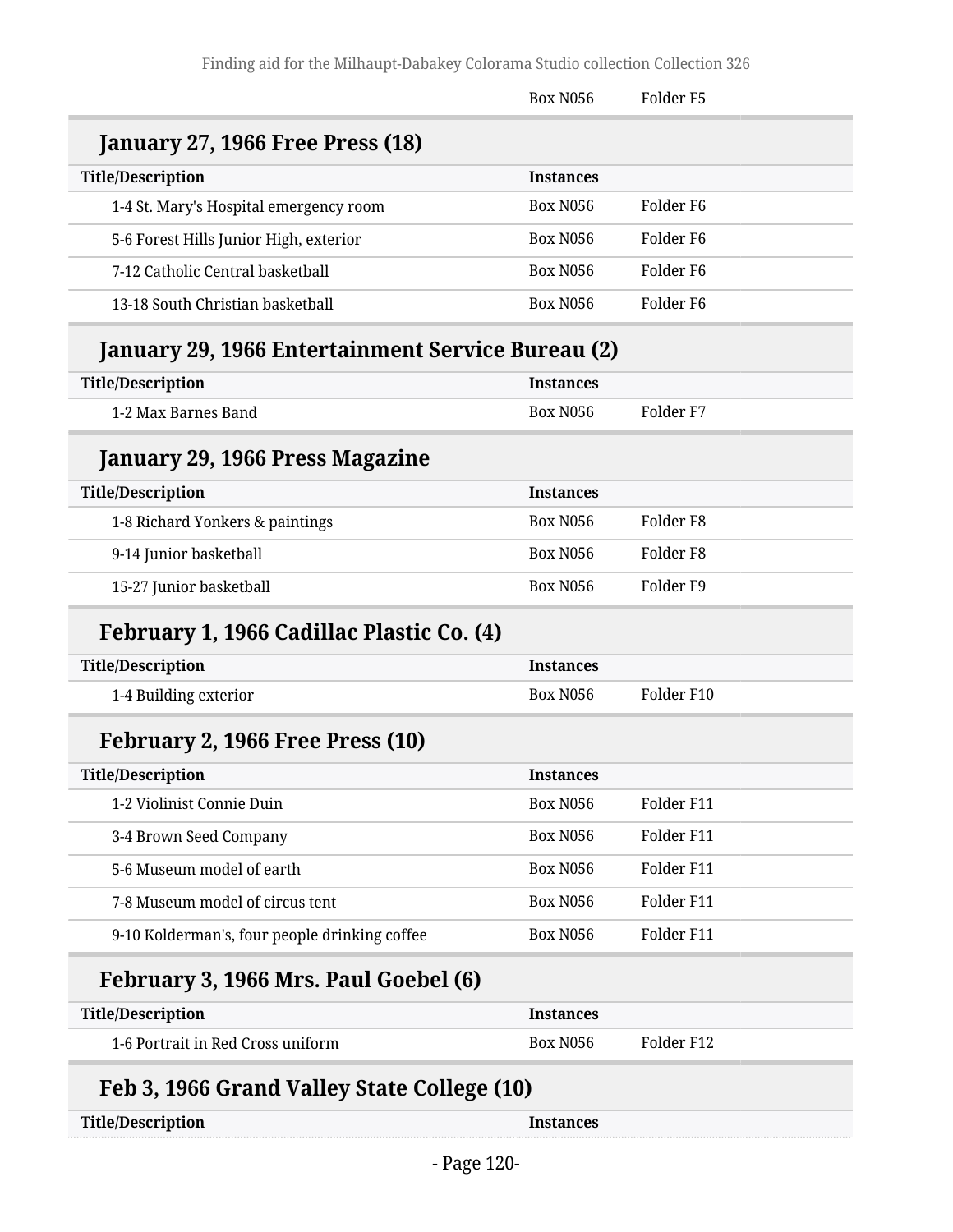| | Box N056 | Folder F5 |
|---|---|---|

### January 27, 1966 Free Press (18)

| Title/Description | Instances | |
|---|---|---|
| 1-4 St. Mary's Hospital emergency room | Box N056 | Folder F6 |
| 5-6 Forest Hills Junior High, exterior | Box N056 | Folder F6 |
| 7-12 Catholic Central basketball | Box N056 | Folder F6 |
| 13-18 South Christian basketball | Box N056 | Folder F6 |

### January 29, 1966 Entertainment Service Bureau (2)

| Title/Description | Instances | |
|---|---|---|
| 1-2 Max Barnes Band | Box N056 | Folder F7 |

### January 29, 1966 Press Magazine

| Title/Description | Instances | |
|---|---|---|
| 1-8 Richard Yonkers & paintings | Box N056 | Folder F8 |
| 9-14 Junior basketball | Box N056 | Folder F8 |
| 15-27 Junior basketball | Box N056 | Folder F9 |

### February 1, 1966 Cadillac Plastic Co. (4)

| Title/Description | Instances | |
|---|---|---|
| 1-4 Building exterior | Box N056 | Folder F10 |

### February 2, 1966 Free Press (10)

| Title/Description | Instances | |
|---|---|---|
| 1-2 Violinist Connie Duin | Box N056 | Folder F11 |
| 3-4 Brown Seed Company | Box N056 | Folder F11 |
| 5-6 Museum model of earth | Box N056 | Folder F11 |
| 7-8 Museum model of circus tent | Box N056 | Folder F11 |
| 9-10 Kolderman's, four people drinking coffee | Box N056 | Folder F11 |

### February 3, 1966 Mrs. Paul Goebel (6)

| Title/Description | Instances | |
|---|---|---|
| 1-6 Portrait in Red Cross uniform | Box N056 | Folder F12 |

### Feb 3, 1966 Grand Valley State College (10)

| Title/Description | Instances |
|---|---|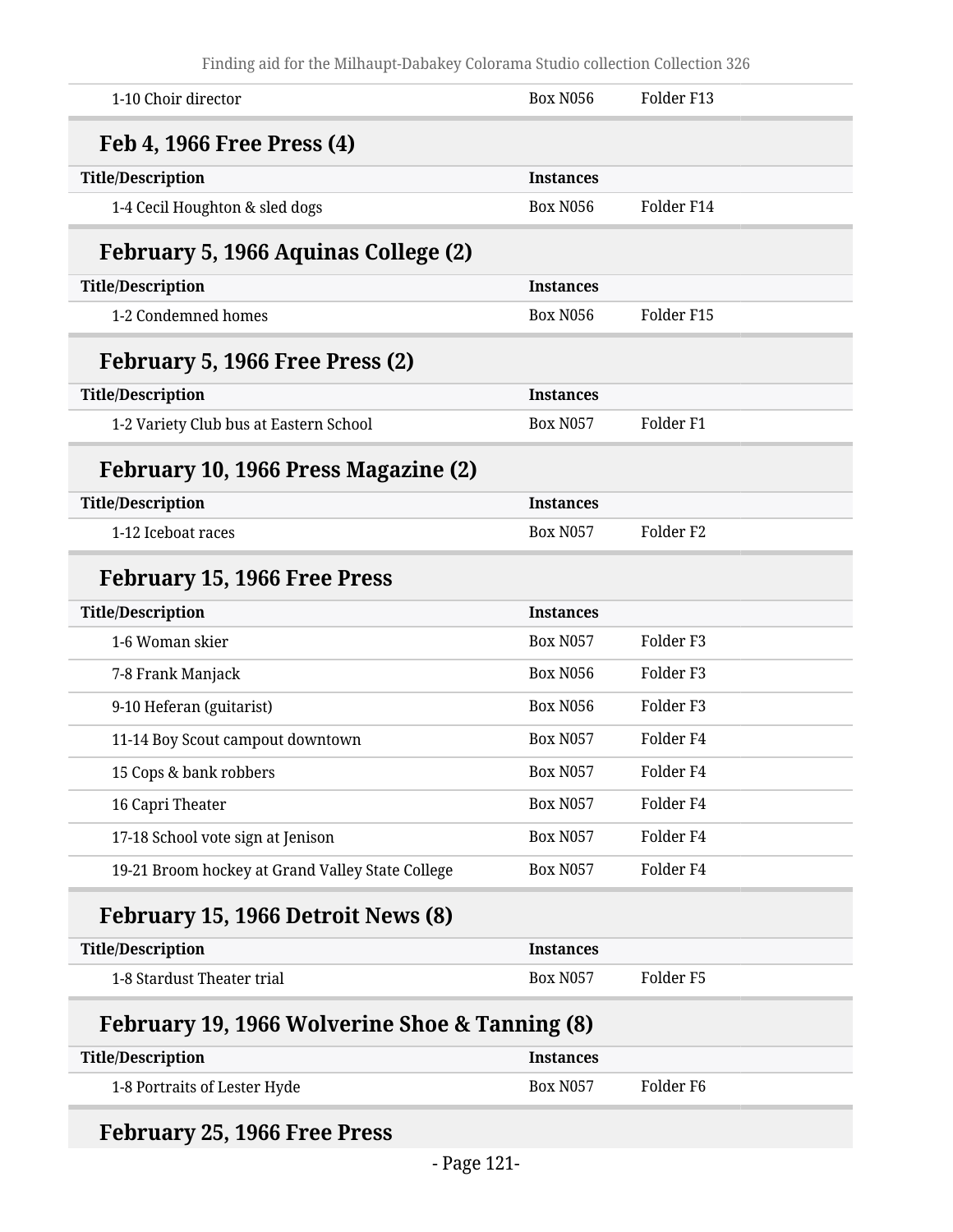| Title/Description | Instances | |
|---|---|---|
| 1-10 Choir director | Box N056 | Folder F13 |

### Feb 4, 1966 Free Press (4)

| Title/Description | Instances | |
|---|---|---|
| 1-4 Cecil Houghton & sled dogs | Box N056 | Folder F14 |

### February 5, 1966 Aquinas College (2)

| Title/Description | Instances | |
|---|---|---|
| 1-2 Condemned homes | Box N056 | Folder F15 |

### February 5, 1966 Free Press (2)

| Title/Description | Instances | |
|---|---|---|
| 1-2 Variety Club bus at Eastern School | Box N057 | Folder F1 |

### February 10, 1966 Press Magazine (2)

| Title/Description | Instances | |
|---|---|---|
| 1-12 Iceboat races | Box N057 | Folder F2 |

### February 15, 1966 Free Press

| Title/Description | Instances | |
|---|---|---|
| 1-6 Woman skier | Box N057 | Folder F3 |
| 7-8 Frank Manjack | Box N056 | Folder F3 |
| 9-10 Heferan (guitarist) | Box N056 | Folder F3 |
| 11-14 Boy Scout campout downtown | Box N057 | Folder F4 |
| 15 Cops & bank robbers | Box N057 | Folder F4 |
| 16 Capri Theater | Box N057 | Folder F4 |
| 17-18 School vote sign at Jenison | Box N057 | Folder F4 |
| 19-21 Broom hockey at Grand Valley State College | Box N057 | Folder F4 |

### February 15, 1966 Detroit News (8)

| Title/Description | Instances | |
|---|---|---|
| 1-8 Stardust Theater trial | Box N057 | Folder F5 |

### February 19, 1966 Wolverine Shoe & Tanning (8)

| Title/Description | Instances | |
|---|---|---|
| 1-8 Portraits of Lester Hyde | Box N057 | Folder F6 |

### February 25, 1966 Free Press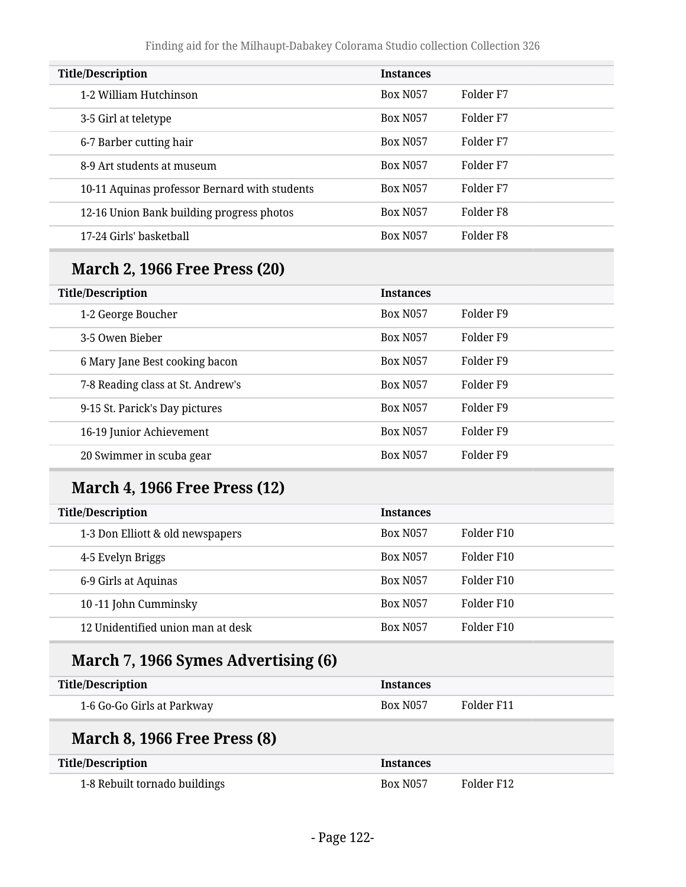| Title/Description | Instances | |
|---|---|---|
| 1-2 William Hutchinson | Box N057 | Folder F7 |
| 3-5 Girl at teletype | Box N057 | Folder F7 |
| 6-7 Barber cutting hair | Box N057 | Folder F7 |
| 8-9 Art students at museum | Box N057 | Folder F7 |
| 10-11 Aquinas professor Bernard with students | Box N057 | Folder F7 |
| 12-16 Union Bank building progress photos | Box N057 | Folder F8 |
| 17-24 Girls' basketball | Box N057 | Folder F8 |

### March 2, 1966 Free Press (20)

| Title/Description | Instances | |
|---|---|---|
| 1-2 George Boucher | Box N057 | Folder F9 |
| 3-5 Owen Bieber | Box N057 | Folder F9 |
| 6 Mary Jane Best cooking bacon | Box N057 | Folder F9 |
| 7-8 Reading class at St. Andrew's | Box N057 | Folder F9 |
| 9-15 St. Parick's Day pictures | Box N057 | Folder F9 |
| 16-19 Junior Achievement | Box N057 | Folder F9 |
| 20 Swimmer in scuba gear | Box N057 | Folder F9 |

### March 4, 1966 Free Press (12)

| Title/Description | Instances | |
|---|---|---|
| 1-3 Don Elliott & old newspapers | Box N057 | Folder F10 |
| 4-5 Evelyn Briggs | Box N057 | Folder F10 |
| 6-9 Girls at Aquinas | Box N057 | Folder F10 |
| 10 -11 John Cumminsky | Box N057 | Folder F10 |
| 12 Unidentified union man at desk | Box N057 | Folder F10 |

### March 7, 1966 Symes Advertising (6)

| Title/Description | Instances | |
|---|---|---|
| 1-6 Go-Go Girls at Parkway | Box N057 | Folder F11 |

### March 8, 1966 Free Press (8)

| Title/Description | Instances | |
|---|---|---|
| 1-8 Rebuilt tornado buildings | Box N057 | Folder F12 |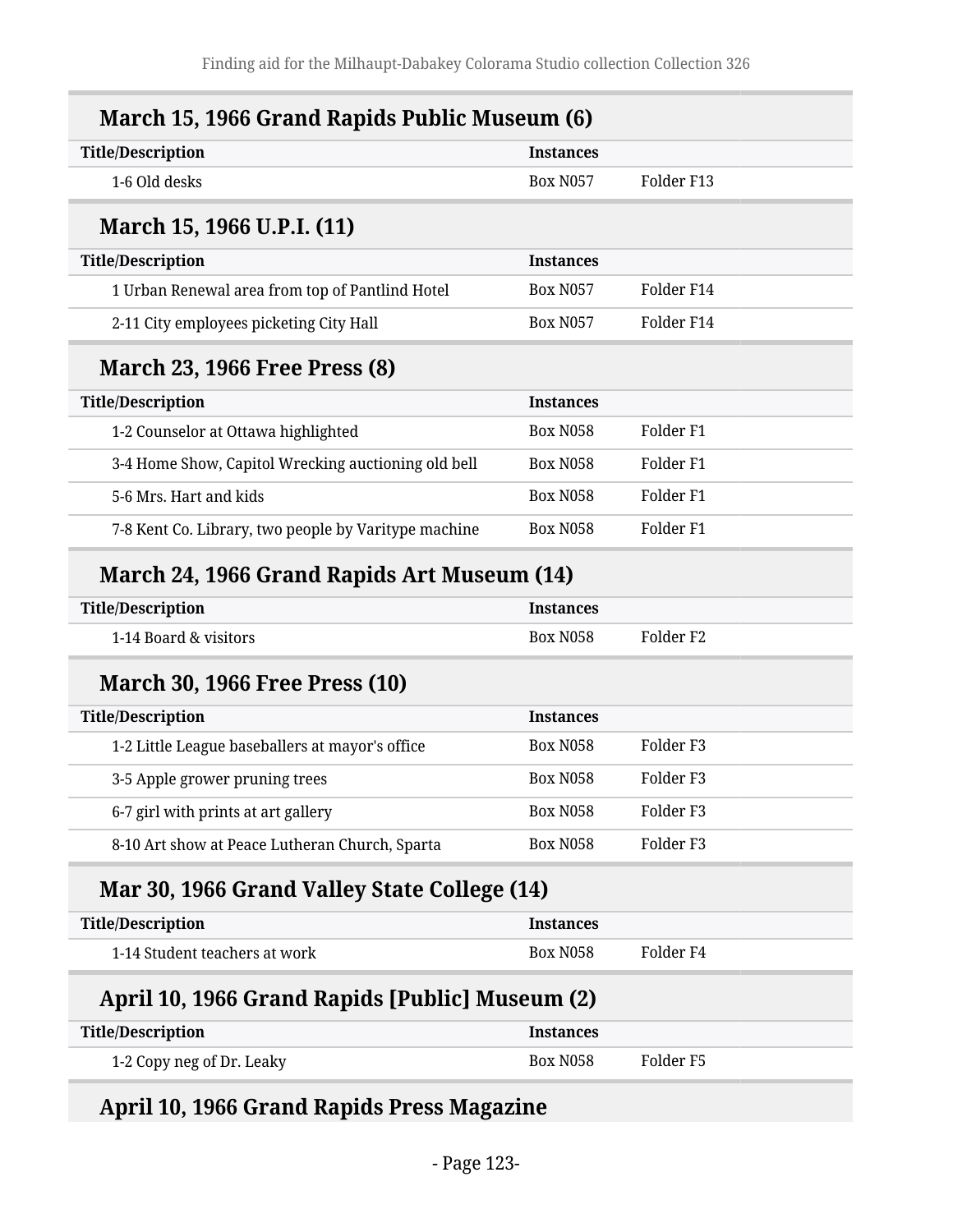### March 15, 1966 Grand Rapids Public Museum (6)

| Title/Description | Instances | |
|---|---|---|
| 1-6 Old desks | Box N057 | Folder F13 |

### March 15, 1966 U.P.I. (11)

| Title/Description | Instances | |
|---|---|---|
| 1 Urban Renewal area from top of Pantlind Hotel | Box N057 | Folder F14 |
| 2-11 City employees picketing City Hall | Box N057 | Folder F14 |

### March 23, 1966 Free Press (8)

| Title/Description | Instances | |
|---|---|---|
| 1-2 Counselor at Ottawa highlighted | Box N058 | Folder F1 |
| 3-4 Home Show, Capitol Wrecking auctioning old bell | Box N058 | Folder F1 |
| 5-6 Mrs. Hart and kids | Box N058 | Folder F1 |
| 7-8 Kent Co. Library, two people by Varitype machine | Box N058 | Folder F1 |

### March 24, 1966 Grand Rapids Art Museum (14)

| Title/Description | Instances | |
|---|---|---|
| 1-14 Board & visitors | Box N058 | Folder F2 |

### March 30, 1966 Free Press (10)

| Title/Description | Instances | |
|---|---|---|
| 1-2 Little League baseballers at mayor's office | Box N058 | Folder F3 |
| 3-5 Apple grower pruning trees | Box N058 | Folder F3 |
| 6-7 girl with prints at art gallery | Box N058 | Folder F3 |
| 8-10 Art show at Peace Lutheran Church, Sparta | Box N058 | Folder F3 |

### Mar 30, 1966 Grand Valley State College (14)

| Title/Description | Instances | |
|---|---|---|
| 1-14 Student teachers at work | Box N058 | Folder F4 |

### April 10, 1966 Grand Rapids [Public] Museum (2)

| Title/Description | Instances | |
|---|---|---|
| 1-2 Copy neg of Dr. Leaky | Box N058 | Folder F5 |

### April 10, 1966 Grand Rapids Press Magazine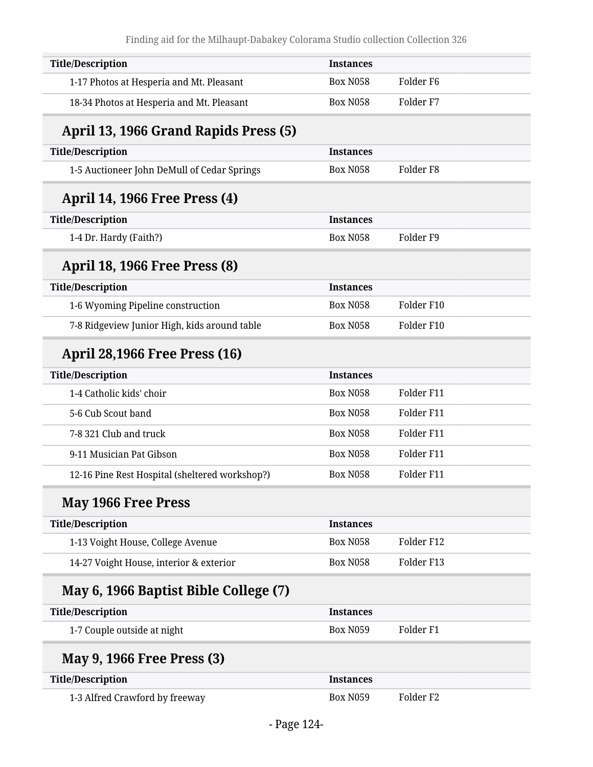| Title/Description | Instances | |
|---|---|---|
| 1-17 Photos at Hesperia and Mt. Pleasant | Box N058 | Folder F6 |
| 18-34 Photos at Hesperia and Mt. Pleasant | Box N058 | Folder F7 |

### April 13, 1966 Grand Rapids Press (5)

| Title/Description | Instances | |
|---|---|---|
| 1-5 Auctioneer John DeMull of Cedar Springs | Box N058 | Folder F8 |

### April 14, 1966 Free Press (4)

| Title/Description | Instances | |
|---|---|---|
| 1-4 Dr. Hardy (Faith?) | Box N058 | Folder F9 |

### April 18, 1966 Free Press (8)

| Title/Description | Instances | |
|---|---|---|
| 1-6 Wyoming Pipeline construction | Box N058 | Folder F10 |
| 7-8 Ridgeview Junior High, kids around table | Box N058 | Folder F10 |

### April 28,1966 Free Press (16)

| Title/Description | Instances | |
|---|---|---|
| 1-4 Catholic kids' choir | Box N058 | Folder F11 |
| 5-6 Cub Scout band | Box N058 | Folder F11 |
| 7-8 321 Club and truck | Box N058 | Folder F11 |
| 9-11 Musician Pat Gibson | Box N058 | Folder F11 |
| 12-16 Pine Rest Hospital (sheltered workshop?) | Box N058 | Folder F11 |

### May 1966 Free Press

| Title/Description | Instances | |
|---|---|---|
| 1-13 Voight House, College Avenue | Box N058 | Folder F12 |
| 14-27 Voight House, interior & exterior | Box N058 | Folder F13 |

### May 6, 1966 Baptist Bible College (7)

| Title/Description | Instances | |
|---|---|---|
| 1-7 Couple outside at night | Box N059 | Folder F1 |

### May 9, 1966 Free Press (3)

| Title/Description | Instances | |
|---|---|---|
| 1-3 Alfred Crawford by freeway | Box N059 | Folder F2 |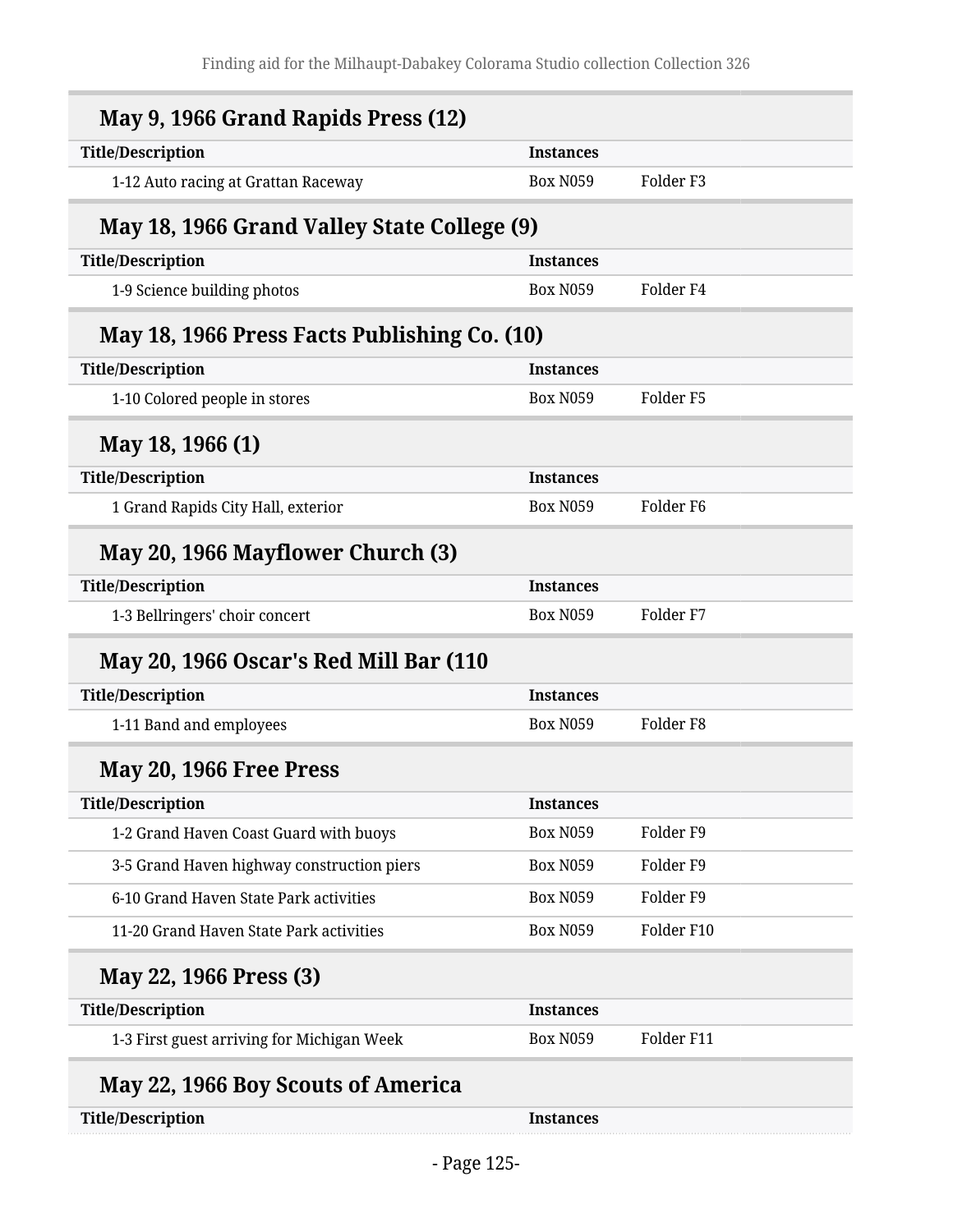### May 9, 1966 Grand Rapids Press (12)

| Title/Description | Instances | |
|---|---|---|
| 1-12 Auto racing at Grattan Raceway | Box N059 | Folder F3 |

### May 18, 1966 Grand Valley State College (9)

| Title/Description | Instances | |
|---|---|---|
| 1-9 Science building photos | Box N059 | Folder F4 |

### May 18, 1966 Press Facts Publishing Co. (10)

| Title/Description | Instances | |
|---|---|---|
| 1-10 Colored people in stores | Box N059 | Folder F5 |

### May 18, 1966 (1)

| Title/Description | Instances | |
|---|---|---|
| 1 Grand Rapids City Hall, exterior | Box N059 | Folder F6 |

### May 20, 1966 Mayflower Church (3)

| Title/Description | Instances | |
|---|---|---|
| 1-3 Bellringers' choir concert | Box N059 | Folder F7 |

### May 20, 1966 Oscar's Red Mill Bar (110

| Title/Description | Instances | |
|---|---|---|
| 1-11 Band and employees | Box N059 | Folder F8 |

### May 20, 1966 Free Press

| Title/Description | Instances | |
|---|---|---|
| 1-2 Grand Haven Coast Guard with buoys | Box N059 | Folder F9 |
| 3-5 Grand Haven highway construction piers | Box N059 | Folder F9 |
| 6-10 Grand Haven State Park activities | Box N059 | Folder F9 |
| 11-20 Grand Haven State Park activities | Box N059 | Folder F10 |

### May 22, 1966 Press (3)

| Title/Description | Instances | |
|---|---|---|
| 1-3 First guest arriving for Michigan Week | Box N059 | Folder F11 |

### May 22, 1966 Boy Scouts of America

| Title/Description | Instances |
|---|---|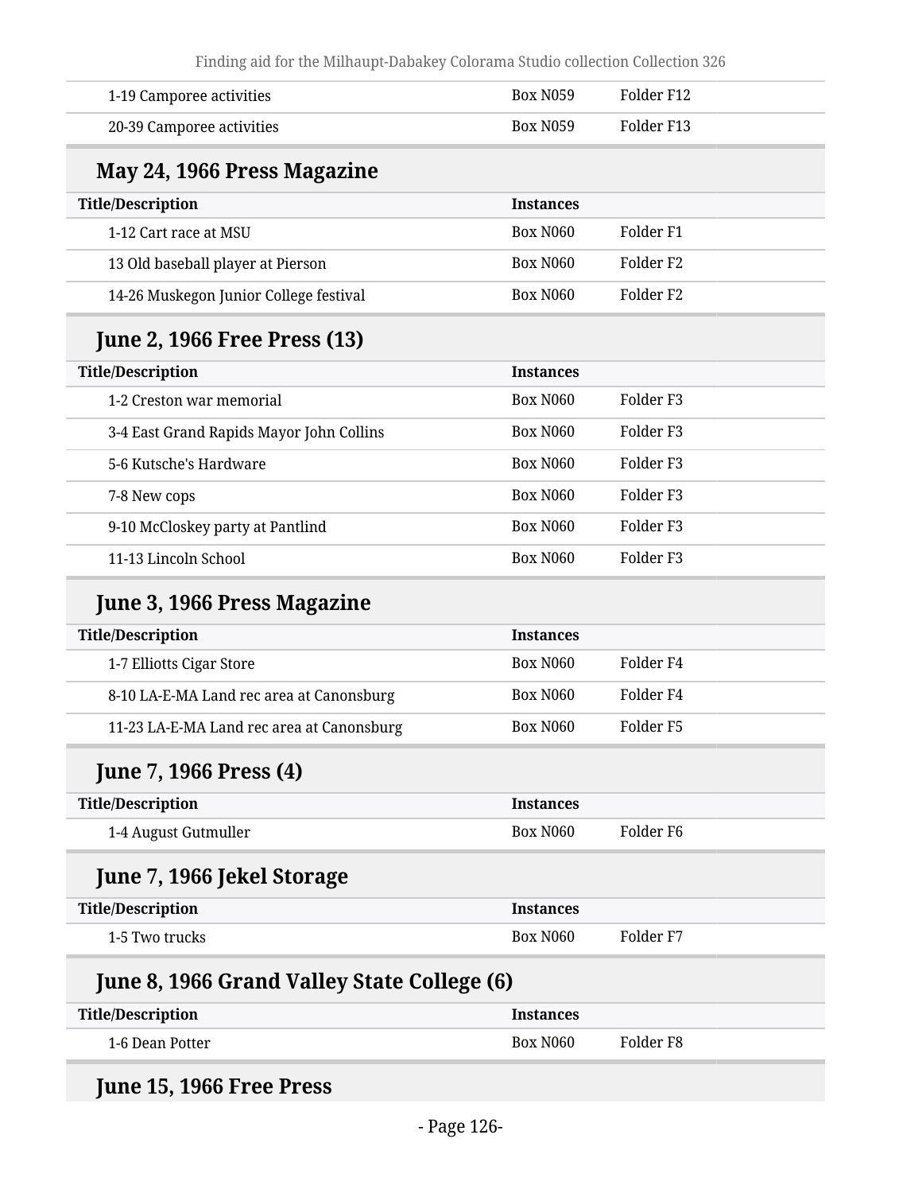| | | |
|---|---|---|
| 1-19 Camporee activities | Box N059 | Folder F12 |
| 20-39 Camporee activities | Box N059 | Folder F13 |

## May 24, 1966 Press Magazine

| Title/Description | Instances | |
|---|---|---|
| 1-12 Cart race at MSU | Box N060 | Folder F1 |
| 13 Old baseball player at Pierson | Box N060 | Folder F2 |
| 14-26 Muskegon Junior College festival | Box N060 | Folder F2 |

## June 2, 1966 Free Press (13)

| Title/Description | Instances | |
|---|---|---|
| 1-2 Creston war memorial | Box N060 | Folder F3 |
| 3-4 East Grand Rapids Mayor John Collins | Box N060 | Folder F3 |
| 5-6 Kutsche's Hardware | Box N060 | Folder F3 |
| 7-8 New cops | Box N060 | Folder F3 |
| 9-10 McCloskey party at Pantlind | Box N060 | Folder F3 |
| 11-13 Lincoln School | Box N060 | Folder F3 |

## June 3, 1966 Press Magazine

| Title/Description | Instances | |
|---|---|---|
| 1-7 Elliotts Cigar Store | Box N060 | Folder F4 |
| 8-10 LA-E-MA Land rec area at Canonsburg | Box N060 | Folder F4 |
| 11-23 LA-E-MA Land rec area at Canonsburg | Box N060 | Folder F5 |

## June 7, 1966 Press (4)

| Title/Description | Instances | |
|---|---|---|
| 1-4 August Gutmuller | Box N060 | Folder F6 |

## June 7, 1966 Jekel Storage

| Title/Description | Instances | |
|---|---|---|
| 1-5 Two trucks | Box N060 | Folder F7 |

## June 8, 1966 Grand Valley State College (6)

| Title/Description | Instances | |
|---|---|---|
| 1-6 Dean Potter | Box N060 | Folder F8 |

## June 15, 1966 Free Press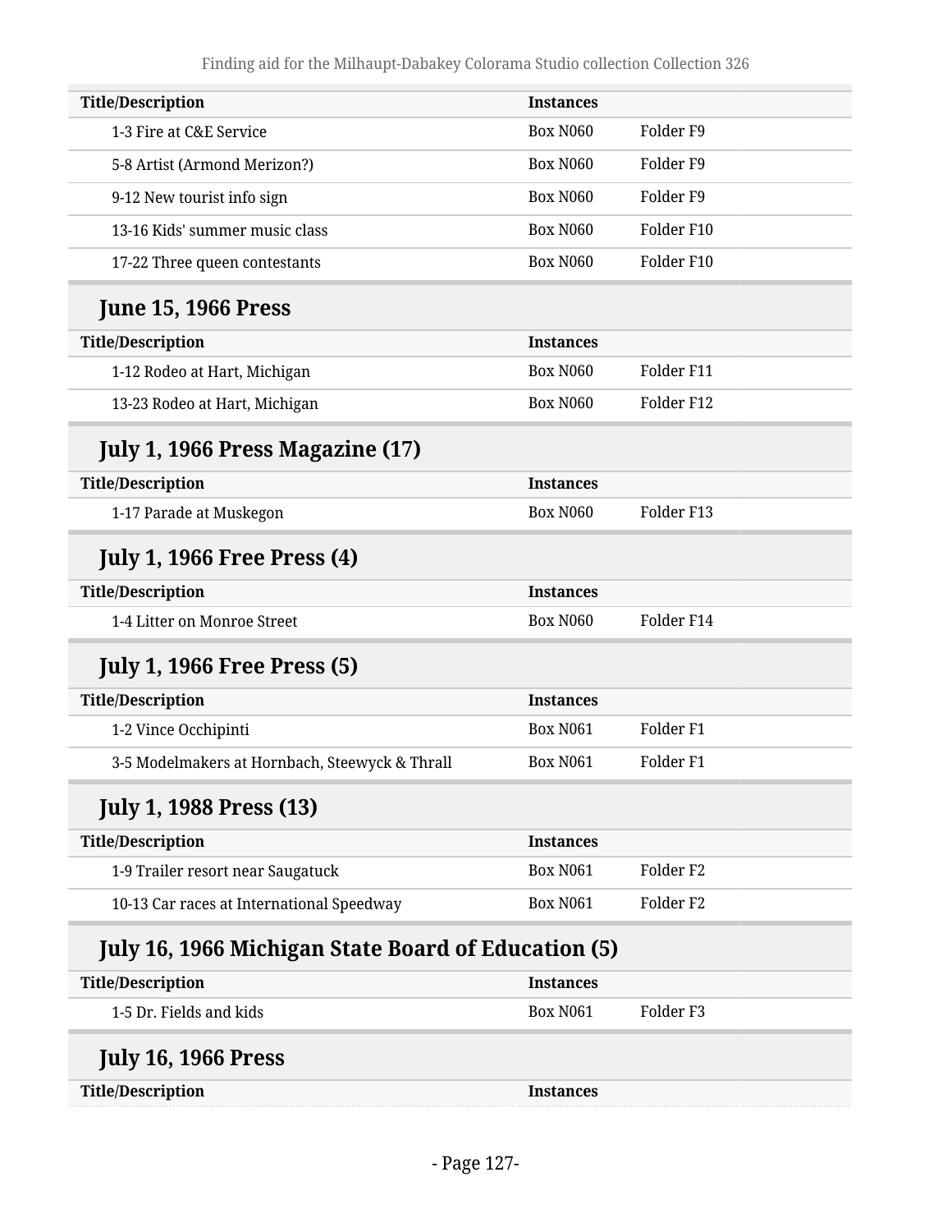| Title/Description | Instances | |
|---|---|---|
| 1-3 Fire at C&E Service | Box N060 | Folder F9 |
| 5-8 Artist (Armond Merizon?) | Box N060 | Folder F9 |
| 9-12 New tourist info sign | Box N060 | Folder F9 |
| 13-16 Kids' summer music class | Box N060 | Folder F10 |
| 17-22 Three queen contestants | Box N060 | Folder F10 |

## June 15, 1966 Press

| Title/Description | Instances | |
|---|---|---|
| 1-12 Rodeo at Hart, Michigan | Box N060 | Folder F11 |
| 13-23 Rodeo at Hart, Michigan | Box N060 | Folder F12 |

## July 1, 1966 Press Magazine (17)

| Title/Description | Instances | |
|---|---|---|
| 1-17 Parade at Muskegon | Box N060 | Folder F13 |

## July 1, 1966 Free Press (4)

| Title/Description | Instances | |
|---|---|---|
| 1-4 Litter on Monroe Street | Box N060 | Folder F14 |

## July 1, 1966 Free Press (5)

| Title/Description | Instances | |
|---|---|---|
| 1-2 Vince Occhipinti | Box N061 | Folder F1 |
| 3-5 Modelmakers at Hornbach, Steewyck & Thrall | Box N061 | Folder F1 |

## July 1, 1988 Press (13)

| Title/Description | Instances | |
|---|---|---|
| 1-9 Trailer resort near Saugatuck | Box N061 | Folder F2 |
| 10-13 Car races at International Speedway | Box N061 | Folder F2 |

## July 16, 1966 Michigan State Board of Education (5)

| Title/Description | Instances | |
|---|---|---|
| 1-5 Dr. Fields and kids | Box N061 | Folder F3 |

## July 16, 1966 Press

| Title/Description | Instances |
|---|---|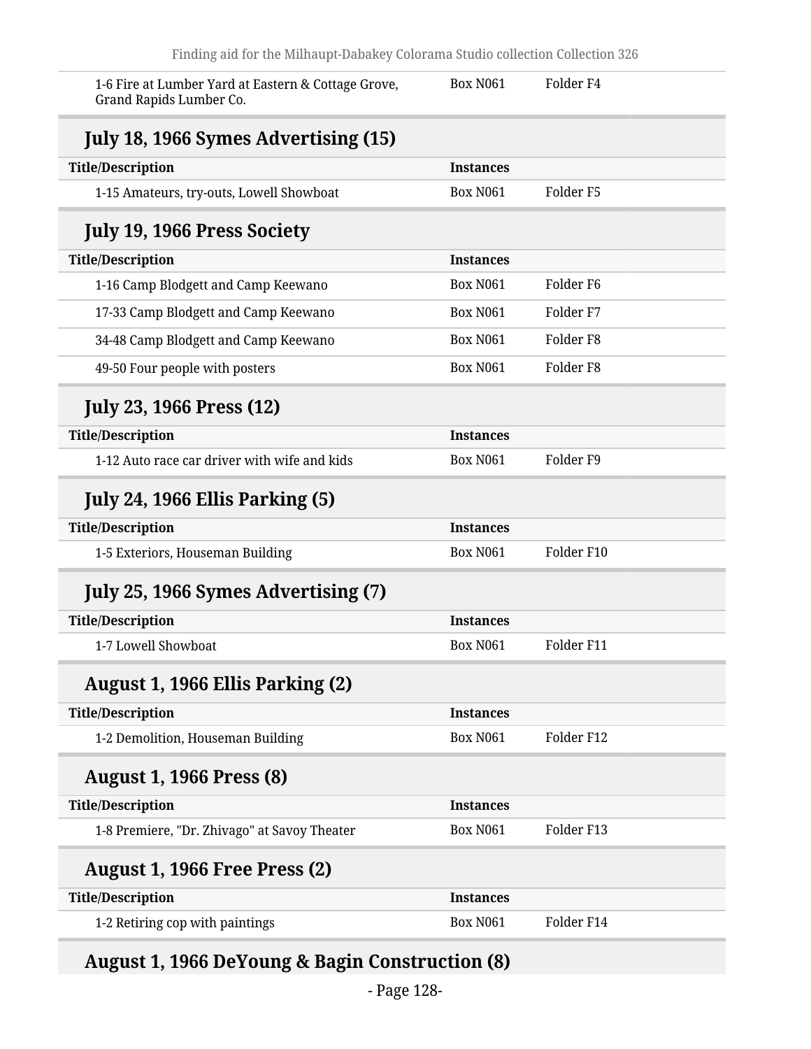| Title/Description | Instances | |
|---|---|---|
| 1-6 Fire at Lumber Yard at Eastern & Cottage Grove, Grand Rapids Lumber Co. | Box N061 | Folder F4 |

### July 18, 1966 Symes Advertising (15)

| Title/Description | Instances | |
|---|---|---|
| 1-15 Amateurs, try-outs, Lowell Showboat | Box N061 | Folder F5 |

### July 19, 1966 Press Society

| Title/Description | Instances | |
|---|---|---|
| 1-16 Camp Blodgett and Camp Keewano | Box N061 | Folder F6 |
| 17-33 Camp Blodgett and Camp Keewano | Box N061 | Folder F7 |
| 34-48 Camp Blodgett and Camp Keewano | Box N061 | Folder F8 |
| 49-50 Four people with posters | Box N061 | Folder F8 |

### July 23, 1966 Press (12)

| Title/Description | Instances | |
|---|---|---|
| 1-12 Auto race car driver with wife and kids | Box N061 | Folder F9 |

### July 24, 1966 Ellis Parking (5)

| Title/Description | Instances | |
|---|---|---|
| 1-5 Exteriors, Houseman Building | Box N061 | Folder F10 |

### July 25, 1966 Symes Advertising (7)

| Title/Description | Instances | |
|---|---|---|
| 1-7 Lowell Showboat | Box N061 | Folder F11 |

### August 1, 1966 Ellis Parking (2)

| Title/Description | Instances | |
|---|---|---|
| 1-2 Demolition, Houseman Building | Box N061 | Folder F12 |

### August 1, 1966 Press (8)

| Title/Description | Instances | |
|---|---|---|
| 1-8 Premiere, "Dr. Zhivago" at Savoy Theater | Box N061 | Folder F13 |

### August 1, 1966 Free Press (2)

| Title/Description | Instances | |
|---|---|---|
| 1-2 Retiring cop with paintings | Box N061 | Folder F14 |

### August 1, 1966 DeYoung & Bagin Construction (8)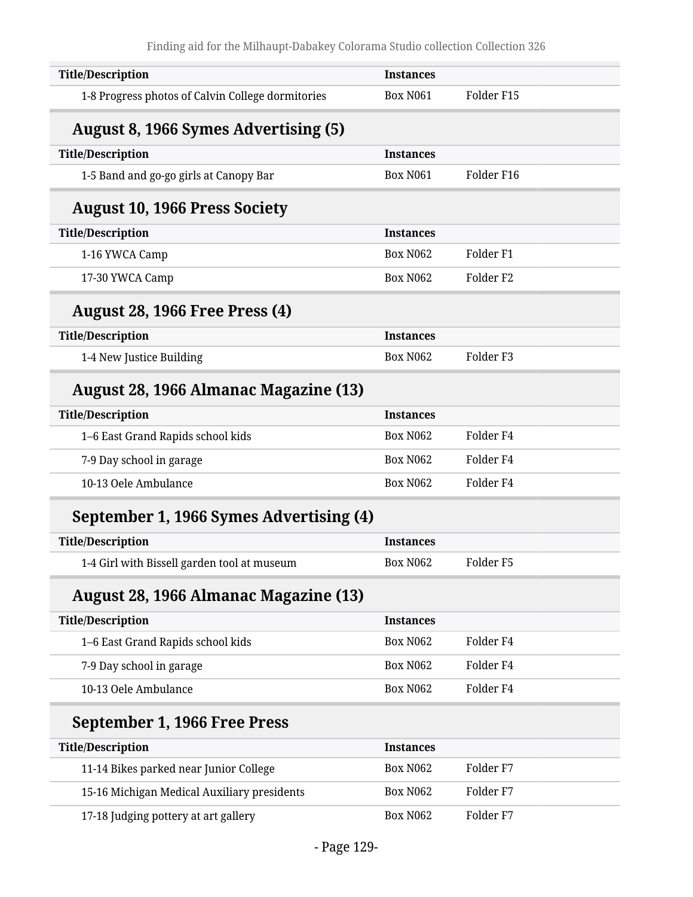| Title/Description | Instances | |
|---|---|---|
| 1-8 Progress photos of Calvin College dormitories | Box N061 | Folder F15 |

## August 8, 1966 Symes Advertising (5)

| Title/Description | Instances | |
|---|---|---|
| 1-5 Band and go-go girls at Canopy Bar | Box N061 | Folder F16 |

## August 10, 1966 Press Society

| Title/Description | Instances | |
|---|---|---|
| 1-16 YWCA Camp | Box N062 | Folder F1 |
| 17-30 YWCA Camp | Box N062 | Folder F2 |

## August 28, 1966 Free Press (4)

| Title/Description | Instances | |
|---|---|---|
| 1-4 New Justice Building | Box N062 | Folder F3 |

## August 28, 1966 Almanac Magazine (13)

| Title/Description | Instances | |
|---|---|---|
| 1–6 East Grand Rapids school kids | Box N062 | Folder F4 |
| 7-9 Day school in garage | Box N062 | Folder F4 |
| 10-13 Oele Ambulance | Box N062 | Folder F4 |

## September 1, 1966 Symes Advertising (4)

| Title/Description | Instances | |
|---|---|---|
| 1-4 Girl with Bissell garden tool at museum | Box N062 | Folder F5 |

## August 28, 1966 Almanac Magazine (13)

| Title/Description | Instances | |
|---|---|---|
| 1–6 East Grand Rapids school kids | Box N062 | Folder F4 |
| 7-9 Day school in garage | Box N062 | Folder F4 |
| 10-13 Oele Ambulance | Box N062 | Folder F4 |

## September 1, 1966 Free Press

| Title/Description | Instances | |
|---|---|---|
| 11-14 Bikes parked near Junior College | Box N062 | Folder F7 |
| 15-16 Michigan Medical Auxiliary presidents | Box N062 | Folder F7 |
| 17-18 Judging pottery at art gallery | Box N062 | Folder F7 |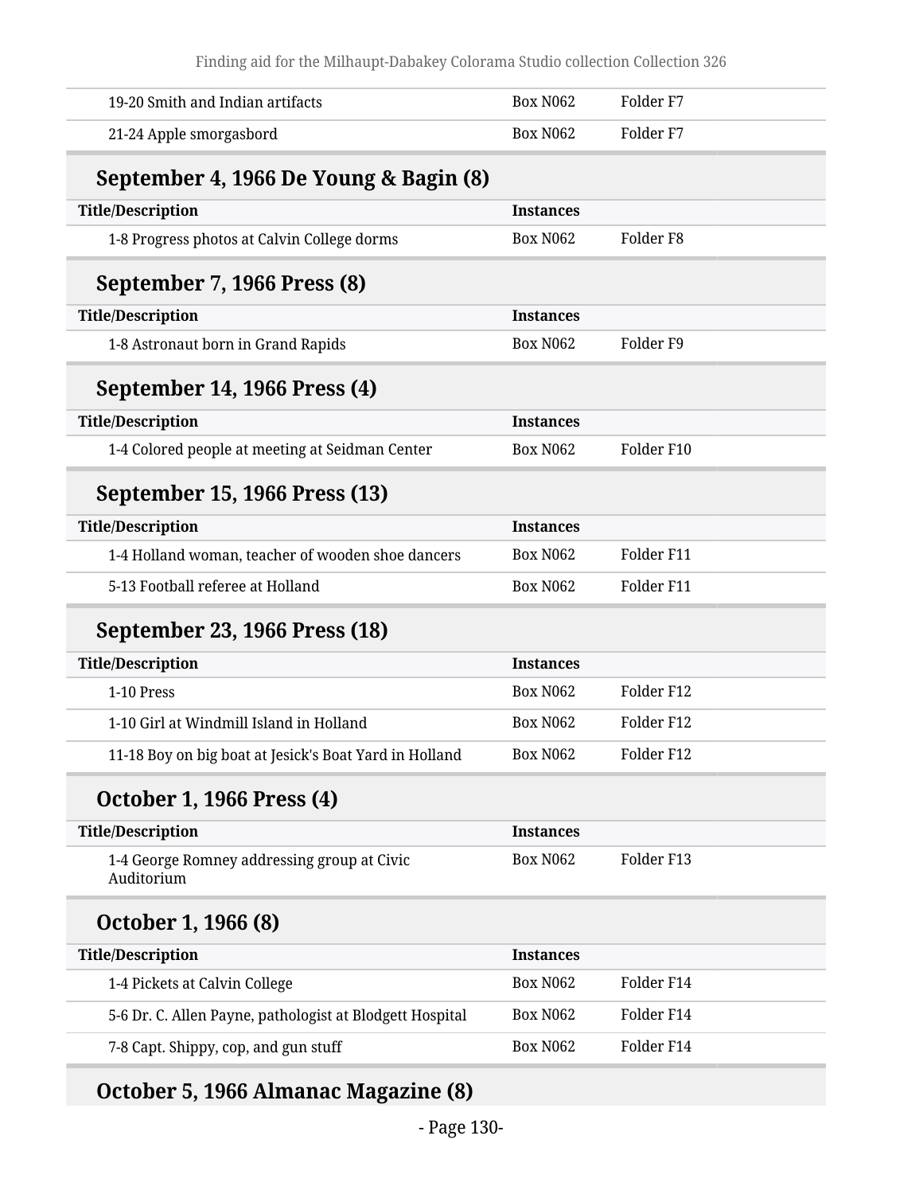| Title/Description | Instances | |
|---|---|---|
| 19-20 Smith and Indian artifacts | Box N062 | Folder F7 |
| 21-24 Apple smorgasbord | Box N062 | Folder F7 |

### September 4, 1966 De Young & Bagin (8)

| Title/Description | Instances | |
|---|---|---|
| 1-8 Progress photos at Calvin College dorms | Box N062 | Folder F8 |

### September 7, 1966 Press (8)

| Title/Description | Instances | |
|---|---|---|
| 1-8 Astronaut born in Grand Rapids | Box N062 | Folder F9 |

### September 14, 1966 Press (4)

| Title/Description | Instances | |
|---|---|---|
| 1-4 Colored people at meeting at Seidman Center | Box N062 | Folder F10 |

### September 15, 1966 Press (13)

| Title/Description | Instances | |
|---|---|---|
| 1-4 Holland woman, teacher of wooden shoe dancers | Box N062 | Folder F11 |
| 5-13 Football referee at Holland | Box N062 | Folder F11 |

### September 23, 1966 Press (18)

| Title/Description | Instances | |
|---|---|---|
| 1-10 Press | Box N062 | Folder F12 |
| 1-10 Girl at Windmill Island in Holland | Box N062 | Folder F12 |
| 11-18 Boy on big boat at Jesick's Boat Yard in Holland | Box N062 | Folder F12 |

### October 1, 1966 Press (4)

| Title/Description | Instances | |
|---|---|---|
| 1-4 George Romney addressing group at Civic Auditorium | Box N062 | Folder F13 |

### October 1, 1966 (8)

| Title/Description | Instances | |
|---|---|---|
| 1-4 Pickets at Calvin College | Box N062 | Folder F14 |
| 5-6 Dr. C. Allen Payne, pathologist at Blodgett Hospital | Box N062 | Folder F14 |
| 7-8 Capt. Shippy, cop, and gun stuff | Box N062 | Folder F14 |

### October 5, 1966 Almanac Magazine (8)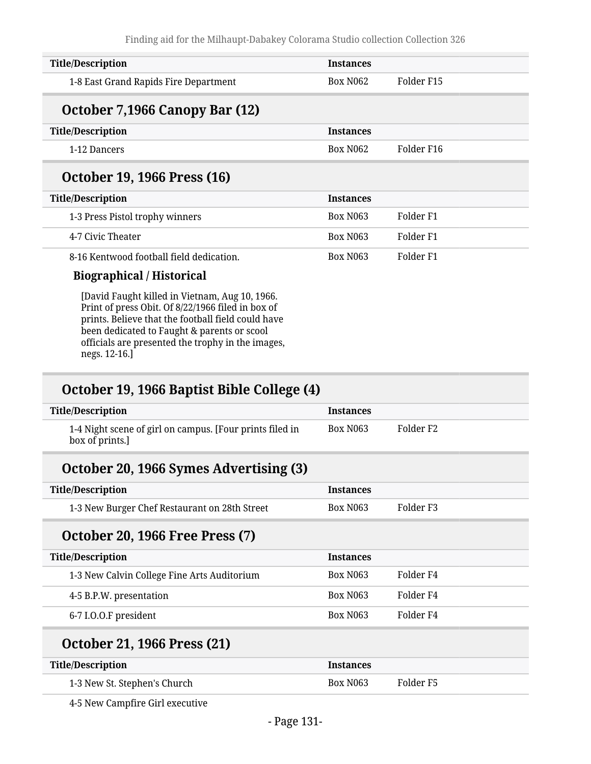| Title/Description | Instances | |
|---|---|---|
| 1-8 East Grand Rapids Fire Department | Box N062 | Folder F15 |

## October 7,1966 Canopy Bar (12)

| Title/Description | Instances | |
|---|---|---|
| 1-12 Dancers | Box N062 | Folder F16 |

## October 19, 1966 Press (16)

| Title/Description | Instances | |
|---|---|---|
| 1-3 Press Pistol trophy winners | Box N063 | Folder F1 |
| 4-7 Civic Theater | Box N063 | Folder F1 |
| 8-16 Kentwood football field dedication. | Box N063 | Folder F1 |

**Biographical / Historical**

[David Faught killed in Vietnam, Aug 10, 1966. Print of press Obit. Of 8/22/1966 filed in box of prints. Believe that the football field could have been dedicated to Faught & parents or scool officials are presented the trophy in the images, negs. 12-16.]

## October 19, 1966 Baptist Bible College (4)

| Title/Description | Instances | |
|---|---|---|
| 1-4 Night scene of girl on campus. [Four prints filed in box of prints.] | Box N063 | Folder F2 |

## October 20, 1966 Symes Advertising (3)

| Title/Description | Instances | |
|---|---|---|
| 1-3 New Burger Chef Restaurant on 28th Street | Box N063 | Folder F3 |

## October 20, 1966 Free Press (7)

| Title/Description | Instances | |
|---|---|---|
| 1-3 New Calvin College Fine Arts Auditorium | Box N063 | Folder F4 |
| 4-5 B.P.W. presentation | Box N063 | Folder F4 |
| 6-7 I.O.O.F president | Box N063 | Folder F4 |

## October 21, 1966 Press (21)

| Title/Description | Instances | |
|---|---|---|
| 1-3 New St. Stephen's Church | Box N063 | Folder F5 |
| 4-5 New Campfire Girl executive | | |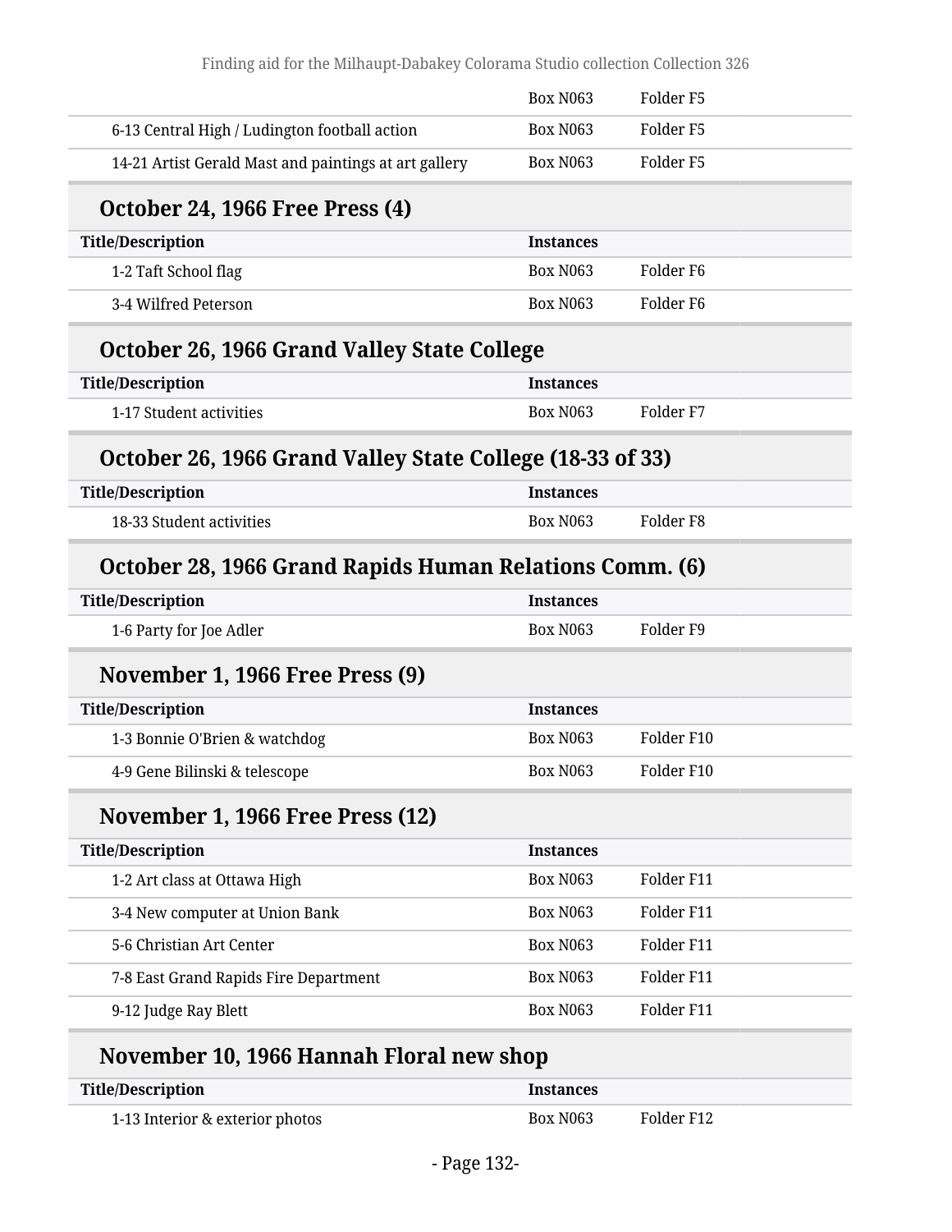| | | |
|---|---|---|
| | Box N063 | Folder F5 |
| 6-13 Central High / Ludington football action | Box N063 | Folder F5 |
| 14-21 Artist Gerald Mast and paintings at art gallery | Box N063 | Folder F5 |

### October 24, 1966 Free Press (4)

| Title/Description | Instances | |
|---|---|---|
| 1-2 Taft School flag | Box N063 | Folder F6 |
| 3-4 Wilfred Peterson | Box N063 | Folder F6 |

### October 26, 1966 Grand Valley State College

| Title/Description | Instances | |
|---|---|---|
| 1-17 Student activities | Box N063 | Folder F7 |

### October 26, 1966 Grand Valley State College (18-33 of 33)

| Title/Description | Instances | |
|---|---|---|
| 18-33 Student activities | Box N063 | Folder F8 |

### October 28, 1966 Grand Rapids Human Relations Comm. (6)

| Title/Description | Instances | |
|---|---|---|
| 1-6 Party for Joe Adler | Box N063 | Folder F9 |

### November 1, 1966 Free Press (9)

| Title/Description | Instances | |
|---|---|---|
| 1-3 Bonnie O'Brien & watchdog | Box N063 | Folder F10 |
| 4-9 Gene Bilinski & telescope | Box N063 | Folder F10 |

### November 1, 1966 Free Press (12)

| Title/Description | Instances | |
|---|---|---|
| 1-2 Art class at Ottawa High | Box N063 | Folder F11 |
| 3-4 New computer at Union Bank | Box N063 | Folder F11 |
| 5-6 Christian Art Center | Box N063 | Folder F11 |
| 7-8 East Grand Rapids Fire Department | Box N063 | Folder F11 |
| 9-12 Judge Ray Blett | Box N063 | Folder F11 |

### November 10, 1966 Hannah Floral new shop

| Title/Description | Instances | |
|---|---|---|
| 1-13 Interior & exterior photos | Box N063 | Folder F12 |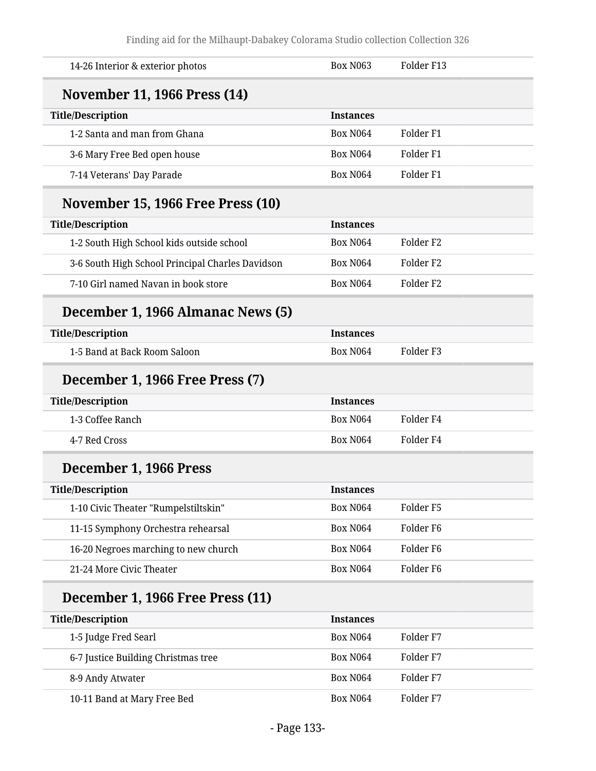| Title/Description | Instances | |
|---|---|---|
| 14-26 Interior & exterior photos | Box N063 | Folder F13 |

## November 11, 1966 Press (14)

| Title/Description | Instances | |
|---|---|---|
| 1-2 Santa and man from Ghana | Box N064 | Folder F1 |
| 3-6 Mary Free Bed open house | Box N064 | Folder F1 |
| 7-14 Veterans' Day Parade | Box N064 | Folder F1 |

## November 15, 1966 Free Press (10)

| Title/Description | Instances | |
|---|---|---|
| 1-2 South High School kids outside school | Box N064 | Folder F2 |
| 3-6 South High School Principal Charles Davidson | Box N064 | Folder F2 |
| 7-10 Girl named Navan in book store | Box N064 | Folder F2 |

## December 1, 1966 Almanac News (5)

| Title/Description | Instances | |
|---|---|---|
| 1-5 Band at Back Room Saloon | Box N064 | Folder F3 |

## December 1, 1966 Free Press (7)

| Title/Description | Instances | |
|---|---|---|
| 1-3 Coffee Ranch | Box N064 | Folder F4 |
| 4-7 Red Cross | Box N064 | Folder F4 |

## December 1, 1966 Press

| Title/Description | Instances | |
|---|---|---|
| 1-10 Civic Theater "Rumpelstiltskin" | Box N064 | Folder F5 |
| 11-15 Symphony Orchestra rehearsal | Box N064 | Folder F6 |
| 16-20 Negroes marching to new church | Box N064 | Folder F6 |
| 21-24 More Civic Theater | Box N064 | Folder F6 |

## December 1, 1966 Free Press (11)

| Title/Description | Instances | |
|---|---|---|
| 1-5 Judge Fred Searl | Box N064 | Folder F7 |
| 6-7 Justice Building Christmas tree | Box N064 | Folder F7 |
| 8-9 Andy Atwater | Box N064 | Folder F7 |
| 10-11 Band at Mary Free Bed | Box N064 | Folder F7 |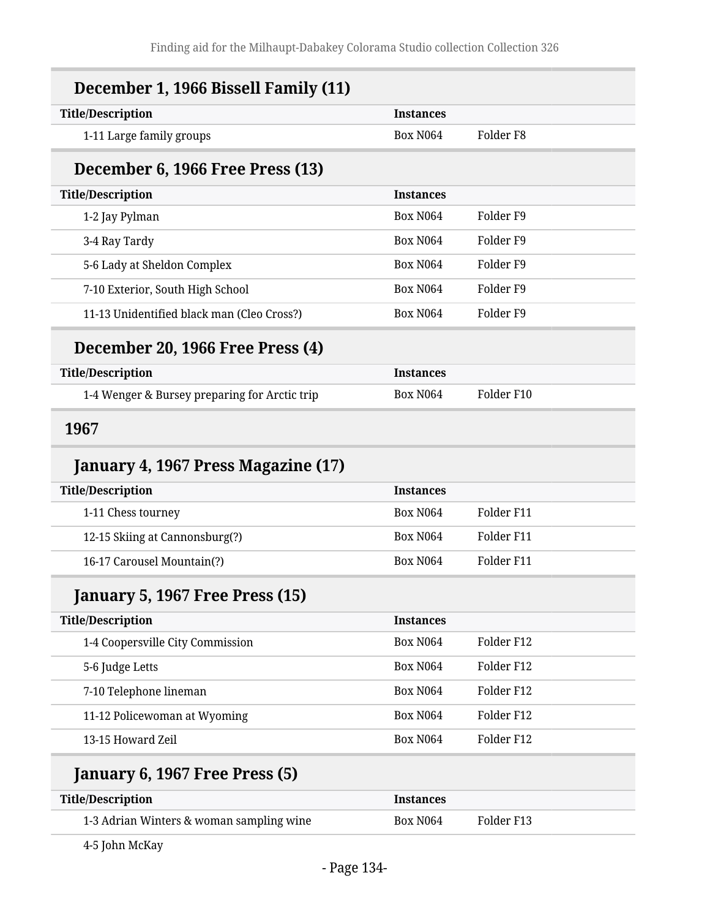### December 1, 1966 Bissell Family (11)

| Title/Description | Instances | |
|---|---|---|
| 1-11 Large family groups | Box N064 | Folder F8 |

### December 6, 1966 Free Press (13)

| Title/Description | Instances | |
|---|---|---|
| 1-2 Jay Pylman | Box N064 | Folder F9 |
| 3-4 Ray Tardy | Box N064 | Folder F9 |
| 5-6 Lady at Sheldon Complex | Box N064 | Folder F9 |
| 7-10 Exterior, South High School | Box N064 | Folder F9 |
| 11-13 Unidentified black man (Cleo Cross?) | Box N064 | Folder F9 |

### December 20, 1966 Free Press (4)

| Title/Description | Instances | |
|---|---|---|
| 1-4 Wenger & Bursey preparing for Arctic trip | Box N064 | Folder F10 |

## 1967

### January 4, 1967 Press Magazine (17)

| Title/Description | Instances | |
|---|---|---|
| 1-11 Chess tourney | Box N064 | Folder F11 |
| 12-15 Skiing at Cannonsburg(?) | Box N064 | Folder F11 |
| 16-17 Carousel Mountain(?) | Box N064 | Folder F11 |

### January 5, 1967 Free Press (15)

| Title/Description | Instances | |
|---|---|---|
| 1-4 Coopersville City Commission | Box N064 | Folder F12 |
| 5-6 Judge Letts | Box N064 | Folder F12 |
| 7-10 Telephone lineman | Box N064 | Folder F12 |
| 11-12 Policewoman at Wyoming | Box N064 | Folder F12 |
| 13-15 Howard Zeil | Box N064 | Folder F12 |

### January 6, 1967 Free Press (5)

| Title/Description | Instances | |
|---|---|---|
| 1-3 Adrian Winters & woman sampling wine | Box N064 | Folder F13 |
| 4-5 John McKay | | |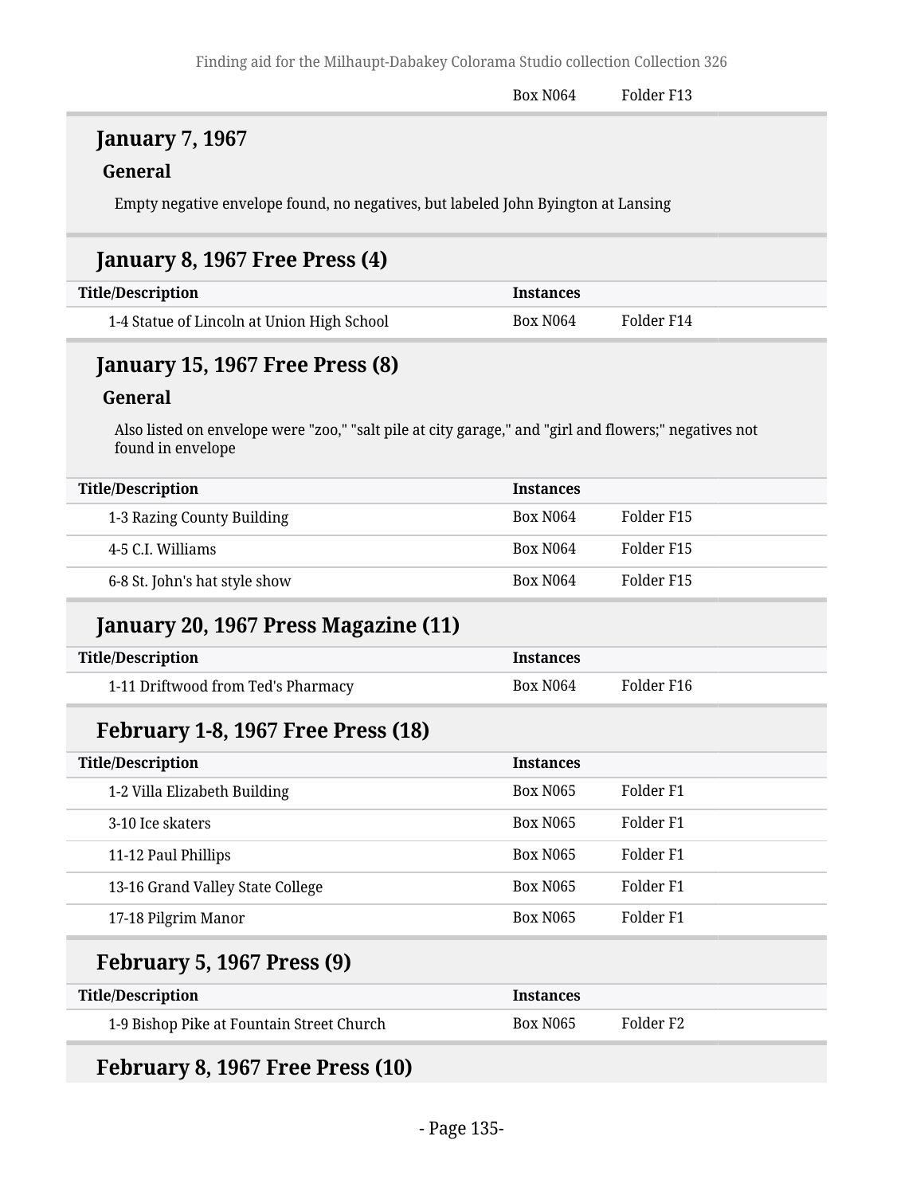| | Box N064 | Folder F13 |
|---|---|---|

## January 7, 1967

### General

Empty negative envelope found, no negatives, but labeled John Byington at Lansing

## January 8, 1967 Free Press (4)

| Title/Description | Instances | |
|---|---|---|
| 1-4 Statue of Lincoln at Union High School | Box N064 | Folder F14 |

## January 15, 1967 Free Press (8)

### General

Also listed on envelope were "zoo," "salt pile at city garage," and "girl and flowers;" negatives not found in envelope

| Title/Description | Instances | |
|---|---|---|
| 1-3 Razing County Building | Box N064 | Folder F15 |
| 4-5 C.I. Williams | Box N064 | Folder F15 |
| 6-8 St. John's hat style show | Box N064 | Folder F15 |

## January 20, 1967 Press Magazine (11)

| Title/Description | Instances | |
|---|---|---|
| 1-11 Driftwood from Ted's Pharmacy | Box N064 | Folder F16 |

## February 1-8, 1967 Free Press (18)

| Title/Description | Instances | |
|---|---|---|
| 1-2 Villa Elizabeth Building | Box N065 | Folder F1 |
| 3-10 Ice skaters | Box N065 | Folder F1 |
| 11-12 Paul Phillips | Box N065 | Folder F1 |
| 13-16 Grand Valley State College | Box N065 | Folder F1 |
| 17-18 Pilgrim Manor | Box N065 | Folder F1 |

## February 5, 1967 Press (9)

| Title/Description | Instances | |
|---|---|---|
| 1-9 Bishop Pike at Fountain Street Church | Box N065 | Folder F2 |

## February 8, 1967 Free Press (10)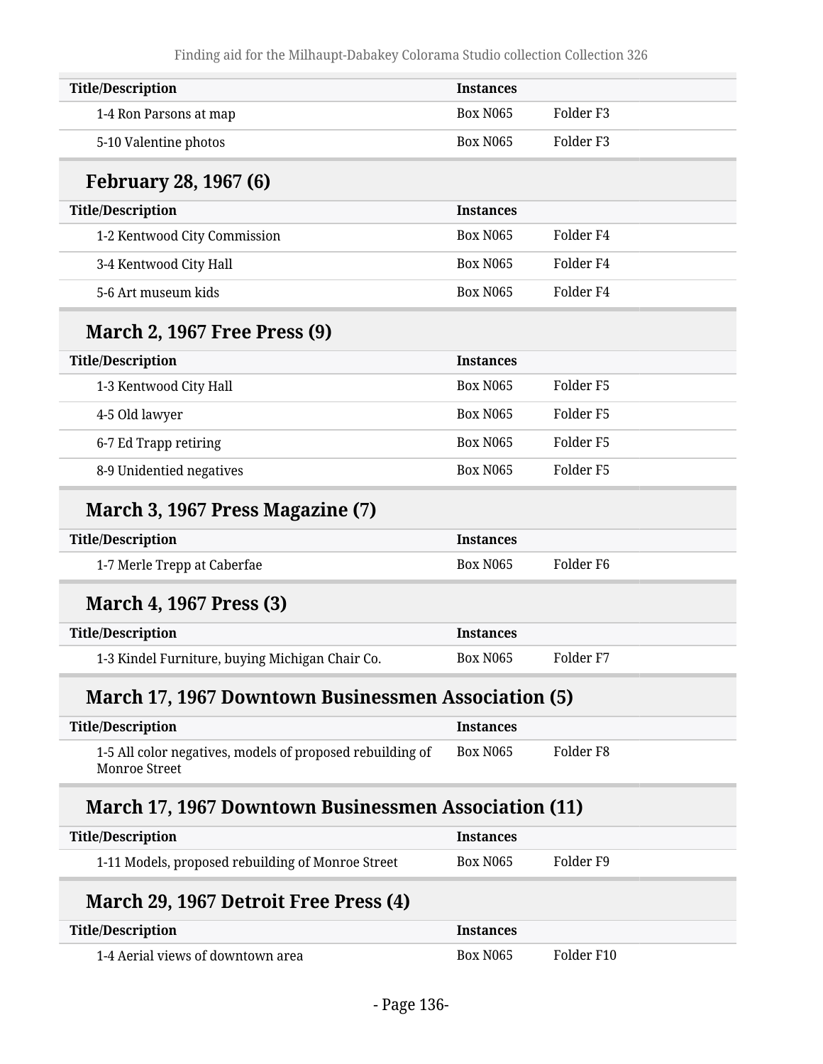| Title/Description | Instances | |
|---|---|---|
| 1-4 Ron Parsons at map | Box N065 | Folder F3 |
| 5-10 Valentine photos | Box N065 | Folder F3 |

### February 28, 1967 (6)

| Title/Description | Instances | |
|---|---|---|
| 1-2 Kentwood City Commission | Box N065 | Folder F4 |
| 3-4 Kentwood City Hall | Box N065 | Folder F4 |
| 5-6 Art museum kids | Box N065 | Folder F4 |

### March 2, 1967 Free Press (9)

| Title/Description | Instances | |
|---|---|---|
| 1-3 Kentwood City Hall | Box N065 | Folder F5 |
| 4-5 Old lawyer | Box N065 | Folder F5 |
| 6-7 Ed Trapp retiring | Box N065 | Folder F5 |
| 8-9 Unidentied negatives | Box N065 | Folder F5 |

### March 3, 1967 Press Magazine (7)

| Title/Description | Instances | |
|---|---|---|
| 1-7 Merle Trepp at Caberfae | Box N065 | Folder F6 |

### March 4, 1967 Press (3)

| Title/Description | Instances | |
|---|---|---|
| 1-3 Kindel Furniture, buying Michigan Chair Co. | Box N065 | Folder F7 |

### March 17, 1967 Downtown Businessmen Association (5)

| Title/Description | Instances | |
|---|---|---|
| 1-5 All color negatives, models of proposed rebuilding of Monroe Street | Box N065 | Folder F8 |

### March 17, 1967 Downtown Businessmen Association (11)

| Title/Description | Instances | |
|---|---|---|
| 1-11 Models, proposed rebuilding of Monroe Street | Box N065 | Folder F9 |

### March 29, 1967 Detroit Free Press (4)

| Title/Description | Instances | |
|---|---|---|
| 1-4 Aerial views of downtown area | Box N065 | Folder F10 |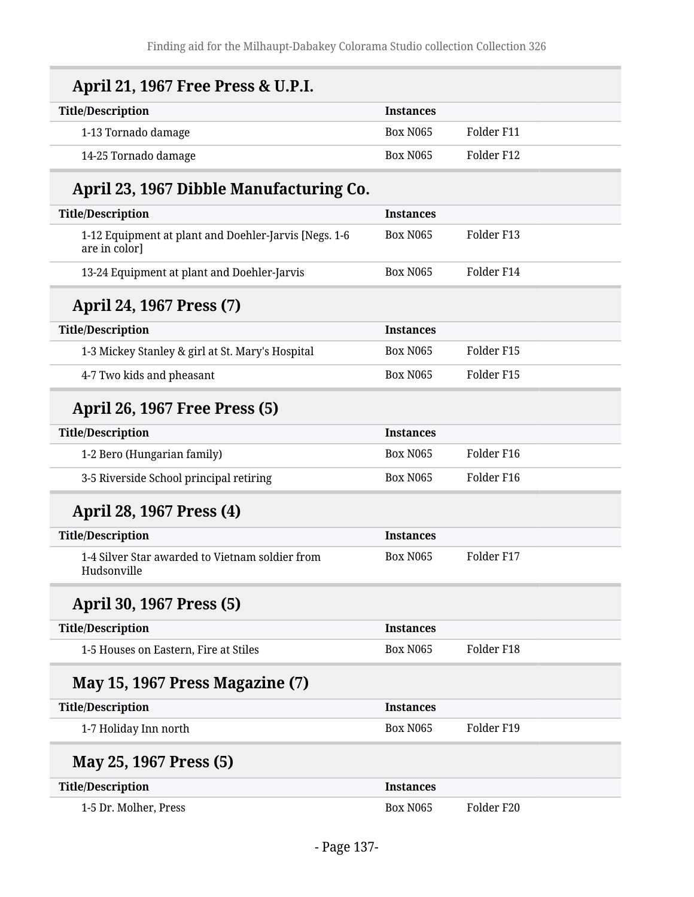## April 21, 1967 Free Press & U.P.I.

| Title/Description | Instances | |
|---|---|---|
| 1-13 Tornado damage | Box N065 | Folder F11 |
| 14-25 Tornado damage | Box N065 | Folder F12 |

## April 23, 1967 Dibble Manufacturing Co.

| Title/Description | Instances | |
|---|---|---|
| 1-12 Equipment at plant and Doehler-Jarvis [Negs. 1-6 are in color] | Box N065 | Folder F13 |
| 13-24 Equipment at plant and Doehler-Jarvis | Box N065 | Folder F14 |

## April 24, 1967 Press (7)

| Title/Description | Instances | |
|---|---|---|
| 1-3 Mickey Stanley & girl at St. Mary's Hospital | Box N065 | Folder F15 |
| 4-7 Two kids and pheasant | Box N065 | Folder F15 |

## April 26, 1967 Free Press (5)

| Title/Description | Instances | |
|---|---|---|
| 1-2 Bero (Hungarian family) | Box N065 | Folder F16 |
| 3-5 Riverside School principal retiring | Box N065 | Folder F16 |

## April 28, 1967 Press (4)

| Title/Description | Instances | |
|---|---|---|
| 1-4 Silver Star awarded to Vietnam soldier from Hudsonville | Box N065 | Folder F17 |

## April 30, 1967 Press (5)

| Title/Description | Instances | |
|---|---|---|
| 1-5 Houses on Eastern, Fire at Stiles | Box N065 | Folder F18 |

## May 15, 1967 Press Magazine (7)

| Title/Description | Instances | |
|---|---|---|
| 1-7 Holiday Inn north | Box N065 | Folder F19 |

## May 25, 1967 Press (5)

| Title/Description | Instances | |
|---|---|---|
| 1-5 Dr. Molher, Press | Box N065 | Folder F20 |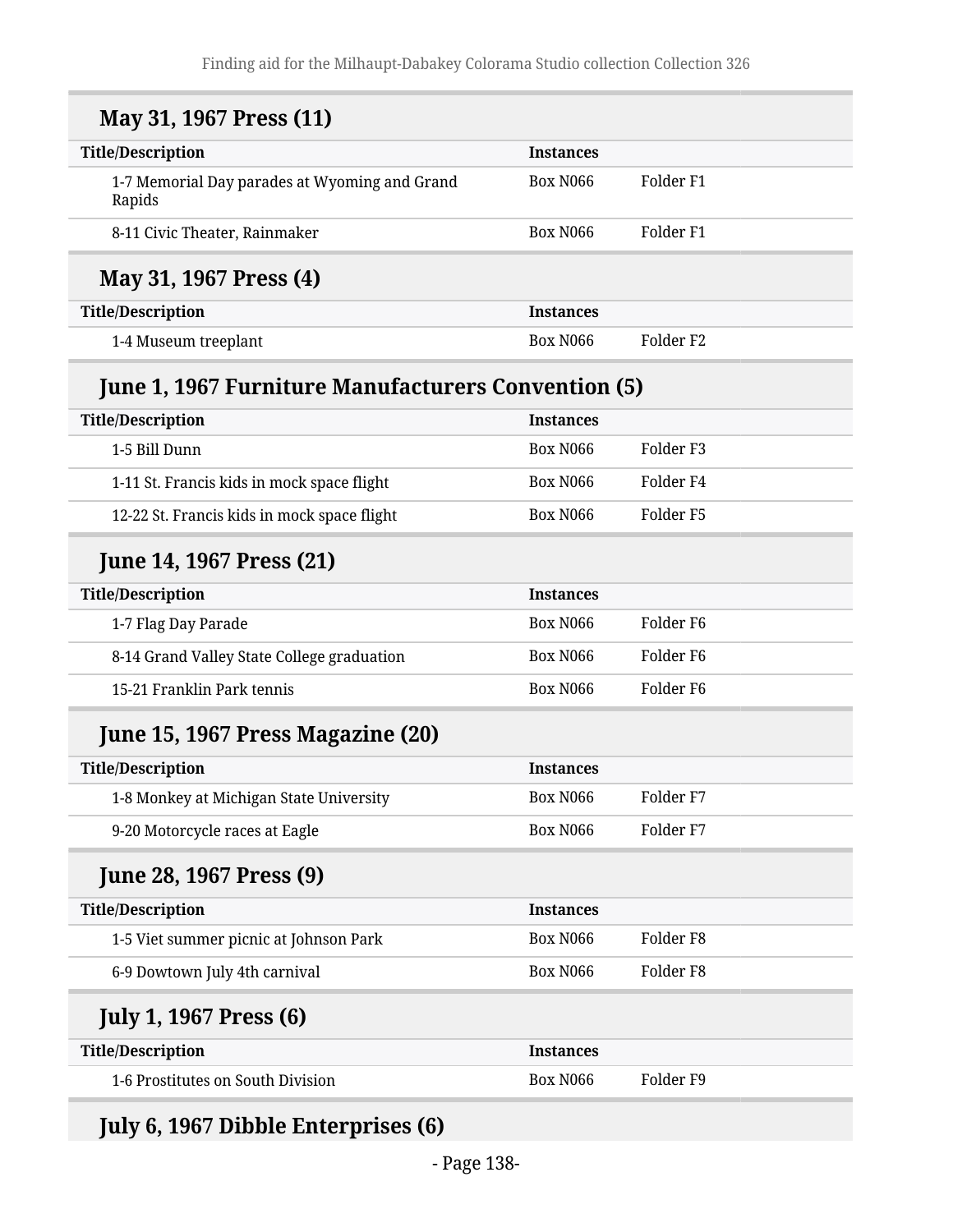## May 31, 1967 Press (11)

| Title/Description | Instances | |
|---|---|---|
| 1-7 Memorial Day parades at Wyoming and Grand Rapids | Box N066 | Folder F1 |
| 8-11 Civic Theater, Rainmaker | Box N066 | Folder F1 |

## May 31, 1967 Press (4)

| Title/Description | Instances | |
|---|---|---|
| 1-4 Museum treeplant | Box N066 | Folder F2 |

## June 1, 1967 Furniture Manufacturers Convention (5)

| Title/Description | Instances | |
|---|---|---|
| 1-5 Bill Dunn | Box N066 | Folder F3 |
| 1-11 St. Francis kids in mock space flight | Box N066 | Folder F4 |
| 12-22 St. Francis kids in mock space flight | Box N066 | Folder F5 |

## June 14, 1967 Press (21)

| Title/Description | Instances | |
|---|---|---|
| 1-7 Flag Day Parade | Box N066 | Folder F6 |
| 8-14 Grand Valley State College graduation | Box N066 | Folder F6 |
| 15-21 Franklin Park tennis | Box N066 | Folder F6 |

## June 15, 1967 Press Magazine (20)

| Title/Description | Instances | |
|---|---|---|
| 1-8 Monkey at Michigan State University | Box N066 | Folder F7 |
| 9-20 Motorcycle races at Eagle | Box N066 | Folder F7 |

## June 28, 1967 Press (9)

| Title/Description | Instances | |
|---|---|---|
| 1-5 Viet summer picnic at Johnson Park | Box N066 | Folder F8 |
| 6-9 Dowtown July 4th carnival | Box N066 | Folder F8 |

## July 1, 1967 Press (6)

| Title/Description | Instances | |
|---|---|---|
| 1-6 Prostitutes on South Division | Box N066 | Folder F9 |

## July 6, 1967 Dibble Enterprises (6)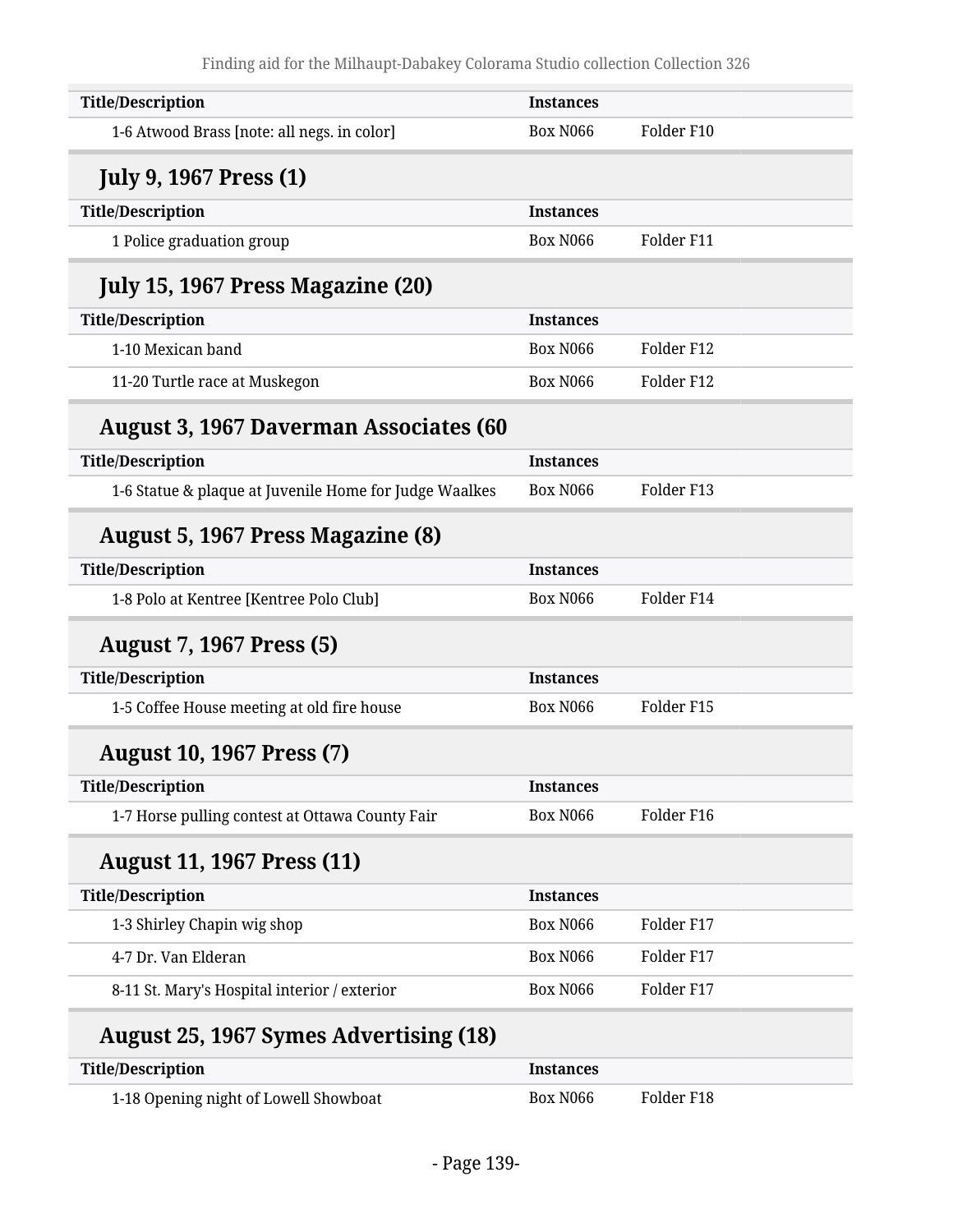| Title/Description | Instances | |
|---|---|---|
| 1-6 Atwood Brass [note: all negs. in color] | Box N066 | Folder F10 |

### July 9, 1967 Press (1)

| Title/Description | Instances | |
|---|---|---|
| 1 Police graduation group | Box N066 | Folder F11 |

### July 15, 1967 Press Magazine (20)

| Title/Description | Instances | |
|---|---|---|
| 1-10 Mexican band | Box N066 | Folder F12 |
| 11-20 Turtle race at Muskegon | Box N066 | Folder F12 |

### August 3, 1967 Daverman Associates (60

| Title/Description | Instances | |
|---|---|---|
| 1-6 Statue & plaque at Juvenile Home for Judge Waalkes | Box N066 | Folder F13 |

### August 5, 1967 Press Magazine (8)

| Title/Description | Instances | |
|---|---|---|
| 1-8 Polo at Kentree [Kentree Polo Club] | Box N066 | Folder F14 |

### August 7, 1967 Press (5)

| Title/Description | Instances | |
|---|---|---|
| 1-5 Coffee House meeting at old fire house | Box N066 | Folder F15 |

### August 10, 1967 Press (7)

| Title/Description | Instances | |
|---|---|---|
| 1-7 Horse pulling contest at Ottawa County Fair | Box N066 | Folder F16 |

### August 11, 1967 Press (11)

| Title/Description | Instances | |
|---|---|---|
| 1-3 Shirley Chapin wig shop | Box N066 | Folder F17 |
| 4-7 Dr. Van Elderan | Box N066 | Folder F17 |
| 8-11 St. Mary's Hospital interior / exterior | Box N066 | Folder F17 |

### August 25, 1967 Symes Advertising (18)

| Title/Description | Instances | |
|---|---|---|
| 1-18 Opening night of Lowell Showboat | Box N066 | Folder F18 |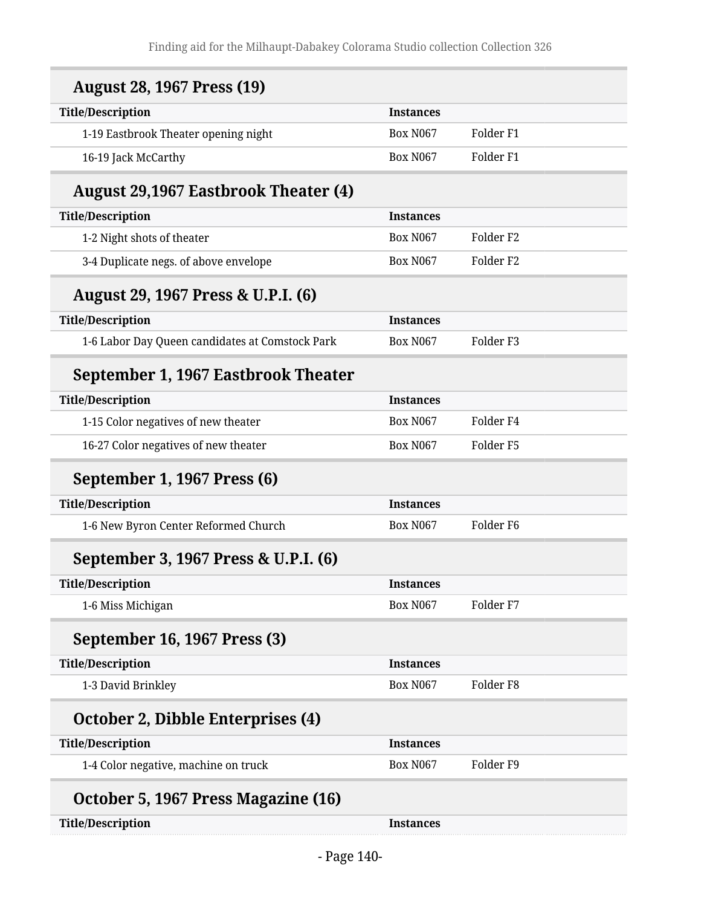### August 28, 1967 Press (19)

| Title/Description | Instances | |
|---|---|---|
| 1-19 Eastbrook Theater opening night | Box N067 | Folder F1 |
| 16-19 Jack McCarthy | Box N067 | Folder F1 |

### August 29,1967 Eastbrook Theater (4)

| Title/Description | Instances | |
|---|---|---|
| 1-2 Night shots of theater | Box N067 | Folder F2 |
| 3-4 Duplicate negs. of above envelope | Box N067 | Folder F2 |

### August 29, 1967 Press & U.P.I. (6)

| Title/Description | Instances | |
|---|---|---|
| 1-6 Labor Day Queen candidates at Comstock Park | Box N067 | Folder F3 |

### September 1, 1967 Eastbrook Theater

| Title/Description | Instances | |
|---|---|---|
| 1-15 Color negatives of new theater | Box N067 | Folder F4 |
| 16-27 Color negatives of new theater | Box N067 | Folder F5 |

### September 1, 1967 Press (6)

| Title/Description | Instances | |
|---|---|---|
| 1-6 New Byron Center Reformed Church | Box N067 | Folder F6 |

### September 3, 1967 Press & U.P.I. (6)

| Title/Description | Instances | |
|---|---|---|
| 1-6 Miss Michigan | Box N067 | Folder F7 |

### September 16, 1967 Press (3)

| Title/Description | Instances | |
|---|---|---|
| 1-3 David Brinkley | Box N067 | Folder F8 |

### October 2, Dibble Enterprises (4)

| Title/Description | Instances | |
|---|---|---|
| 1-4 Color negative, machine on truck | Box N067 | Folder F9 |

### October 5, 1967 Press Magazine (16)

| Title/Description | Instances |
|---|---|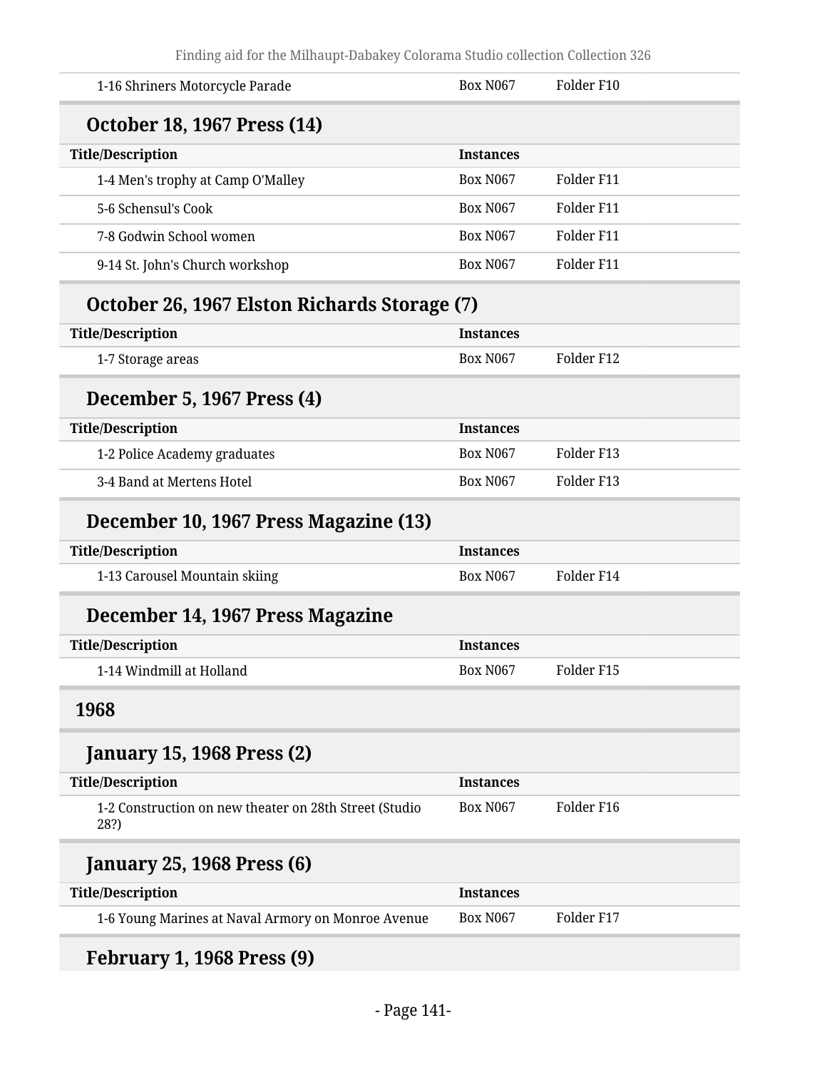| Title/Description | Instances | |
|---|---|---|
| 1-16 Shriners Motorcycle Parade | Box N067 | Folder F10 |

### October 18, 1967 Press (14)

| Title/Description | Instances | |
|---|---|---|
| 1-4 Men's trophy at Camp O'Malley | Box N067 | Folder F11 |
| 5-6 Schensul's Cook | Box N067 | Folder F11 |
| 7-8 Godwin School women | Box N067 | Folder F11 |
| 9-14 St. John's Church workshop | Box N067 | Folder F11 |

### October 26, 1967 Elston Richards Storage (7)

| Title/Description | Instances | |
|---|---|---|
| 1-7 Storage areas | Box N067 | Folder F12 |

### December 5, 1967 Press (4)

| Title/Description | Instances | |
|---|---|---|
| 1-2 Police Academy graduates | Box N067 | Folder F13 |
| 3-4 Band at Mertens Hotel | Box N067 | Folder F13 |

### December 10, 1967 Press Magazine (13)

| Title/Description | Instances | |
|---|---|---|
| 1-13 Carousel Mountain skiing | Box N067 | Folder F14 |

### December 14, 1967 Press Magazine

| Title/Description | Instances | |
|---|---|---|
| 1-14 Windmill at Holland | Box N067 | Folder F15 |

## 1968

### January 15, 1968 Press (2)

| Title/Description | Instances | |
|---|---|---|
| 1-2 Construction on new theater on 28th Street (Studio 28?) | Box N067 | Folder F16 |

### January 25, 1968 Press (6)

| Title/Description | Instances | |
|---|---|---|
| 1-6 Young Marines at Naval Armory on Monroe Avenue | Box N067 | Folder F17 |

### February 1, 1968 Press (9)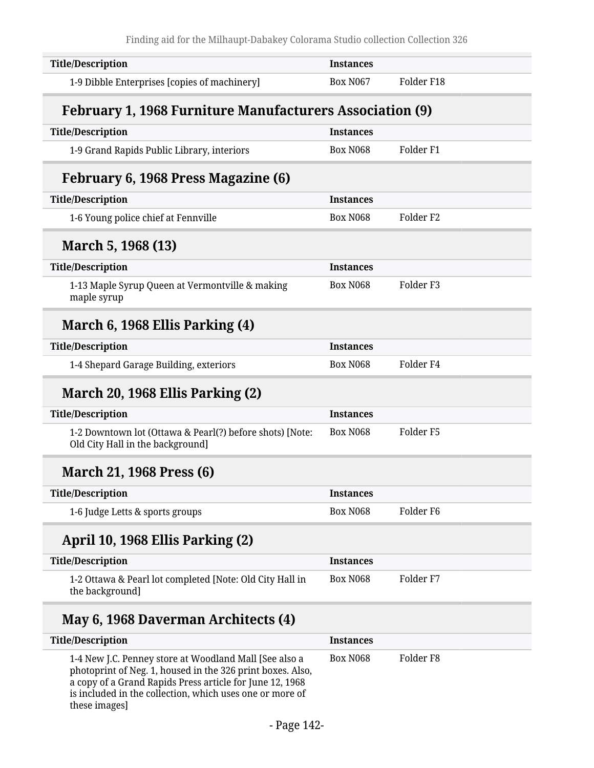| Title/Description | Instances | |
|---|---|---|
| 1-9 Dibble Enterprises [copies of machinery] | Box N067 | Folder F18 |

### February 1, 1968 Furniture Manufacturers Association (9)

| Title/Description | Instances | |
|---|---|---|
| 1-9 Grand Rapids Public Library, interiors | Box N068 | Folder F1 |

### February 6, 1968 Press Magazine (6)

| Title/Description | Instances | |
|---|---|---|
| 1-6 Young police chief at Fennville | Box N068 | Folder F2 |

### March 5, 1968 (13)

| Title/Description | Instances | |
|---|---|---|
| 1-13 Maple Syrup Queen at Vermontville & making maple syrup | Box N068 | Folder F3 |

### March 6, 1968 Ellis Parking (4)

| Title/Description | Instances | |
|---|---|---|
| 1-4 Shepard Garage Building, exteriors | Box N068 | Folder F4 |

### March 20, 1968 Ellis Parking (2)

| Title/Description | Instances | |
|---|---|---|
| 1-2 Downtown lot (Ottawa & Pearl(?) before shots) [Note: Old City Hall in the background] | Box N068 | Folder F5 |

### March 21, 1968 Press (6)

| Title/Description | Instances | |
|---|---|---|
| 1-6 Judge Letts & sports groups | Box N068 | Folder F6 |

### April 10, 1968 Ellis Parking (2)

| Title/Description | Instances | |
|---|---|---|
| 1-2 Ottawa & Pearl lot completed [Note: Old City Hall in the background] | Box N068 | Folder F7 |

### May 6, 1968 Daverman Architects (4)

| Title/Description | Instances | |
|---|---|---|
| 1-4 New J.C. Penney store at Woodland Mall [See also a photoprint of Neg. 1, housed in the 326 print boxes. Also, a copy of a Grand Rapids Press article for June 12, 1968 is included in the collection, which uses one or more of these images] | Box N068 | Folder F8 |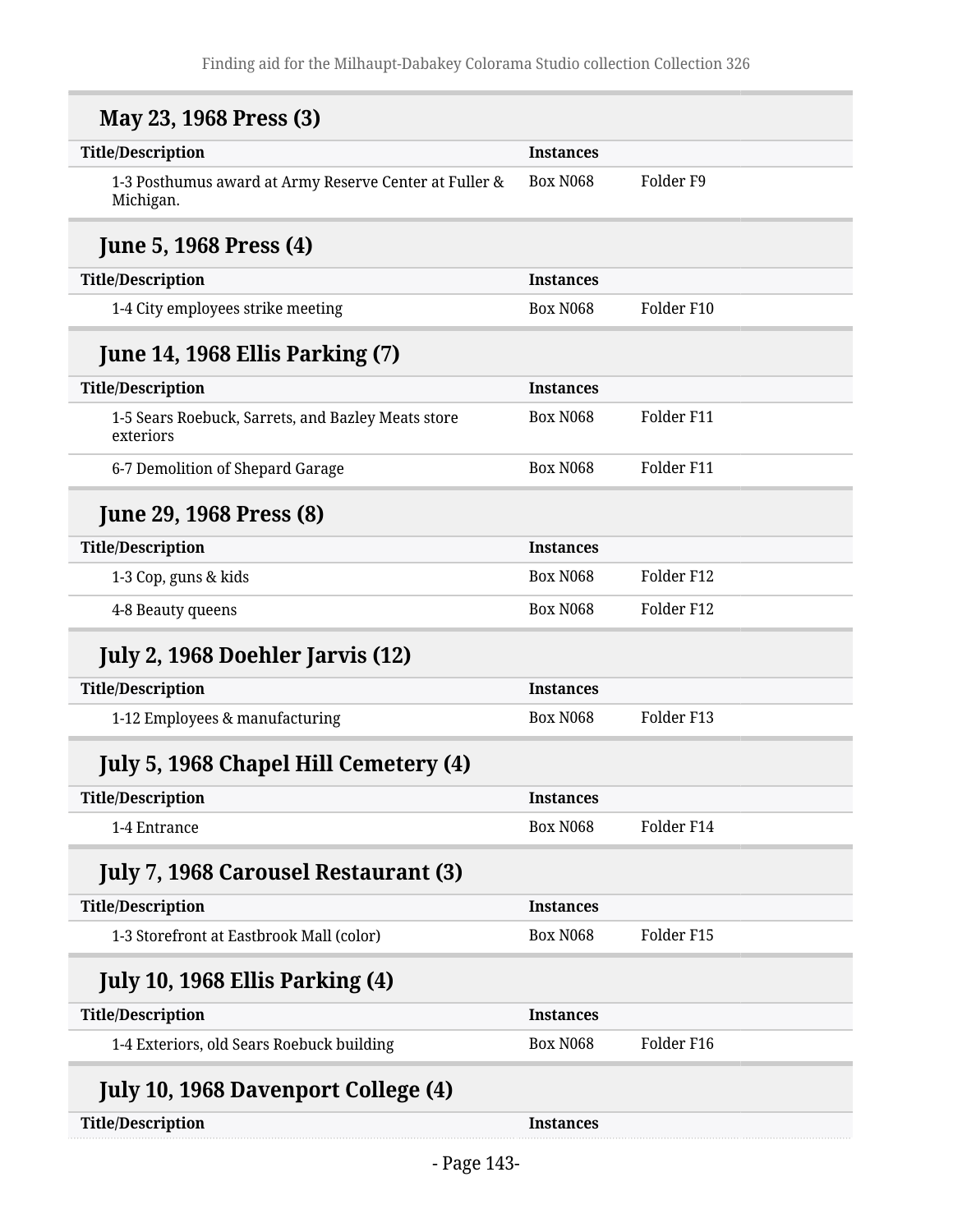### May 23, 1968 Press (3)

| Title/Description | Instances | |
|---|---|---|
| 1-3 Posthumus award at Army Reserve Center at Fuller & Michigan. | Box N068 | Folder F9 |

### June 5, 1968 Press (4)

| Title/Description | Instances | |
|---|---|---|
| 1-4 City employees strike meeting | Box N068 | Folder F10 |

### June 14, 1968 Ellis Parking (7)

| Title/Description | Instances | |
|---|---|---|
| 1-5 Sears Roebuck, Sarrets, and Bazley Meats store exteriors | Box N068 | Folder F11 |
| 6-7 Demolition of Shepard Garage | Box N068 | Folder F11 |

### June 29, 1968 Press (8)

| Title/Description | Instances | |
|---|---|---|
| 1-3 Cop, guns & kids | Box N068 | Folder F12 |
| 4-8 Beauty queens | Box N068 | Folder F12 |

### July 2, 1968 Doehler Jarvis (12)

| Title/Description | Instances | |
|---|---|---|
| 1-12 Employees & manufacturing | Box N068 | Folder F13 |

### July 5, 1968 Chapel Hill Cemetery (4)

| Title/Description | Instances | |
|---|---|---|
| 1-4 Entrance | Box N068 | Folder F14 |

### July 7, 1968 Carousel Restaurant (3)

| Title/Description | Instances | |
|---|---|---|
| 1-3 Storefront at Eastbrook Mall (color) | Box N068 | Folder F15 |

### July 10, 1968 Ellis Parking (4)

| Title/Description | Instances | |
|---|---|---|
| 1-4 Exteriors, old Sears Roebuck building | Box N068 | Folder F16 |

### July 10, 1968 Davenport College (4)

| Title/Description | Instances |
|---|---|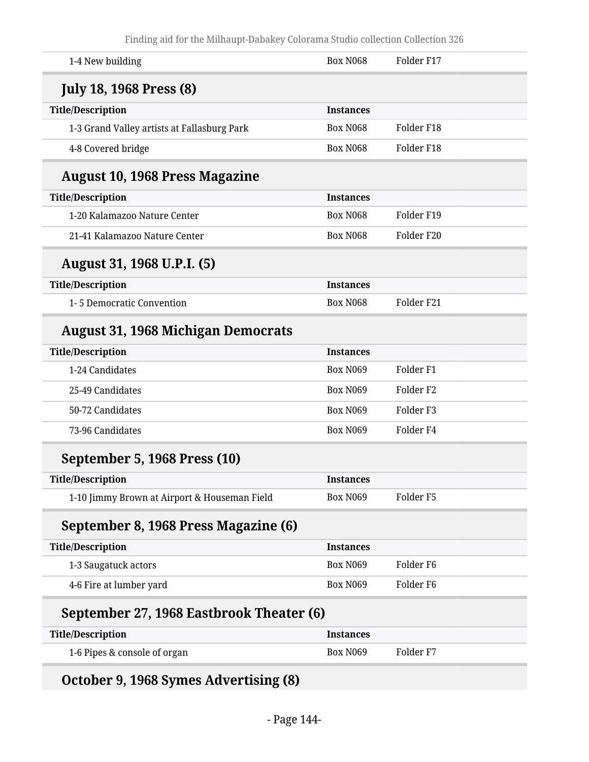| | | |
|---|---|---|
| 1-4 New building | Box N068 | Folder F17 |

### July 18, 1968 Press (8)

| Title/Description | Instances | |
|---|---|---|
| 1-3 Grand Valley artists at Fallasburg Park | Box N068 | Folder F18 |
| 4-8 Covered bridge | Box N068 | Folder F18 |

### August 10, 1968 Press Magazine

| Title/Description | Instances | |
|---|---|---|
| 1-20 Kalamazoo Nature Center | Box N068 | Folder F19 |
| 21-41 Kalamazoo Nature Center | Box N068 | Folder F20 |

### August 31, 1968 U.P.I. (5)

| Title/Description | Instances | |
|---|---|---|
| 1- 5 Democratic Convention | Box N068 | Folder F21 |

### August 31, 1968 Michigan Democrats

| Title/Description | Instances | |
|---|---|---|
| 1-24 Candidates | Box N069 | Folder F1 |
| 25-49 Candidates | Box N069 | Folder F2 |
| 50-72 Candidates | Box N069 | Folder F3 |
| 73-96 Candidates | Box N069 | Folder F4 |

### September 5, 1968 Press (10)

| Title/Description | Instances | |
|---|---|---|
| 1-10 Jimmy Brown at Airport & Houseman Field | Box N069 | Folder F5 |

### September 8, 1968 Press Magazine (6)

| Title/Description | Instances | |
|---|---|---|
| 1-3 Saugatuck actors | Box N069 | Folder F6 |
| 4-6 Fire at lumber yard | Box N069 | Folder F6 |

### September 27, 1968 Eastbrook Theater (6)

| Title/Description | Instances | |
|---|---|---|
| 1-6 Pipes & console of organ | Box N069 | Folder F7 |

### October 9, 1968 Symes Advertising (8)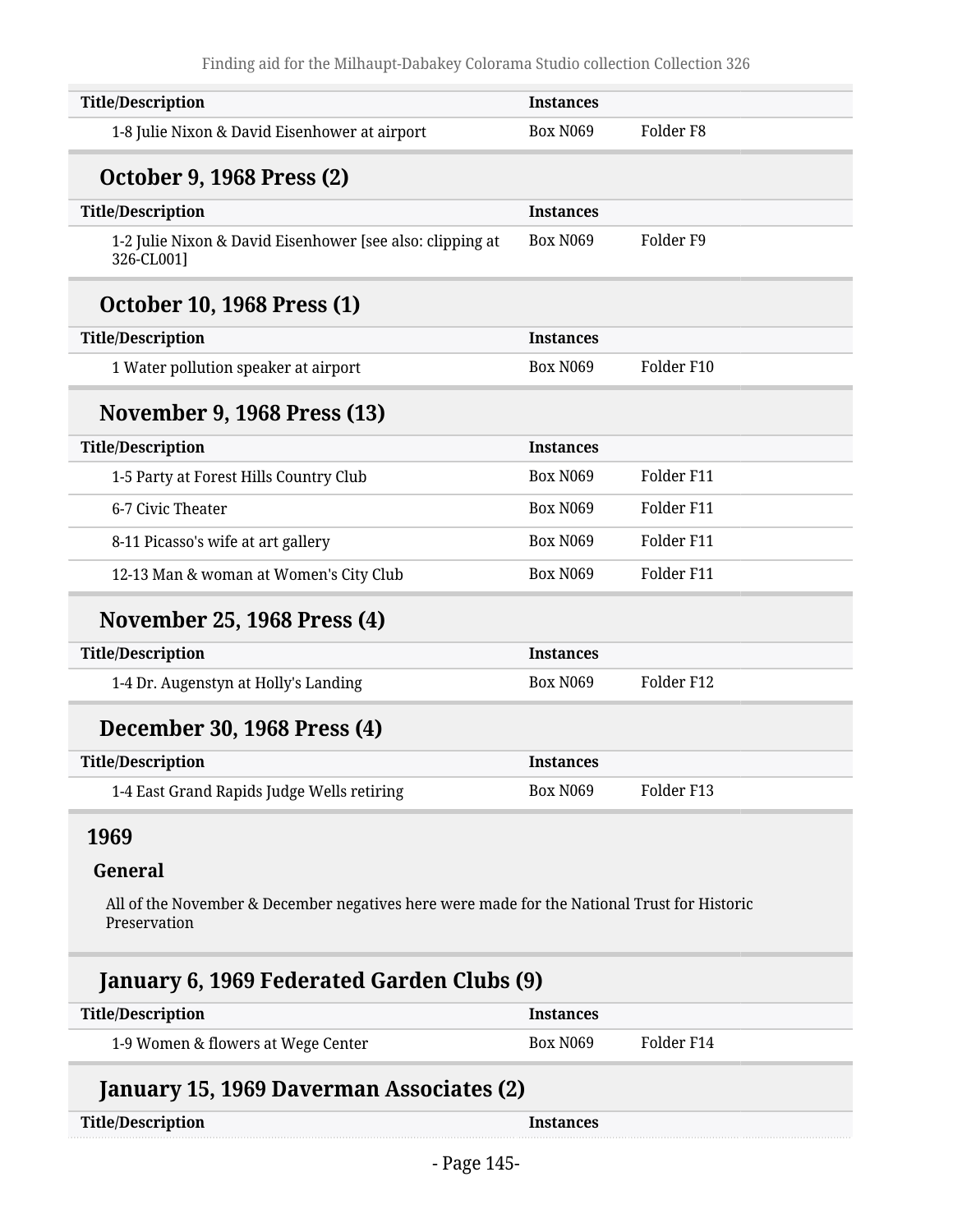| Title/Description | Instances | |
|---|---|---|
| 1-8 Julie Nixon & David Eisenhower at airport | Box N069 | Folder F8 |

### October 9, 1968 Press (2)

| Title/Description | Instances | |
|---|---|---|
| 1-2 Julie Nixon & David Eisenhower [see also: clipping at 326-CL001] | Box N069 | Folder F9 |

### October 10, 1968 Press (1)

| Title/Description | Instances | |
|---|---|---|
| 1 Water pollution speaker at airport | Box N069 | Folder F10 |

### November 9, 1968 Press (13)

| Title/Description | Instances | |
|---|---|---|
| 1-5 Party at Forest Hills Country Club | Box N069 | Folder F11 |
| 6-7 Civic Theater | Box N069 | Folder F11 |
| 8-11 Picasso's wife at art gallery | Box N069 | Folder F11 |
| 12-13 Man & woman at Women's City Club | Box N069 | Folder F11 |

### November 25, 1968 Press (4)

| Title/Description | Instances | |
|---|---|---|
| 1-4 Dr. Augenstyn at Holly's Landing | Box N069 | Folder F12 |

### December 30, 1968 Press (4)

| Title/Description | Instances | |
|---|---|---|
| 1-4 East Grand Rapids Judge Wells retiring | Box N069 | Folder F13 |

## 1969

#### General

All of the November & December negatives here were made for the National Trust for Historic Preservation

### January 6, 1969 Federated Garden Clubs (9)

| Title/Description | Instances | |
|---|---|---|
| 1-9 Women & flowers at Wege Center | Box N069 | Folder F14 |

### January 15, 1969 Daverman Associates (2)

| Title/Description | Instances |
|---|---|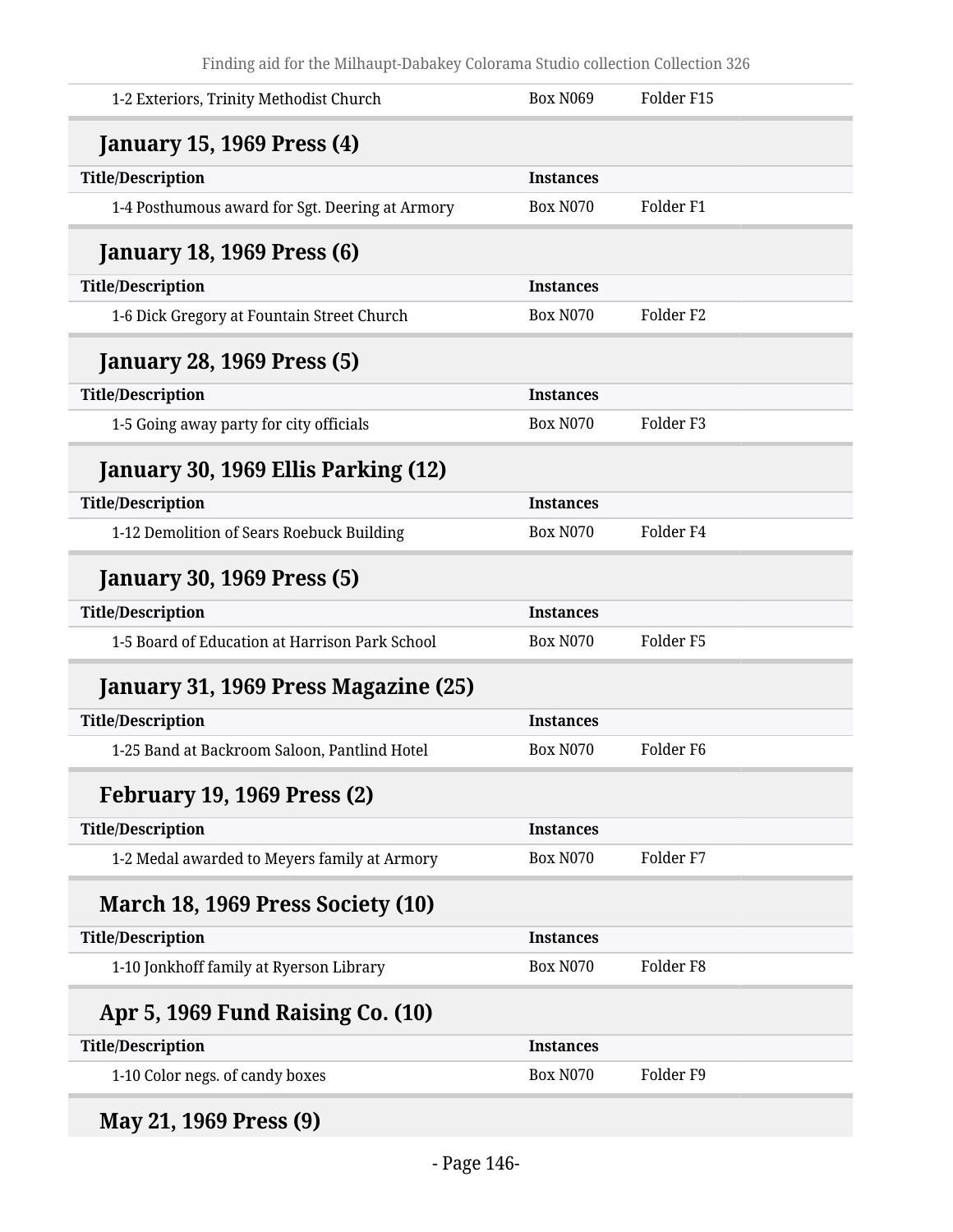| | | |
|---|---|---|
| 1-2 Exteriors, Trinity Methodist Church | Box N069 | Folder F15 |

### January 15, 1969 Press (4)

| Title/Description | Instances | |
|---|---|---|
| 1-4 Posthumous award for Sgt. Deering at Armory | Box N070 | Folder F1 |

### January 18, 1969 Press (6)

| Title/Description | Instances | |
|---|---|---|
| 1-6 Dick Gregory at Fountain Street Church | Box N070 | Folder F2 |

### January 28, 1969 Press (5)

| Title/Description | Instances | |
|---|---|---|
| 1-5 Going away party for city officials | Box N070 | Folder F3 |

### January 30, 1969 Ellis Parking (12)

| Title/Description | Instances | |
|---|---|---|
| 1-12 Demolition of Sears Roebuck Building | Box N070 | Folder F4 |

### January 30, 1969 Press (5)

| Title/Description | Instances | |
|---|---|---|
| 1-5 Board of Education at Harrison Park School | Box N070 | Folder F5 |

### January 31, 1969 Press Magazine (25)

| Title/Description | Instances | |
|---|---|---|
| 1-25 Band at Backroom Saloon, Pantlind Hotel | Box N070 | Folder F6 |

### February 19, 1969 Press (2)

| Title/Description | Instances | |
|---|---|---|
| 1-2 Medal awarded to Meyers family at Armory | Box N070 | Folder F7 |

### March 18, 1969 Press Society (10)

| Title/Description | Instances | |
|---|---|---|
| 1-10 Jonkhoff family at Ryerson Library | Box N070 | Folder F8 |

### Apr 5, 1969 Fund Raising Co. (10)

| Title/Description | Instances | |
|---|---|---|
| 1-10 Color negs. of candy boxes | Box N070 | Folder F9 |

### May 21, 1969 Press (9)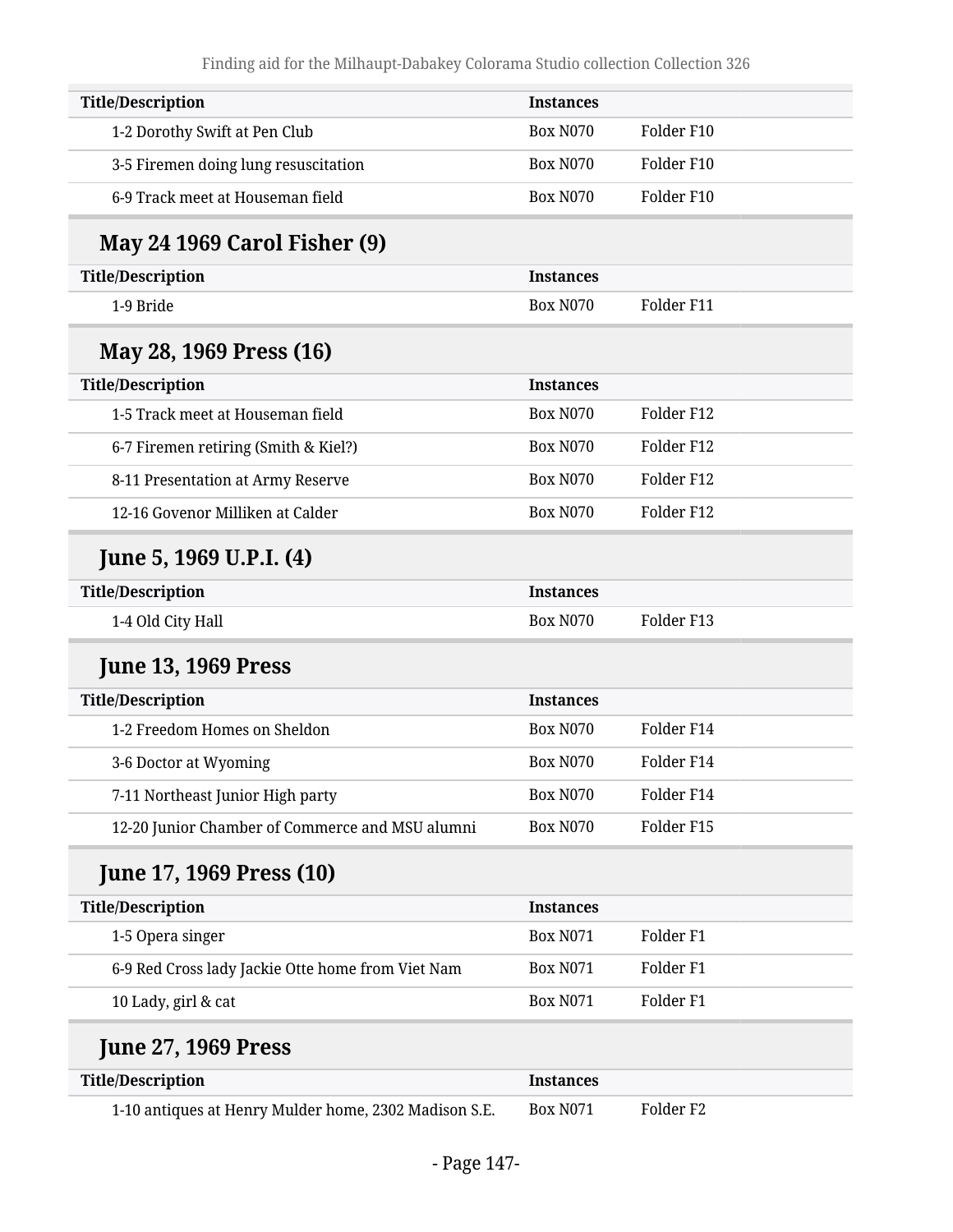| Title/Description | Instances | |
|---|---|---|
| 1-2 Dorothy Swift at Pen Club | Box N070 | Folder F10 |
| 3-5 Firemen doing lung resuscitation | Box N070 | Folder F10 |
| 6-9 Track meet at Houseman field | Box N070 | Folder F10 |

### May 24 1969 Carol Fisher (9)

| Title/Description | Instances | |
|---|---|---|
| 1-9 Bride | Box N070 | Folder F11 |

### May 28, 1969 Press (16)

| Title/Description | Instances | |
|---|---|---|
| 1-5 Track meet at Houseman field | Box N070 | Folder F12 |
| 6-7 Firemen retiring (Smith & Kiel?) | Box N070 | Folder F12 |
| 8-11 Presentation at Army Reserve | Box N070 | Folder F12 |
| 12-16 Govenor Milliken at Calder | Box N070 | Folder F12 |

### June 5, 1969 U.P.I. (4)

| Title/Description | Instances | |
|---|---|---|
| 1-4 Old City Hall | Box N070 | Folder F13 |

### June 13, 1969 Press

| Title/Description | Instances | |
|---|---|---|
| 1-2 Freedom Homes on Sheldon | Box N070 | Folder F14 |
| 3-6 Doctor at Wyoming | Box N070 | Folder F14 |
| 7-11 Northeast Junior High party | Box N070 | Folder F14 |
| 12-20 Junior Chamber of Commerce and MSU alumni | Box N070 | Folder F15 |

### June 17, 1969 Press (10)

| Title/Description | Instances | |
|---|---|---|
| 1-5 Opera singer | Box N071 | Folder F1 |
| 6-9 Red Cross lady Jackie Otte home from Viet Nam | Box N071 | Folder F1 |
| 10 Lady, girl & cat | Box N071 | Folder F1 |

### June 27, 1969 Press

| Title/Description | Instances | |
|---|---|---|
| 1-10 antiques at Henry Mulder home, 2302 Madison S.E. | Box N071 | Folder F2 |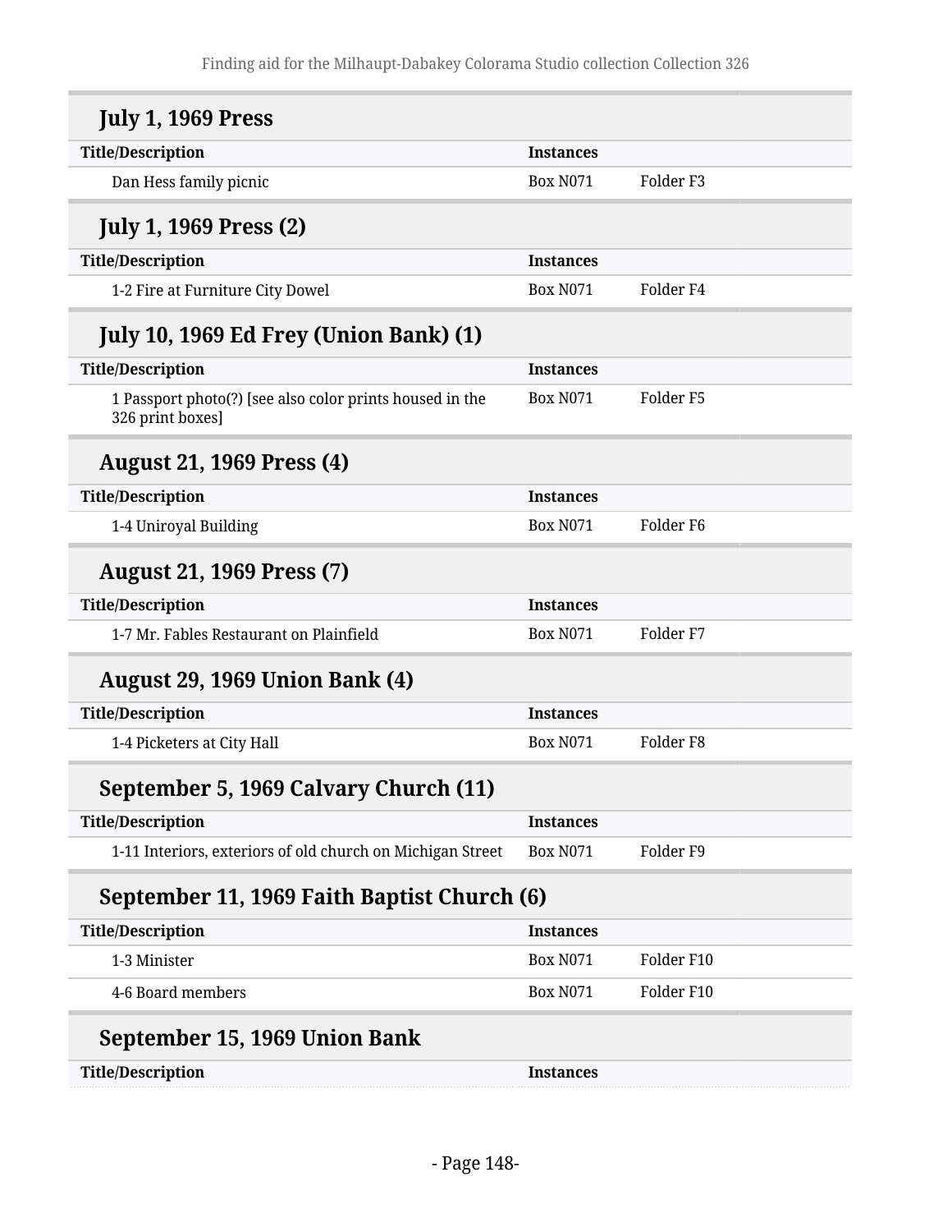### July 1, 1969 Press

| Title/Description | Instances | |
|---|---|---|
| Dan Hess family picnic | Box N071 | Folder F3 |

### July 1, 1969 Press (2)

| Title/Description | Instances | |
|---|---|---|
| 1-2 Fire at Furniture City Dowel | Box N071 | Folder F4 |

### July 10, 1969 Ed Frey (Union Bank) (1)

| Title/Description | Instances | |
|---|---|---|
| 1 Passport photo(?) [see also color prints housed in the 326 print boxes] | Box N071 | Folder F5 |

### August 21, 1969 Press (4)

| Title/Description | Instances | |
|---|---|---|
| 1-4 Uniroyal Building | Box N071 | Folder F6 |

### August 21, 1969 Press (7)

| Title/Description | Instances | |
|---|---|---|
| 1-7 Mr. Fables Restaurant on Plainfield | Box N071 | Folder F7 |

### August 29, 1969 Union Bank (4)

| Title/Description | Instances | |
|---|---|---|
| 1-4 Picketers at City Hall | Box N071 | Folder F8 |

### September 5, 1969 Calvary Church (11)

| Title/Description | Instances | |
|---|---|---|
| 1-11 Interiors, exteriors of old church on Michigan Street | Box N071 | Folder F9 |

### September 11, 1969 Faith Baptist Church (6)

| Title/Description | Instances | |
|---|---|---|
| 1-3 Minister | Box N071 | Folder F10 |
| 4-6 Board members | Box N071 | Folder F10 |

### September 15, 1969 Union Bank

| Title/Description | Instances | |
|---|---|---|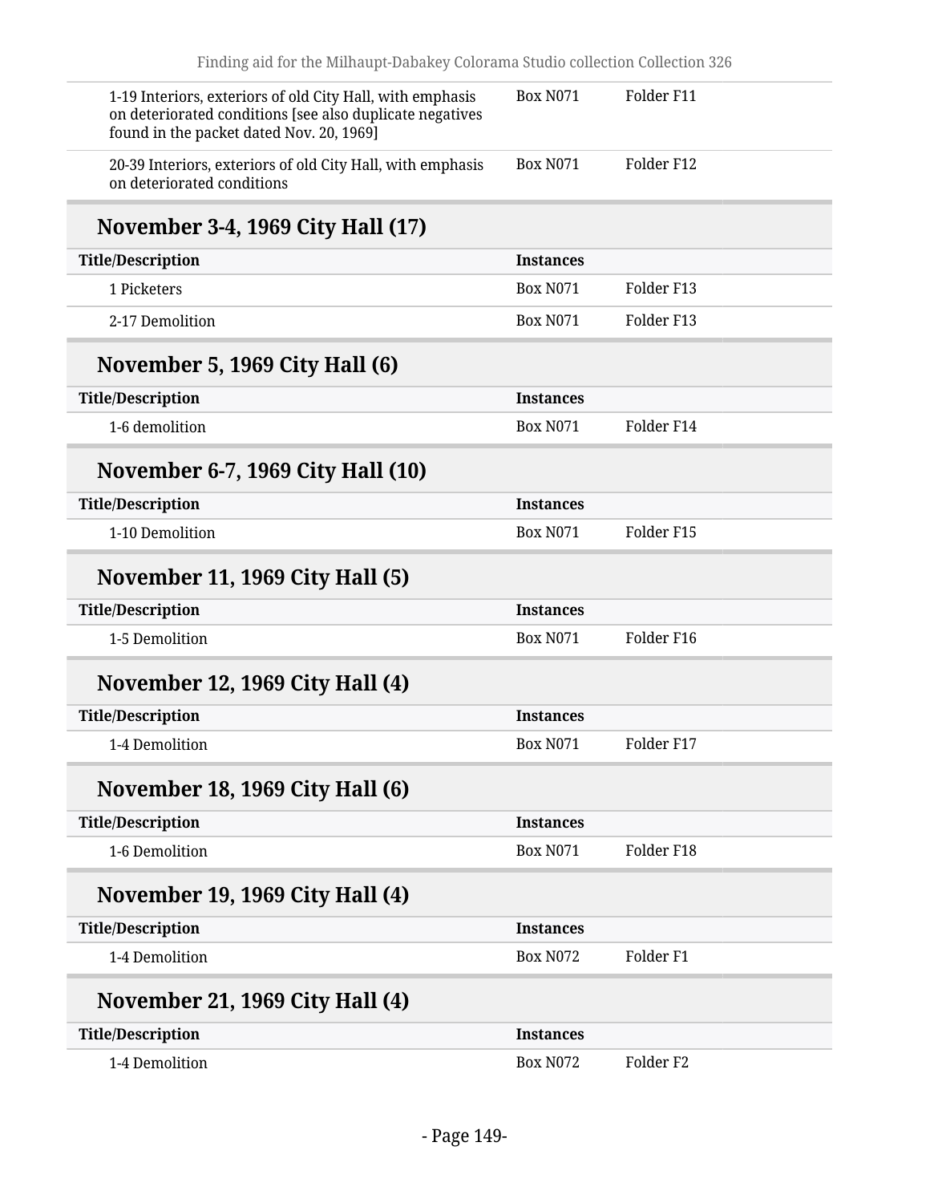| Title/Description | Instances | |
|---|---|---|
| 1-19 Interiors, exteriors of old City Hall, with emphasis on deteriorated conditions [see also duplicate negatives found in the packet dated Nov. 20, 1969] | Box N071 | Folder F11 |
| 20-39 Interiors, exteriors of old City Hall, with emphasis on deteriorated conditions | Box N071 | Folder F12 |

## November 3-4, 1969 City Hall (17)

| Title/Description | Instances | |
|---|---|---|
| 1 Picketers | Box N071 | Folder F13 |
| 2-17 Demolition | Box N071 | Folder F13 |

## November 5, 1969 City Hall (6)

| Title/Description | Instances | |
|---|---|---|
| 1-6 demolition | Box N071 | Folder F14 |

## November 6-7, 1969 City Hall (10)

| Title/Description | Instances | |
|---|---|---|
| 1-10 Demolition | Box N071 | Folder F15 |

## November 11, 1969 City Hall (5)

| Title/Description | Instances | |
|---|---|---|
| 1-5 Demolition | Box N071 | Folder F16 |

## November 12, 1969 City Hall (4)

| Title/Description | Instances | |
|---|---|---|
| 1-4 Demolition | Box N071 | Folder F17 |

## November 18, 1969 City Hall (6)

| Title/Description | Instances | |
|---|---|---|
| 1-6 Demolition | Box N071 | Folder F18 |

## November 19, 1969 City Hall (4)

| Title/Description | Instances | |
|---|---|---|
| 1-4 Demolition | Box N072 | Folder F1 |

## November 21, 1969 City Hall (4)

| Title/Description | Instances | |
|---|---|---|
| 1-4 Demolition | Box N072 | Folder F2 |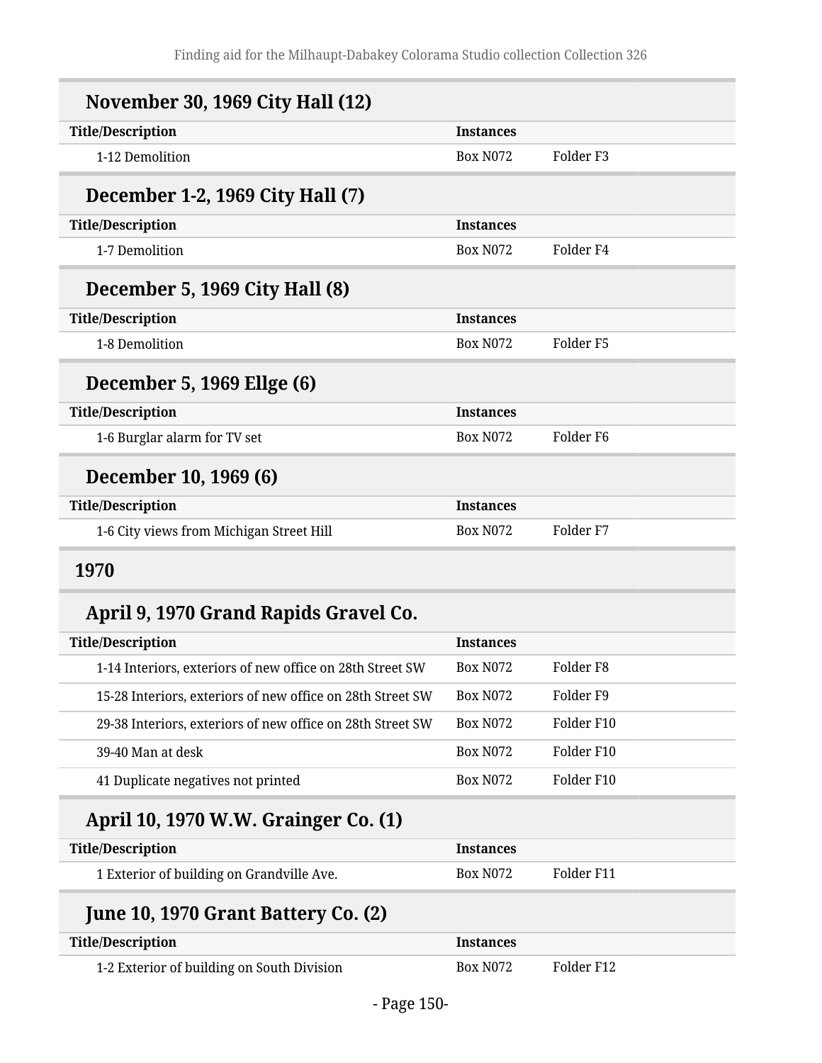### November 30, 1969 City Hall (12)

| Title/Description | Instances | |
|---|---|---|
| 1-12 Demolition | Box N072 | Folder F3 |

### December 1-2, 1969 City Hall (7)

| Title/Description | Instances | |
|---|---|---|
| 1-7 Demolition | Box N072 | Folder F4 |

### December 5, 1969 City Hall (8)

| Title/Description | Instances | |
|---|---|---|
| 1-8 Demolition | Box N072 | Folder F5 |

### December 5, 1969 Ellge (6)

| Title/Description | Instances | |
|---|---|---|
| 1-6 Burglar alarm for TV set | Box N072 | Folder F6 |

### December 10, 1969 (6)

| Title/Description | Instances | |
|---|---|---|
| 1-6 City views from Michigan Street Hill | Box N072 | Folder F7 |

## 1970

### April 9, 1970 Grand Rapids Gravel Co.

| Title/Description | Instances | |
|---|---|---|
| 1-14 Interiors, exteriors of new office on 28th Street SW | Box N072 | Folder F8 |
| 15-28 Interiors, exteriors of new office on 28th Street SW | Box N072 | Folder F9 |
| 29-38 Interiors, exteriors of new office on 28th Street SW | Box N072 | Folder F10 |
| 39-40 Man at desk | Box N072 | Folder F10 |
| 41 Duplicate negatives not printed | Box N072 | Folder F10 |

### April 10, 1970 W.W. Grainger Co. (1)

| Title/Description | Instances | |
|---|---|---|
| 1 Exterior of building on Grandville Ave. | Box N072 | Folder F11 |

### June 10, 1970 Grant Battery Co. (2)

| Title/Description | Instances | |
|---|---|---|
| 1-2 Exterior of building on South Division | Box N072 | Folder F12 |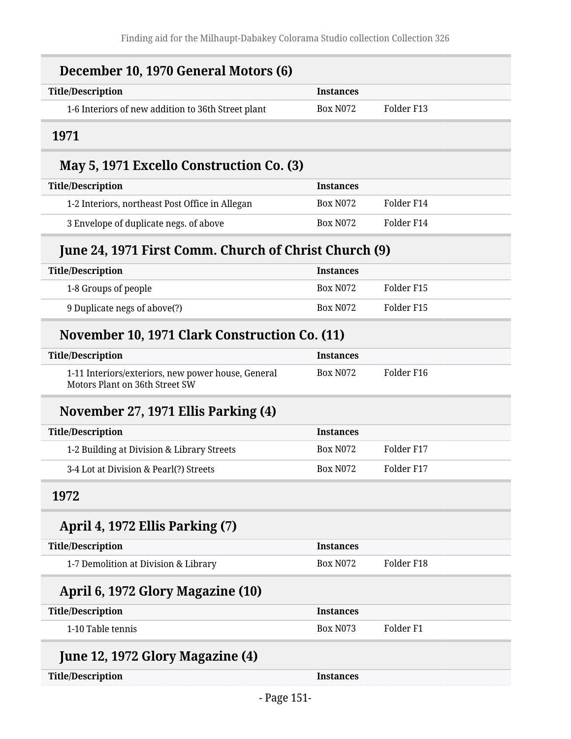## December 10, 1970 General Motors (6)

| Title/Description | Instances | |
|---|---|---|
| 1-6 Interiors of new addition to 36th Street plant | Box N072 | Folder F13 |

## 1971

### May 5, 1971 Excello Construction Co. (3)

| Title/Description | Instances | |
|---|---|---|
| 1-2 Interiors, northeast Post Office in Allegan | Box N072 | Folder F14 |
| 3 Envelope of duplicate negs. of above | Box N072 | Folder F14 |

### June 24, 1971 First Comm. Church of Christ Church (9)

| Title/Description | Instances | |
|---|---|---|
| 1-8 Groups of people | Box N072 | Folder F15 |
| 9 Duplicate negs of above(?) | Box N072 | Folder F15 |

### November 10, 1971 Clark Construction Co. (11)

| Title/Description | Instances | |
|---|---|---|
| 1-11 Interiors/exteriors, new power house, General Motors Plant on 36th Street SW | Box N072 | Folder F16 |

### November 27, 1971 Ellis Parking (4)

| Title/Description | Instances | |
|---|---|---|
| 1-2 Building at Division & Library Streets | Box N072 | Folder F17 |
| 3-4 Lot at Division & Pearl(?) Streets | Box N072 | Folder F17 |

## 1972

### April 4, 1972 Ellis Parking (7)

| Title/Description | Instances | |
|---|---|---|
| 1-7 Demolition at Division & Library | Box N072 | Folder F18 |

### April 6, 1972 Glory Magazine (10)

| Title/Description | Instances | |
|---|---|---|
| 1-10 Table tennis | Box N073 | Folder F1 |

### June 12, 1972 Glory Magazine (4)

| Title/Description | Instances | |
|---|---|---|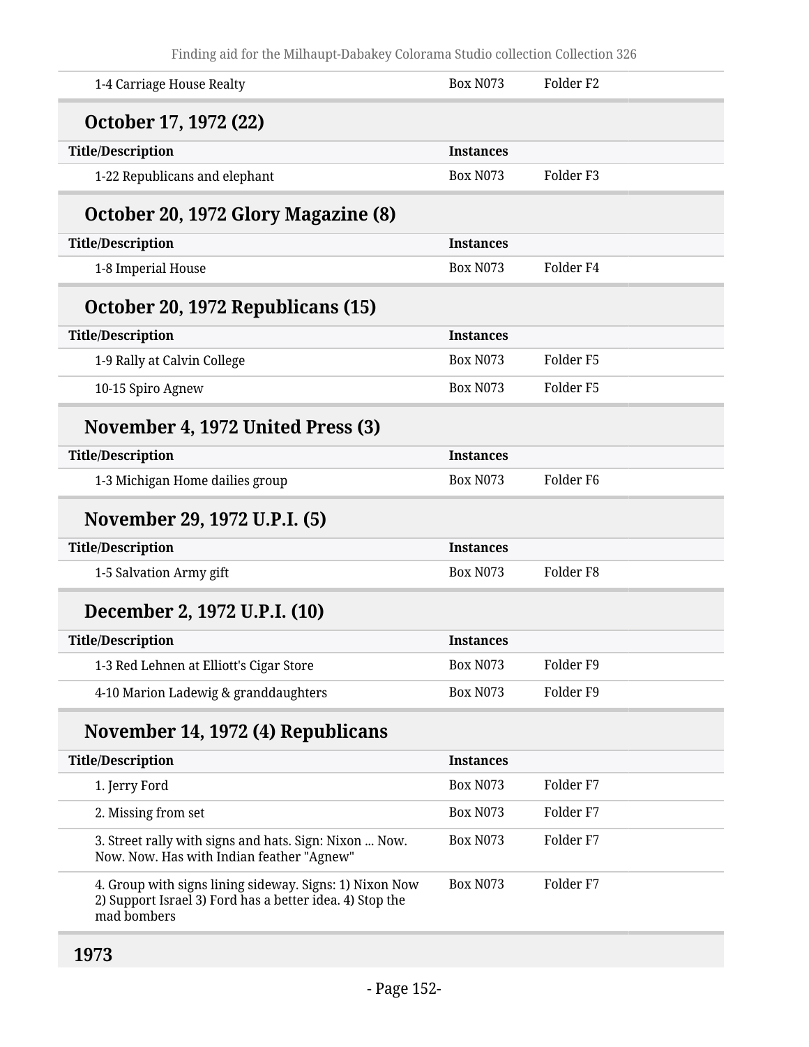| | | |
|---|---|---|
| 1-4 Carriage House Realty | Box N073 | Folder F2 |

### October 17, 1972 (22)

| Title/Description | Instances | |
|---|---|---|
| 1-22 Republicans and elephant | Box N073 | Folder F3 |

### October 20, 1972 Glory Magazine (8)

| Title/Description | Instances | |
|---|---|---|
| 1-8 Imperial House | Box N073 | Folder F4 |

### October 20, 1972 Republicans (15)

| Title/Description | Instances | |
|---|---|---|
| 1-9 Rally at Calvin College | Box N073 | Folder F5 |
| 10-15 Spiro Agnew | Box N073 | Folder F5 |

### November 4, 1972 United Press (3)

| Title/Description | Instances | |
|---|---|---|
| 1-3 Michigan Home dailies group | Box N073 | Folder F6 |

### November 29, 1972 U.P.I. (5)

| Title/Description | Instances | |
|---|---|---|
| 1-5 Salvation Army gift | Box N073 | Folder F8 |

### December 2, 1972 U.P.I. (10)

| Title/Description | Instances | |
|---|---|---|
| 1-3 Red Lehnen at Elliott's Cigar Store | Box N073 | Folder F9 |
| 4-10 Marion Ladewig & granddaughters | Box N073 | Folder F9 |

### November 14, 1972 (4) Republicans

| Title/Description | Instances | |
|---|---|---|
| 1. Jerry Ford | Box N073 | Folder F7 |
| 2. Missing from set | Box N073 | Folder F7 |
| 3. Street rally with signs and hats. Sign: Nixon ... Now. Now. Now. Has with Indian feather "Agnew" | Box N073 | Folder F7 |
| 4. Group with signs lining sideway. Signs: 1) Nixon Now 2) Support Israel 3) Ford has a better idea. 4) Stop the mad bombers | Box N073 | Folder F7 |

## 1973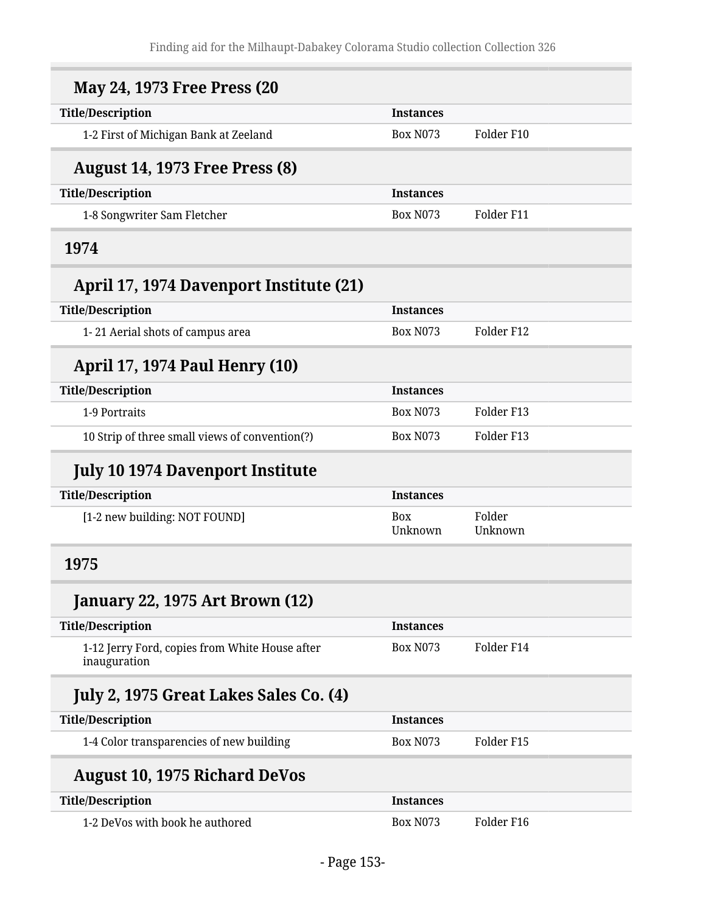## May 24, 1973 Free Press (20

| Title/Description | Instances | |
|---|---|---|
| 1-2 First of Michigan Bank at Zeeland | Box N073 | Folder F10 |

## August 14, 1973 Free Press (8)

| Title/Description | Instances | |
|---|---|---|
| 1-8 Songwriter Sam Fletcher | Box N073 | Folder F11 |

# 1974

## April 17, 1974 Davenport Institute (21)

| Title/Description | Instances | |
|---|---|---|
| 1- 21 Aerial shots of campus area | Box N073 | Folder F12 |

## April 17, 1974 Paul Henry (10)

| Title/Description | Instances | |
|---|---|---|
| 1-9 Portraits | Box N073 | Folder F13 |
| 10 Strip of three small views of convention(?) | Box N073 | Folder F13 |

## July 10 1974 Davenport Institute

| Title/Description | Instances | |
|---|---|---|
| [1-2 new building: NOT FOUND] | Box Unknown | Folder Unknown |

# 1975

## January 22, 1975 Art Brown (12)

| Title/Description | Instances | |
|---|---|---|
| 1-12 Jerry Ford, copies from White House after inauguration | Box N073 | Folder F14 |

## July 2, 1975 Great Lakes Sales Co. (4)

| Title/Description | Instances | |
|---|---|---|
| 1-4 Color transparencies of new building | Box N073 | Folder F15 |

## August 10, 1975 Richard DeVos

| Title/Description | Instances | |
|---|---|---|
| 1-2 DeVos with book he authored | Box N073 | Folder F16 |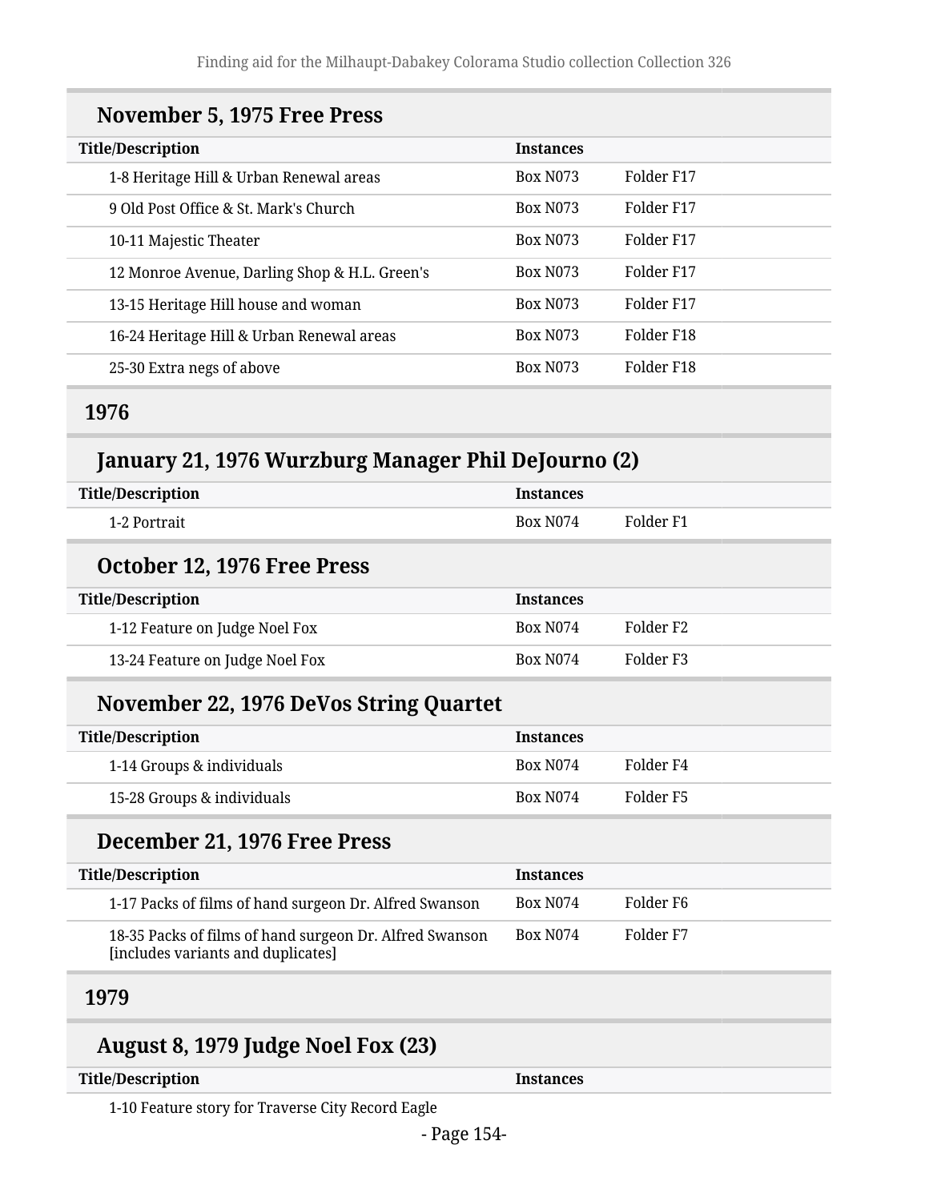### November 5, 1975 Free Press

| Title/Description | Instances | |
|---|---|---|
| 1-8 Heritage Hill & Urban Renewal areas | Box N073 | Folder F17 |
| 9 Old Post Office & St. Mark's Church | Box N073 | Folder F17 |
| 10-11 Majestic Theater | Box N073 | Folder F17 |
| 12 Monroe Avenue, Darling Shop & H.L. Green's | Box N073 | Folder F17 |
| 13-15 Heritage Hill house and woman | Box N073 | Folder F17 |
| 16-24 Heritage Hill & Urban Renewal areas | Box N073 | Folder F18 |
| 25-30 Extra negs of above | Box N073 | Folder F18 |

## 1976

### January 21, 1976 Wurzburg Manager Phil DeJourno (2)

| Title/Description | Instances | |
|---|---|---|
| 1-2 Portrait | Box N074 | Folder F1 |

### October 12, 1976 Free Press

| Title/Description | Instances | |
|---|---|---|
| 1-12 Feature on Judge Noel Fox | Box N074 | Folder F2 |
| 13-24 Feature on Judge Noel Fox | Box N074 | Folder F3 |

### November 22, 1976 DeVos String Quartet

| Title/Description | Instances | |
|---|---|---|
| 1-14 Groups & individuals | Box N074 | Folder F4 |
| 15-28 Groups & individuals | Box N074 | Folder F5 |

### December 21, 1976 Free Press

| Title/Description | Instances | |
|---|---|---|
| 1-17 Packs of films of hand surgeon Dr. Alfred Swanson | Box N074 | Folder F6 |
| 18-35 Packs of films of hand surgeon Dr. Alfred Swanson [includes variants and duplicates] | Box N074 | Folder F7 |

## 1979

### August 8, 1979 Judge Noel Fox (23)

| Title/Description | Instances | |
|---|---|---|
| 1-10 Feature story for Traverse City Record Eagle | | |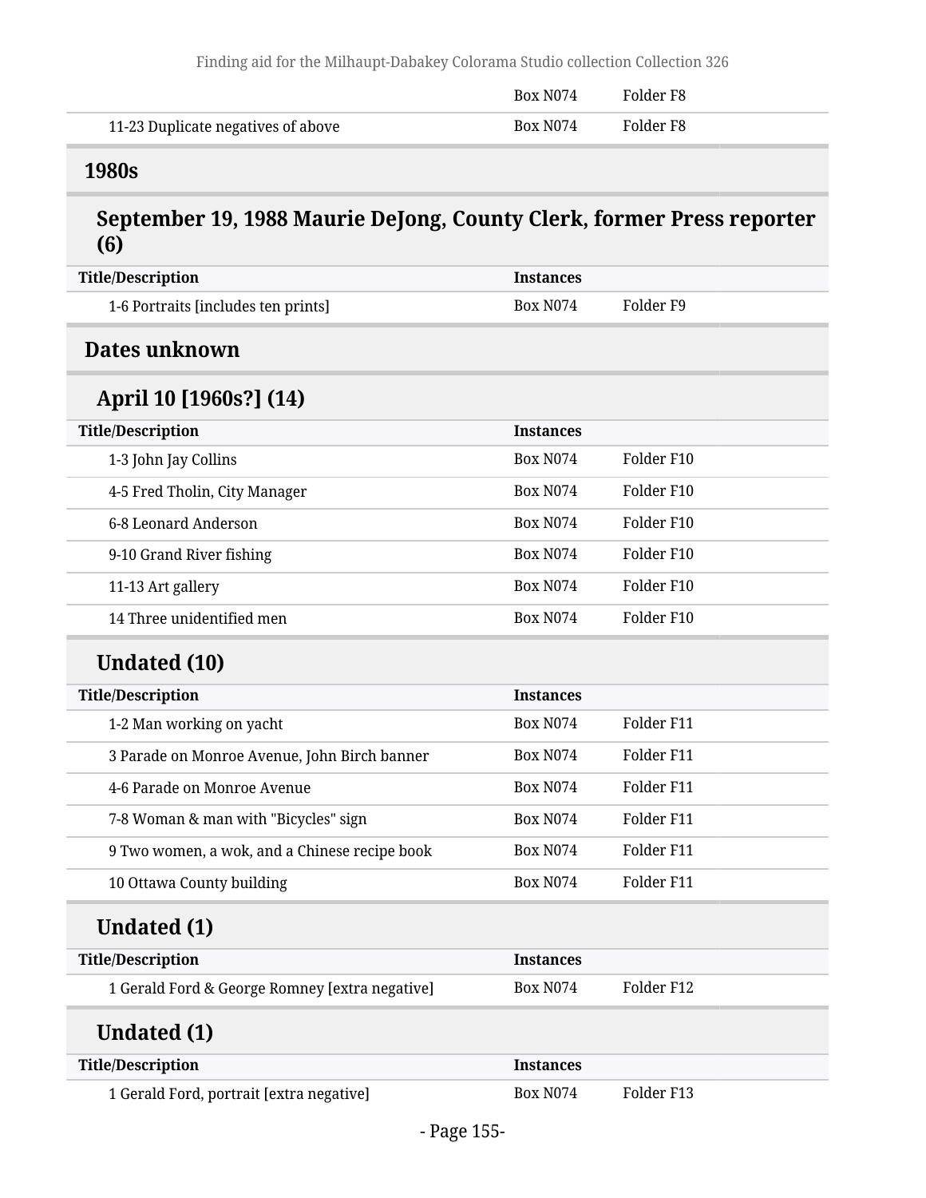| | Box N074 | Folder F8 |
|---|---|---|
| 11-23 Duplicate negatives of above | Box N074 | Folder F8 |

## 1980s

### September 19, 1988 Maurie DeJong, County Clerk, former Press reporter (6)

| Title/Description | Instances | |
|---|---|---|
| 1-6 Portraits [includes ten prints] | Box N074 | Folder F9 |

## Dates unknown

### April 10 [1960s?] (14)

| Title/Description | Instances | |
|---|---|---|
| 1-3 John Jay Collins | Box N074 | Folder F10 |
| 4-5 Fred Tholin, City Manager | Box N074 | Folder F10 |
| 6-8 Leonard Anderson | Box N074 | Folder F10 |
| 9-10 Grand River fishing | Box N074 | Folder F10 |
| 11-13 Art gallery | Box N074 | Folder F10 |
| 14 Three unidentified men | Box N074 | Folder F10 |

### Undated (10)

| Title/Description | Instances | |
|---|---|---|
| 1-2 Man working on yacht | Box N074 | Folder F11 |
| 3 Parade on Monroe Avenue, John Birch banner | Box N074 | Folder F11 |
| 4-6 Parade on Monroe Avenue | Box N074 | Folder F11 |
| 7-8 Woman & man with "Bicycles" sign | Box N074 | Folder F11 |
| 9 Two women, a wok, and a Chinese recipe book | Box N074 | Folder F11 |
| 10 Ottawa County building | Box N074 | Folder F11 |

### Undated (1)

| Title/Description | Instances | |
|---|---|---|
| 1 Gerald Ford & George Romney [extra negative] | Box N074 | Folder F12 |

### Undated (1)

| Title/Description | Instances | |
|---|---|---|
| 1 Gerald Ford, portrait [extra negative] | Box N074 | Folder F13 |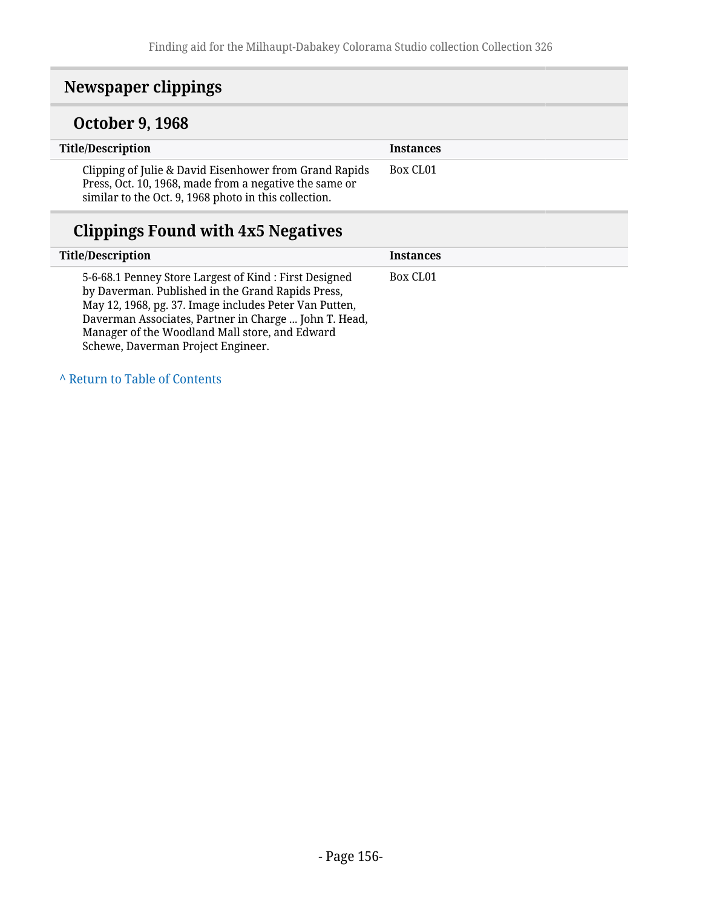## Newspaper clippings

### October 9, 1968

| Title/Description | Instances |
|---|---|
| Clipping of Julie & David Eisenhower from Grand Rapids Press, Oct. 10, 1968, made from a negative the same or similar to the Oct. 9, 1968 photo in this collection. | Box CL01 |

### Clippings Found with 4x5 Negatives

| Title/Description | Instances |
|---|---|
| 5-6-68.1 Penney Store Largest of Kind : First Designed by Daverman. Published in the Grand Rapids Press, May 12, 1968, pg. 37. Image includes Peter Van Putten, Daverman Associates, Partner in Charge ... John T. Head, Manager of the Woodland Mall store, and Edward Schewe, Daverman Project Engineer. | Box CL01 |

^ Return to Table of Contents